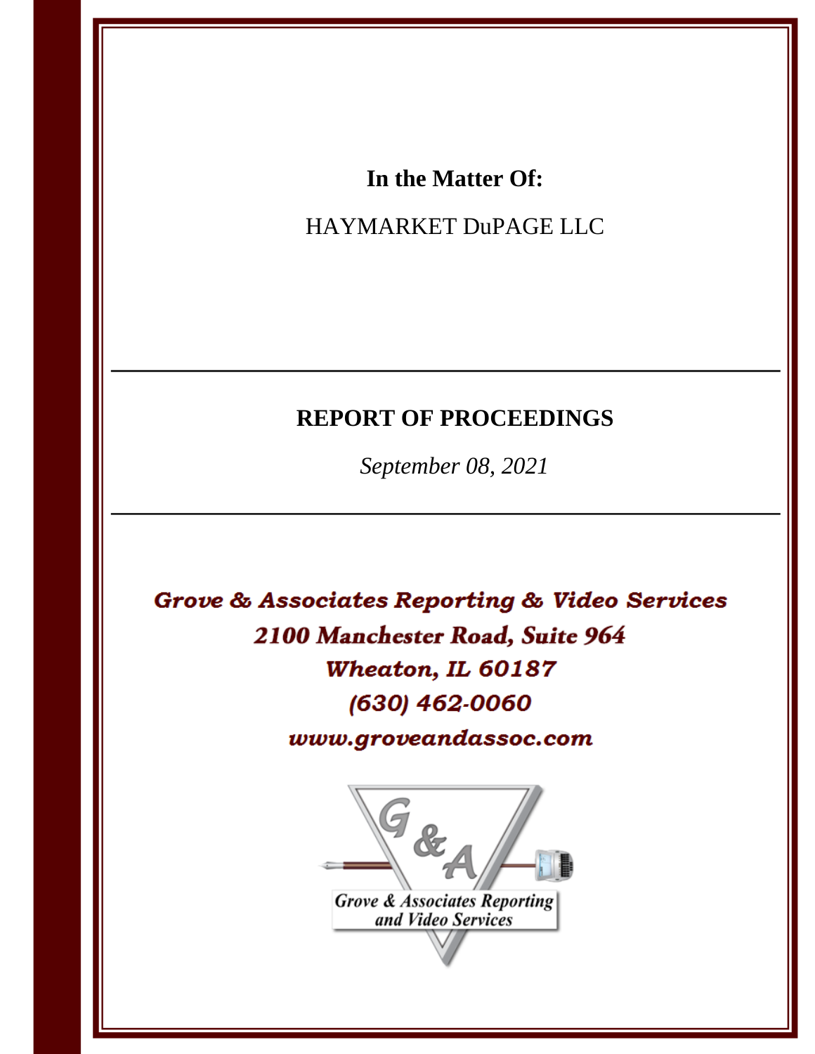**In the Matter Of:**

HAYMARKET DuPAGE LLC

---

# REPORT OF PROCEEDINGS

*September 08, 2021*

---

***Grove & Associates Reporting & Video Services***
***2100 Manchester Road, Suite 964***
***Wheaton, IL 60187***
***(630) 462-0060***
***www.groveandassoc.com***

*Grove & Associates Reporting and Video Services*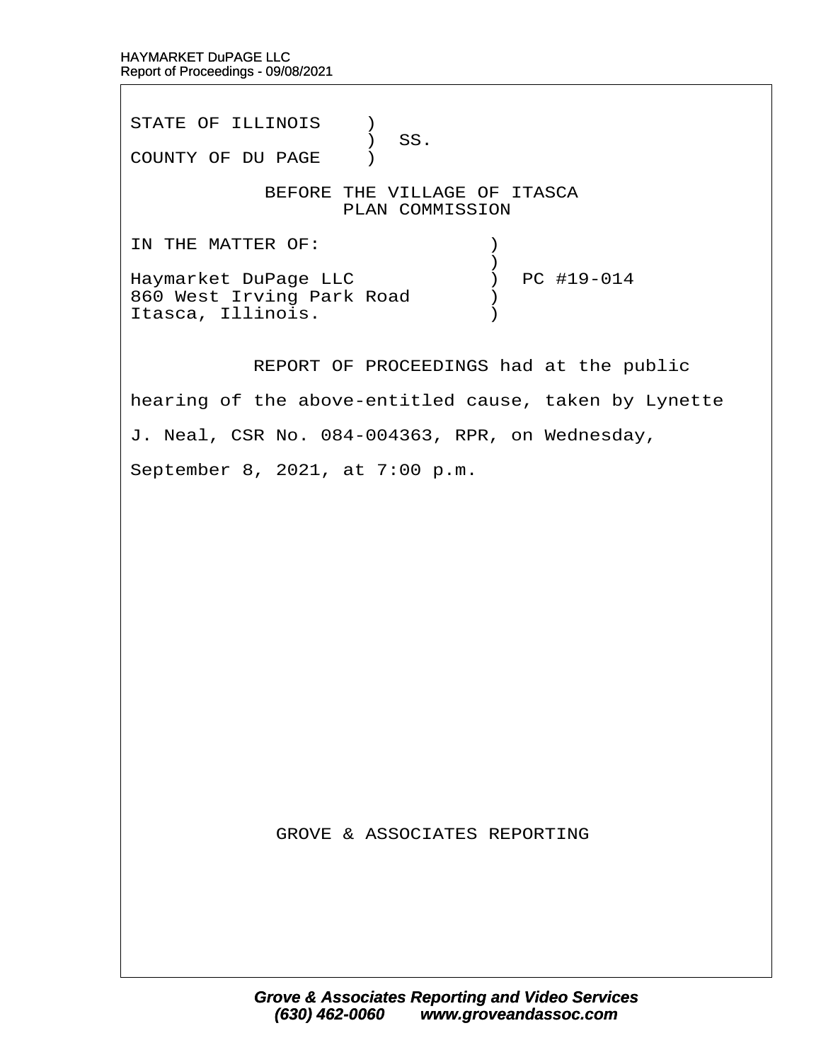STATE OF ILLINOIS )
) SS.
COUNTY OF DU PAGE )

BEFORE THE VILLAGE OF ITASCA
PLAN COMMISSION

IN THE MATTER OF: )
)
Haymarket DuPage LLC ) PC #19-014
860 West Irving Park Road )
Itasca, Illinois. )

REPORT OF PROCEEDINGS had at the public hearing of the above-entitled cause, taken by Lynette J. Neal, CSR No. 084-004363, RPR, on Wednesday, September 8, 2021, at 7:00 p.m.

GROVE & ASSOCIATES REPORTING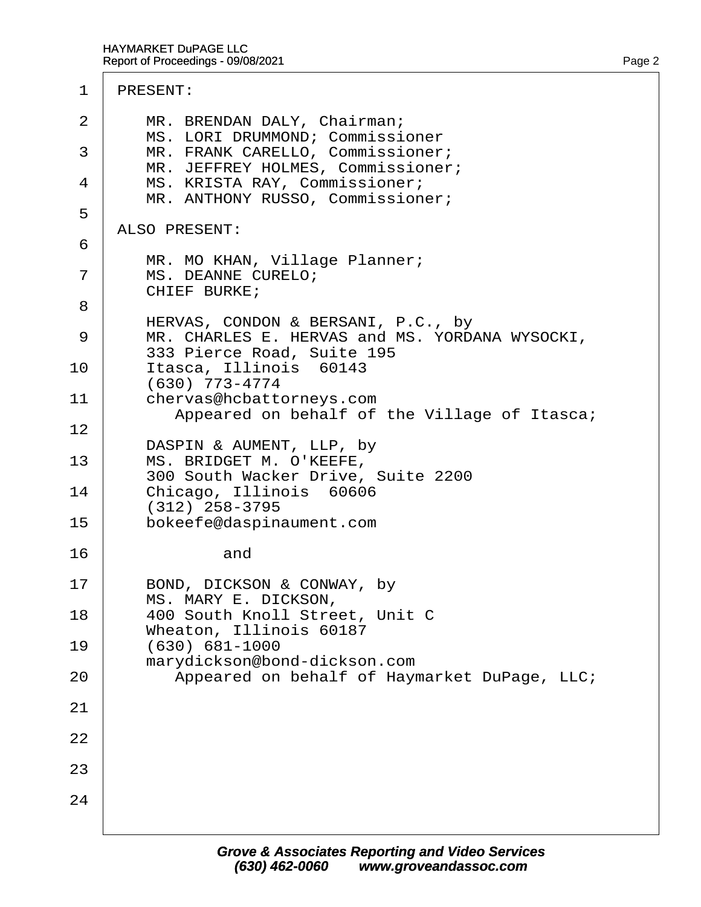PRESENT:

MR. BRENDAN DALY, Chairman;
MS. LORI DRUMMOND; Commissioner
MR. FRANK CARELLO, Commissioner;
MR. JEFFREY HOLMES, Commissioner;
MS. KRISTA RAY, Commissioner;
MR. ANTHONY RUSSO, Commissioner;

ALSO PRESENT:

MR. MO KHAN, Village Planner;
MS. DEANNE CURELO;
CHIEF BURKE;

HERVAS, CONDON & BERSANI, P.C., by
MR. CHARLES E. HERVAS and MS. YORDANA WYSOCKI,
333 Pierce Road, Suite 195
Itasca, Illinois 60143
(630) 773-4774
chervas@hcbattorneys.com
Appeared on behalf of the Village of Itasca;

DASPIN & AUMENT, LLP, by
MS. BRIDGET M. O'KEEFE,
300 South Wacker Drive, Suite 2200
Chicago, Illinois 60606
(312) 258-3795
bokeefe@daspinaument.com

and

BOND, DICKSON & CONWAY, by
MS. MARY E. DICKSON,
400 South Knoll Street, Unit C
Wheaton, Illinois 60187
(630) 681-1000
marydickson@bond-dickson.com
Appeared on behalf of Haymarket DuPage, LLC;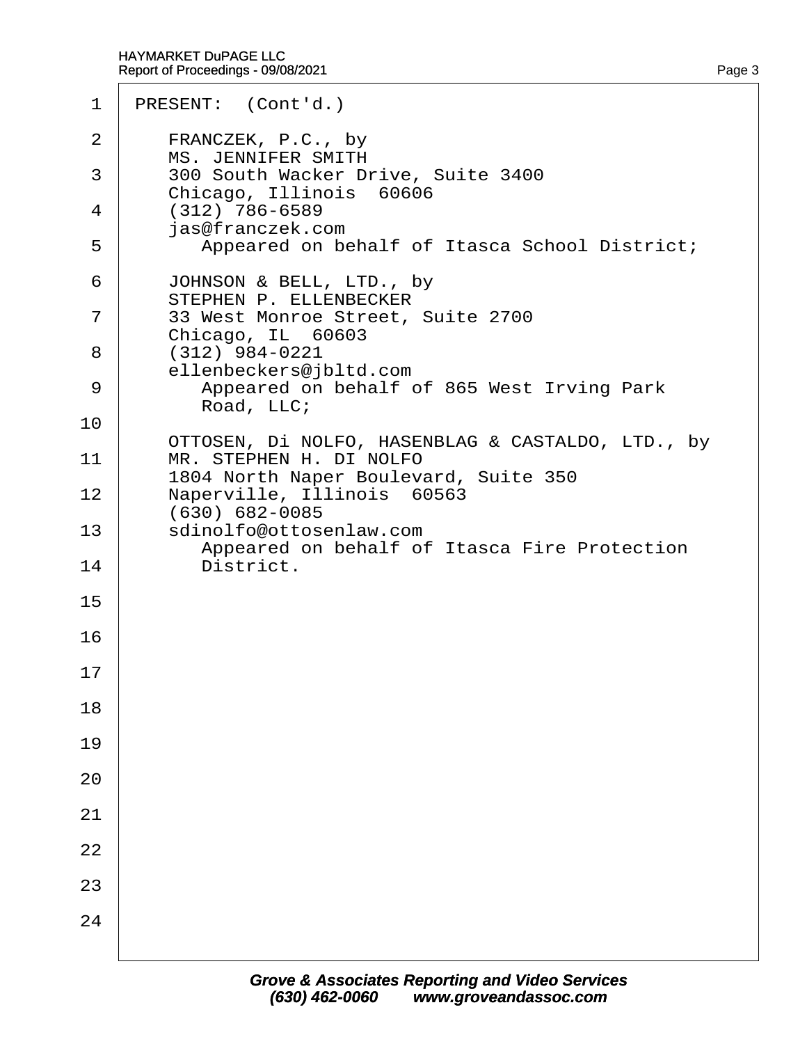PRESENT: (Cont'd.)

FRANCZEK, P.C., by
MS. JENNIFER SMITH
300 South Wacker Drive, Suite 3400
Chicago, Illinois 60606
(312) 786-6589
jas@franczek.com
Appeared on behalf of Itasca School District;

JOHNSON & BELL, LTD., by
STEPHEN P. ELLENBECKER
33 West Monroe Street, Suite 2700
Chicago, IL 60603
(312) 984-0221
ellenbeckers@jbltd.com
Appeared on behalf of 865 West Irving Park Road, LLC;

OTTOSEN, Di NOLFO, HASENBLAG & CASTALDO, LTD., by
MR. STEPHEN H. DI NOLFO
1804 North Naper Boulevard, Suite 350
Naperville, Illinois 60563
(630) 682-0085
sdinolfo@ottosenlaw.com
Appeared on behalf of Itasca Fire Protection District.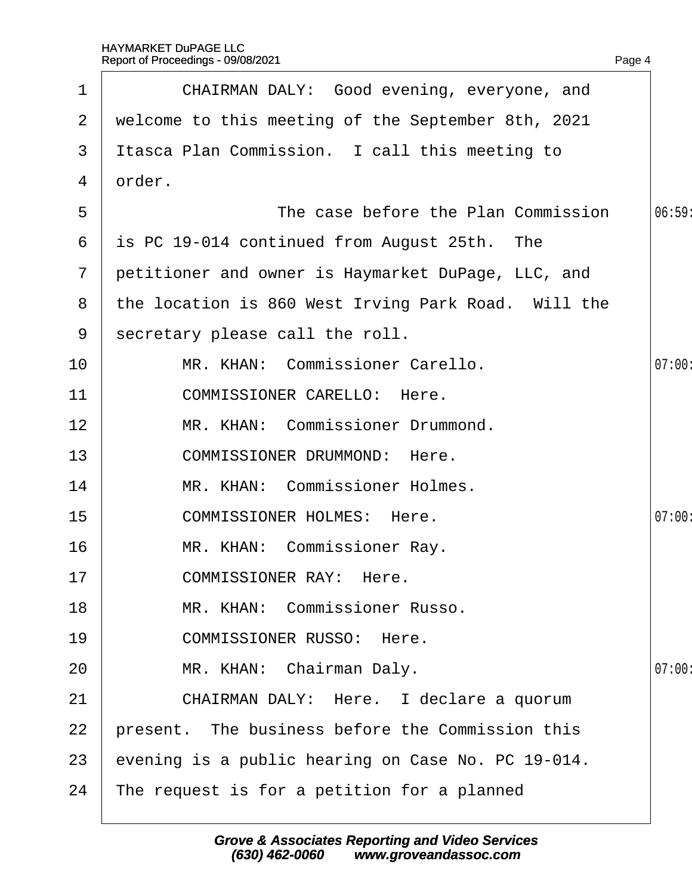1 CHAIRMAN DALY: Good evening, everyone, and
2 welcome to this meeting of the September 8th, 2021
3 Itasca Plan Commission. I call this meeting to
4 order.
5 The case before the Plan Commission
6 is PC 19-014 continued from August 25th. The
7 petitioner and owner is Haymarket DuPage, LLC, and
8 the location is 860 West Irving Park Road. Will the
9 secretary please call the roll.
10 MR. KHAN: Commissioner Carello.
11 COMMISSIONER CARELLO: Here.
12 MR. KHAN: Commissioner Drummond.
13 COMMISSIONER DRUMMOND: Here.
14 MR. KHAN: Commissioner Holmes.
15 COMMISSIONER HOLMES: Here.
16 MR. KHAN: Commissioner Ray.
17 COMMISSIONER RAY: Here.
18 MR. KHAN: Commissioner Russo.
19 COMMISSIONER RUSSO: Here.
20 MR. KHAN: Chairman Daly.
21 CHAIRMAN DALY: Here. I declare a quorum
22 present. The business before the Commission this
23 evening is a public hearing on Case No. PC 19-014.
24 The request is for a petition for a planned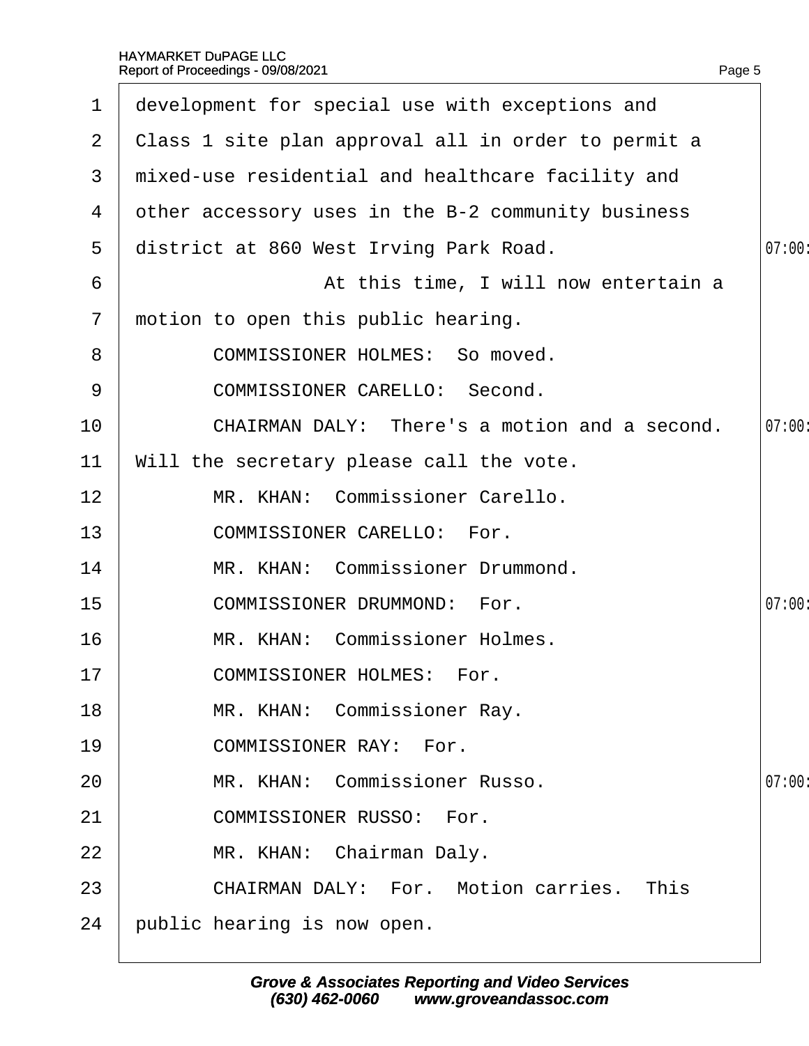development for special use with exceptions and Class 1 site plan approval all in order to permit a mixed-use residential and healthcare facility and other accessory uses in the B-2 community business district at 860 West Irving Park Road.

At this time, I will now entertain a motion to open this public hearing.

COMMISSIONER HOLMES: So moved.

COMMISSIONER CARELLO: Second.

CHAIRMAN DALY: There's a motion and a second. Will the secretary please call the vote.

MR. KHAN: Commissioner Carello.

COMMISSIONER CARELLO: For.

MR. KHAN: Commissioner Drummond.

COMMISSIONER DRUMMOND: For.

MR. KHAN: Commissioner Holmes.

COMMISSIONER HOLMES: For.

MR. KHAN: Commissioner Ray.

COMMISSIONER RAY: For.

MR. KHAN: Commissioner Russo.

COMMISSIONER RUSSO: For.

MR. KHAN: Chairman Daly.

CHAIRMAN DALY: For. Motion carries. This public hearing is now open.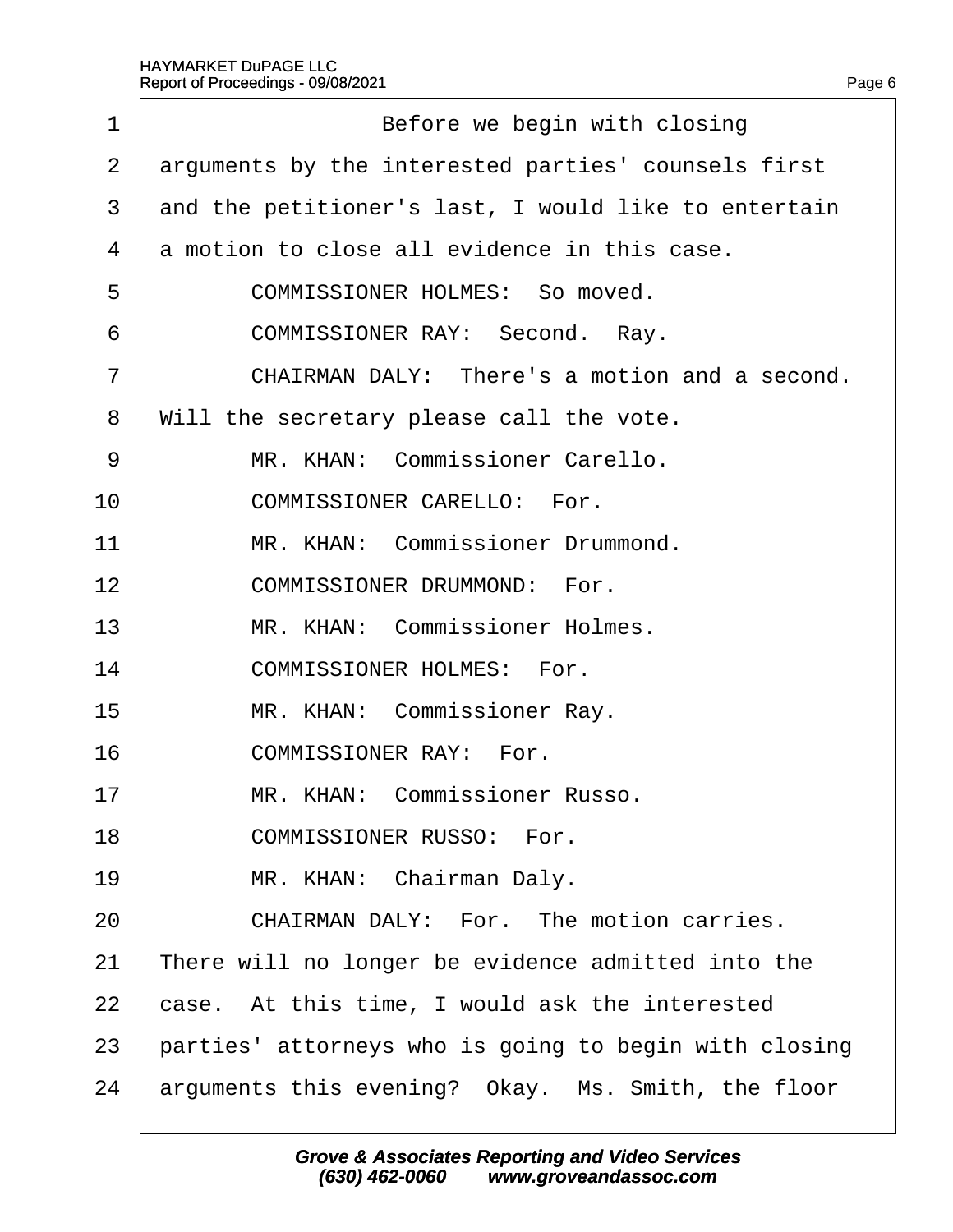Before we begin with closing arguments by the interested parties' counsels first and the petitioner's last, I would like to entertain a motion to close all evidence in this case.

COMMISSIONER HOLMES: So moved.

COMMISSIONER RAY: Second. Ray.

CHAIRMAN DALY: There's a motion and a second. Will the secretary please call the vote.

MR. KHAN: Commissioner Carello.

COMMISSIONER CARELLO: For.

MR. KHAN: Commissioner Drummond.

COMMISSIONER DRUMMOND: For.

MR. KHAN: Commissioner Holmes.

COMMISSIONER HOLMES: For.

MR. KHAN: Commissioner Ray.

COMMISSIONER RAY: For.

MR. KHAN: Commissioner Russo.

COMMISSIONER RUSSO: For.

MR. KHAN: Chairman Daly.

CHAIRMAN DALY: For. The motion carries. There will no longer be evidence admitted into the case. At this time, I would ask the interested parties' attorneys who is going to begin with closing arguments this evening? Okay. Ms. Smith, the floor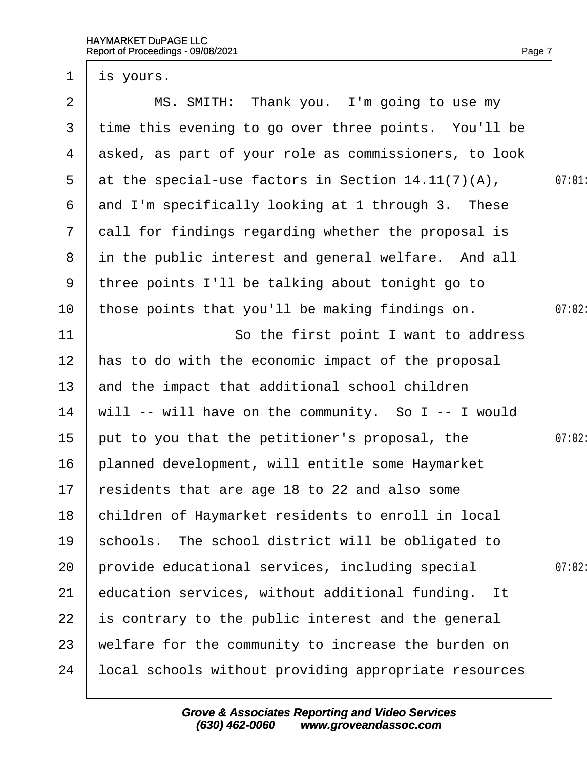1 is yours.

2 MS. SMITH: Thank you. I'm going to use my

3 time this evening to go over three points. You'll be

4 asked, as part of your role as commissioners, to look

5 at the special-use factors in Section 14.11(7)(A), 07:01

6 and I'm specifically looking at 1 through 3. These

7 call for findings regarding whether the proposal is

8 in the public interest and general welfare. And all

9 three points I'll be talking about tonight go to

10 those points that you'll be making findings on. 07:02

11 So the first point I want to address

12 has to do with the economic impact of the proposal

13 and the impact that additional school children

14 will -- will have on the community. So I -- I would

15 put to you that the petitioner's proposal, the 07:02

16 planned development, will entitle some Haymarket

17 residents that are age 18 to 22 and also some

18 children of Haymarket residents to enroll in local

19 schools. The school district will be obligated to

20 provide educational services, including special 07:02

21 education services, without additional funding. It

22 is contrary to the public interest and the general

23 welfare for the community to increase the burden on

24 local schools without providing appropriate resources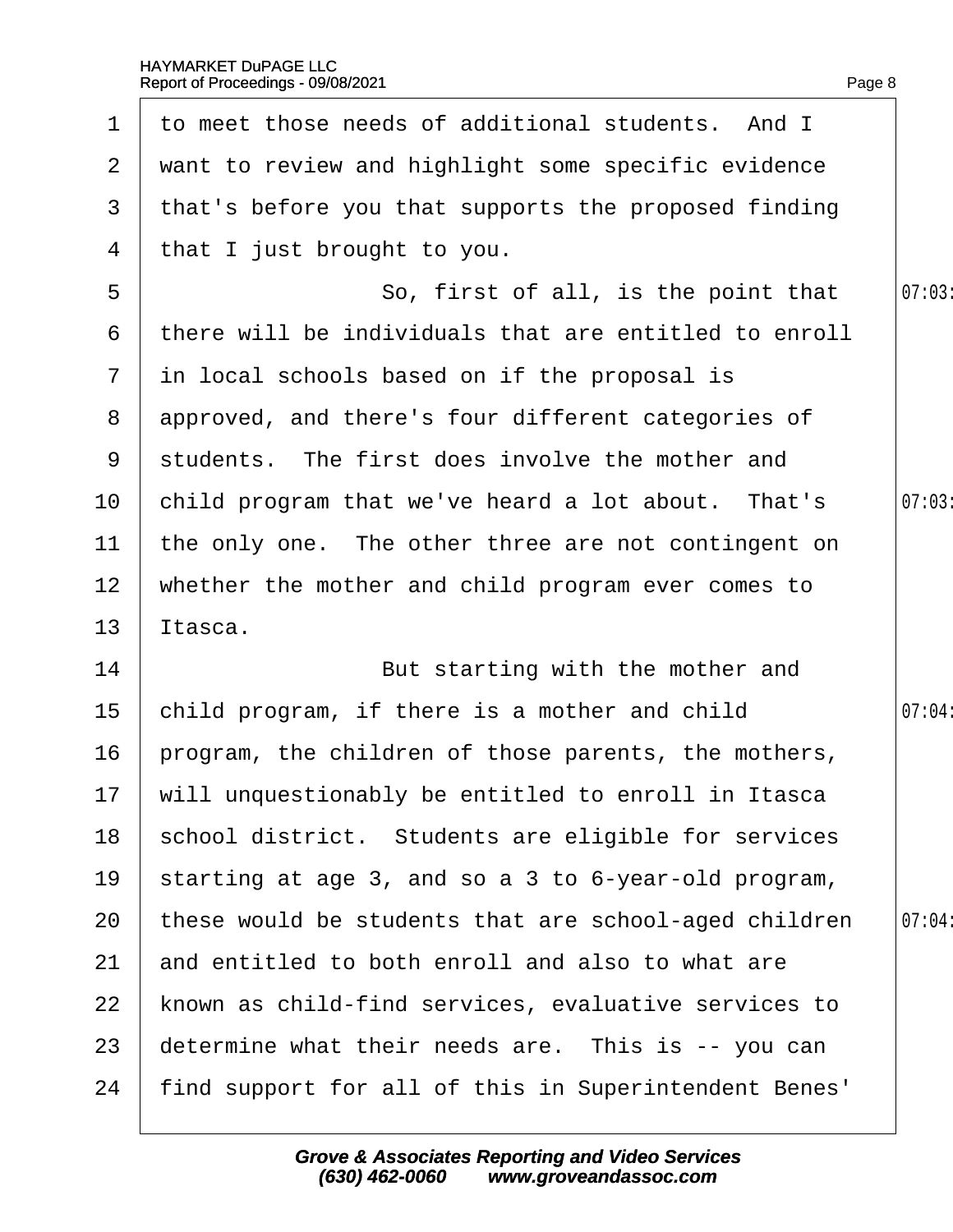1 to meet those needs of additional students. And I
2 want to review and highlight some specific evidence
3 that's before you that supports the proposed finding
4 that I just brought to you.

5 So, first of all, is the point that 07:03:
6 there will be individuals that are entitled to enroll
7 in local schools based on if the proposal is
8 approved, and there's four different categories of
9 students. The first does involve the mother and
10 child program that we've heard a lot about. That's 07:03:
11 the only one. The other three are not contingent on
12 whether the mother and child program ever comes to
13 Itasca.

14 But starting with the mother and
15 child program, if there is a mother and child 07:04:
16 program, the children of those parents, the mothers,
17 will unquestionably be entitled to enroll in Itasca
18 school district. Students are eligible for services
19 starting at age 3, and so a 3 to 6-year-old program,
20 these would be students that are school-aged children 07:04:
21 and entitled to both enroll and also to what are
22 known as child-find services, evaluative services to
23 determine what their needs are. This is -- you can
24 find support for all of this in Superintendent Benes'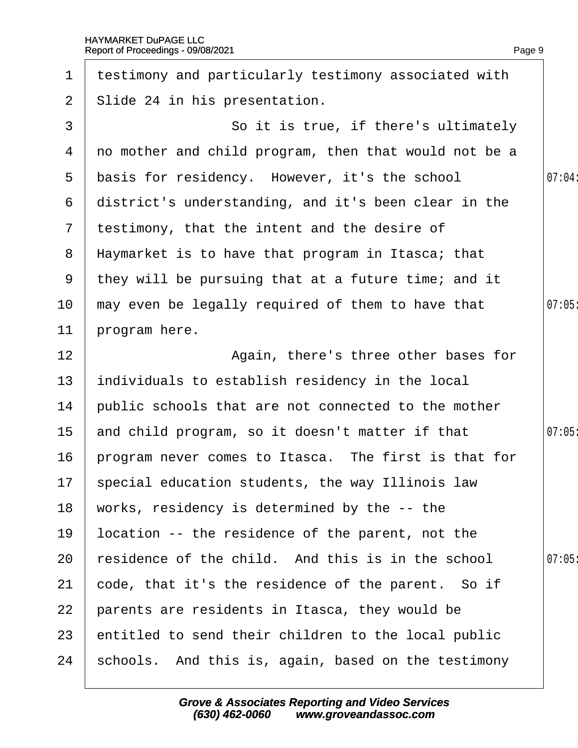testimony and particularly testimony associated with Slide 24 in his presentation.

So it is true, if there's ultimately no mother and child program, then that would not be a basis for residency. However, it's the school district's understanding, and it's been clear in the testimony, that the intent and the desire of Haymarket is to have that program in Itasca; that they will be pursuing that at a future time; and it may even be legally required of them to have that program here.

Again, there's three other bases for individuals to establish residency in the local public schools that are not connected to the mother and child program, so it doesn't matter if that program never comes to Itasca. The first is that for special education students, the way Illinois law works, residency is determined by the -- the location -- the residence of the parent, not the residence of the child. And this is in the school code, that it's the residence of the parent. So if parents are residents in Itasca, they would be entitled to send their children to the local public schools. And this is, again, based on the testimony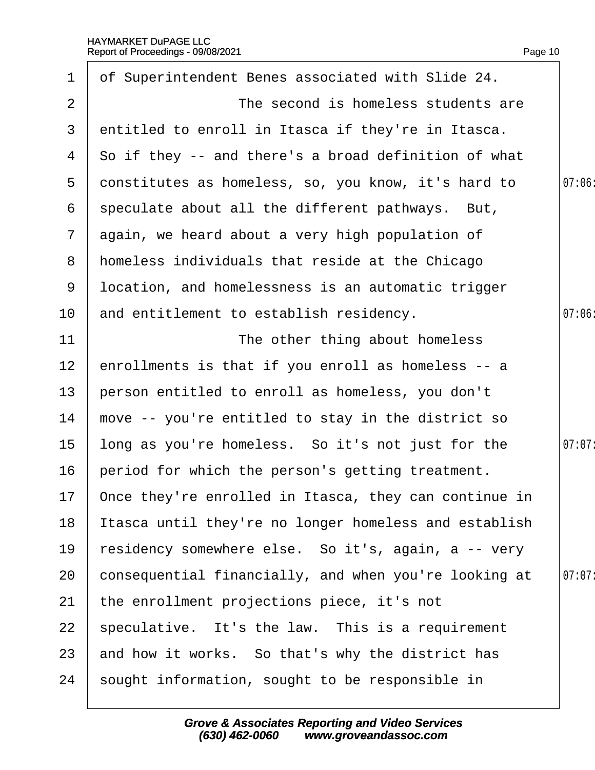of Superintendent Benes associated with Slide 24.

The second is homeless students are entitled to enroll in Itasca if they're in Itasca. So if they -- and there's a broad definition of what constitutes as homeless, so, you know, it's hard to speculate about all the different pathways. But, again, we heard about a very high population of homeless individuals that reside at the Chicago location, and homelessness is an automatic trigger and entitlement to establish residency.

The other thing about homeless enrollments is that if you enroll as homeless -- a person entitled to enroll as homeless, you don't move -- you're entitled to stay in the district so long as you're homeless. So it's not just for the period for which the person's getting treatment. Once they're enrolled in Itasca, they can continue in Itasca until they're no longer homeless and establish residency somewhere else. So it's, again, a -- very consequential financially, and when you're looking at the enrollment projections piece, it's not speculative. It's the law. This is a requirement and how it works. So that's why the district has sought information, sought to be responsible in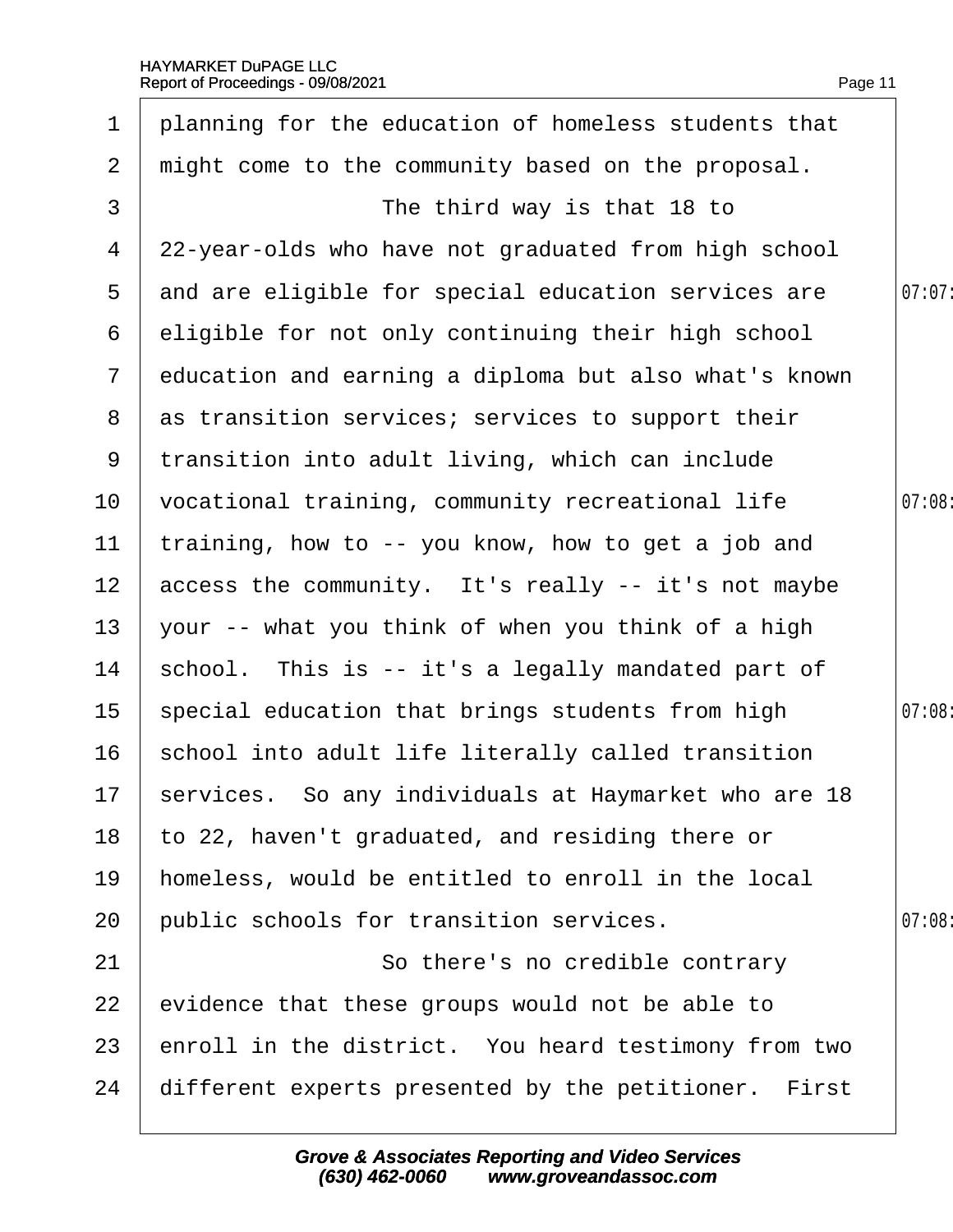planning for the education of homeless students that might come to the community based on the proposal.

The third way is that 18 to 22-year-olds who have not graduated from high school and are eligible for special education services are eligible for not only continuing their high school education and earning a diploma but also what's known as transition services; services to support their transition into adult living, which can include vocational training, community recreational life training, how to -- you know, how to get a job and access the community. It's really -- it's not maybe your -- what you think of when you think of a high school. This is -- it's a legally mandated part of special education that brings students from high school into adult life literally called transition services. So any individuals at Haymarket who are 18 to 22, haven't graduated, and residing there or homeless, would be entitled to enroll in the local public schools for transition services.

So there's no credible contrary evidence that these groups would not be able to enroll in the district. You heard testimony from two different experts presented by the petitioner. First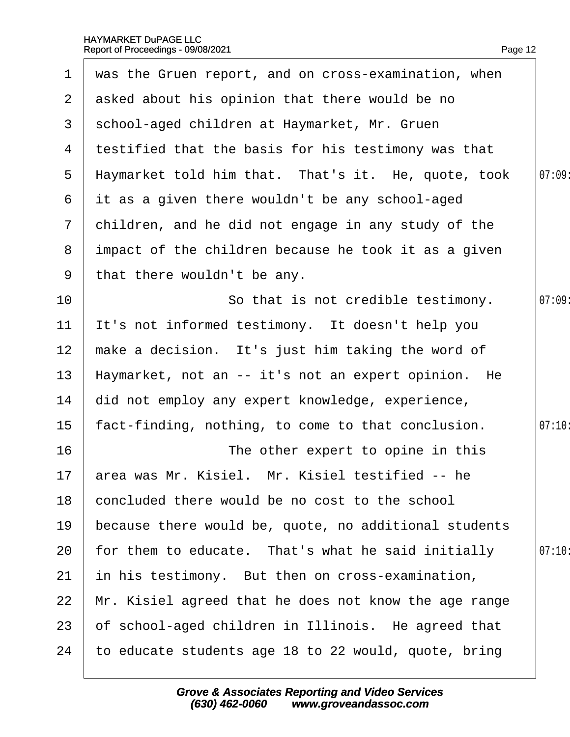was the Gruen report, and on cross-examination, when asked about his opinion that there would be no school-aged children at Haymarket, Mr. Gruen testified that the basis for his testimony was that Haymarket told him that. That's it. He, quote, took it as a given there wouldn't be any school-aged children, and he did not engage in any study of the impact of the children because he took it as a given that there wouldn't be any.

So that is not credible testimony. It's not informed testimony. It doesn't help you make a decision. It's just him taking the word of Haymarket, not an -- it's not an expert opinion. He did not employ any expert knowledge, experience, fact-finding, nothing, to come to that conclusion.

The other expert to opine in this area was Mr. Kisiel. Mr. Kisiel testified -- he concluded there would be no cost to the school because there would be, quote, no additional students for them to educate. That's what he said initially in his testimony. But then on cross-examination, Mr. Kisiel agreed that he does not know the age range of school-aged children in Illinois. He agreed that to educate students age 18 to 22 would, quote, bring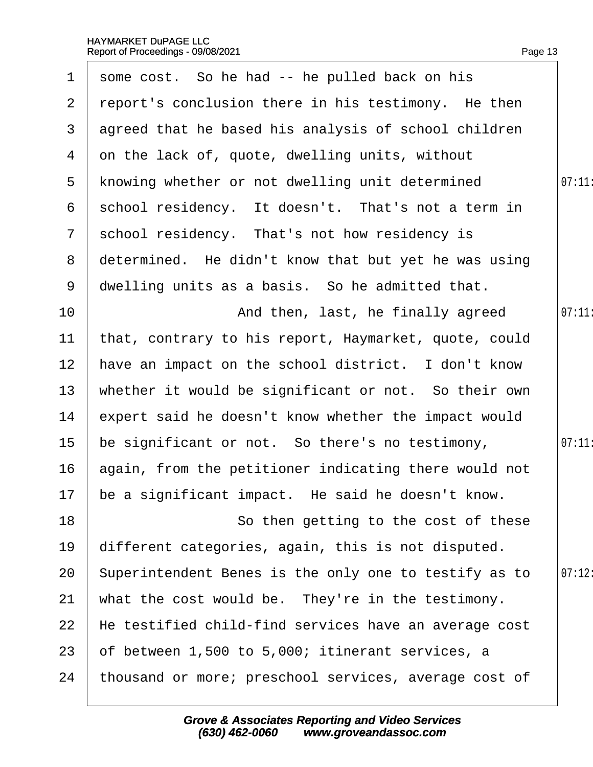some cost. So he had -- he pulled back on his report's conclusion there in his testimony. He then agreed that he based his analysis of school children on the lack of, quote, dwelling units, without knowing whether or not dwelling unit determined school residency. It doesn't. That's not a term in school residency. That's not how residency is determined. He didn't know that but yet he was using dwelling units as a basis. So he admitted that.

And then, last, he finally agreed that, contrary to his report, Haymarket, quote, could have an impact on the school district. I don't know whether it would be significant or not. So their own expert said he doesn't know whether the impact would be significant or not. So there's no testimony, again, from the petitioner indicating there would not be a significant impact. He said he doesn't know.

So then getting to the cost of these different categories, again, this is not disputed. Superintendent Benes is the only one to testify as to what the cost would be. They're in the testimony. He testified child-find services have an average cost of between 1,500 to 5,000; itinerant services, a thousand or more; preschool services, average cost of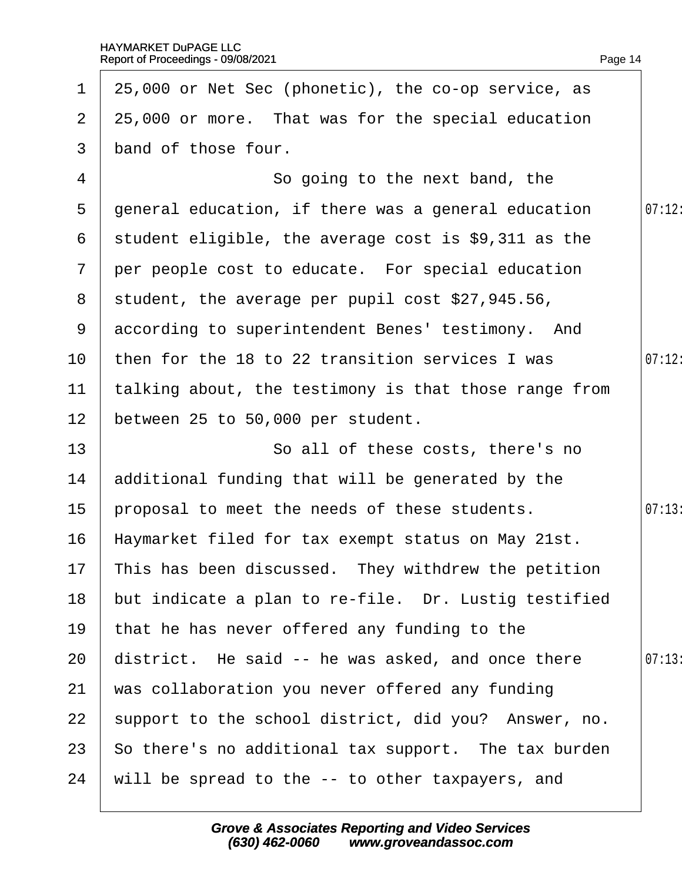25,000 or Net Sec (phonetic), the co-op service, as 25,000 or more. That was for the special education band of those four.

So going to the next band, the general education, if there was a general education student eligible, the average cost is $9,311 as the per people cost to educate. For special education student, the average per pupil cost $27,945.56, according to superintendent Benes' testimony. And then for the 18 to 22 transition services I was talking about, the testimony is that those range from between 25 to 50,000 per student.

So all of these costs, there's no additional funding that will be generated by the proposal to meet the needs of these students. Haymarket filed for tax exempt status on May 21st. This has been discussed. They withdrew the petition but indicate a plan to re-file. Dr. Lustig testified that he has never offered any funding to the district. He said -- he was asked, and once there was collaboration you never offered any funding support to the school district, did you? Answer, no. So there's no additional tax support. The tax burden will be spread to the -- to other taxpayers, and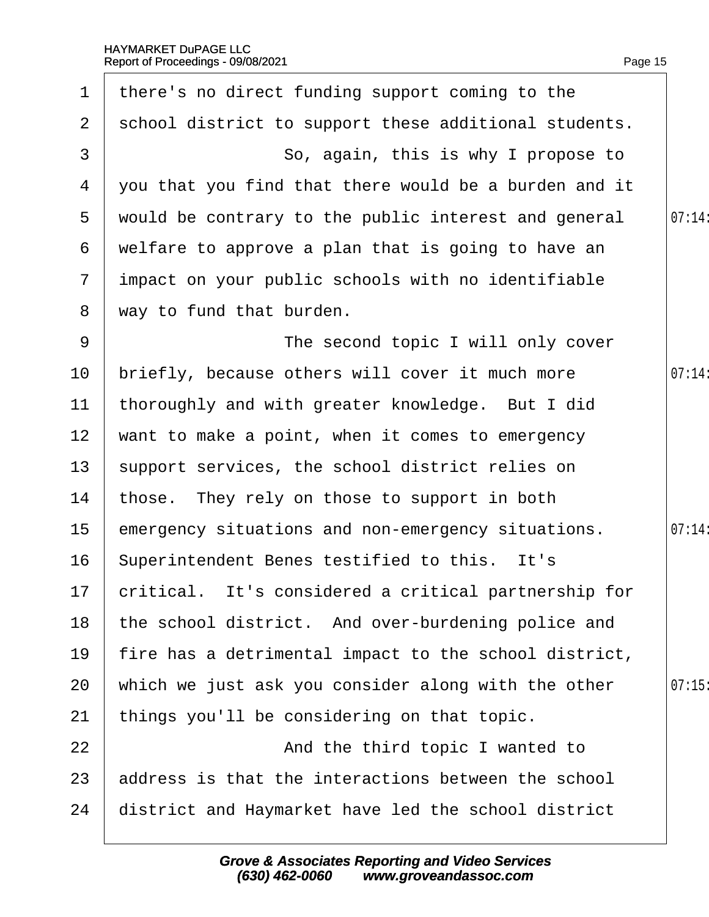there's no direct funding support coming to the school district to support these additional students.

So, again, this is why I propose to you that you find that there would be a burden and it would be contrary to the public interest and general welfare to approve a plan that is going to have an impact on your public schools with no identifiable way to fund that burden.

The second topic I will only cover briefly, because others will cover it much more thoroughly and with greater knowledge. But I did want to make a point, when it comes to emergency support services, the school district relies on those. They rely on those to support in both emergency situations and non-emergency situations. Superintendent Benes testified to this. It's critical. It's considered a critical partnership for the school district. And over-burdening police and fire has a detrimental impact to the school district, which we just ask you consider along with the other things you'll be considering on that topic.

And the third topic I wanted to address is that the interactions between the school district and Haymarket have led the school district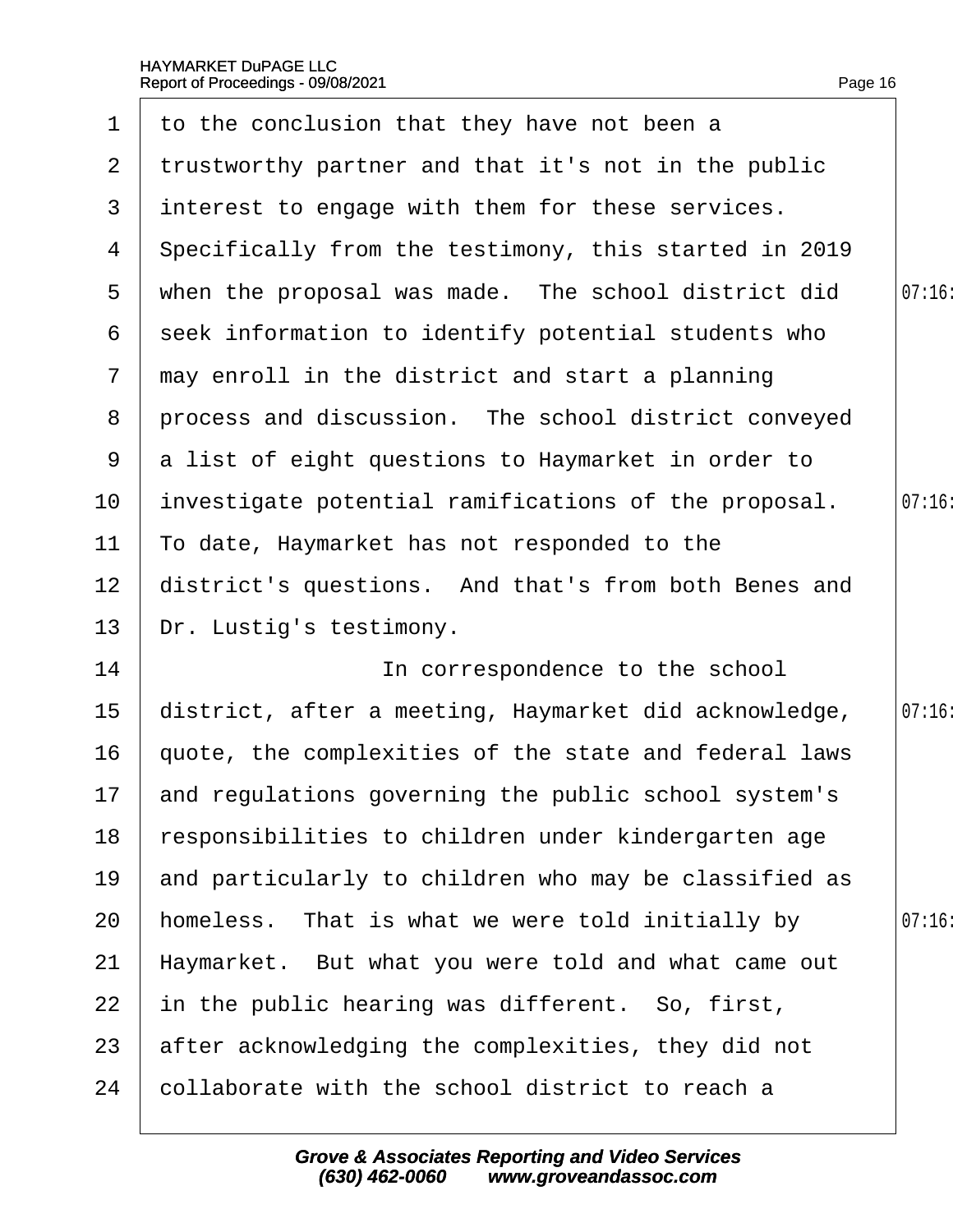1 to the conclusion that they have not been a
2 trustworthy partner and that it's not in the public
3 interest to engage with them for these services.
4 Specifically from the testimony, this started in 2019
5 when the proposal was made. The school district did
6 seek information to identify potential students who
7 may enroll in the district and start a planning
8 process and discussion. The school district conveyed
9 a list of eight questions to Haymarket in order to
10 investigate potential ramifications of the proposal.
11 To date, Haymarket has not responded to the
12 district's questions. And that's from both Benes and
13 Dr. Lustig's testimony.
14 In correspondence to the school
15 district, after a meeting, Haymarket did acknowledge,
16 quote, the complexities of the state and federal laws
17 and regulations governing the public school system's
18 responsibilities to children under kindergarten age
19 and particularly to children who may be classified as
20 homeless. That is what we were told initially by
21 Haymarket. But what you were told and what came out
22 in the public hearing was different. So, first,
23 after acknowledging the complexities, they did not
24 collaborate with the school district to reach a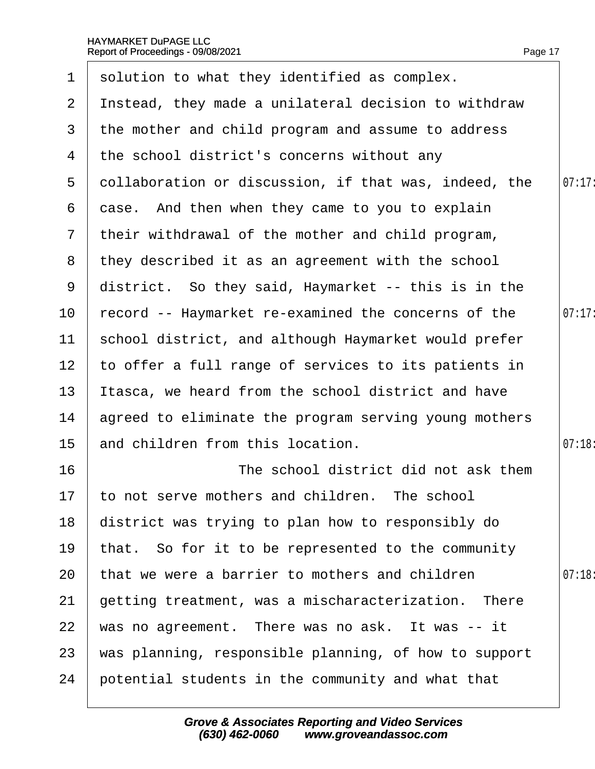solution to what they identified as complex. Instead, they made a unilateral decision to withdraw the mother and child program and assume to address the school district's concerns without any collaboration or discussion, if that was, indeed, the case. And then when they came to you to explain their withdrawal of the mother and child program, they described it as an agreement with the school district. So they said, Haymarket -- this is in the record -- Haymarket re-examined the concerns of the school district, and although Haymarket would prefer to offer a full range of services to its patients in Itasca, we heard from the school district and have agreed to eliminate the program serving young mothers and children from this location.

The school district did not ask them to not serve mothers and children. The school district was trying to plan how to responsibly do that. So for it to be represented to the community that we were a barrier to mothers and children getting treatment, was a mischaracterization. There was no agreement. There was no ask. It was -- it was planning, responsible planning, of how to support potential students in the community and what that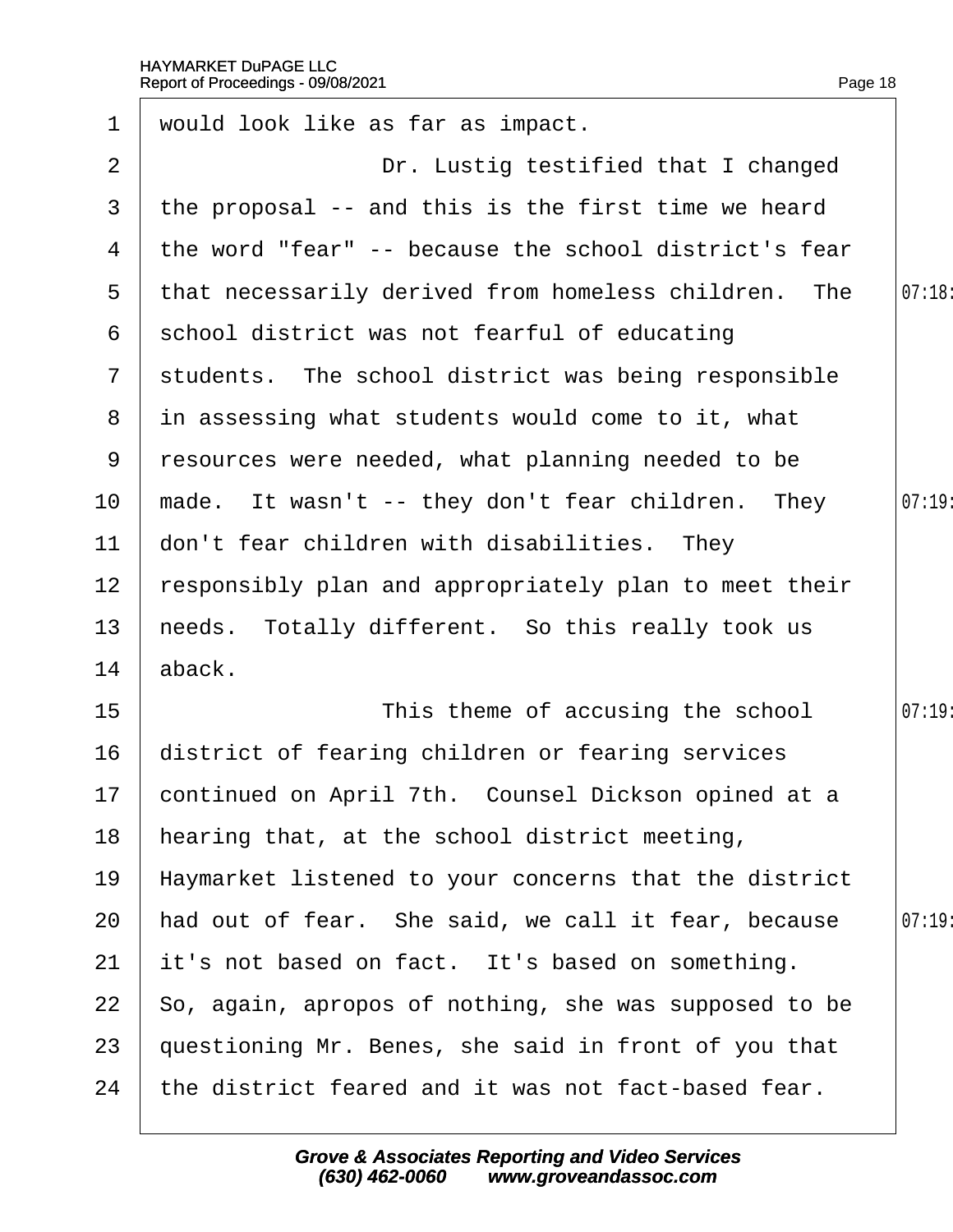would look like as far as impact.

Dr. Lustig testified that I changed the proposal -- and this is the first time we heard the word "fear" -- because the school district's fear that necessarily derived from homeless children. The school district was not fearful of educating students. The school district was being responsible in assessing what students would come to it, what resources were needed, what planning needed to be made. It wasn't -- they don't fear children. They don't fear children with disabilities. They responsibly plan and appropriately plan to meet their needs. Totally different. So this really took us aback.

This theme of accusing the school district of fearing children or fearing services continued on April 7th. Counsel Dickson opined at a hearing that, at the school district meeting, Haymarket listened to your concerns that the district had out of fear. She said, we call it fear, because it's not based on fact. It's based on something. So, again, apropos of nothing, she was supposed to be questioning Mr. Benes, she said in front of you that the district feared and it was not fact-based fear.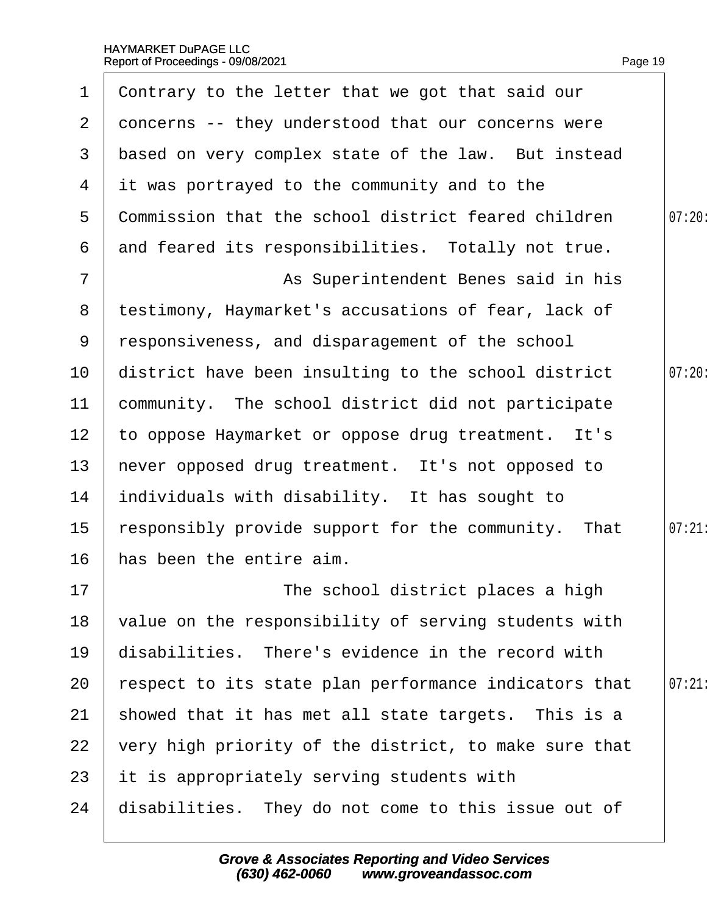Contrary to the letter that we got that said our concerns -- they understood that our concerns were based on very complex state of the law. But instead it was portrayed to the community and to the Commission that the school district feared children and feared its responsibilities. Totally not true.

As Superintendent Benes said in his testimony, Haymarket's accusations of fear, lack of responsiveness, and disparagement of the school district have been insulting to the school district community. The school district did not participate to oppose Haymarket or oppose drug treatment. It's never opposed drug treatment. It's not opposed to individuals with disability. It has sought to responsibly provide support for the community. That has been the entire aim.

The school district places a high value on the responsibility of serving students with disabilities. There's evidence in the record with respect to its state plan performance indicators that showed that it has met all state targets. This is a very high priority of the district, to make sure that it is appropriately serving students with disabilities. They do not come to this issue out of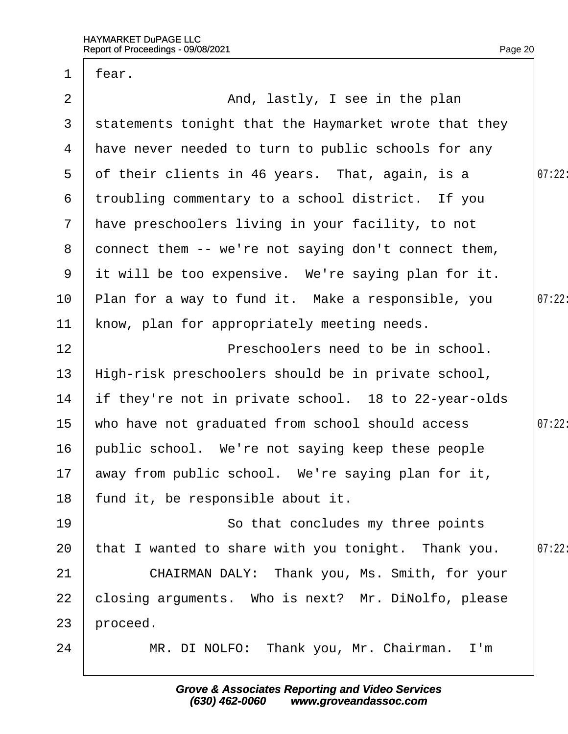fear.

And, lastly, I see in the plan statements tonight that the Haymarket wrote that they have never needed to turn to public schools for any of their clients in 46 years. That, again, is a troubling commentary to a school district. If you have preschoolers living in your facility, to not connect them -- we're not saying don't connect them, it will be too expensive. We're saying plan for it. Plan for a way to fund it. Make a responsible, you know, plan for appropriately meeting needs.

Preschoolers need to be in school. High-risk preschoolers should be in private school, if they're not in private school. 18 to 22-year-olds who have not graduated from school should access public school. We're not saying keep these people away from public school. We're saying plan for it, fund it, be responsible about it.

So that concludes my three points that I wanted to share with you tonight. Thank you.

CHAIRMAN DALY: Thank you, Ms. Smith, for your closing arguments. Who is next? Mr. DiNolfo, please proceed.

MR. DI NOLFO: Thank you, Mr. Chairman. I'm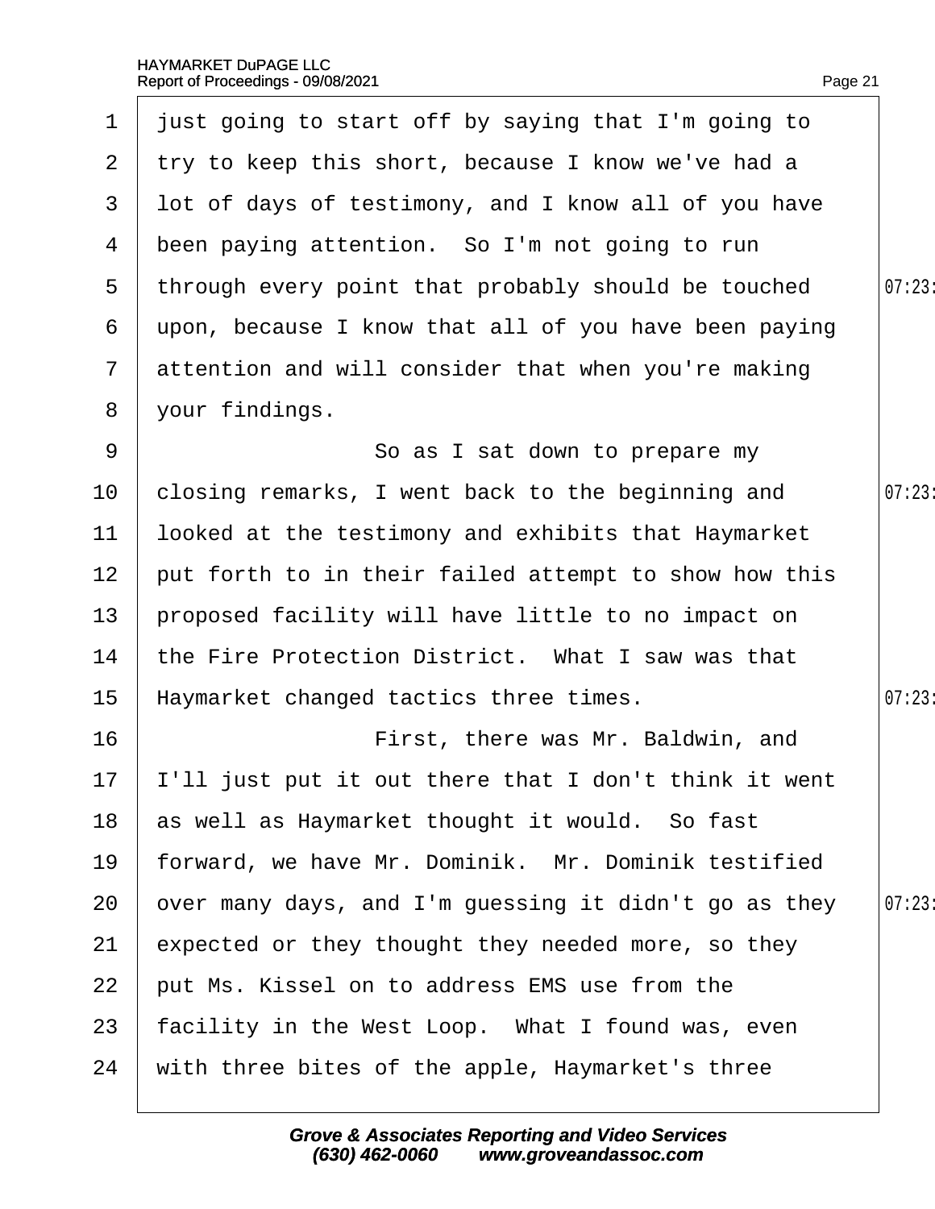just going to start off by saying that I'm going to try to keep this short, because I know we've had a lot of days of testimony, and I know all of you have been paying attention. So I'm not going to run through every point that probably should be touched upon, because I know that all of you have been paying attention and will consider that when you're making your findings.

So as I sat down to prepare my closing remarks, I went back to the beginning and looked at the testimony and exhibits that Haymarket put forth to in their failed attempt to show how this proposed facility will have little to no impact on the Fire Protection District. What I saw was that Haymarket changed tactics three times.

First, there was Mr. Baldwin, and I'll just put it out there that I don't think it went as well as Haymarket thought it would. So fast forward, we have Mr. Dominik. Mr. Dominik testified over many days, and I'm guessing it didn't go as they expected or they thought they needed more, so they put Ms. Kissel on to address EMS use from the facility in the West Loop. What I found was, even with three bites of the apple, Haymarket's three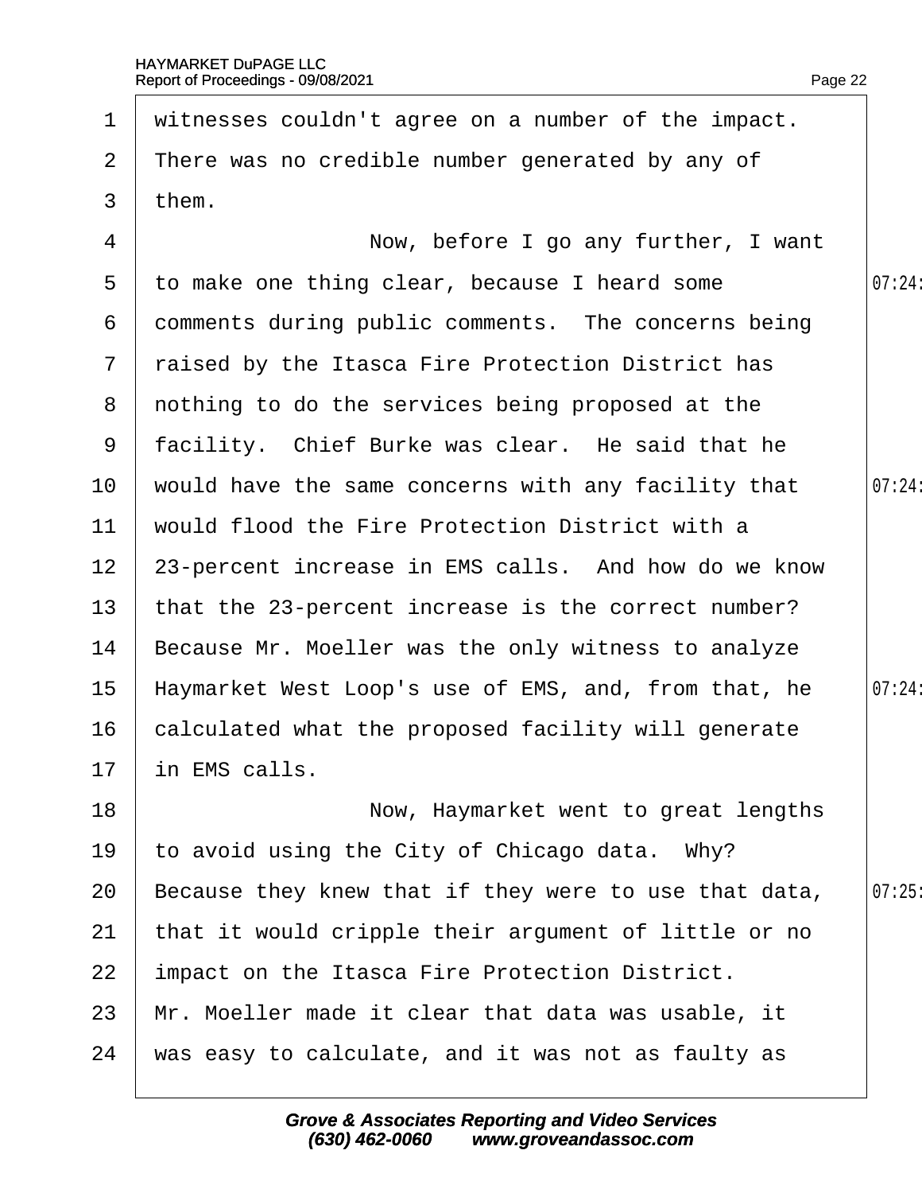witnesses couldn't agree on a number of the impact. There was no credible number generated by any of them.

Now, before I go any further, I want to make one thing clear, because I heard some comments during public comments. The concerns being raised by the Itasca Fire Protection District has nothing to do the services being proposed at the facility. Chief Burke was clear. He said that he would have the same concerns with any facility that would flood the Fire Protection District with a 23-percent increase in EMS calls. And how do we know that the 23-percent increase is the correct number? Because Mr. Moeller was the only witness to analyze Haymarket West Loop's use of EMS, and, from that, he calculated what the proposed facility will generate in EMS calls.

Now, Haymarket went to great lengths to avoid using the City of Chicago data. Why? Because they knew that if they were to use that data, that it would cripple their argument of little or no impact on the Itasca Fire Protection District. Mr. Moeller made it clear that data was usable, it was easy to calculate, and it was not as faulty as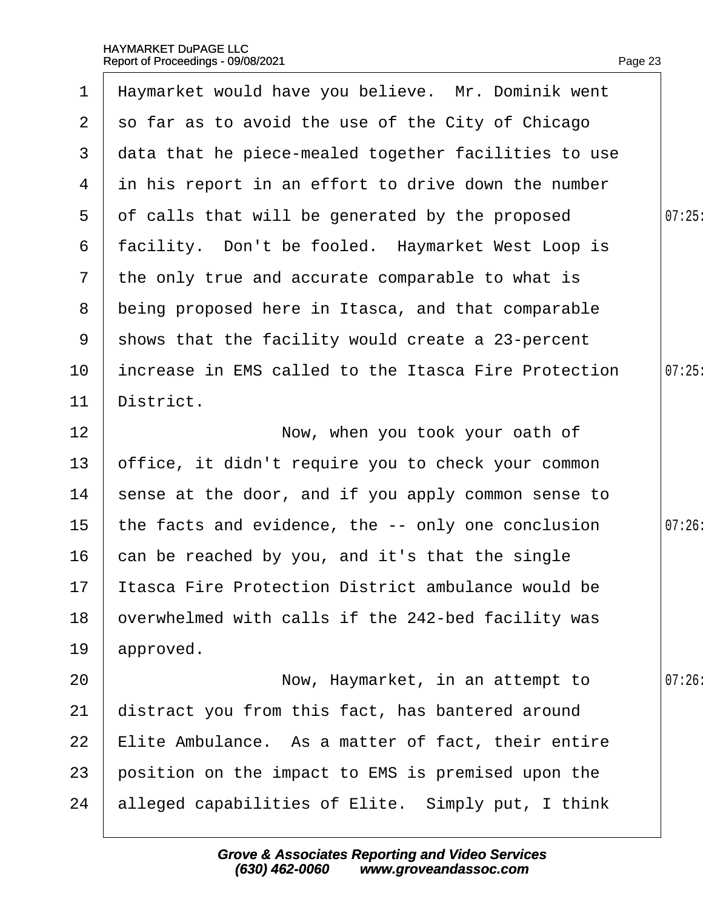Haymarket would have you believe. Mr. Dominik went so far as to avoid the use of the City of Chicago data that he piece-mealed together facilities to use in his report in an effort to drive down the number of calls that will be generated by the proposed facility. Don't be fooled. Haymarket West Loop is the only true and accurate comparable to what is being proposed here in Itasca, and that comparable shows that the facility would create a 23-percent increase in EMS called to the Itasca Fire Protection District.

Now, when you took your oath of office, it didn't require you to check your common sense at the door, and if you apply common sense to the facts and evidence, the -- only one conclusion can be reached by you, and it's that the single Itasca Fire Protection District ambulance would be overwhelmed with calls if the 242-bed facility was approved.

Now, Haymarket, in an attempt to distract you from this fact, has bantered around Elite Ambulance. As a matter of fact, their entire position on the impact to EMS is premised upon the alleged capabilities of Elite. Simply put, I think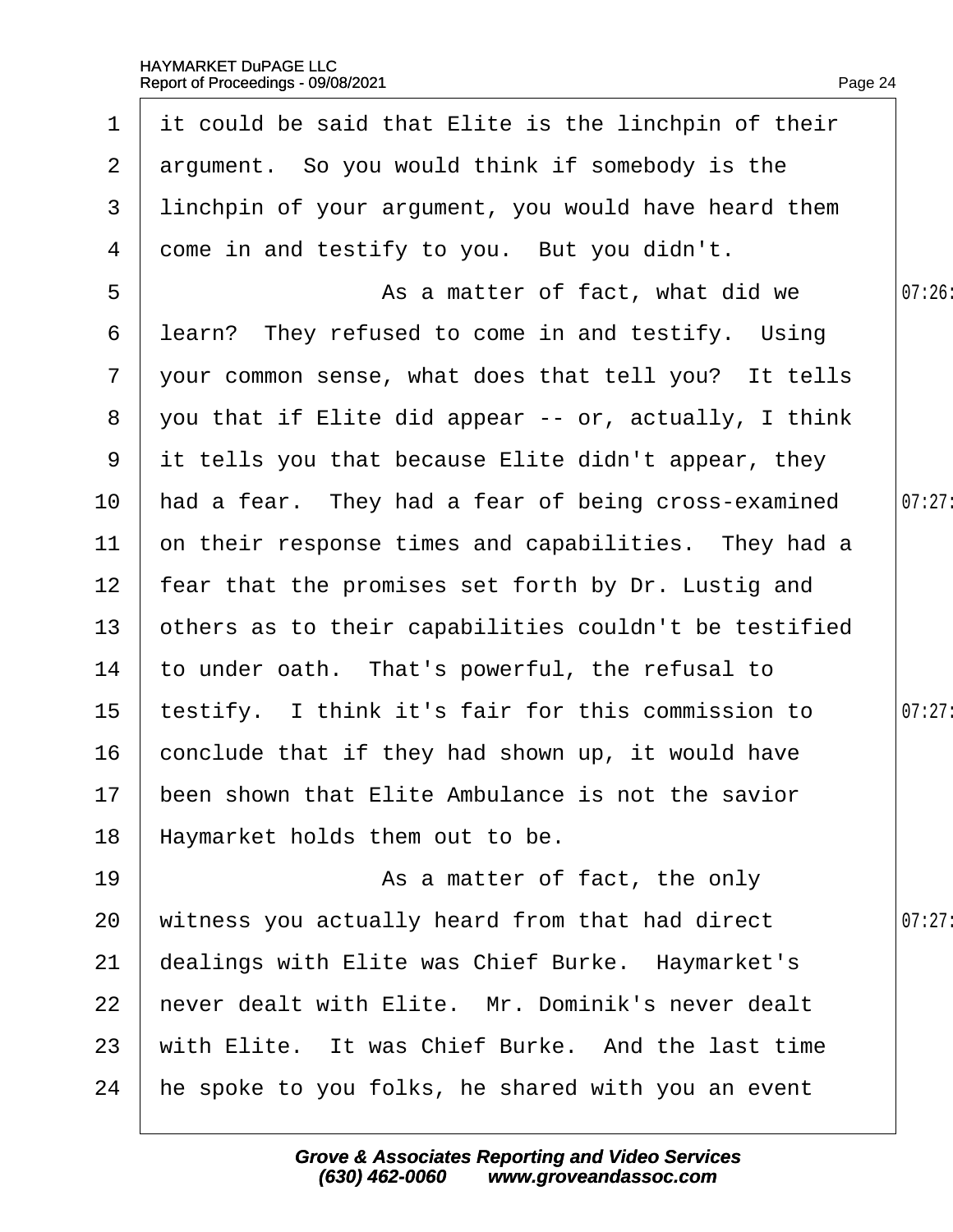1 it could be said that Elite is the linchpin of their
2 argument. So you would think if somebody is the
3 linchpin of your argument, you would have heard them
4 come in and testify to you. But you didn't.
5 As a matter of fact, what did we 07:26:
6 learn? They refused to come in and testify. Using
7 your common sense, what does that tell you? It tells
8 you that if Elite did appear -- or, actually, I think
9 it tells you that because Elite didn't appear, they
10 had a fear. They had a fear of being cross-examined 07:27:
11 on their response times and capabilities. They had a
12 fear that the promises set forth by Dr. Lustig and
13 others as to their capabilities couldn't be testified
14 to under oath. That's powerful, the refusal to
15 testify. I think it's fair for this commission to 07:27:
16 conclude that if they had shown up, it would have
17 been shown that Elite Ambulance is not the savior
18 Haymarket holds them out to be.
19 As a matter of fact, the only
20 witness you actually heard from that had direct 07:27:
21 dealings with Elite was Chief Burke. Haymarket's
22 never dealt with Elite. Mr. Dominik's never dealt
23 with Elite. It was Chief Burke. And the last time
24 he spoke to you folks, he shared with you an event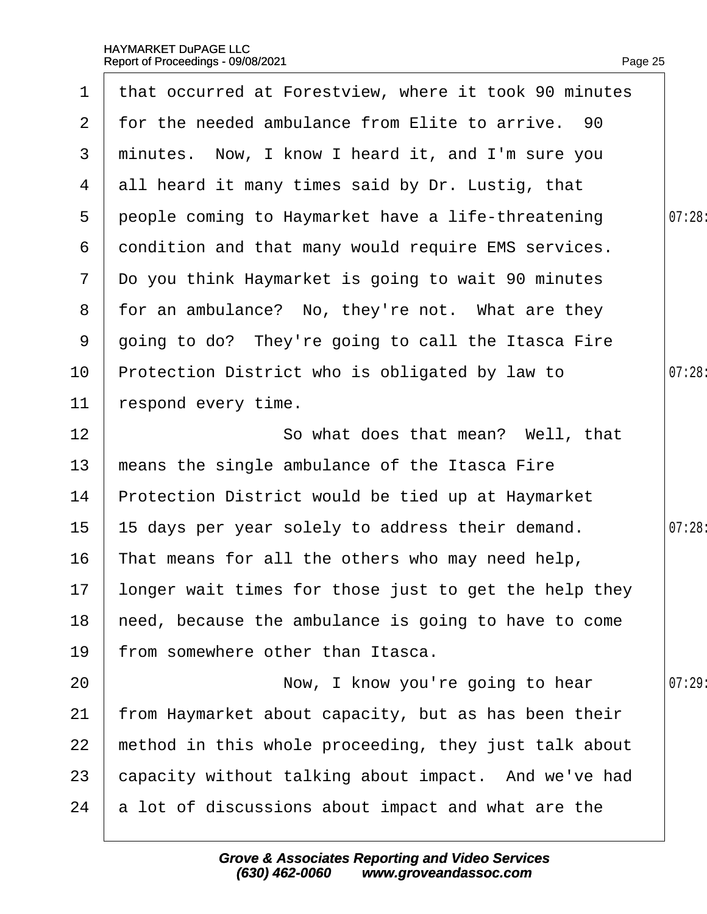that occurred at Forestview, where it took 90 minutes for the needed ambulance from Elite to arrive. 90 minutes. Now, I know I heard it, and I'm sure you all heard it many times said by Dr. Lustig, that people coming to Haymarket have a life-threatening condition and that many would require EMS services. Do you think Haymarket is going to wait 90 minutes for an ambulance? No, they're not. What are they going to do? They're going to call the Itasca Fire Protection District who is obligated by law to respond every time.

So what does that mean? Well, that means the single ambulance of the Itasca Fire Protection District would be tied up at Haymarket 15 days per year solely to address their demand. That means for all the others who may need help, longer wait times for those just to get the help they need, because the ambulance is going to have to come from somewhere other than Itasca.

Now, I know you're going to hear from Haymarket about capacity, but as has been their method in this whole proceeding, they just talk about capacity without talking about impact. And we've had a lot of discussions about impact and what are the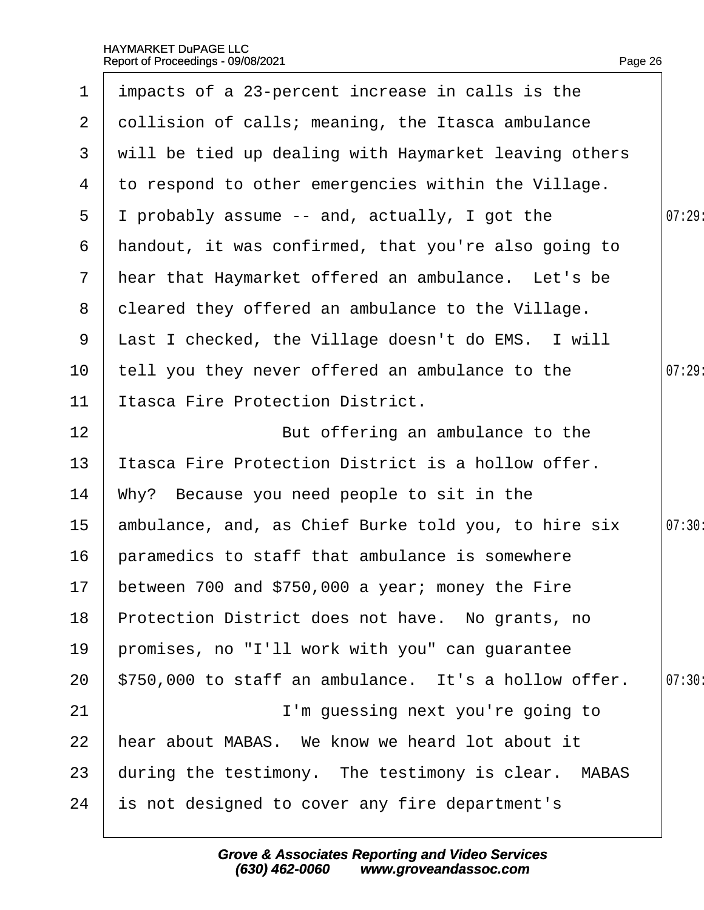impacts of a 23-percent increase in calls is the collision of calls; meaning, the Itasca ambulance will be tied up dealing with Haymarket leaving others to respond to other emergencies within the Village. I probably assume -- and, actually, I got the handout, it was confirmed, that you're also going to hear that Haymarket offered an ambulance. Let's be cleared they offered an ambulance to the Village. Last I checked, the Village doesn't do EMS. I will tell you they never offered an ambulance to the Itasca Fire Protection District.

But offering an ambulance to the Itasca Fire Protection District is a hollow offer. Why? Because you need people to sit in the ambulance, and, as Chief Burke told you, to hire six paramedics to staff that ambulance is somewhere between 700 and $750,000 a year; money the Fire Protection District does not have. No grants, no promises, no "I'll work with you" can guarantee $750,000 to staff an ambulance. It's a hollow offer.

I'm guessing next you're going to hear about MABAS. We know we heard lot about it during the testimony. The testimony is clear. MABAS is not designed to cover any fire department's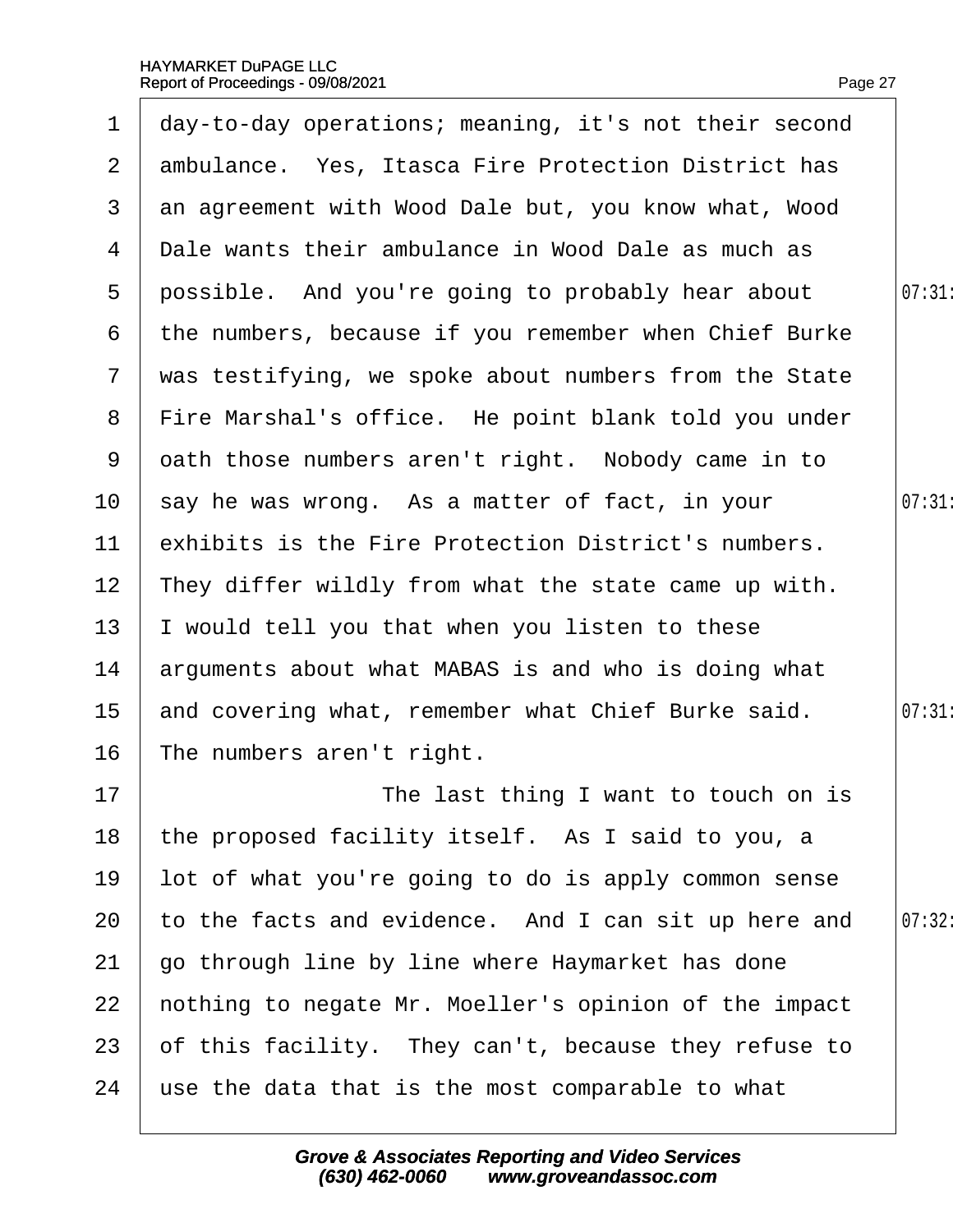1 day-to-day operations; meaning, it's not their second
2 ambulance. Yes, Itasca Fire Protection District has
3 an agreement with Wood Dale but, you know what, Wood
4 Dale wants their ambulance in Wood Dale as much as
5 possible. And you're going to probably hear about
6 the numbers, because if you remember when Chief Burke
7 was testifying, we spoke about numbers from the State
8 Fire Marshal's office. He point blank told you under
9 oath those numbers aren't right. Nobody came in to
10 say he was wrong. As a matter of fact, in your
11 exhibits is the Fire Protection District's numbers.
12 They differ wildly from what the state came up with.
13 I would tell you that when you listen to these
14 arguments about what MABAS is and who is doing what
15 and covering what, remember what Chief Burke said.
16 The numbers aren't right.
17 The last thing I want to touch on is
18 the proposed facility itself. As I said to you, a
19 lot of what you're going to do is apply common sense
20 to the facts and evidence. And I can sit up here and
21 go through line by line where Haymarket has done
22 nothing to negate Mr. Moeller's opinion of the impact
23 of this facility. They can't, because they refuse to
24 use the data that is the most comparable to what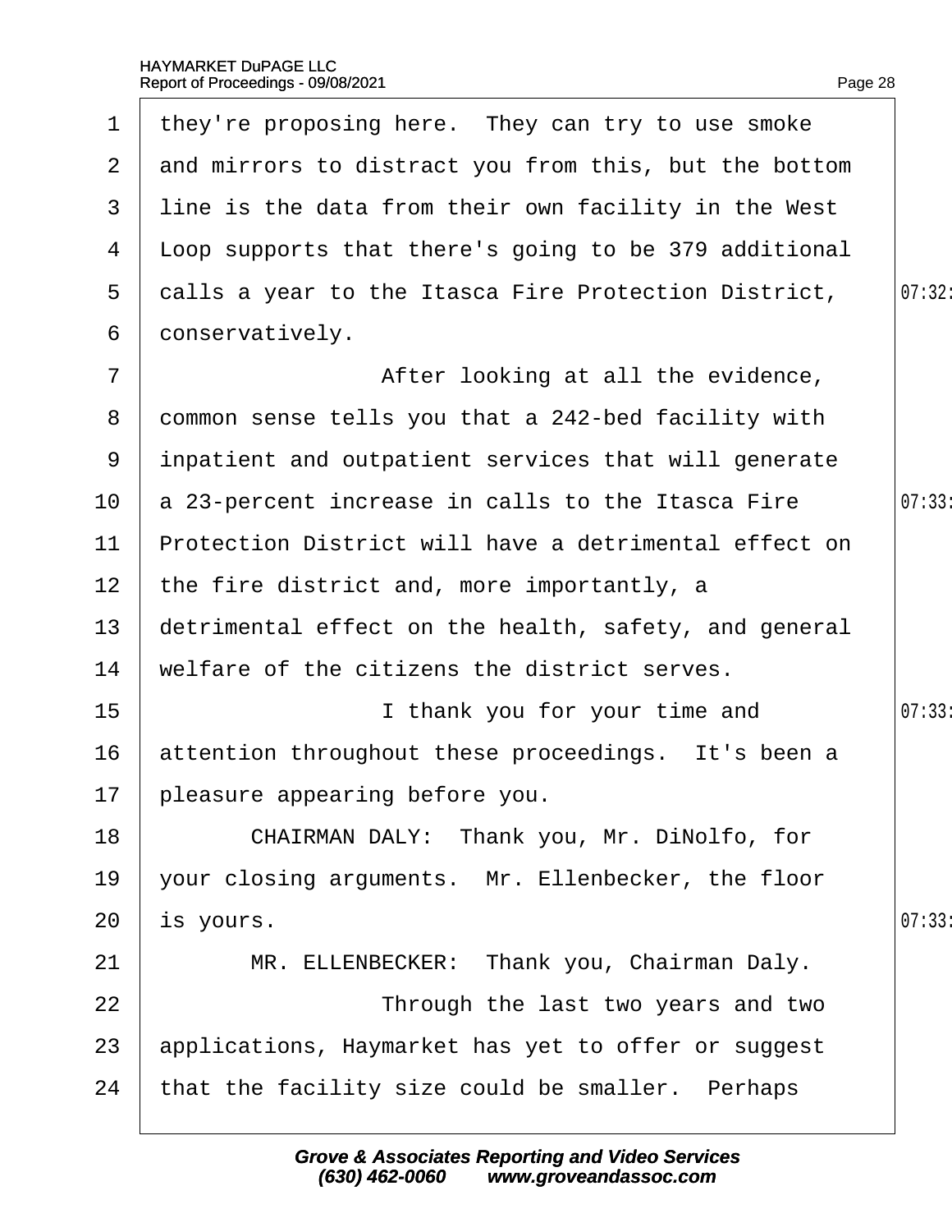they're proposing here. They can try to use smoke and mirrors to distract you from this, but the bottom line is the data from their own facility in the West Loop supports that there's going to be 379 additional calls a year to the Itasca Fire Protection District, conservatively.

After looking at all the evidence, common sense tells you that a 242-bed facility with inpatient and outpatient services that will generate a 23-percent increase in calls to the Itasca Fire Protection District will have a detrimental effect on the fire district and, more importantly, a detrimental effect on the health, safety, and general welfare of the citizens the district serves.

I thank you for your time and attention throughout these proceedings. It's been a pleasure appearing before you.

CHAIRMAN DALY: Thank you, Mr. DiNolfo, for your closing arguments. Mr. Ellenbecker, the floor is yours.

MR. ELLENBECKER: Thank you, Chairman Daly.

Through the last two years and two applications, Haymarket has yet to offer or suggest that the facility size could be smaller. Perhaps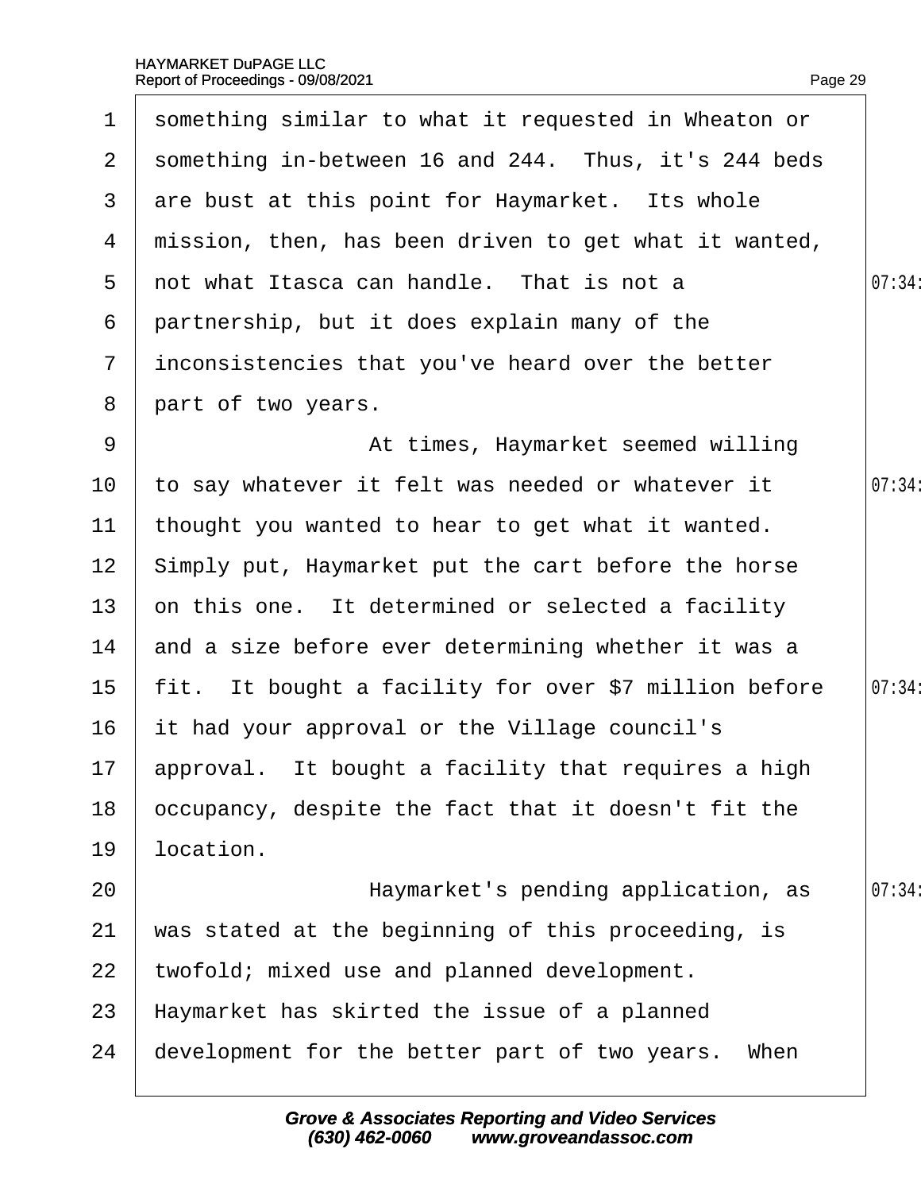something similar to what it requested in Wheaton or something in-between 16 and 244. Thus, it's 244 beds are bust at this point for Haymarket. Its whole mission, then, has been driven to get what it wanted, not what Itasca can handle. That is not a partnership, but it does explain many of the inconsistencies that you've heard over the better part of two years.

At times, Haymarket seemed willing to say whatever it felt was needed or whatever it thought you wanted to hear to get what it wanted. Simply put, Haymarket put the cart before the horse on this one. It determined or selected a facility and a size before ever determining whether it was a fit. It bought a facility for over $7 million before it had your approval or the Village council's approval. It bought a facility that requires a high occupancy, despite the fact that it doesn't fit the location.

Haymarket's pending application, as was stated at the beginning of this proceeding, is twofold; mixed use and planned development. Haymarket has skirted the issue of a planned development for the better part of two years. When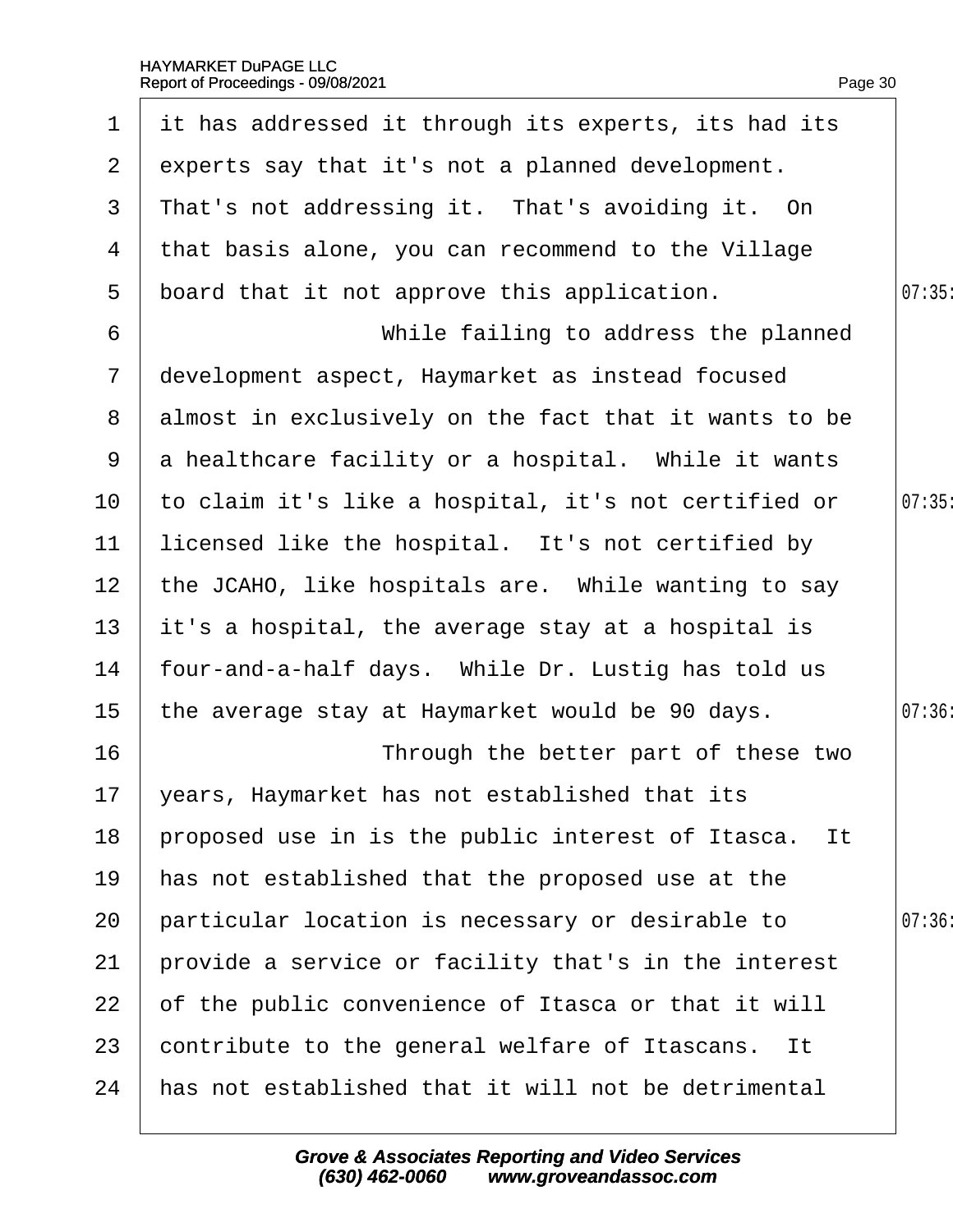1 it has addressed it through its experts, its had its
2 experts say that it's not a planned development.
3 That's not addressing it. That's avoiding it. On
4 that basis alone, you can recommend to the Village
5 board that it not approve this application. 07:35
6 While failing to address the planned
7 development aspect, Haymarket as instead focused
8 almost in exclusively on the fact that it wants to be
9 a healthcare facility or a hospital. While it wants
10 to claim it's like a hospital, it's not certified or 07:35
11 licensed like the hospital. It's not certified by
12 the JCAHO, like hospitals are. While wanting to say
13 it's a hospital, the average stay at a hospital is
14 four-and-a-half days. While Dr. Lustig has told us
15 the average stay at Haymarket would be 90 days. 07:36
16 Through the better part of these two
17 years, Haymarket has not established that its
18 proposed use in is the public interest of Itasca. It
19 has not established that the proposed use at the
20 particular location is necessary or desirable to 07:36
21 provide a service or facility that's in the interest
22 of the public convenience of Itasca or that it will
23 contribute to the general welfare of Itascans. It
24 has not established that it will not be detrimental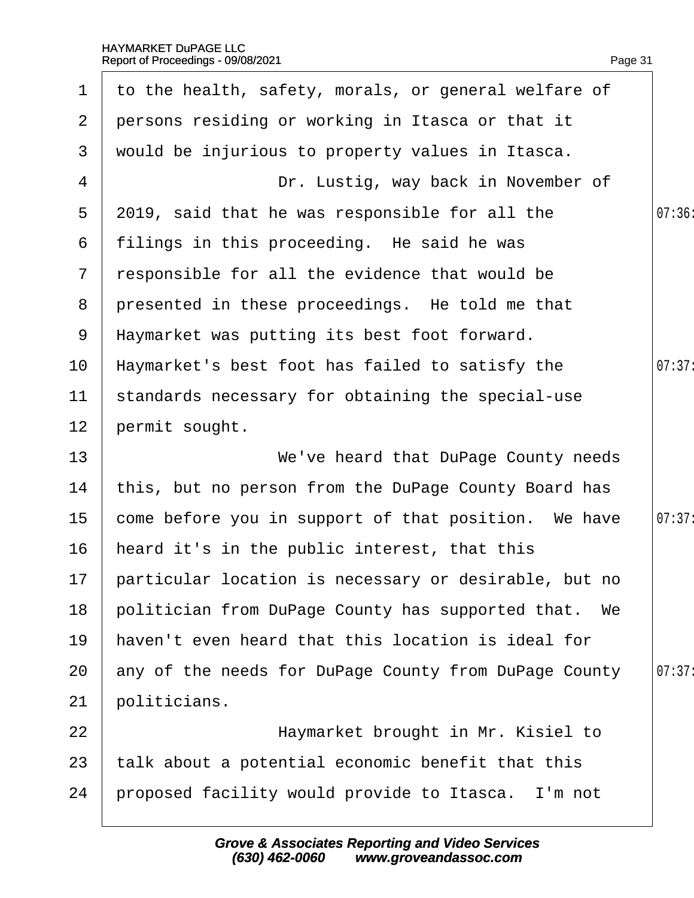to the health, safety, morals, or general welfare of persons residing or working in Itasca or that it would be injurious to property values in Itasca.

Dr. Lustig, way back in November of 2019, said that he was responsible for all the filings in this proceeding. He said he was responsible for all the evidence that would be presented in these proceedings. He told me that Haymarket was putting its best foot forward. Haymarket's best foot has failed to satisfy the standards necessary for obtaining the special-use permit sought.

We've heard that DuPage County needs this, but no person from the DuPage County Board has come before you in support of that position. We have heard it's in the public interest, that this particular location is necessary or desirable, but no politician from DuPage County has supported that. We haven't even heard that this location is ideal for any of the needs for DuPage County from DuPage County politicians.

Haymarket brought in Mr. Kisiel to talk about a potential economic benefit that this proposed facility would provide to Itasca. I'm not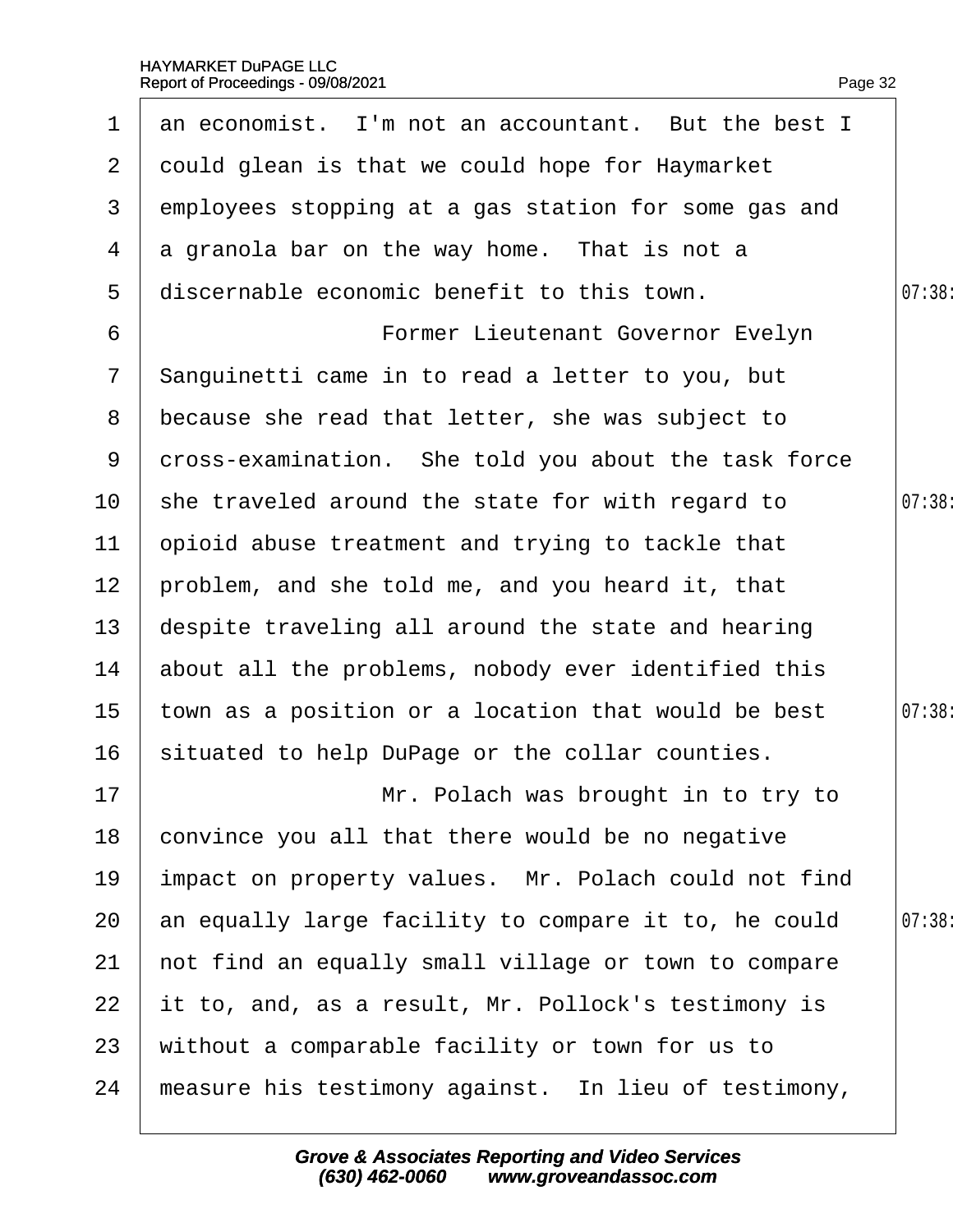an economist. I'm not an accountant. But the best I could glean is that we could hope for Haymarket employees stopping at a gas station for some gas and a granola bar on the way home. That is not a discernable economic benefit to this town.

Former Lieutenant Governor Evelyn Sanguinetti came in to read a letter to you, but because she read that letter, she was subject to cross-examination. She told you about the task force she traveled around the state for with regard to opioid abuse treatment and trying to tackle that problem, and she told me, and you heard it, that despite traveling all around the state and hearing about all the problems, nobody ever identified this town as a position or a location that would be best situated to help DuPage or the collar counties.

Mr. Polach was brought in to try to convince you all that there would be no negative impact on property values. Mr. Polach could not find an equally large facility to compare it to, he could not find an equally small village or town to compare it to, and, as a result, Mr. Pollock's testimony is without a comparable facility or town for us to measure his testimony against. In lieu of testimony,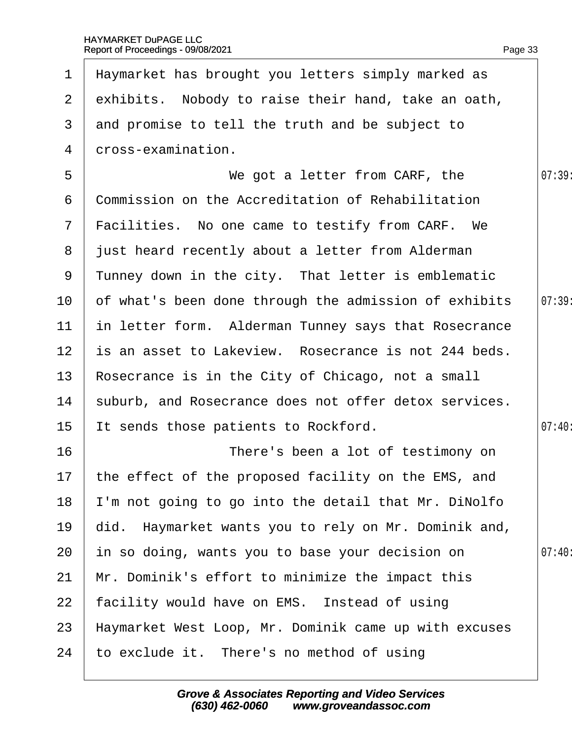Haymarket has brought you letters simply marked as exhibits. Nobody to raise their hand, take an oath, and promise to tell the truth and be subject to cross-examination.

We got a letter from CARF, the Commission on the Accreditation of Rehabilitation Facilities. No one came to testify from CARF. We just heard recently about a letter from Alderman Tunney down in the city. That letter is emblematic of what's been done through the admission of exhibits in letter form. Alderman Tunney says that Rosecrance is an asset to Lakeview. Rosecrance is not 244 beds. Rosecrance is in the City of Chicago, not a small suburb, and Rosecrance does not offer detox services. It sends those patients to Rockford.

There's been a lot of testimony on the effect of the proposed facility on the EMS, and I'm not going to go into the detail that Mr. DiNolfo did. Haymarket wants you to rely on Mr. Dominik and, in so doing, wants you to base your decision on Mr. Dominik's effort to minimize the impact this facility would have on EMS. Instead of using Haymarket West Loop, Mr. Dominik came up with excuses to exclude it. There's no method of using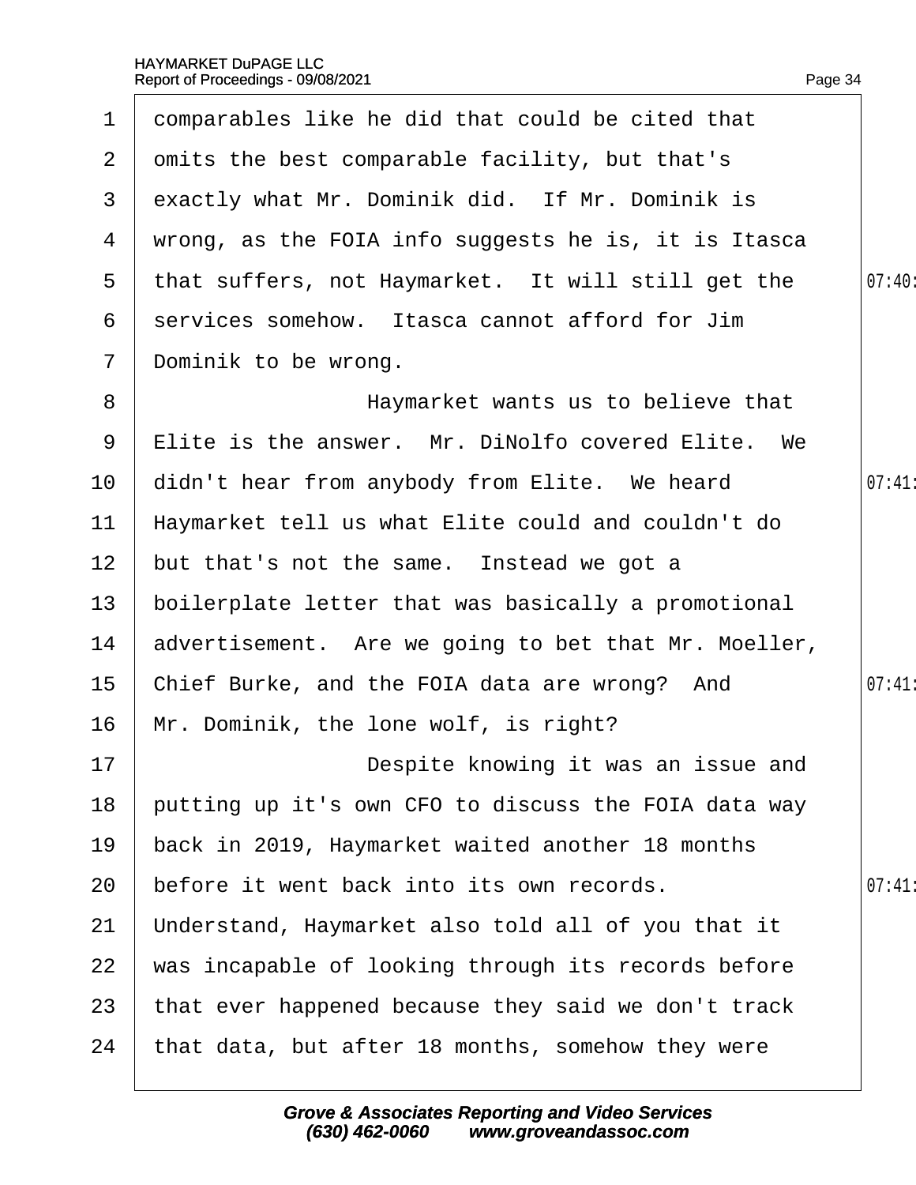comparables like he did that could be cited that omits the best comparable facility, but that's exactly what Mr. Dominik did. If Mr. Dominik is wrong, as the FOIA info suggests he is, it is Itasca that suffers, not Haymarket. It will still get the services somehow. Itasca cannot afford for Jim Dominik to be wrong.

Haymarket wants us to believe that Elite is the answer. Mr. DiNolfo covered Elite. We didn't hear from anybody from Elite. We heard Haymarket tell us what Elite could and couldn't do but that's not the same. Instead we got a boilerplate letter that was basically a promotional advertisement. Are we going to bet that Mr. Moeller, Chief Burke, and the FOIA data are wrong? And Mr. Dominik, the lone wolf, is right?

Despite knowing it was an issue and putting up it's own CFO to discuss the FOIA data way back in 2019, Haymarket waited another 18 months before it went back into its own records. Understand, Haymarket also told all of you that it was incapable of looking through its records before that ever happened because they said we don't track that data, but after 18 months, somehow they were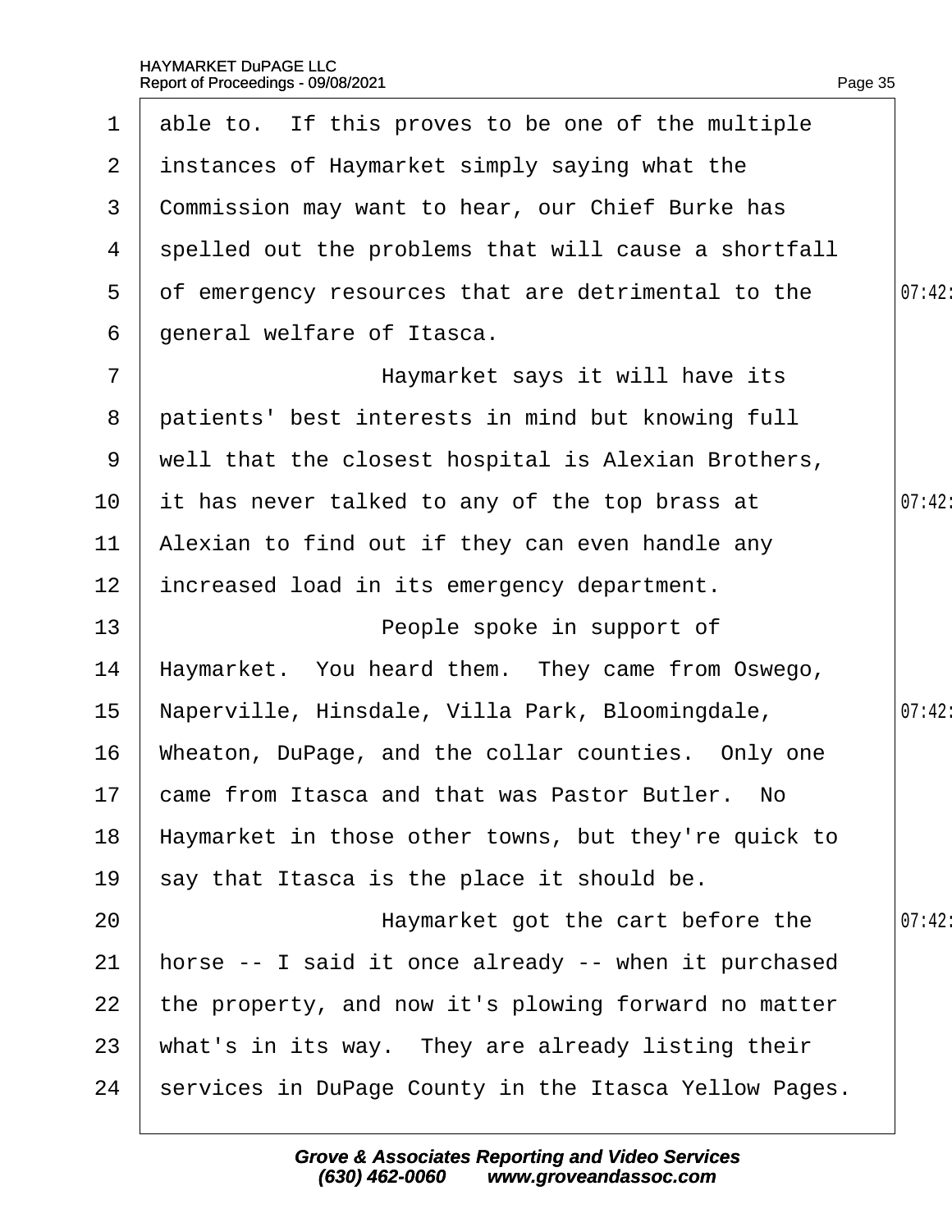able to. If this proves to be one of the multiple instances of Haymarket simply saying what the Commission may want to hear, our Chief Burke has spelled out the problems that will cause a shortfall of emergency resources that are detrimental to the general welfare of Itasca.

Haymarket says it will have its patients' best interests in mind but knowing full well that the closest hospital is Alexian Brothers, it has never talked to any of the top brass at Alexian to find out if they can even handle any increased load in its emergency department.

People spoke in support of Haymarket. You heard them. They came from Oswego, Naperville, Hinsdale, Villa Park, Bloomingdale, Wheaton, DuPage, and the collar counties. Only one came from Itasca and that was Pastor Butler. No Haymarket in those other towns, but they're quick to say that Itasca is the place it should be.

Haymarket got the cart before the horse -- I said it once already -- when it purchased the property, and now it's plowing forward no matter what's in its way. They are already listing their services in DuPage County in the Itasca Yellow Pages.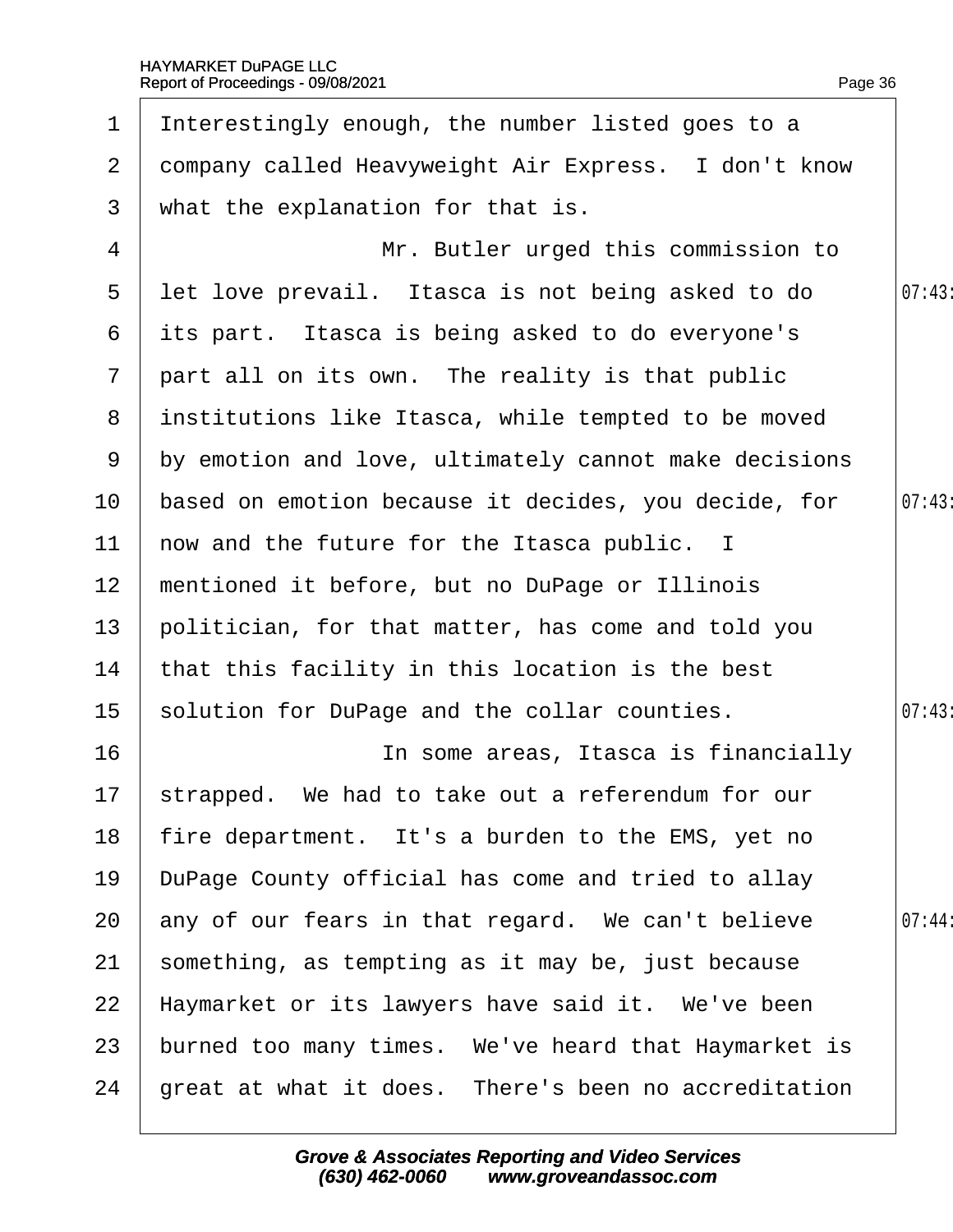Interestingly enough, the number listed goes to a company called Heavyweight Air Express. I don't know what the explanation for that is.

Mr. Butler urged this commission to let love prevail. Itasca is not being asked to do its part. Itasca is being asked to do everyone's part all on its own. The reality is that public institutions like Itasca, while tempted to be moved by emotion and love, ultimately cannot make decisions based on emotion because it decides, you decide, for now and the future for the Itasca public. I mentioned it before, but no DuPage or Illinois politician, for that matter, has come and told you that this facility in this location is the best solution for DuPage and the collar counties.

In some areas, Itasca is financially strapped. We had to take out a referendum for our fire department. It's a burden to the EMS, yet no DuPage County official has come and tried to allay any of our fears in that regard. We can't believe something, as tempting as it may be, just because Haymarket or its lawyers have said it. We've been burned too many times. We've heard that Haymarket is great at what it does. There's been no accreditation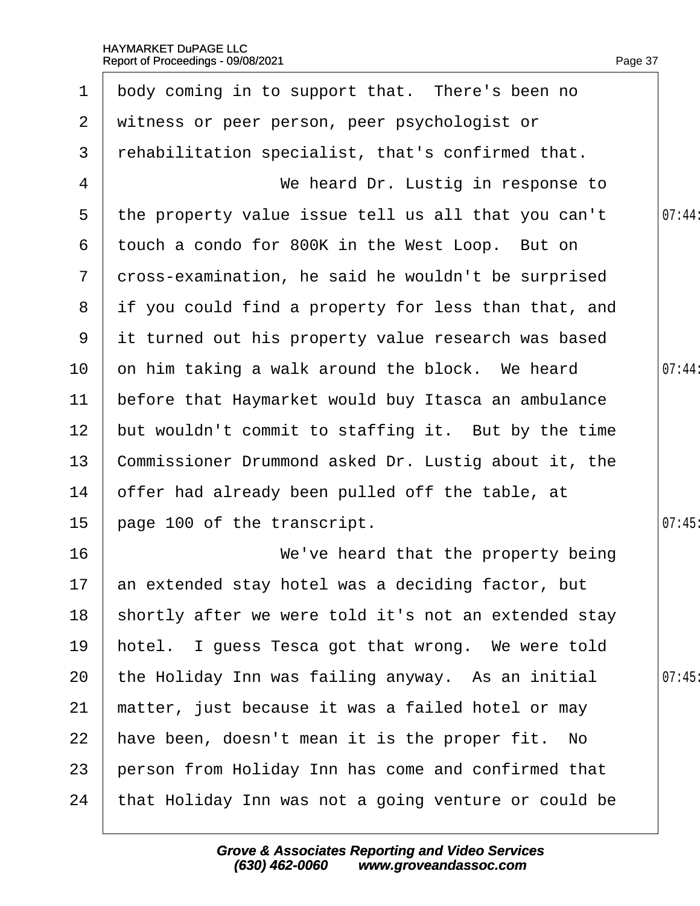body coming in to support that. There's been no witness or peer person, peer psychologist or rehabilitation specialist, that's confirmed that.

We heard Dr. Lustig in response to the property value issue tell us all that you can't touch a condo for 800K in the West Loop. But on cross-examination, he said he wouldn't be surprised if you could find a property for less than that, and it turned out his property value research was based on him taking a walk around the block. We heard before that Haymarket would buy Itasca an ambulance but wouldn't commit to staffing it. But by the time Commissioner Drummond asked Dr. Lustig about it, the offer had already been pulled off the table, at page 100 of the transcript.

We've heard that the property being an extended stay hotel was a deciding factor, but shortly after we were told it's not an extended stay hotel. I guess Tesca got that wrong. We were told the Holiday Inn was failing anyway. As an initial matter, just because it was a failed hotel or may have been, doesn't mean it is the proper fit. No person from Holiday Inn has come and confirmed that that Holiday Inn was not a going venture or could be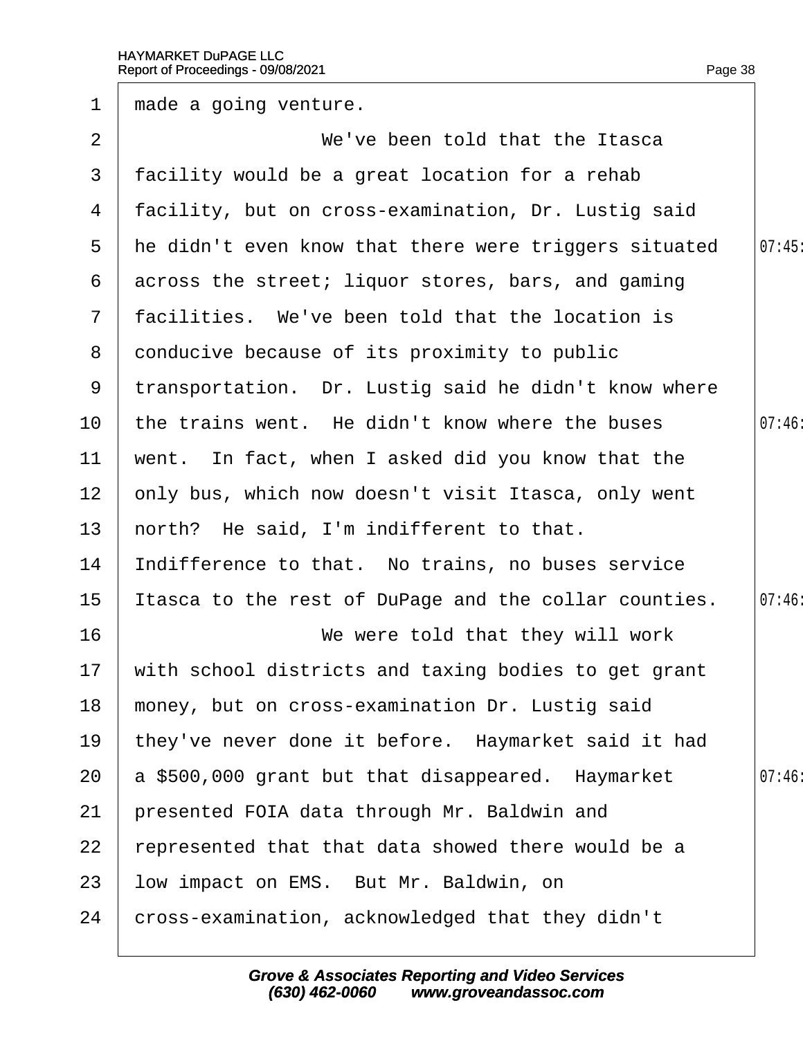made a going venture.

We've been told that the Itasca facility would be a great location for a rehab facility, but on cross-examination, Dr. Lustig said he didn't even know that there were triggers situated across the street; liquor stores, bars, and gaming facilities. We've been told that the location is conducive because of its proximity to public transportation. Dr. Lustig said he didn't know where the trains went. He didn't know where the buses went. In fact, when I asked did you know that the only bus, which now doesn't visit Itasca, only went north? He said, I'm indifferent to that. Indifference to that. No trains, no buses service Itasca to the rest of DuPage and the collar counties.

We were told that they will work with school districts and taxing bodies to get grant money, but on cross-examination Dr. Lustig said they've never done it before. Haymarket said it had a $500,000 grant but that disappeared. Haymarket presented FOIA data through Mr. Baldwin and represented that that data showed there would be a low impact on EMS. But Mr. Baldwin, on cross-examination, acknowledged that they didn't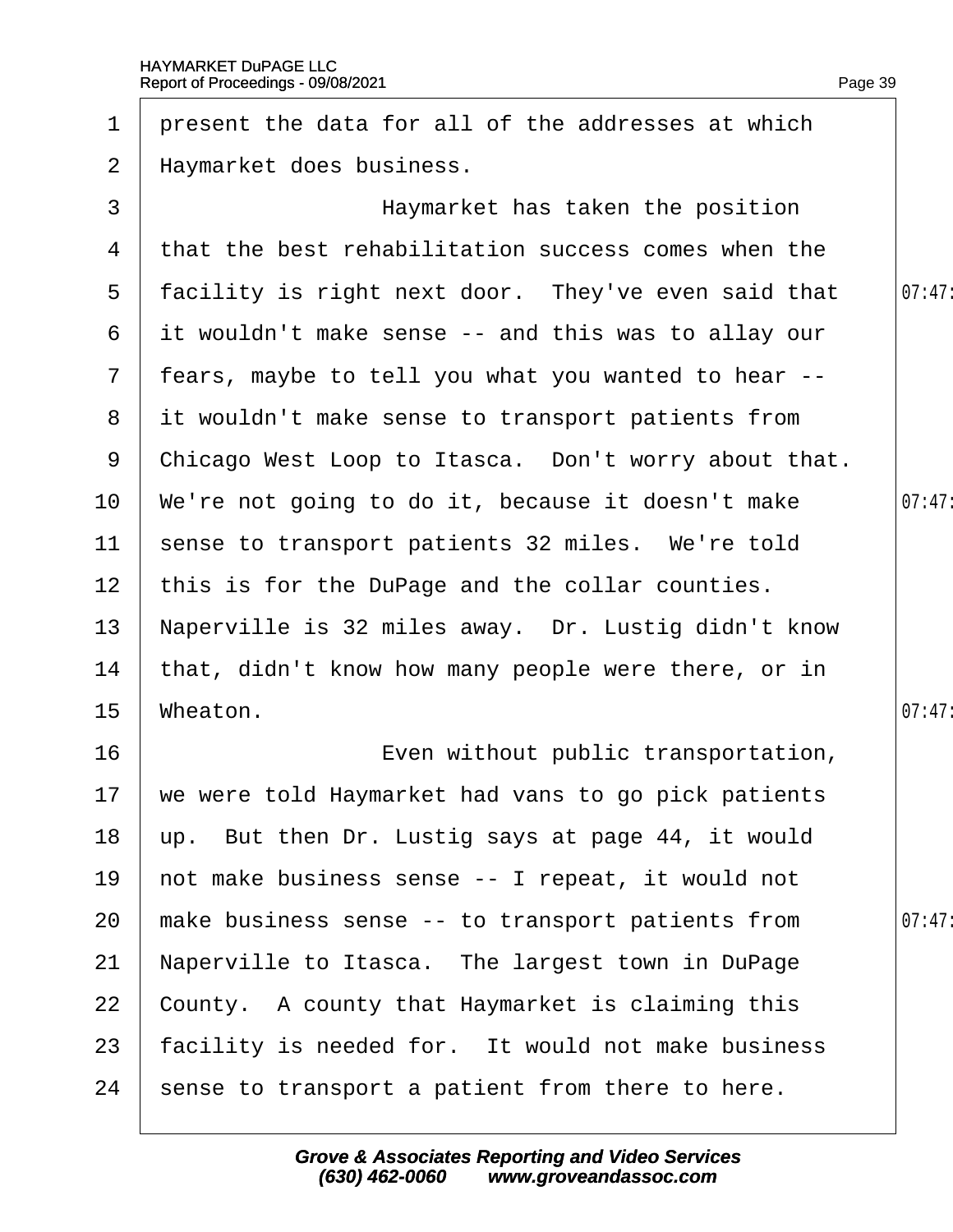present the data for all of the addresses at which Haymarket does business.

Haymarket has taken the position that the best rehabilitation success comes when the facility is right next door. They've even said that it wouldn't make sense -- and this was to allay our fears, maybe to tell you what you wanted to hear -- it wouldn't make sense to transport patients from Chicago West Loop to Itasca. Don't worry about that. We're not going to do it, because it doesn't make sense to transport patients 32 miles. We're told this is for the DuPage and the collar counties. Naperville is 32 miles away. Dr. Lustig didn't know that, didn't know how many people were there, or in Wheaton.

Even without public transportation, we were told Haymarket had vans to go pick patients up. But then Dr. Lustig says at page 44, it would not make business sense -- I repeat, it would not make business sense -- to transport patients from Naperville to Itasca. The largest town in DuPage County. A county that Haymarket is claiming this facility is needed for. It would not make business sense to transport a patient from there to here.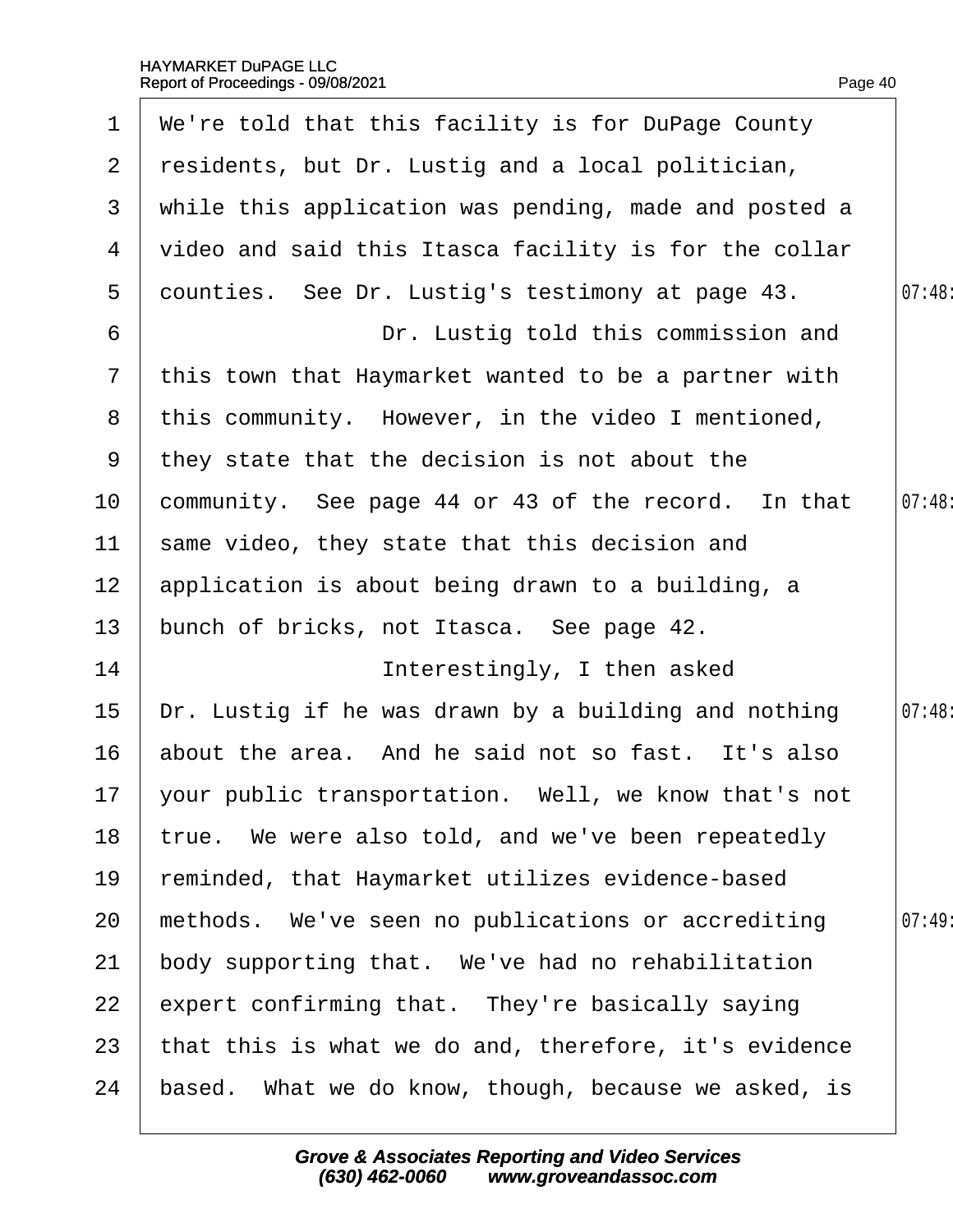We're told that this facility is for DuPage County residents, but Dr. Lustig and a local politician, while this application was pending, made and posted a video and said this Itasca facility is for the collar counties. See Dr. Lustig's testimony at page 43.

Dr. Lustig told this commission and this town that Haymarket wanted to be a partner with this community. However, in the video I mentioned, they state that the decision is not about the community. See page 44 or 43 of the record. In that same video, they state that this decision and application is about being drawn to a building, a bunch of bricks, not Itasca. See page 42.

Interestingly, I then asked Dr. Lustig if he was drawn by a building and nothing about the area. And he said not so fast. It's also your public transportation. Well, we know that's not true. We were also told, and we've been repeatedly reminded, that Haymarket utilizes evidence-based methods. We've seen no publications or accrediting body supporting that. We've had no rehabilitation expert confirming that. They're basically saying that this is what we do and, therefore, it's evidence based. What we do know, though, because we asked, is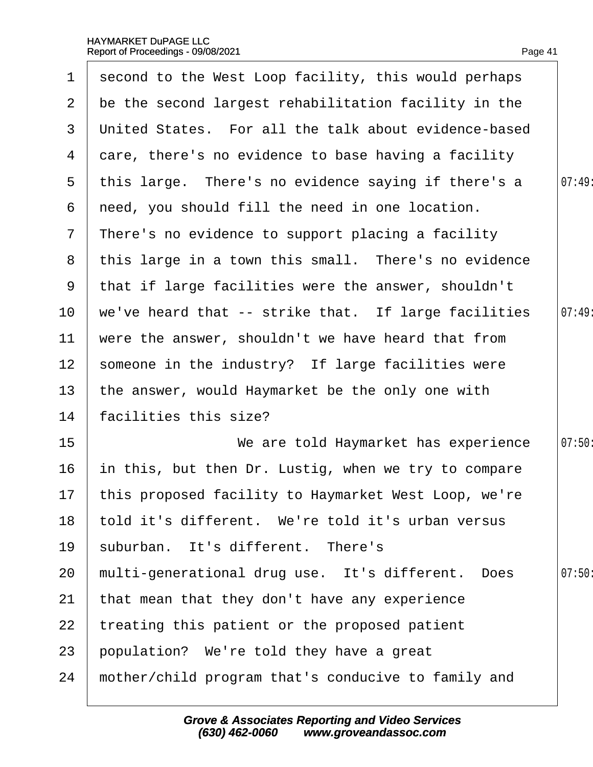second to the West Loop facility, this would perhaps be the second largest rehabilitation facility in the United States. For all the talk about evidence-based care, there's no evidence to base having a facility this large. There's no evidence saying if there's a need, you should fill the need in one location. There's no evidence to support placing a facility this large in a town this small. There's no evidence that if large facilities were the answer, shouldn't we've heard that -- strike that. If large facilities were the answer, shouldn't we have heard that from someone in the industry? If large facilities were the answer, would Haymarket be the only one with facilities this size?

We are told Haymarket has experience in this, but then Dr. Lustig, when we try to compare this proposed facility to Haymarket West Loop, we're told it's different. We're told it's urban versus suburban. It's different. There's multi-generational drug use. It's different. Does that mean that they don't have any experience treating this patient or the proposed patient population? We're told they have a great mother/child program that's conducive to family and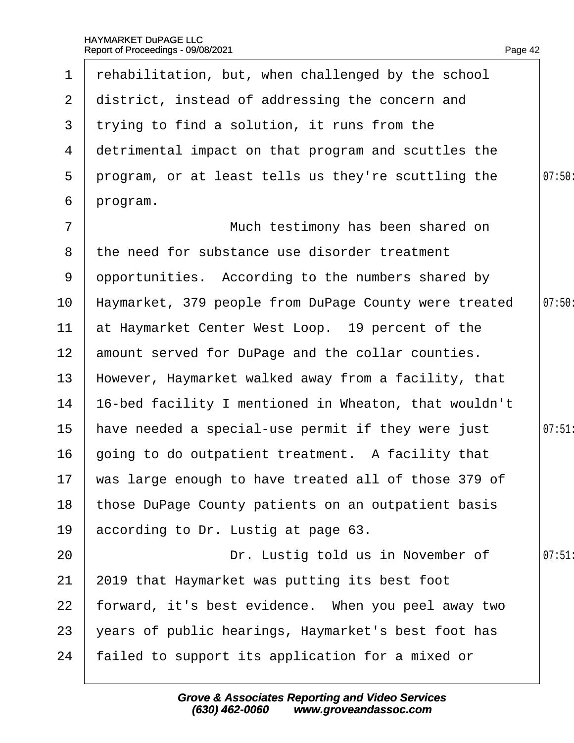1 rehabilitation, but, when challenged by the school
2 district, instead of addressing the concern and
3 trying to find a solution, it runs from the
4 detrimental impact on that program and scuttles the
5 program, or at least tells us they're scuttling the 07:50:
6 program.
7 Much testimony has been shared on
8 the need for substance use disorder treatment
9 opportunities. According to the numbers shared by
10 Haymarket, 379 people from DuPage County were treated 07:50:
11 at Haymarket Center West Loop. 19 percent of the
12 amount served for DuPage and the collar counties.
13 However, Haymarket walked away from a facility, that
14 16-bed facility I mentioned in Wheaton, that wouldn't
15 have needed a special-use permit if they were just 07:51:
16 going to do outpatient treatment. A facility that
17 was large enough to have treated all of those 379 of
18 those DuPage County patients on an outpatient basis
19 according to Dr. Lustig at page 63.
20 Dr. Lustig told us in November of 07:51:
21 2019 that Haymarket was putting its best foot
22 forward, it's best evidence. When you peel away two
23 years of public hearings, Haymarket's best foot has
24 failed to support its application for a mixed or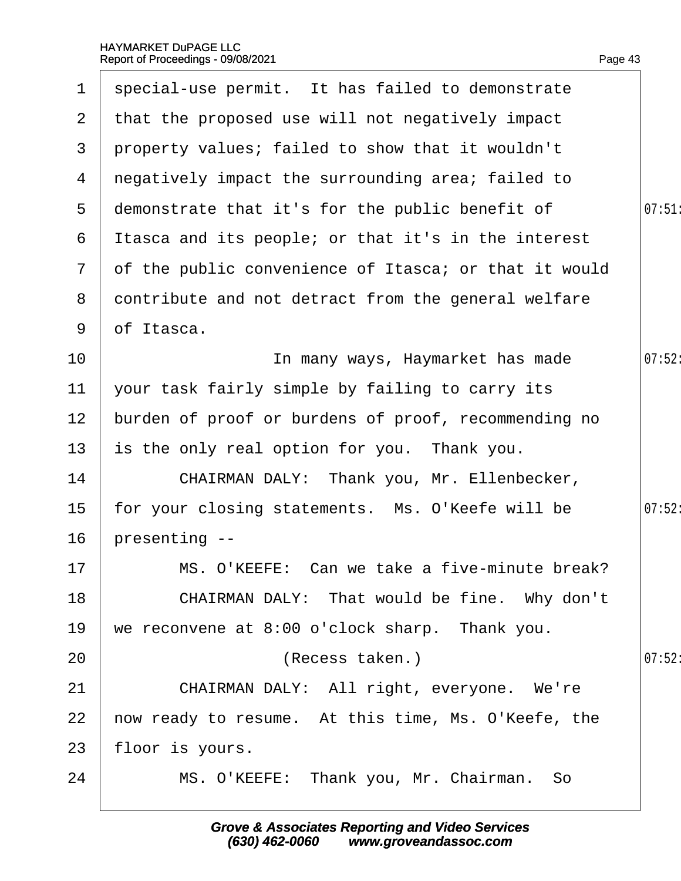special-use permit. It has failed to demonstrate that the proposed use will not negatively impact property values; failed to show that it wouldn't negatively impact the surrounding area; failed to demonstrate that it's for the public benefit of Itasca and its people; or that it's in the interest of the public convenience of Itasca; or that it would contribute and not detract from the general welfare of Itasca.

In many ways, Haymarket has made your task fairly simple by failing to carry its burden of proof or burdens of proof, recommending no is the only real option for you. Thank you.

CHAIRMAN DALY: Thank you, Mr. Ellenbecker, for your closing statements. Ms. O'Keefe will be presenting --

MS. O'KEEFE: Can we take a five-minute break?

CHAIRMAN DALY: That would be fine. Why don't we reconvene at 8:00 o'clock sharp. Thank you.

(Recess taken.)

CHAIRMAN DALY: All right, everyone. We're now ready to resume. At this time, Ms. O'Keefe, the floor is yours.

MS. O'KEEFE: Thank you, Mr. Chairman. So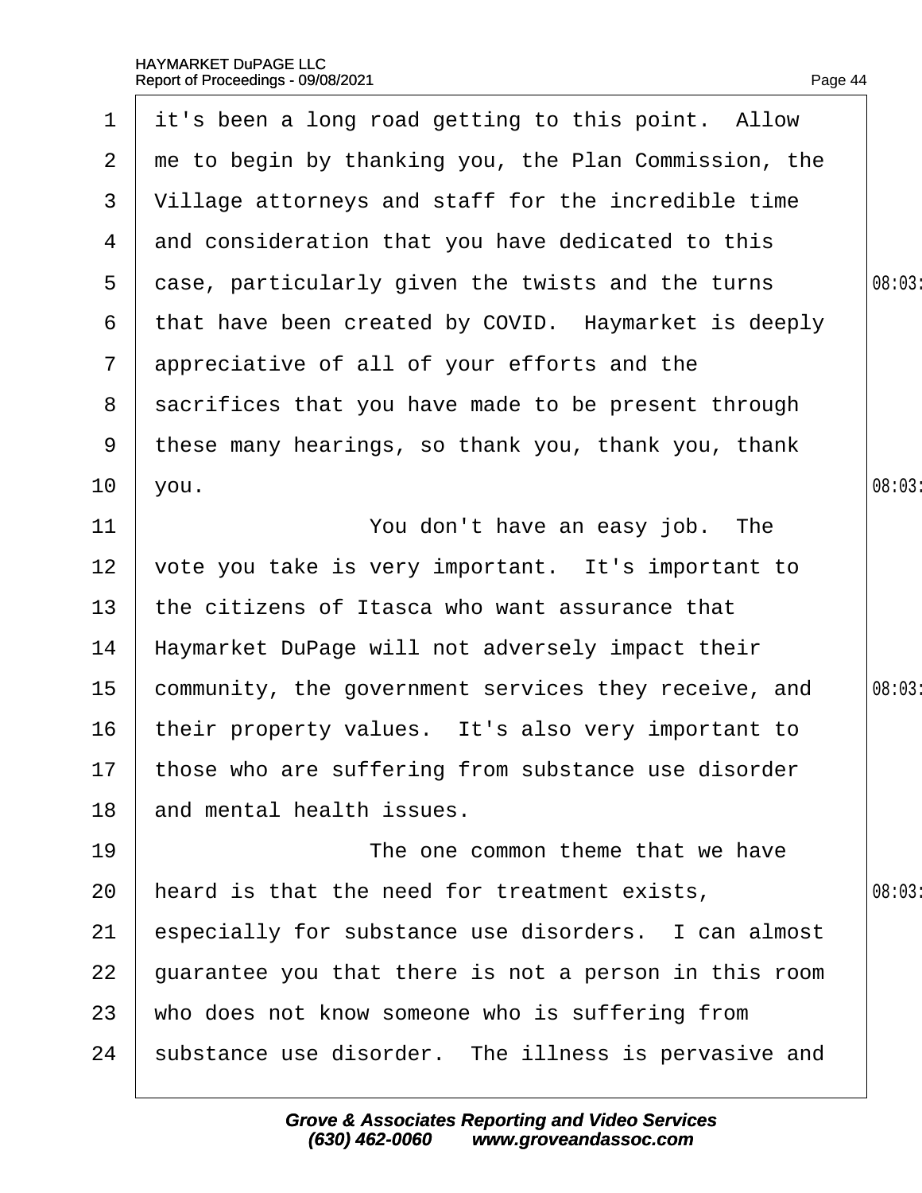it's been a long road getting to this point. Allow me to begin by thanking you, the Plan Commission, the Village attorneys and staff for the incredible time and consideration that you have dedicated to this case, particularly given the twists and the turns that have been created by COVID. Haymarket is deeply appreciative of all of your efforts and the sacrifices that you have made to be present through these many hearings, so thank you, thank you, thank you.

You don't have an easy job. The vote you take is very important. It's important to the citizens of Itasca who want assurance that Haymarket DuPage will not adversely impact their community, the government services they receive, and their property values. It's also very important to those who are suffering from substance use disorder and mental health issues.

The one common theme that we have heard is that the need for treatment exists, especially for substance use disorders. I can almost guarantee you that there is not a person in this room who does not know someone who is suffering from substance use disorder. The illness is pervasive and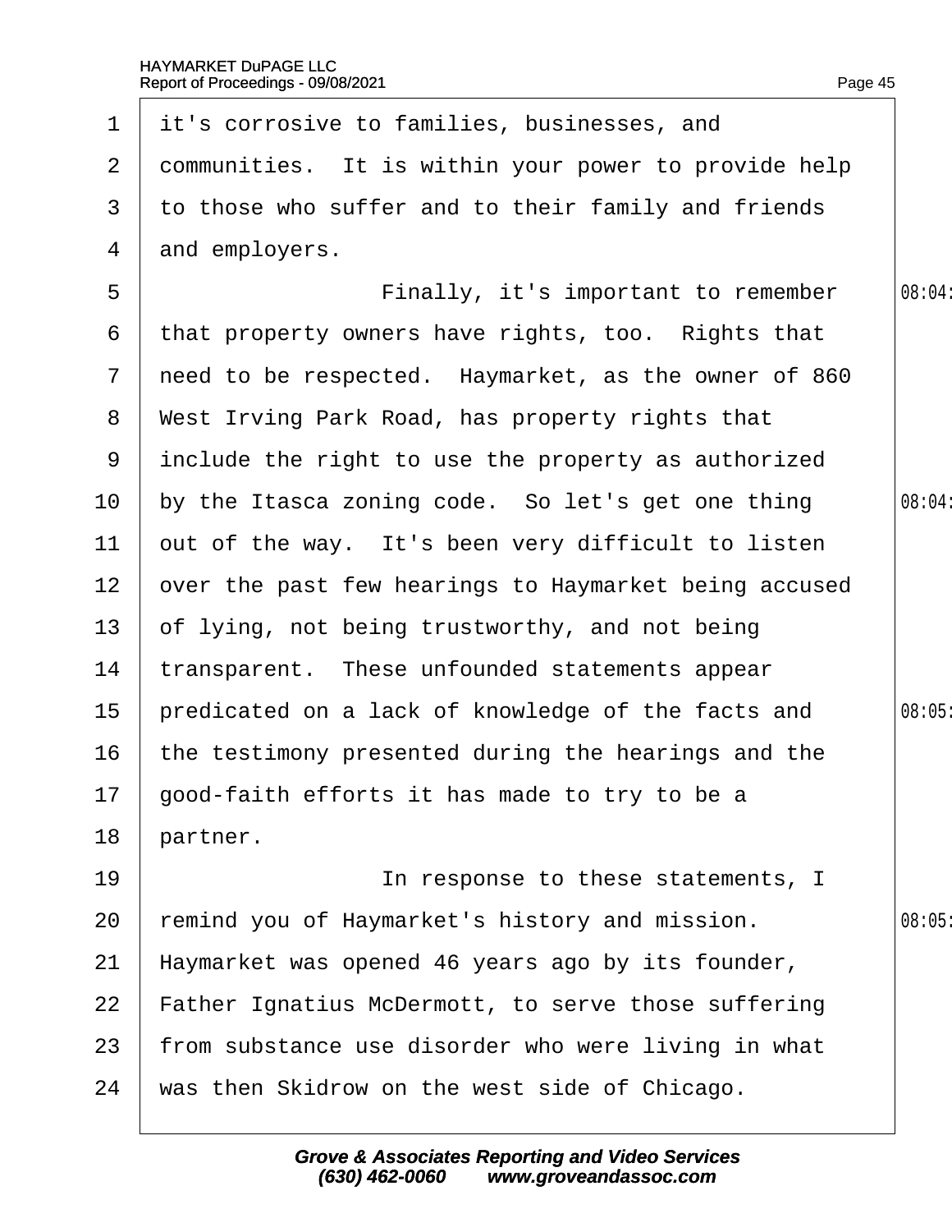1 it's corrosive to families, businesses, and
2 communities. It is within your power to provide help
3 to those who suffer and to their family and friends
4 and employers.
5 Finally, it's important to remember
6 that property owners have rights, too. Rights that
7 need to be respected. Haymarket, as the owner of 860
8 West Irving Park Road, has property rights that
9 include the right to use the property as authorized
10 by the Itasca zoning code. So let's get one thing
11 out of the way. It's been very difficult to listen
12 over the past few hearings to Haymarket being accused
13 of lying, not being trustworthy, and not being
14 transparent. These unfounded statements appear
15 predicated on a lack of knowledge of the facts and
16 the testimony presented during the hearings and the
17 good-faith efforts it has made to try to be a
18 partner.
19 In response to these statements, I
20 remind you of Haymarket's history and mission.
21 Haymarket was opened 46 years ago by its founder,
22 Father Ignatius McDermott, to serve those suffering
23 from substance use disorder who were living in what
24 was then Skidrow on the west side of Chicago.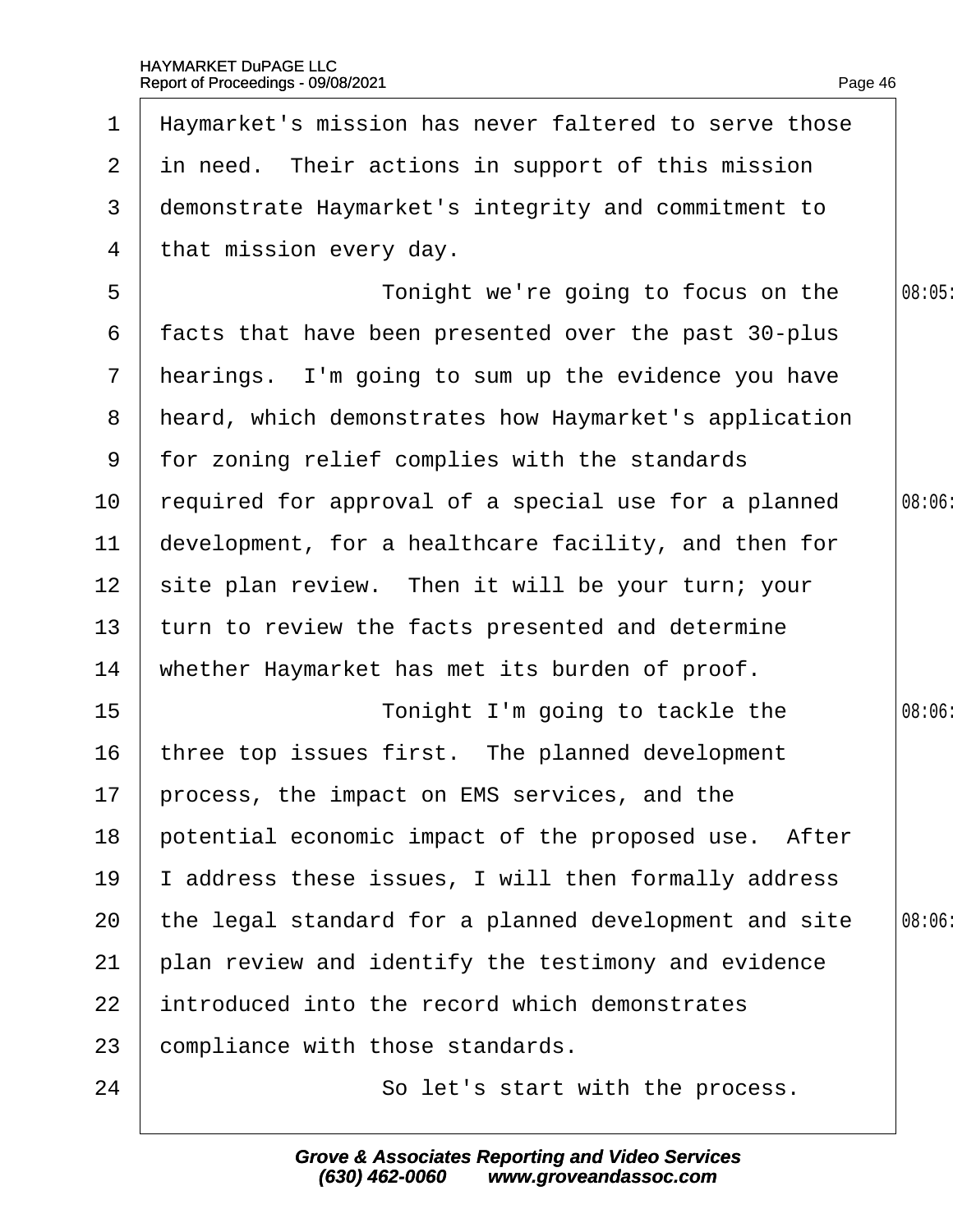Haymarket's mission has never faltered to serve those in need. Their actions in support of this mission demonstrate Haymarket's integrity and commitment to that mission every day.

Tonight we're going to focus on the facts that have been presented over the past 30-plus hearings. I'm going to sum up the evidence you have heard, which demonstrates how Haymarket's application for zoning relief complies with the standards required for approval of a special use for a planned development, for a healthcare facility, and then for site plan review. Then it will be your turn; your turn to review the facts presented and determine whether Haymarket has met its burden of proof.

Tonight I'm going to tackle the three top issues first. The planned development process, the impact on EMS services, and the potential economic impact of the proposed use. After I address these issues, I will then formally address the legal standard for a planned development and site plan review and identify the testimony and evidence introduced into the record which demonstrates compliance with those standards.

So let's start with the process.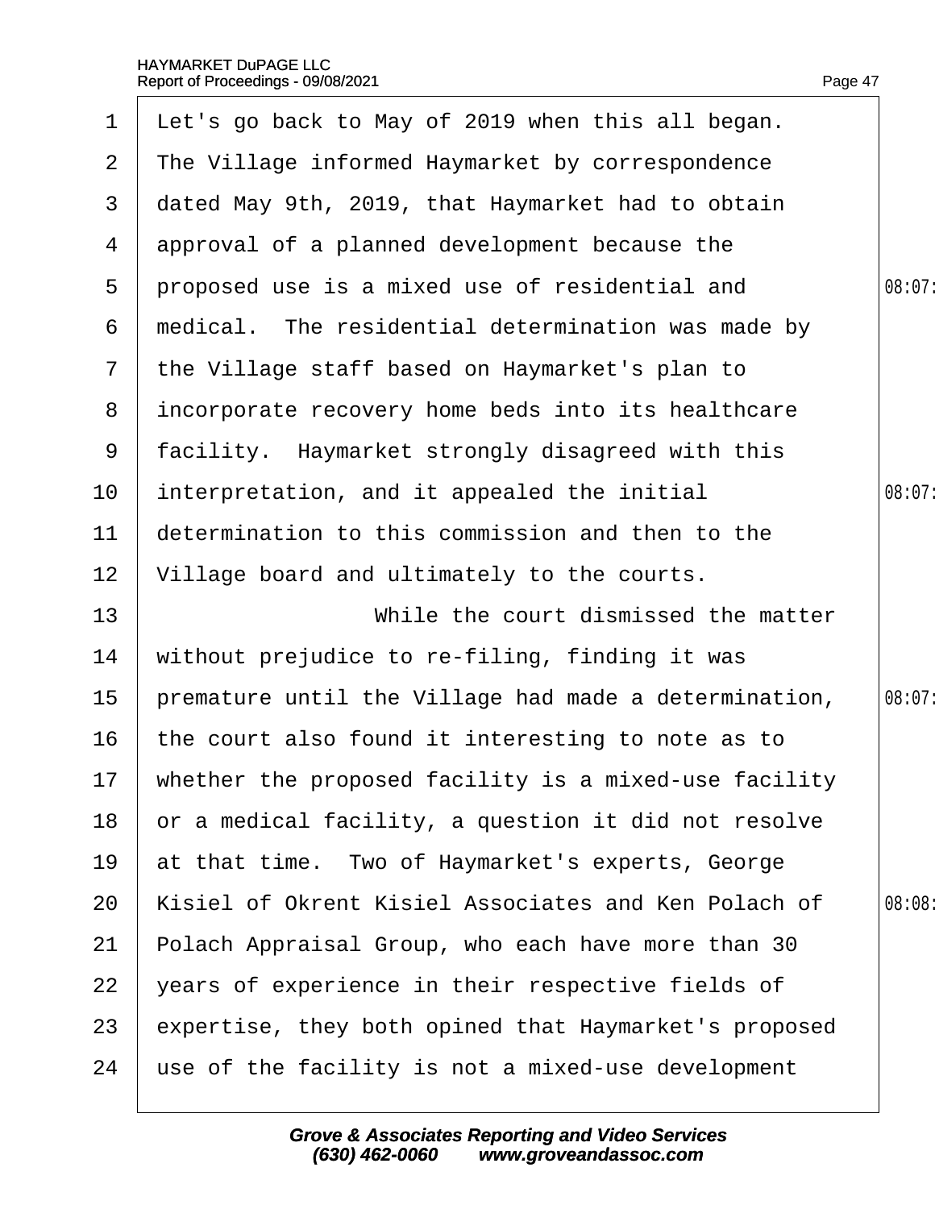Let's go back to May of 2019 when this all began. The Village informed Haymarket by correspondence dated May 9th, 2019, that Haymarket had to obtain approval of a planned development because the proposed use is a mixed use of residential and medical. The residential determination was made by the Village staff based on Haymarket's plan to incorporate recovery home beds into its healthcare facility. Haymarket strongly disagreed with this interpretation, and it appealed the initial determination to this commission and then to the Village board and ultimately to the courts.

While the court dismissed the matter without prejudice to re-filing, finding it was premature until the Village had made a determination, the court also found it interesting to note as to whether the proposed facility is a mixed-use facility or a medical facility, a question it did not resolve at that time. Two of Haymarket's experts, George Kisiel of Okrent Kisiel Associates and Ken Polach of Polach Appraisal Group, who each have more than 30 years of experience in their respective fields of expertise, they both opined that Haymarket's proposed use of the facility is not a mixed-use development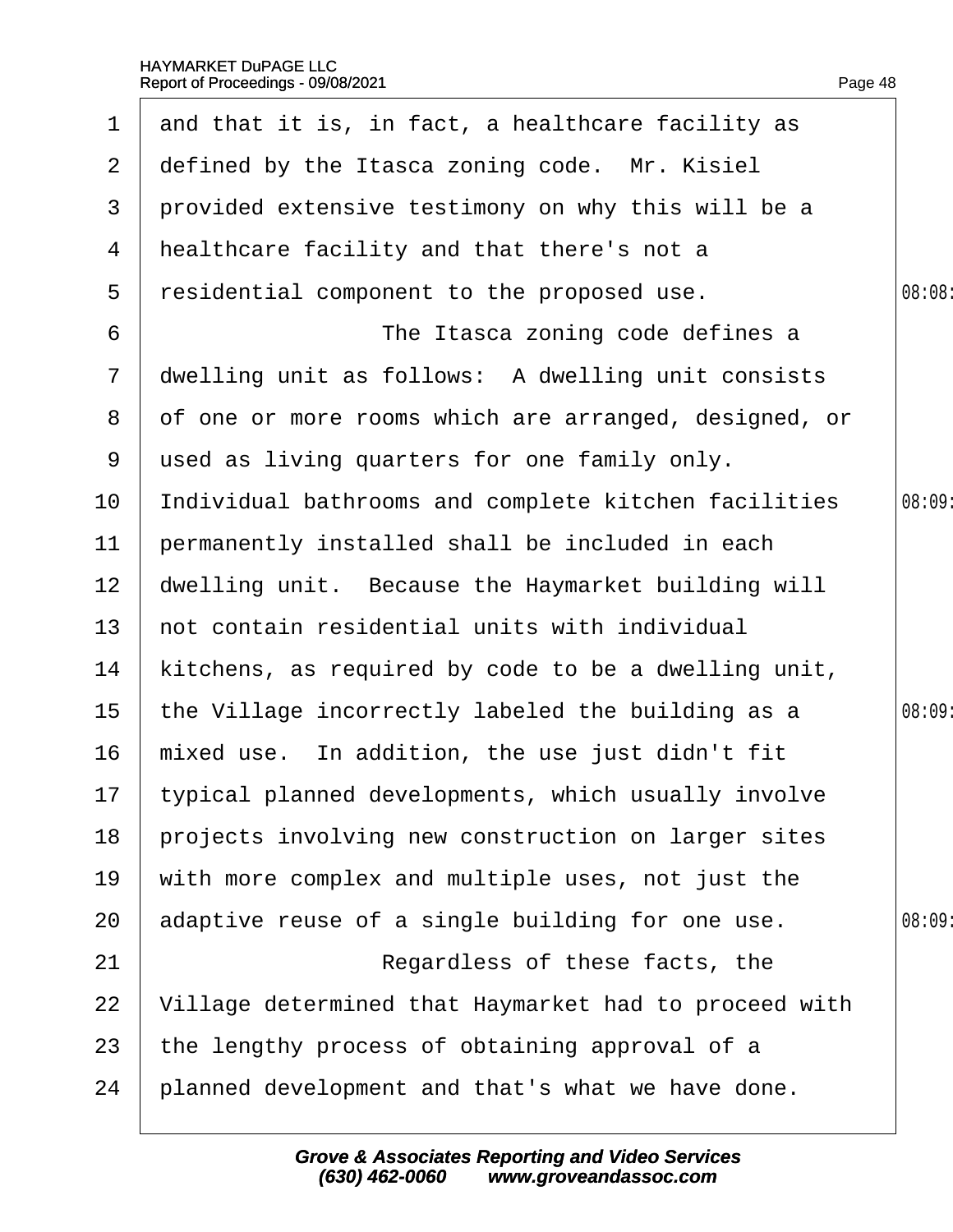and that it is, in fact, a healthcare facility as defined by the Itasca zoning code. Mr. Kisiel provided extensive testimony on why this will be a healthcare facility and that there's not a residential component to the proposed use.

The Itasca zoning code defines a dwelling unit as follows: A dwelling unit consists of one or more rooms which are arranged, designed, or used as living quarters for one family only. Individual bathrooms and complete kitchen facilities permanently installed shall be included in each dwelling unit. Because the Haymarket building will not contain residential units with individual kitchens, as required by code to be a dwelling unit, the Village incorrectly labeled the building as a mixed use. In addition, the use just didn't fit typical planned developments, which usually involve projects involving new construction on larger sites with more complex and multiple uses, not just the adaptive reuse of a single building for one use.

Regardless of these facts, the Village determined that Haymarket had to proceed with the lengthy process of obtaining approval of a planned development and that's what we have done.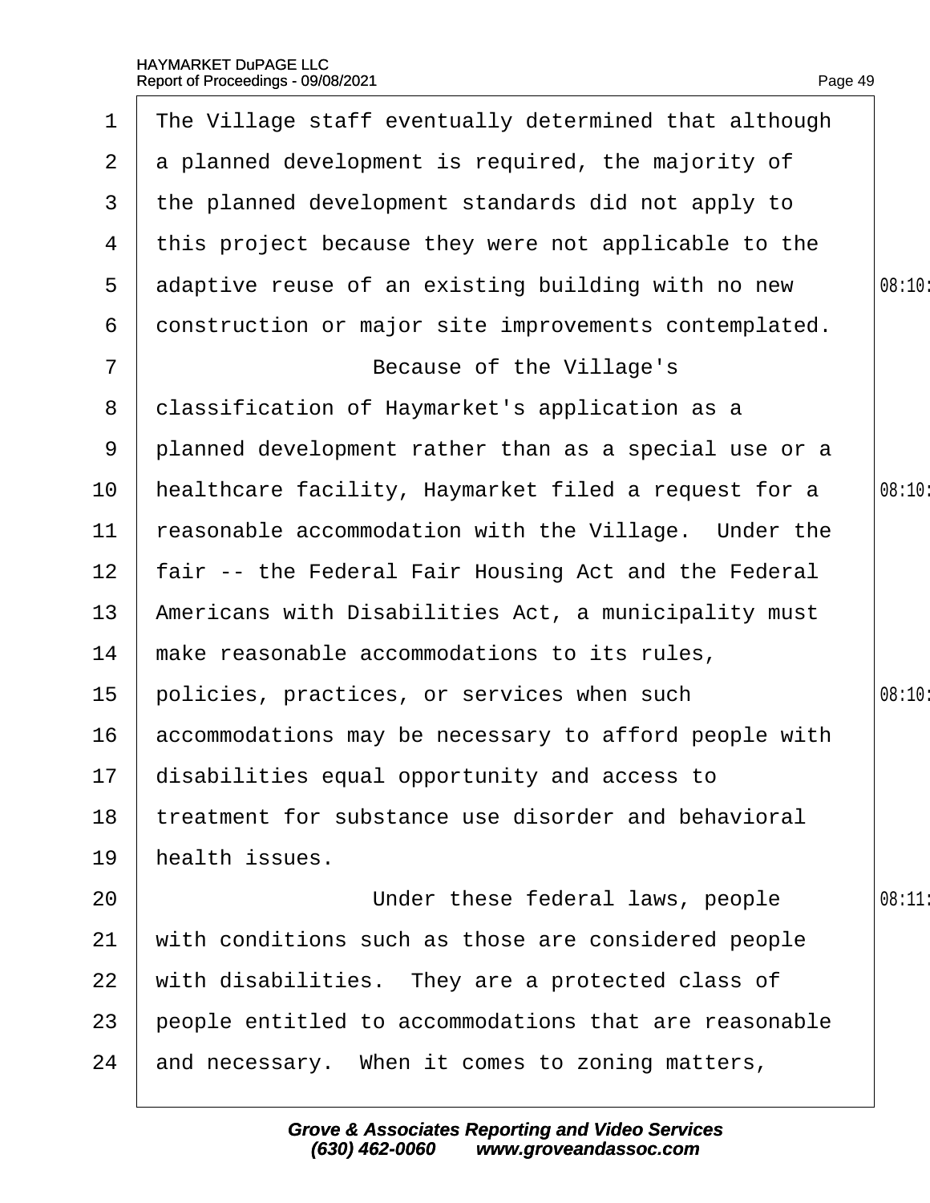The Village staff eventually determined that although a planned development is required, the majority of the planned development standards did not apply to this project because they were not applicable to the adaptive reuse of an existing building with no new construction or major site improvements contemplated.

Because of the Village's classification of Haymarket's application as a planned development rather than as a special use or a healthcare facility, Haymarket filed a request for a reasonable accommodation with the Village. Under the fair -- the Federal Fair Housing Act and the Federal Americans with Disabilities Act, a municipality must make reasonable accommodations to its rules, policies, practices, or services when such accommodations may be necessary to afford people with disabilities equal opportunity and access to treatment for substance use disorder and behavioral health issues.

Under these federal laws, people with conditions such as those are considered people with disabilities. They are a protected class of people entitled to accommodations that are reasonable and necessary. When it comes to zoning matters,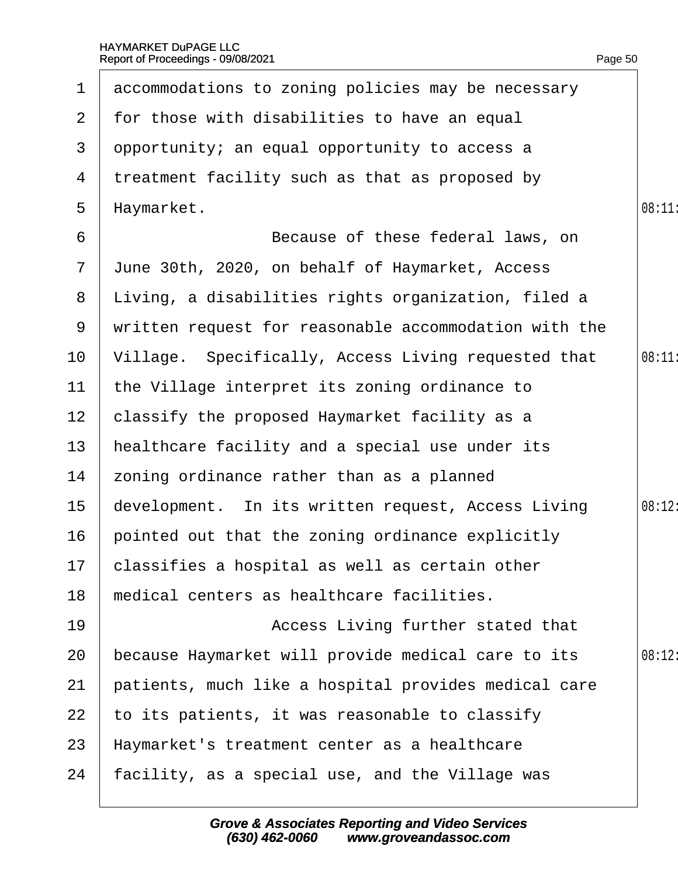accommodations to zoning policies may be necessary for those with disabilities to have an equal opportunity; an equal opportunity to access a treatment facility such as that as proposed by Haymarket.

Because of these federal laws, on June 30th, 2020, on behalf of Haymarket, Access Living, a disabilities rights organization, filed a written request for reasonable accommodation with the Village. Specifically, Access Living requested that the Village interpret its zoning ordinance to classify the proposed Haymarket facility as a healthcare facility and a special use under its zoning ordinance rather than as a planned development. In its written request, Access Living pointed out that the zoning ordinance explicitly classifies a hospital as well as certain other medical centers as healthcare facilities.

Access Living further stated that because Haymarket will provide medical care to its patients, much like a hospital provides medical care to its patients, it was reasonable to classify Haymarket's treatment center as a healthcare facility, as a special use, and the Village was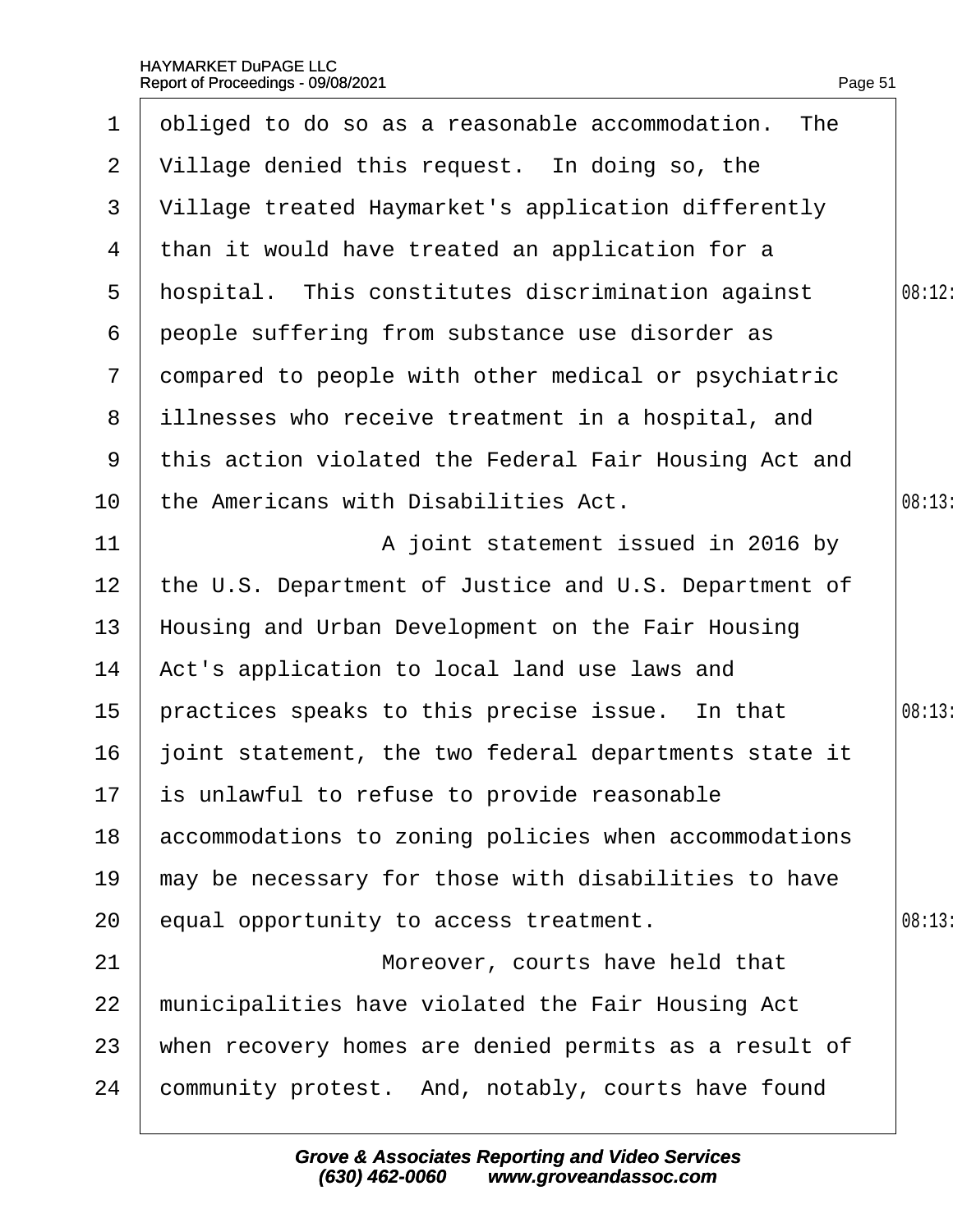obliged to do so as a reasonable accommodation. The Village denied this request. In doing so, the Village treated Haymarket's application differently than it would have treated an application for a hospital. This constitutes discrimination against people suffering from substance use disorder as compared to people with other medical or psychiatric illnesses who receive treatment in a hospital, and this action violated the Federal Fair Housing Act and the Americans with Disabilities Act.

A joint statement issued in 2016 by the U.S. Department of Justice and U.S. Department of Housing and Urban Development on the Fair Housing Act's application to local land use laws and practices speaks to this precise issue. In that joint statement, the two federal departments state it is unlawful to refuse to provide reasonable accommodations to zoning policies when accommodations may be necessary for those with disabilities to have equal opportunity to access treatment.

Moreover, courts have held that municipalities have violated the Fair Housing Act when recovery homes are denied permits as a result of community protest. And, notably, courts have found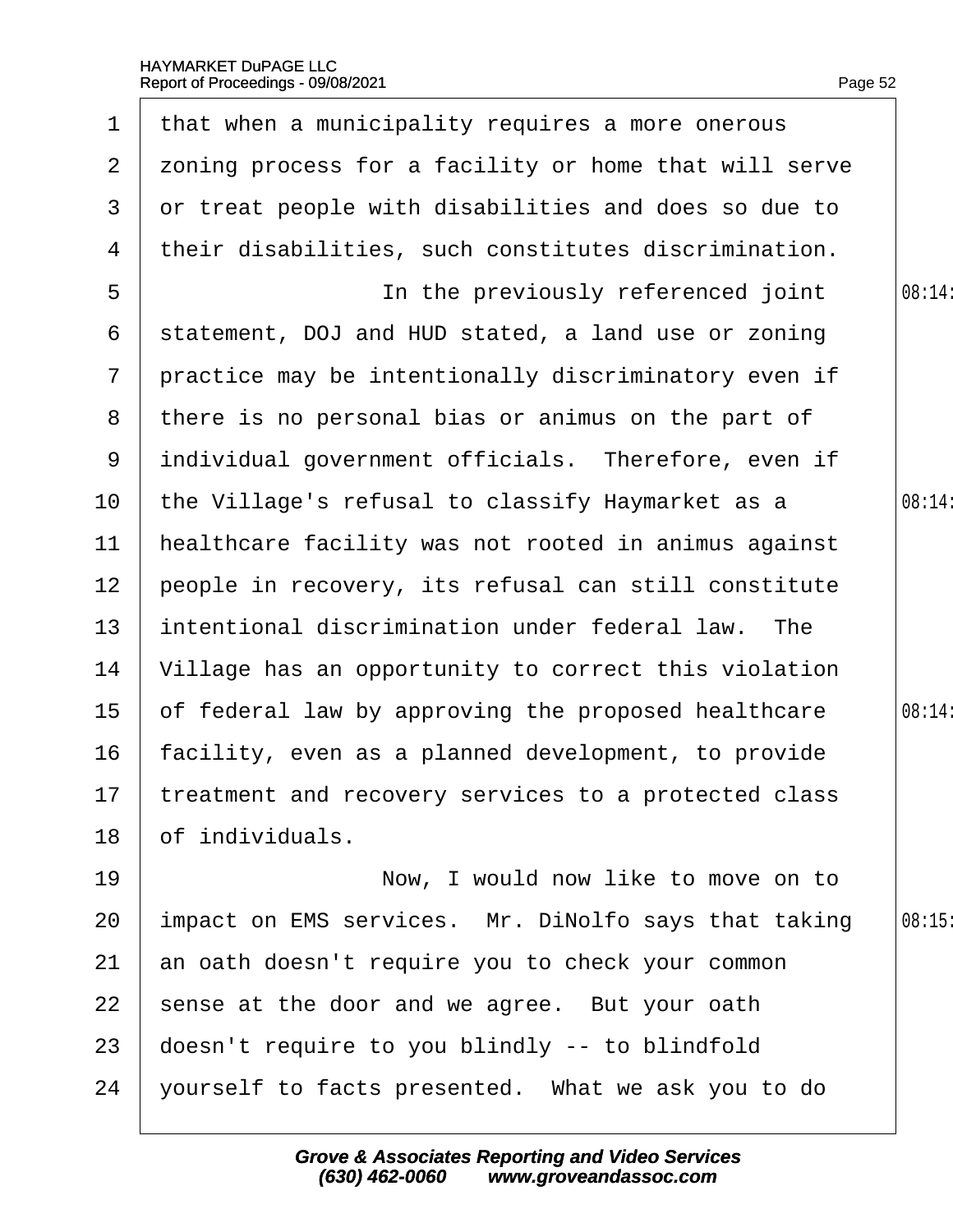that when a municipality requires a more onerous zoning process for a facility or home that will serve or treat people with disabilities and does so due to their disabilities, such constitutes discrimination.

In the previously referenced joint statement, DOJ and HUD stated, a land use or zoning practice may be intentionally discriminatory even if there is no personal bias or animus on the part of individual government officials. Therefore, even if the Village's refusal to classify Haymarket as a healthcare facility was not rooted in animus against people in recovery, its refusal can still constitute intentional discrimination under federal law. The Village has an opportunity to correct this violation of federal law by approving the proposed healthcare facility, even as a planned development, to provide treatment and recovery services to a protected class of individuals.

Now, I would now like to move on to impact on EMS services. Mr. DiNolfo says that taking an oath doesn't require you to check your common sense at the door and we agree. But your oath doesn't require to you blindly -- to blindfold yourself to facts presented. What we ask you to do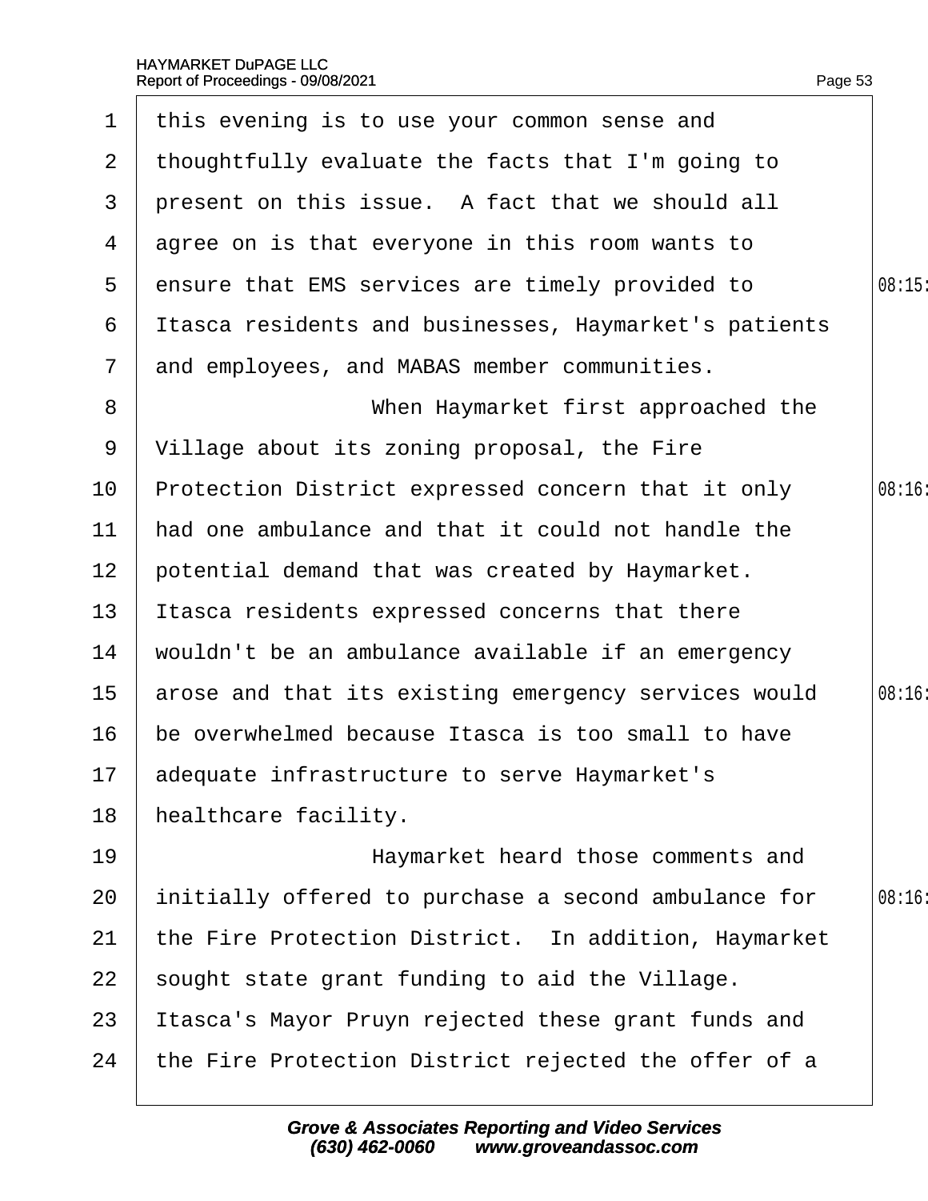this evening is to use your common sense and thoughtfully evaluate the facts that I'm going to present on this issue. A fact that we should all agree on is that everyone in this room wants to ensure that EMS services are timely provided to Itasca residents and businesses, Haymarket's patients and employees, and MABAS member communities.

When Haymarket first approached the Village about its zoning proposal, the Fire Protection District expressed concern that it only had one ambulance and that it could not handle the potential demand that was created by Haymarket. Itasca residents expressed concerns that there wouldn't be an ambulance available if an emergency arose and that its existing emergency services would be overwhelmed because Itasca is too small to have adequate infrastructure to serve Haymarket's healthcare facility.

Haymarket heard those comments and initially offered to purchase a second ambulance for the Fire Protection District. In addition, Haymarket sought state grant funding to aid the Village. Itasca's Mayor Pruyn rejected these grant funds and the Fire Protection District rejected the offer of a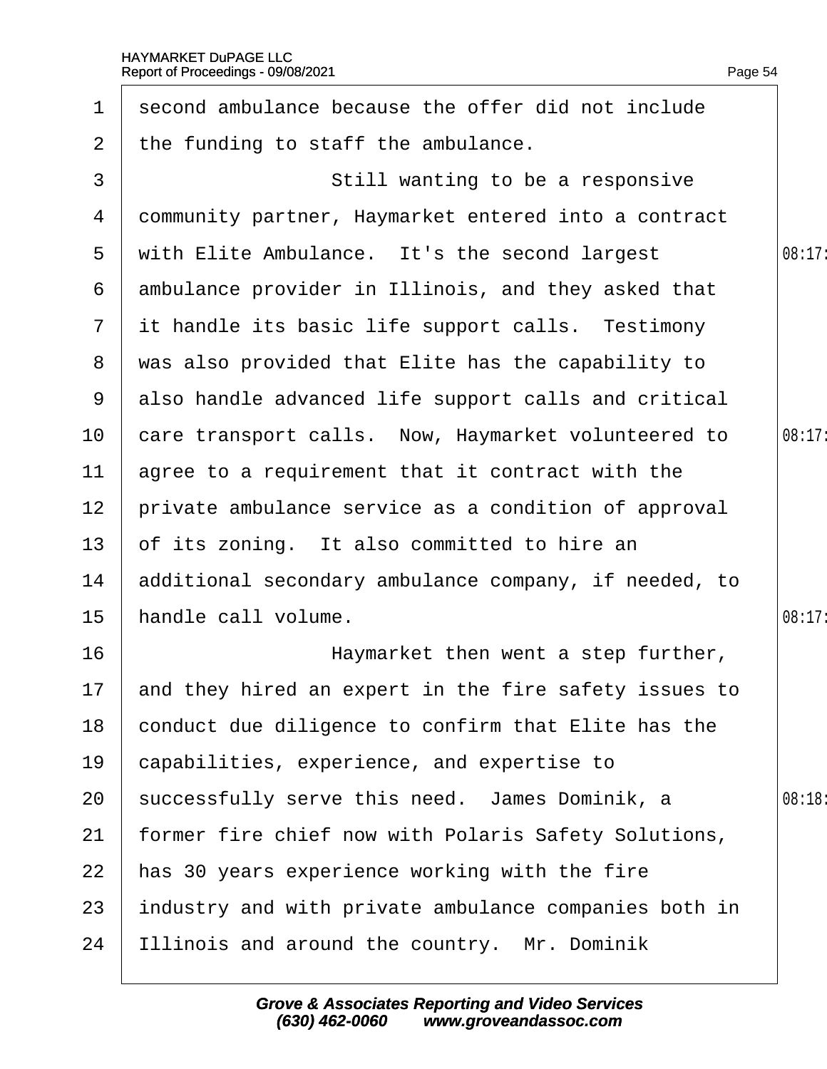second ambulance because the offer did not include the funding to staff the ambulance.

Still wanting to be a responsive community partner, Haymarket entered into a contract with Elite Ambulance. It's the second largest ambulance provider in Illinois, and they asked that it handle its basic life support calls. Testimony was also provided that Elite has the capability to also handle advanced life support calls and critical care transport calls. Now, Haymarket volunteered to agree to a requirement that it contract with the private ambulance service as a condition of approval of its zoning. It also committed to hire an additional secondary ambulance company, if needed, to handle call volume.

Haymarket then went a step further, and they hired an expert in the fire safety issues to conduct due diligence to confirm that Elite has the capabilities, experience, and expertise to successfully serve this need. James Dominik, a former fire chief now with Polaris Safety Solutions, has 30 years experience working with the fire industry and with private ambulance companies both in Illinois and around the country. Mr. Dominik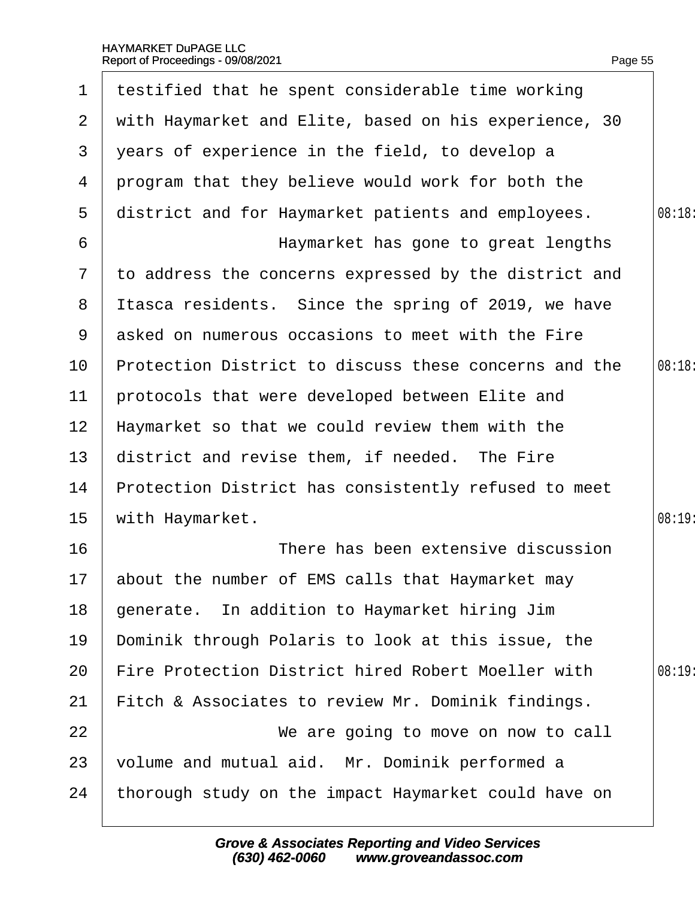testified that he spent considerable time working with Haymarket and Elite, based on his experience, 30 years of experience in the field, to develop a program that they believe would work for both the district and for Haymarket patients and employees.

Haymarket has gone to great lengths to address the concerns expressed by the district and Itasca residents. Since the spring of 2019, we have asked on numerous occasions to meet with the Fire Protection District to discuss these concerns and the protocols that were developed between Elite and Haymarket so that we could review them with the district and revise them, if needed. The Fire Protection District has consistently refused to meet with Haymarket.

There has been extensive discussion about the number of EMS calls that Haymarket may generate. In addition to Haymarket hiring Jim Dominik through Polaris to look at this issue, the Fire Protection District hired Robert Moeller with Fitch & Associates to review Mr. Dominik findings.

We are going to move on now to call volume and mutual aid. Mr. Dominik performed a thorough study on the impact Haymarket could have on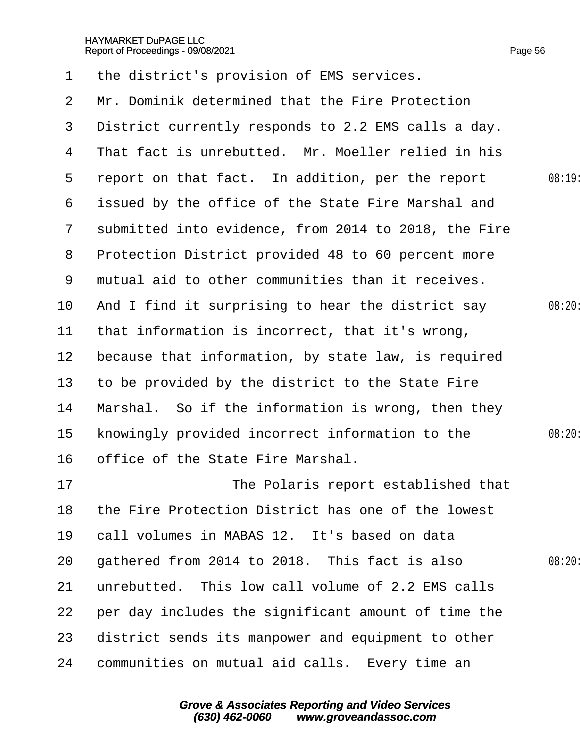the district's provision of EMS services. Mr. Dominik determined that the Fire Protection District currently responds to 2.2 EMS calls a day. That fact is unrebutted. Mr. Moeller relied in his report on that fact. In addition, per the report issued by the office of the State Fire Marshal and submitted into evidence, from 2014 to 2018, the Fire Protection District provided 48 to 60 percent more mutual aid to other communities than it receives. And I find it surprising to hear the district say that information is incorrect, that it's wrong, because that information, by state law, is required to be provided by the district to the State Fire Marshal. So if the information is wrong, then they knowingly provided incorrect information to the office of the State Fire Marshal.

The Polaris report established that the Fire Protection District has one of the lowest call volumes in MABAS 12. It's based on data gathered from 2014 to 2018. This fact is also unrebutted. This low call volume of 2.2 EMS calls per day includes the significant amount of time the district sends its manpower and equipment to other communities on mutual aid calls. Every time an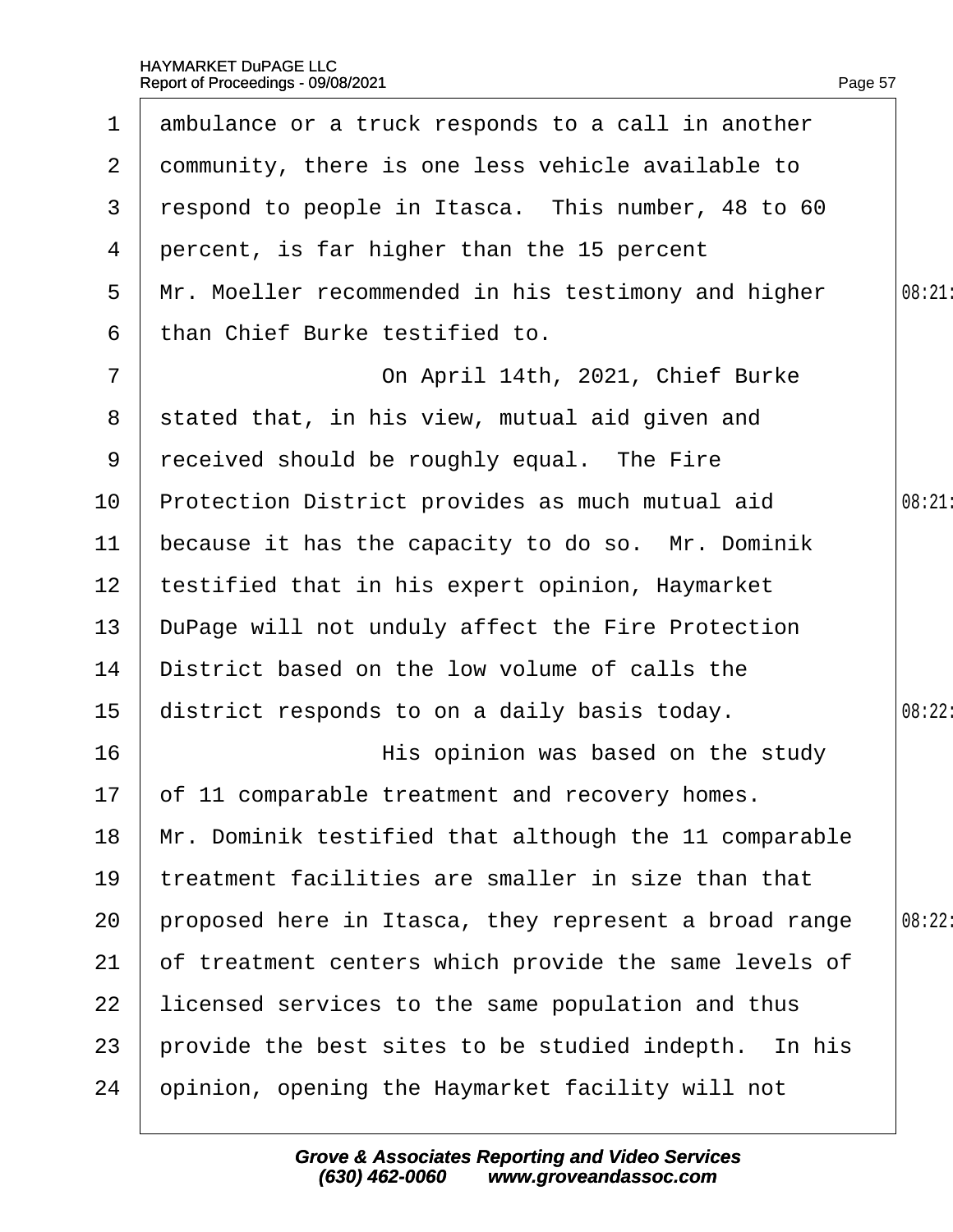ambulance or a truck responds to a call in another community, there is one less vehicle available to respond to people in Itasca. This number, 48 to 60 percent, is far higher than the 15 percent Mr. Moeller recommended in his testimony and higher than Chief Burke testified to.

On April 14th, 2021, Chief Burke stated that, in his view, mutual aid given and received should be roughly equal. The Fire Protection District provides as much mutual aid because it has the capacity to do so. Mr. Dominik testified that in his expert opinion, Haymarket DuPage will not unduly affect the Fire Protection District based on the low volume of calls the district responds to on a daily basis today.

His opinion was based on the study of 11 comparable treatment and recovery homes. Mr. Dominik testified that although the 11 comparable treatment facilities are smaller in size than that proposed here in Itasca, they represent a broad range of treatment centers which provide the same levels of licensed services to the same population and thus provide the best sites to be studied indepth. In his opinion, opening the Haymarket facility will not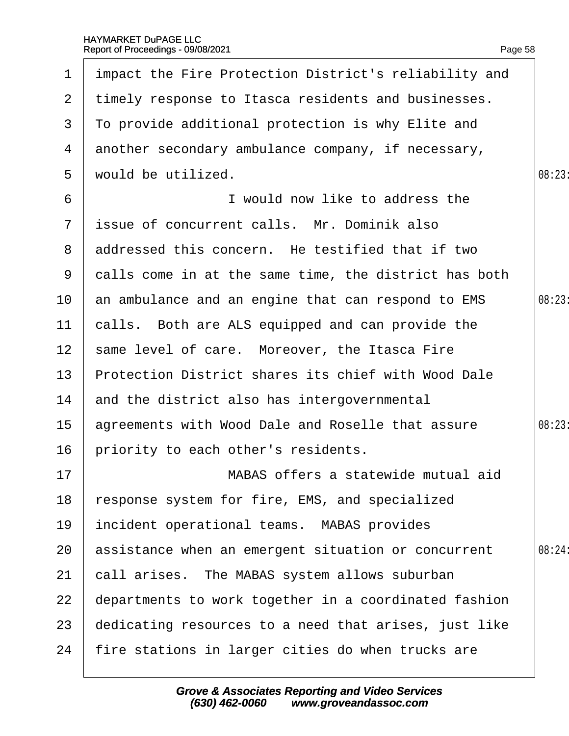impact the Fire Protection District's reliability and timely response to Itasca residents and businesses. To provide additional protection is why Elite and another secondary ambulance company, if necessary, would be utilized.

I would now like to address the issue of concurrent calls. Mr. Dominik also addressed this concern. He testified that if two calls come in at the same time, the district has both an ambulance and an engine that can respond to EMS calls. Both are ALS equipped and can provide the same level of care. Moreover, the Itasca Fire Protection District shares its chief with Wood Dale and the district also has intergovernmental agreements with Wood Dale and Roselle that assure priority to each other's residents.

MABAS offers a statewide mutual aid response system for fire, EMS, and specialized incident operational teams. MABAS provides assistance when an emergent situation or concurrent call arises. The MABAS system allows suburban departments to work together in a coordinated fashion dedicating resources to a need that arises, just like fire stations in larger cities do when trucks are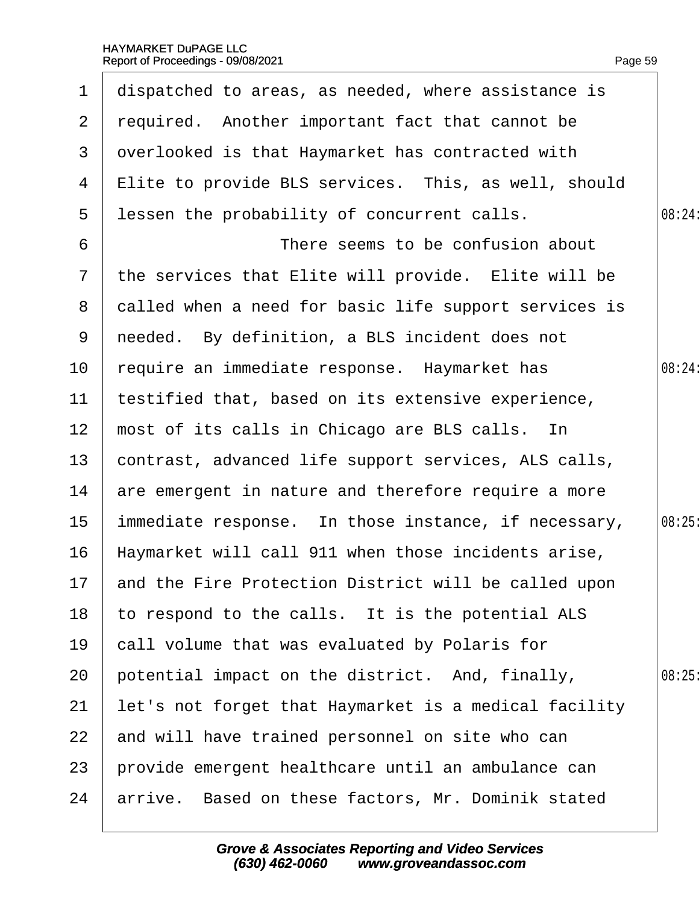dispatched to areas, as needed, where assistance is required. Another important fact that cannot be overlooked is that Haymarket has contracted with Elite to provide BLS services. This, as well, should lessen the probability of concurrent calls.

There seems to be confusion about the services that Elite will provide. Elite will be called when a need for basic life support services is needed. By definition, a BLS incident does not require an immediate response. Haymarket has testified that, based on its extensive experience, most of its calls in Chicago are BLS calls. In contrast, advanced life support services, ALS calls, are emergent in nature and therefore require a more immediate response. In those instance, if necessary, Haymarket will call 911 when those incidents arise, and the Fire Protection District will be called upon to respond to the calls. It is the potential ALS call volume that was evaluated by Polaris for potential impact on the district. And, finally, let's not forget that Haymarket is a medical facility and will have trained personnel on site who can provide emergent healthcare until an ambulance can arrive. Based on these factors, Mr. Dominik stated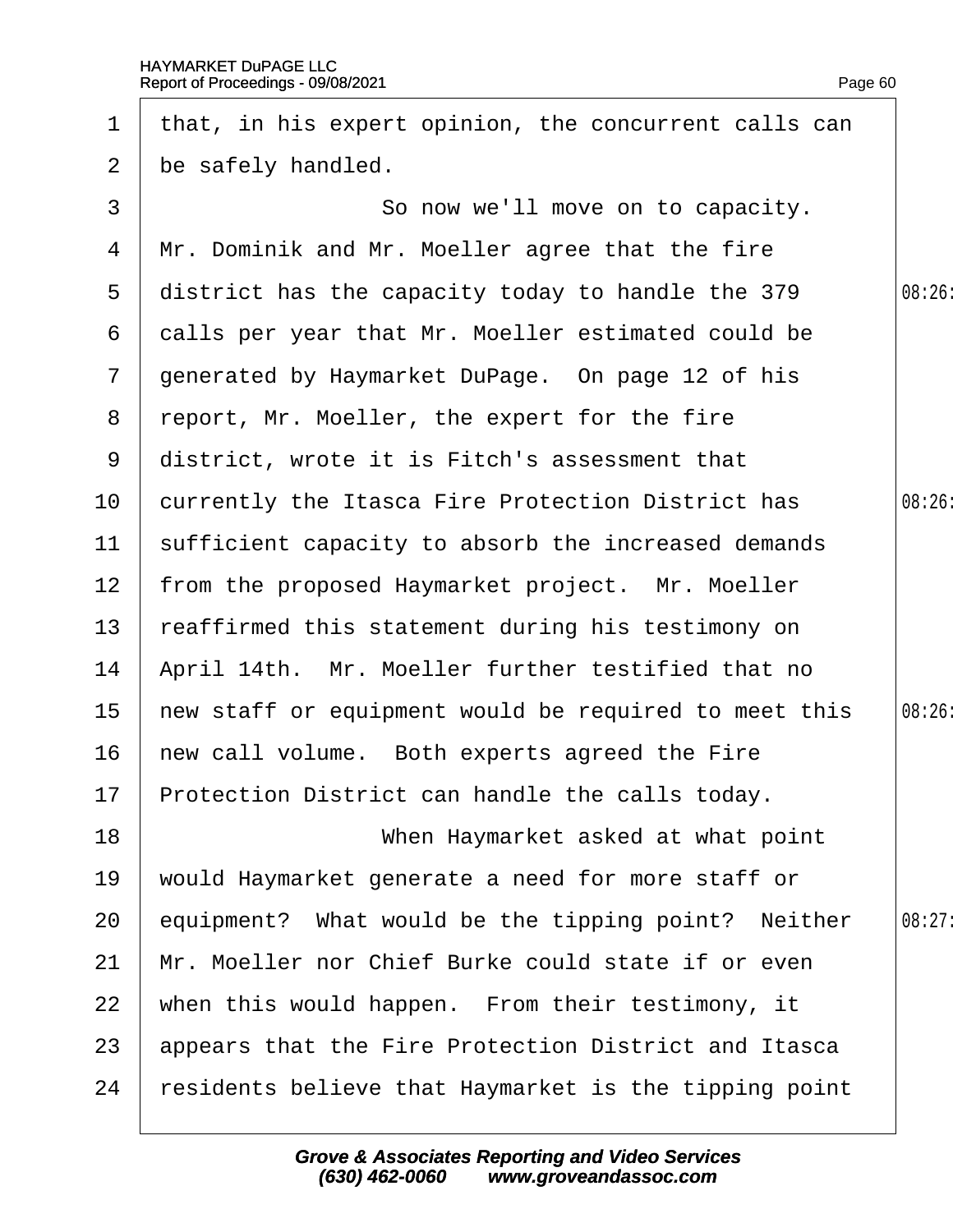that, in his expert opinion, the concurrent calls can be safely handled.

So now we'll move on to capacity. Mr. Dominik and Mr. Moeller agree that the fire district has the capacity today to handle the 379 calls per year that Mr. Moeller estimated could be generated by Haymarket DuPage. On page 12 of his report, Mr. Moeller, the expert for the fire district, wrote it is Fitch's assessment that currently the Itasca Fire Protection District has sufficient capacity to absorb the increased demands from the proposed Haymarket project. Mr. Moeller reaffirmed this statement during his testimony on April 14th. Mr. Moeller further testified that no new staff or equipment would be required to meet this new call volume. Both experts agreed the Fire Protection District can handle the calls today.

When Haymarket asked at what point would Haymarket generate a need for more staff or equipment? What would be the tipping point? Neither Mr. Moeller nor Chief Burke could state if or even when this would happen. From their testimony, it appears that the Fire Protection District and Itasca residents believe that Haymarket is the tipping point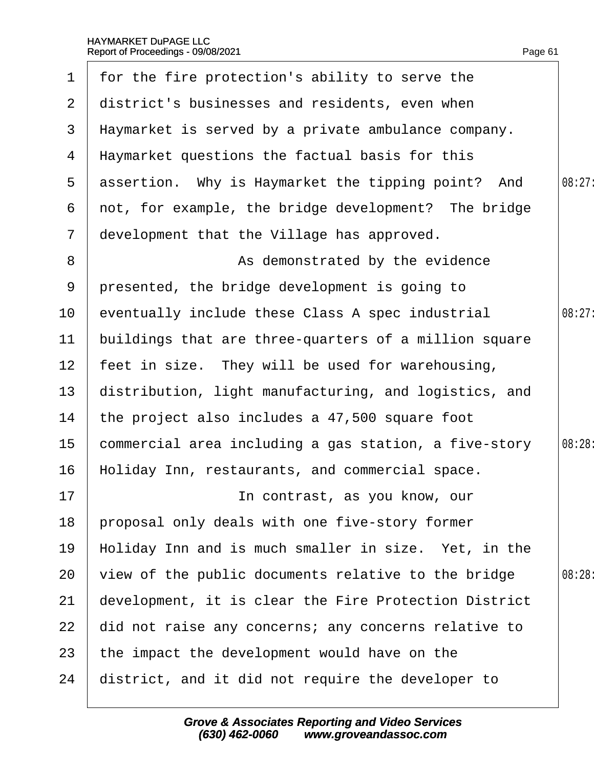1 for the fire protection's ability to serve the
2 district's businesses and residents, even when
3 Haymarket is served by a private ambulance company.
4 Haymarket questions the factual basis for this
5 assertion. Why is Haymarket the tipping point? And
6 not, for example, the bridge development? The bridge
7 development that the Village has approved.
8 As demonstrated by the evidence
9 presented, the bridge development is going to
10 eventually include these Class A spec industrial
11 buildings that are three-quarters of a million square
12 feet in size. They will be used for warehousing,
13 distribution, light manufacturing, and logistics, and
14 the project also includes a 47,500 square foot
15 commercial area including a gas station, a five-story
16 Holiday Inn, restaurants, and commercial space.
17 In contrast, as you know, our
18 proposal only deals with one five-story former
19 Holiday Inn and is much smaller in size. Yet, in the
20 view of the public documents relative to the bridge
21 development, it is clear the Fire Protection District
22 did not raise any concerns; any concerns relative to
23 the impact the development would have on the
24 district, and it did not require the developer to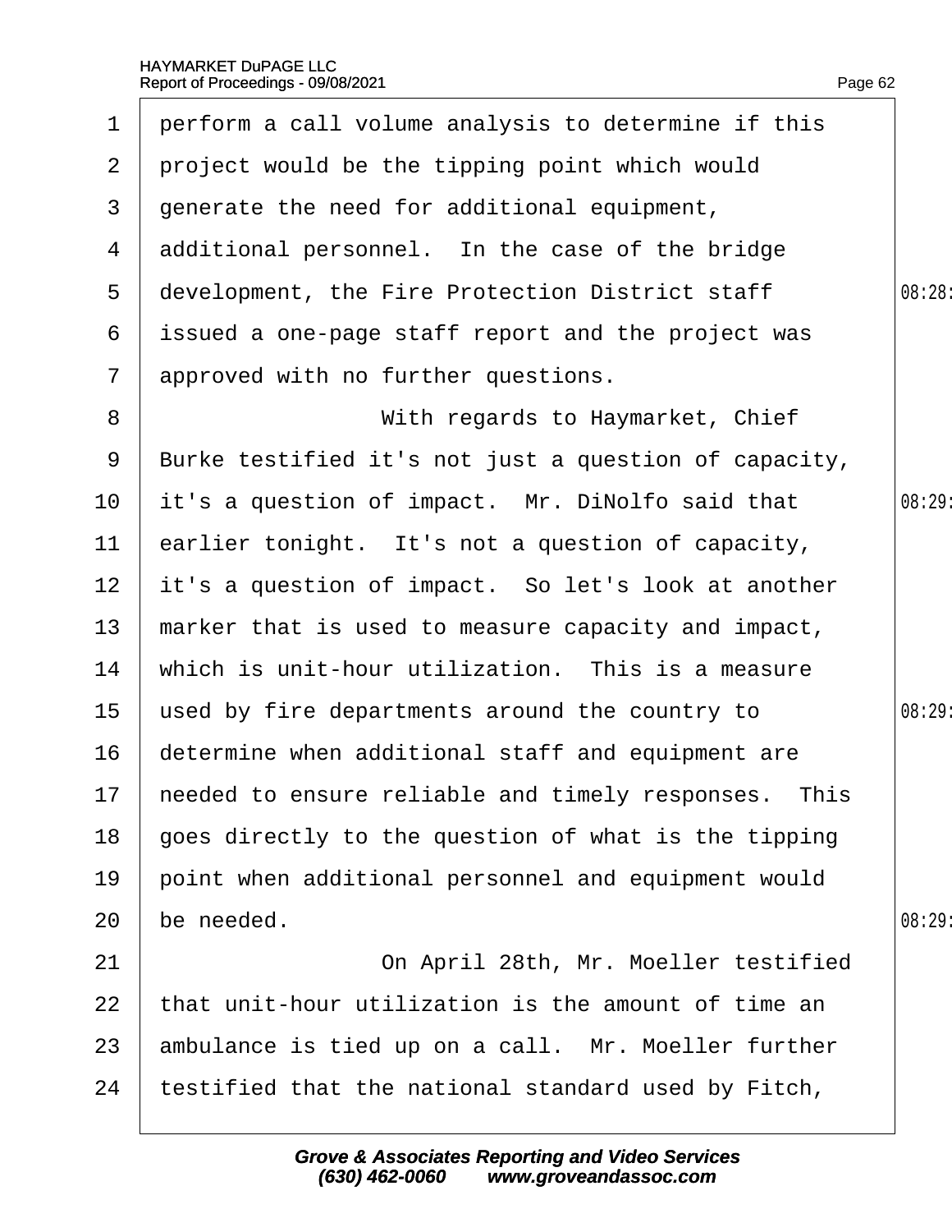perform a call volume analysis to determine if this project would be the tipping point which would generate the need for additional equipment, additional personnel. In the case of the bridge development, the Fire Protection District staff issued a one-page staff report and the project was approved with no further questions.

With regards to Haymarket, Chief Burke testified it's not just a question of capacity, it's a question of impact. Mr. DiNolfo said that earlier tonight. It's not a question of capacity, it's a question of impact. So let's look at another marker that is used to measure capacity and impact, which is unit-hour utilization. This is a measure used by fire departments around the country to determine when additional staff and equipment are needed to ensure reliable and timely responses. This goes directly to the question of what is the tipping point when additional personnel and equipment would be needed.

On April 28th, Mr. Moeller testified that unit-hour utilization is the amount of time an ambulance is tied up on a call. Mr. Moeller further testified that the national standard used by Fitch,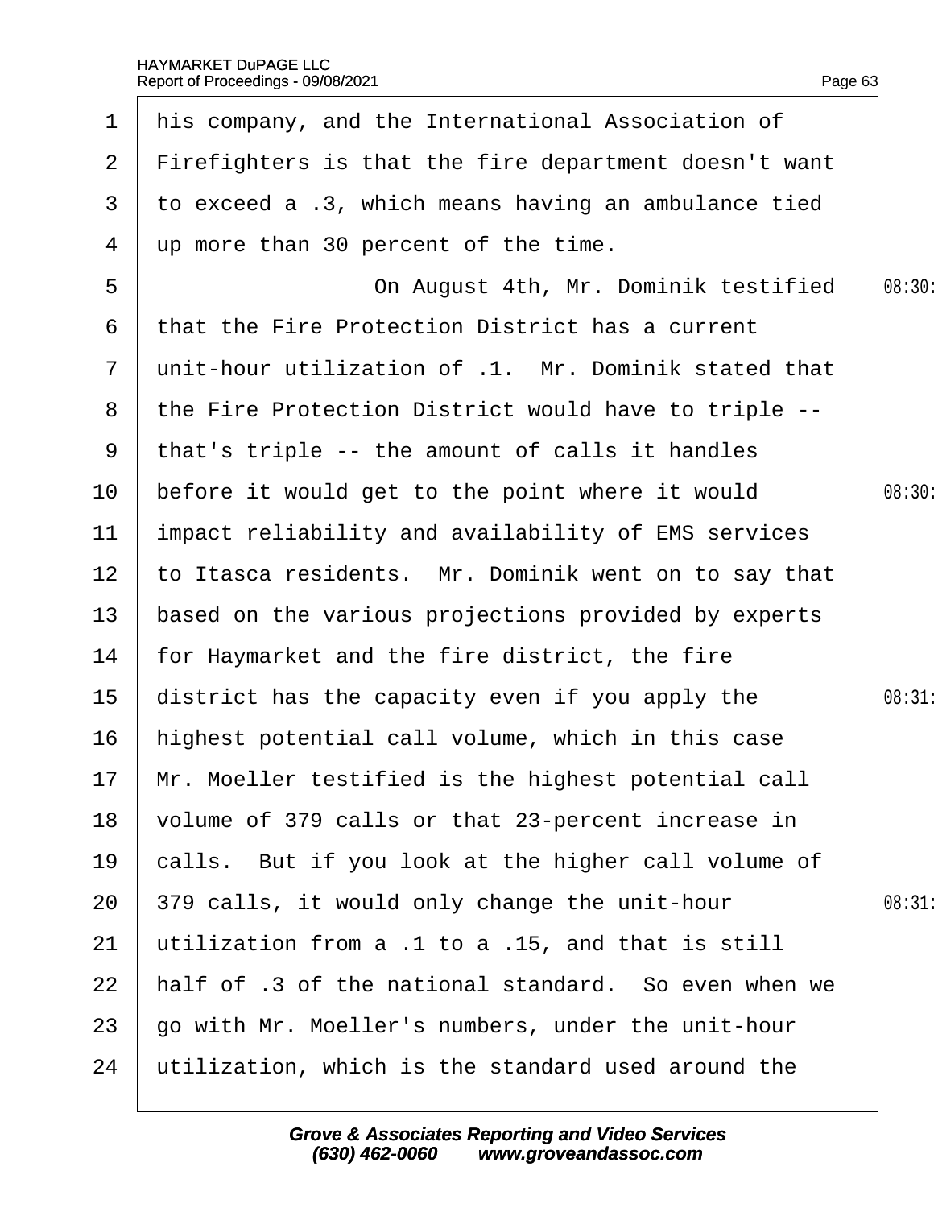his company, and the International Association of Firefighters is that the fire department doesn't want to exceed a .3, which means having an ambulance tied up more than 30 percent of the time.

On August 4th, Mr. Dominik testified that the Fire Protection District has a current unit-hour utilization of .1. Mr. Dominik stated that the Fire Protection District would have to triple -- that's triple -- the amount of calls it handles before it would get to the point where it would impact reliability and availability of EMS services to Itasca residents. Mr. Dominik went on to say that based on the various projections provided by experts for Haymarket and the fire district, the fire district has the capacity even if you apply the highest potential call volume, which in this case Mr. Moeller testified is the highest potential call volume of 379 calls or that 23-percent increase in calls. But if you look at the higher call volume of 379 calls, it would only change the unit-hour utilization from a .1 to a .15, and that is still half of .3 of the national standard. So even when we go with Mr. Moeller's numbers, under the unit-hour utilization, which is the standard used around the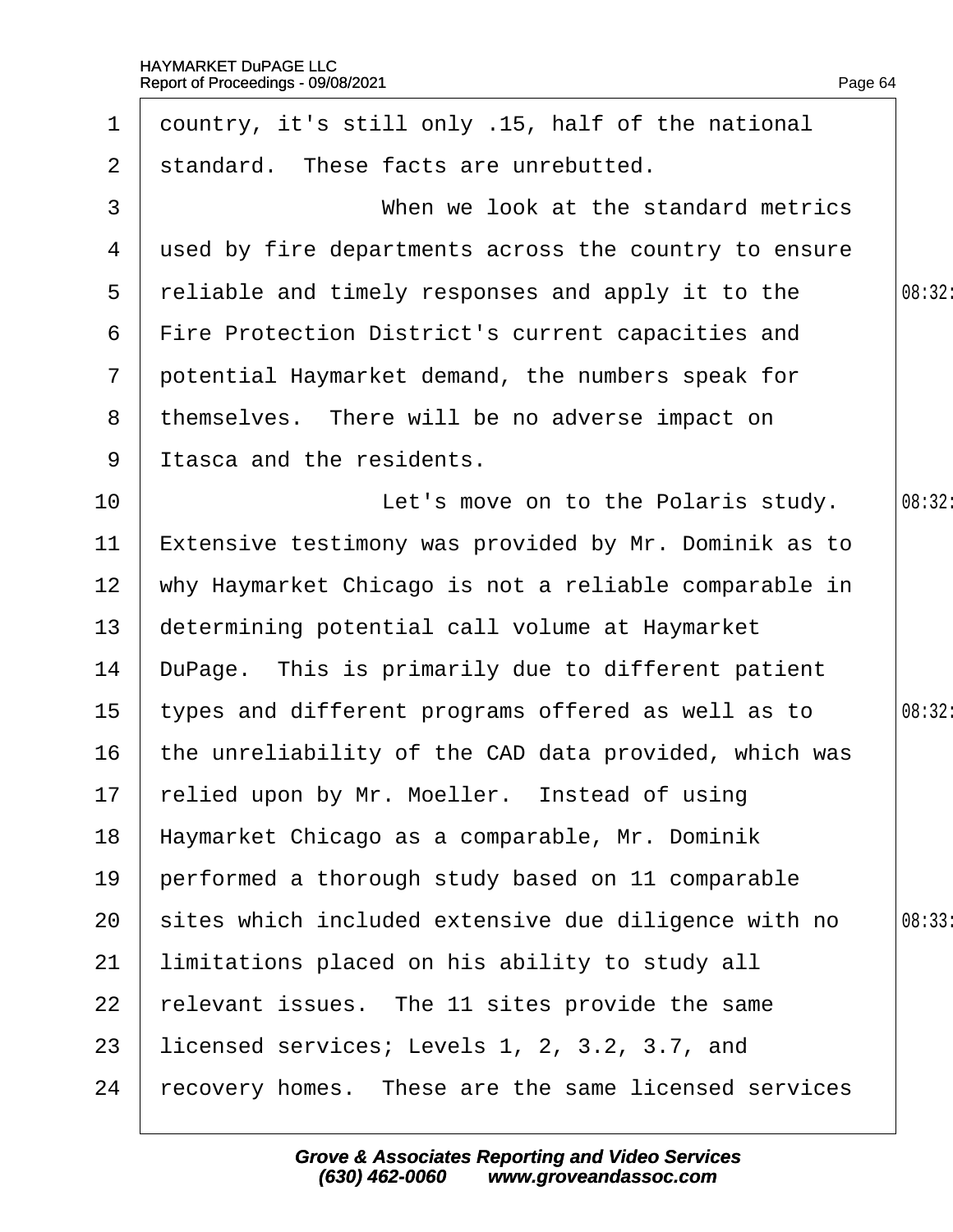country, it's still only .15, half of the national standard. These facts are unrebutted.

When we look at the standard metrics used by fire departments across the country to ensure reliable and timely responses and apply it to the Fire Protection District's current capacities and potential Haymarket demand, the numbers speak for themselves. There will be no adverse impact on Itasca and the residents.

Let's move on to the Polaris study. Extensive testimony was provided by Mr. Dominik as to why Haymarket Chicago is not a reliable comparable in determining potential call volume at Haymarket DuPage. This is primarily due to different patient types and different programs offered as well as to the unreliability of the CAD data provided, which was relied upon by Mr. Moeller. Instead of using Haymarket Chicago as a comparable, Mr. Dominik performed a thorough study based on 11 comparable sites which included extensive due diligence with no limitations placed on his ability to study all relevant issues. The 11 sites provide the same licensed services; Levels 1, 2, 3.2, 3.7, and recovery homes. These are the same licensed services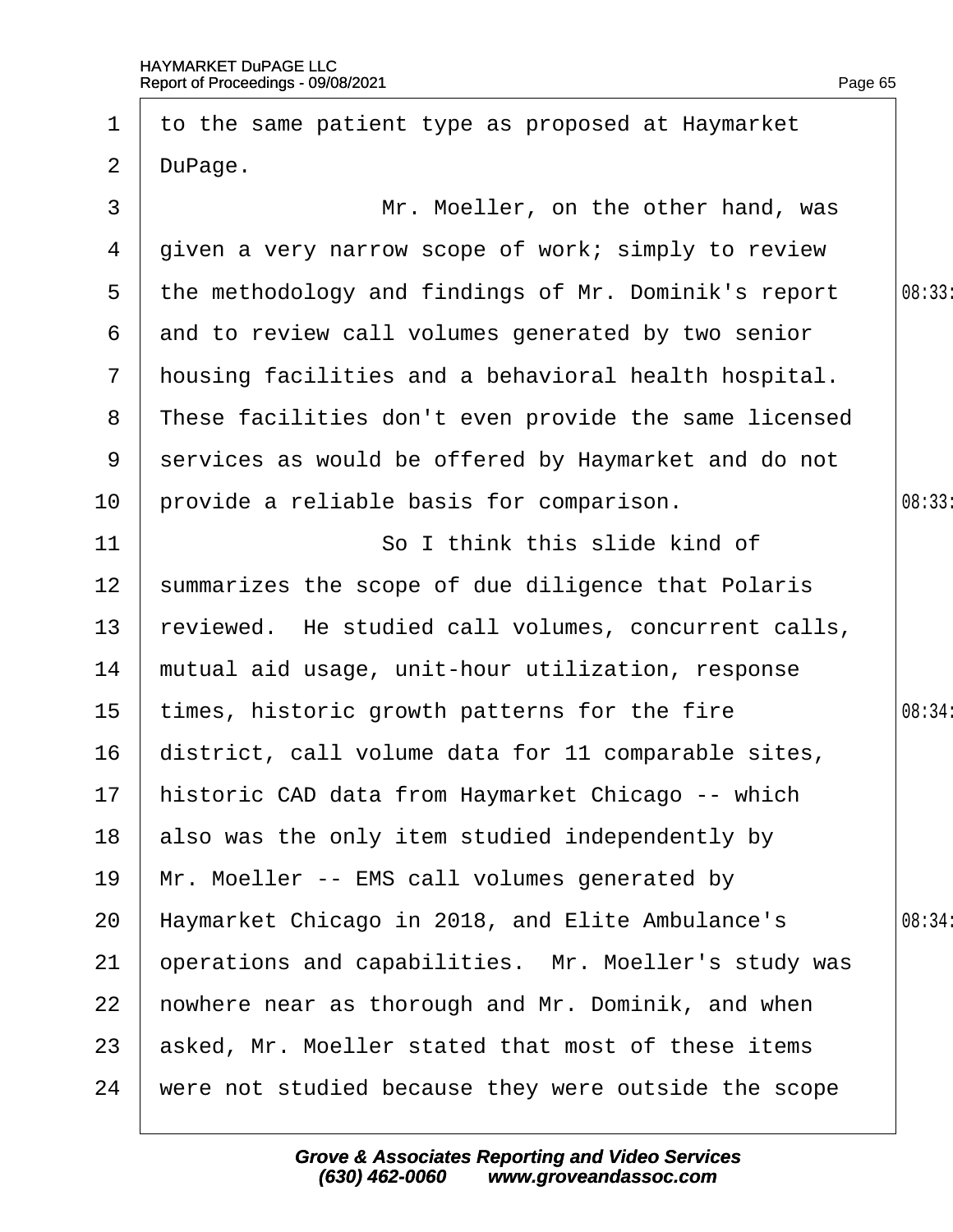to the same patient type as proposed at Haymarket DuPage.

Mr. Moeller, on the other hand, was given a very narrow scope of work; simply to review the methodology and findings of Mr. Dominik's report and to review call volumes generated by two senior housing facilities and a behavioral health hospital. These facilities don't even provide the same licensed services as would be offered by Haymarket and do not provide a reliable basis for comparison.

So I think this slide kind of summarizes the scope of due diligence that Polaris reviewed. He studied call volumes, concurrent calls, mutual aid usage, unit-hour utilization, response times, historic growth patterns for the fire district, call volume data for 11 comparable sites, historic CAD data from Haymarket Chicago -- which also was the only item studied independently by Mr. Moeller -- EMS call volumes generated by Haymarket Chicago in 2018, and Elite Ambulance's operations and capabilities. Mr. Moeller's study was nowhere near as thorough and Mr. Dominik, and when asked, Mr. Moeller stated that most of these items were not studied because they were outside the scope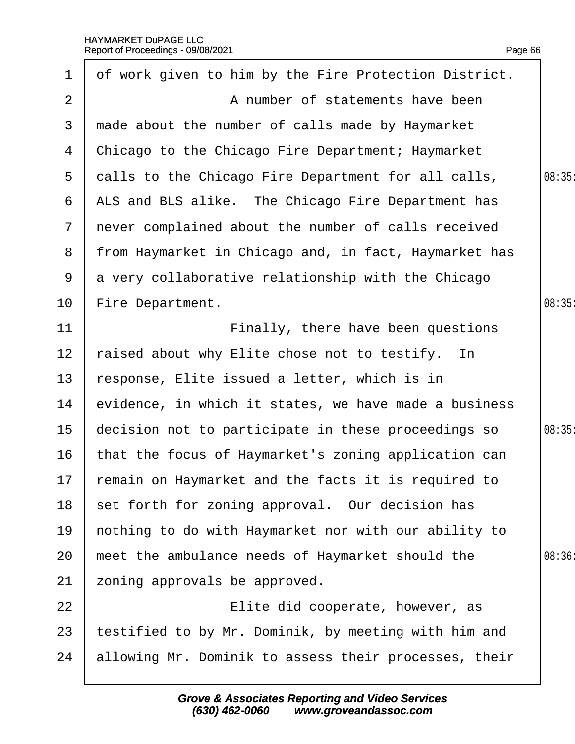of work given to him by the Fire Protection District.

A number of statements have been made about the number of calls made by Haymarket Chicago to the Chicago Fire Department; Haymarket calls to the Chicago Fire Department for all calls, ALS and BLS alike. The Chicago Fire Department has never complained about the number of calls received from Haymarket in Chicago and, in fact, Haymarket has a very collaborative relationship with the Chicago Fire Department.

Finally, there have been questions raised about why Elite chose not to testify. In response, Elite issued a letter, which is in evidence, in which it states, we have made a business decision not to participate in these proceedings so that the focus of Haymarket's zoning application can remain on Haymarket and the facts it is required to set forth for zoning approval. Our decision has nothing to do with Haymarket nor with our ability to meet the ambulance needs of Haymarket should the zoning approvals be approved.

Elite did cooperate, however, as testified to by Mr. Dominik, by meeting with him and allowing Mr. Dominik to assess their processes, their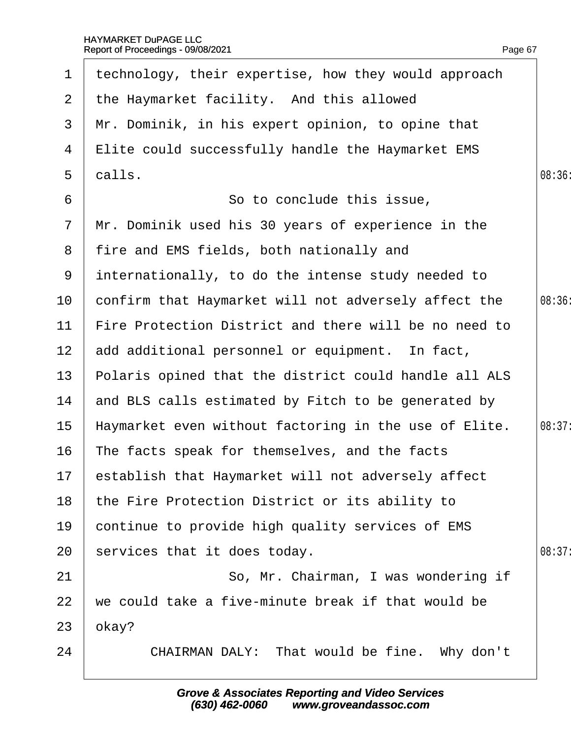technology, their expertise, how they would approach the Haymarket facility. And this allowed Mr. Dominik, in his expert opinion, to opine that Elite could successfully handle the Haymarket EMS calls.

So to conclude this issue, Mr. Dominik used his 30 years of experience in the fire and EMS fields, both nationally and internationally, to do the intense study needed to confirm that Haymarket will not adversely affect the Fire Protection District and there will be no need to add additional personnel or equipment. In fact, Polaris opined that the district could handle all ALS and BLS calls estimated by Fitch to be generated by Haymarket even without factoring in the use of Elite. The facts speak for themselves, and the facts establish that Haymarket will not adversely affect the Fire Protection District or its ability to continue to provide high quality services of EMS services that it does today.

So, Mr. Chairman, I was wondering if we could take a five-minute break if that would be okay?

CHAIRMAN DALY: That would be fine. Why don't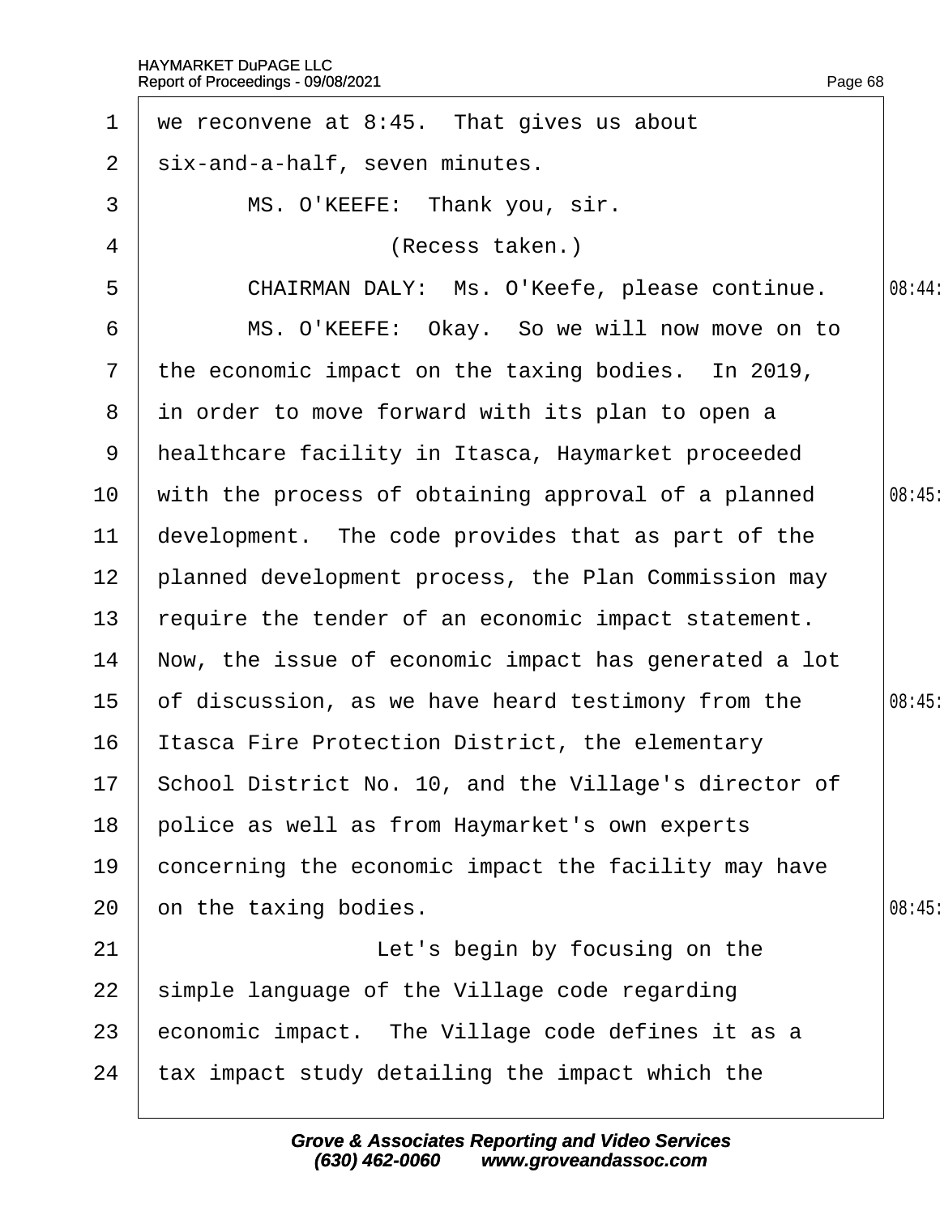we reconvene at 8:45. That gives us about six-and-a-half, seven minutes.

MS. O'KEEFE: Thank you, sir.

(Recess taken.)

CHAIRMAN DALY: Ms. O'Keefe, please continue.

MS. O'KEEFE: Okay. So we will now move on to the economic impact on the taxing bodies. In 2019, in order to move forward with its plan to open a healthcare facility in Itasca, Haymarket proceeded with the process of obtaining approval of a planned development. The code provides that as part of the planned development process, the Plan Commission may require the tender of an economic impact statement. Now, the issue of economic impact has generated a lot of discussion, as we have heard testimony from the Itasca Fire Protection District, the elementary School District No. 10, and the Village's director of police as well as from Haymarket's own experts concerning the economic impact the facility may have on the taxing bodies.

Let's begin by focusing on the simple language of the Village code regarding economic impact. The Village code defines it as a tax impact study detailing the impact which the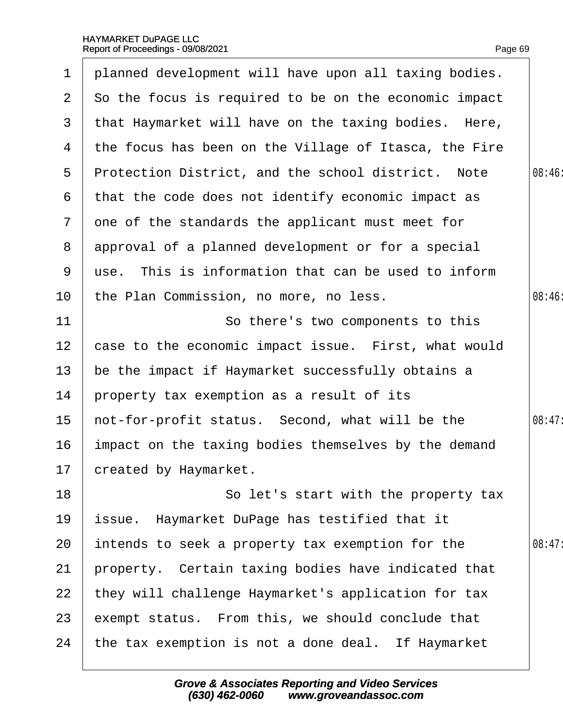planned development will have upon all taxing bodies. So the focus is required to be on the economic impact that Haymarket will have on the taxing bodies. Here, the focus has been on the Village of Itasca, the Fire Protection District, and the school district. Note that the code does not identify economic impact as one of the standards the applicant must meet for approval of a planned development or for a special use. This is information that can be used to inform the Plan Commission, no more, no less.

So there's two components to this case to the economic impact issue. First, what would be the impact if Haymarket successfully obtains a property tax exemption as a result of its not-for-profit status. Second, what will be the impact on the taxing bodies themselves by the demand created by Haymarket.

So let's start with the property tax issue. Haymarket DuPage has testified that it intends to seek a property tax exemption for the property. Certain taxing bodies have indicated that they will challenge Haymarket's application for tax exempt status. From this, we should conclude that the tax exemption is not a done deal. If Haymarket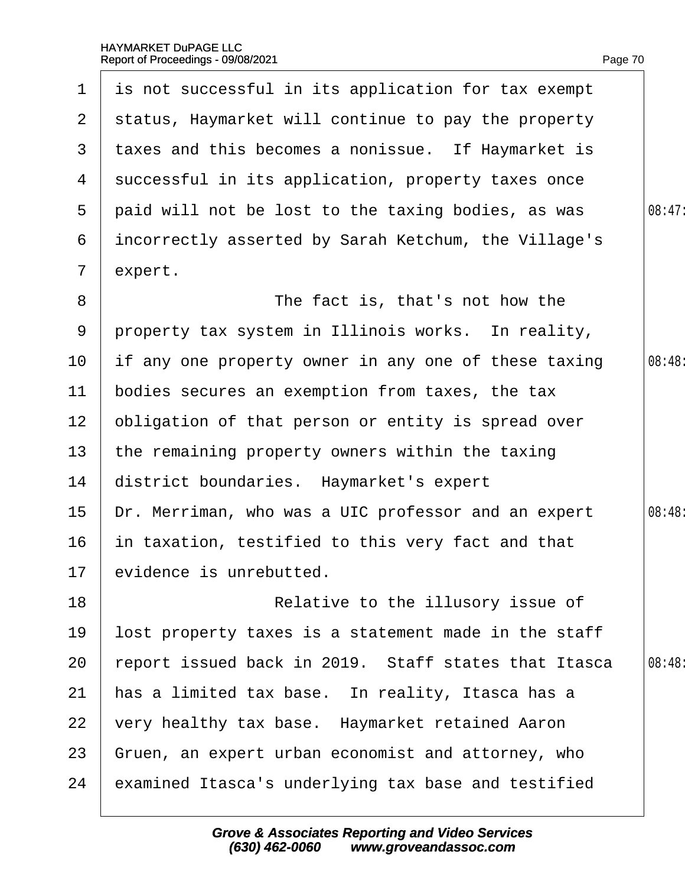1 is not successful in its application for tax exempt
2 status, Haymarket will continue to pay the property
3 taxes and this becomes a nonissue. If Haymarket is
4 successful in its application, property taxes once
5 paid will not be lost to the taxing bodies, as was 08:47
6 incorrectly asserted by Sarah Ketchum, the Village's
7 expert.
8 The fact is, that's not how the
9 property tax system in Illinois works. In reality,
10 if any one property owner in any one of these taxing 08:48
11 bodies secures an exemption from taxes, the tax
12 obligation of that person or entity is spread over
13 the remaining property owners within the taxing
14 district boundaries. Haymarket's expert
15 Dr. Merriman, who was a UIC professor and an expert 08:48
16 in taxation, testified to this very fact and that
17 evidence is unrebutted.
18 Relative to the illusory issue of
19 lost property taxes is a statement made in the staff
20 report issued back in 2019. Staff states that Itasca 08:48
21 has a limited tax base. In reality, Itasca has a
22 very healthy tax base. Haymarket retained Aaron
23 Gruen, an expert urban economist and attorney, who
24 examined Itasca's underlying tax base and testified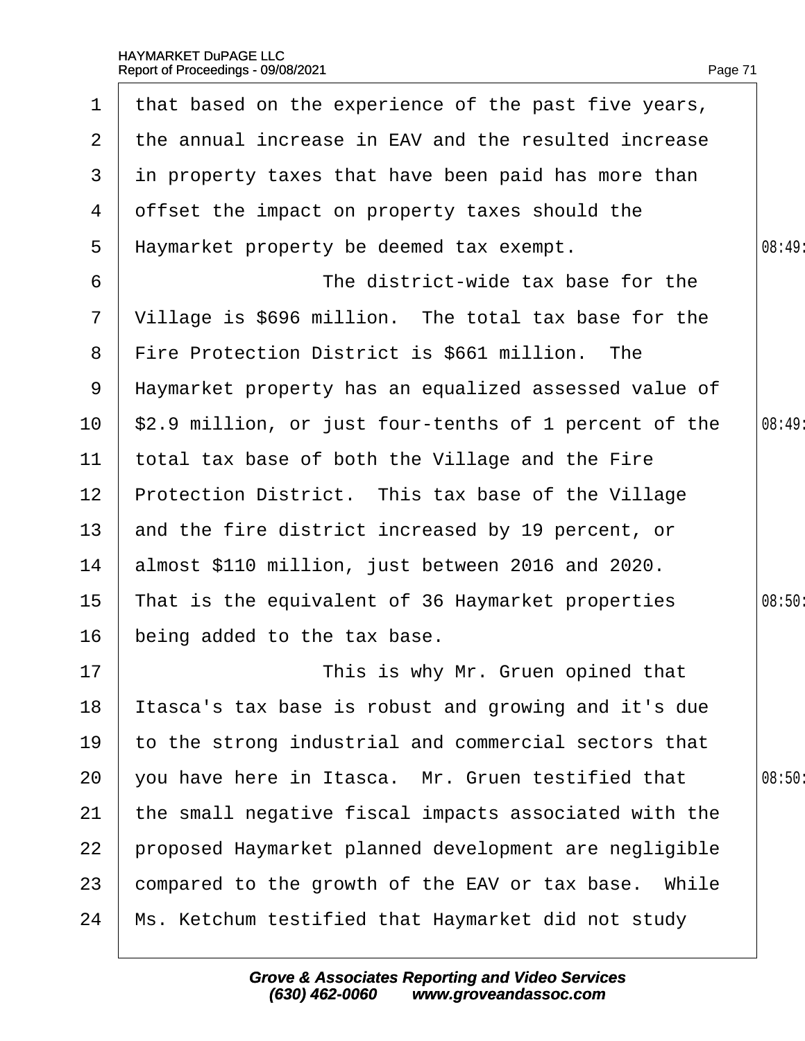that based on the experience of the past five years, the annual increase in EAV and the resulted increase in property taxes that have been paid has more than offset the impact on property taxes should the Haymarket property be deemed tax exempt.

The district-wide tax base for the Village is $696 million. The total tax base for the Fire Protection District is $661 million. The Haymarket property has an equalized assessed value of $2.9 million, or just four-tenths of 1 percent of the total tax base of both the Village and the Fire Protection District. This tax base of the Village and the fire district increased by 19 percent, or almost $110 million, just between 2016 and 2020. That is the equivalent of 36 Haymarket properties being added to the tax base.

This is why Mr. Gruen opined that Itasca's tax base is robust and growing and it's due to the strong industrial and commercial sectors that you have here in Itasca. Mr. Gruen testified that the small negative fiscal impacts associated with the proposed Haymarket planned development are negligible compared to the growth of the EAV or tax base. While Ms. Ketchum testified that Haymarket did not study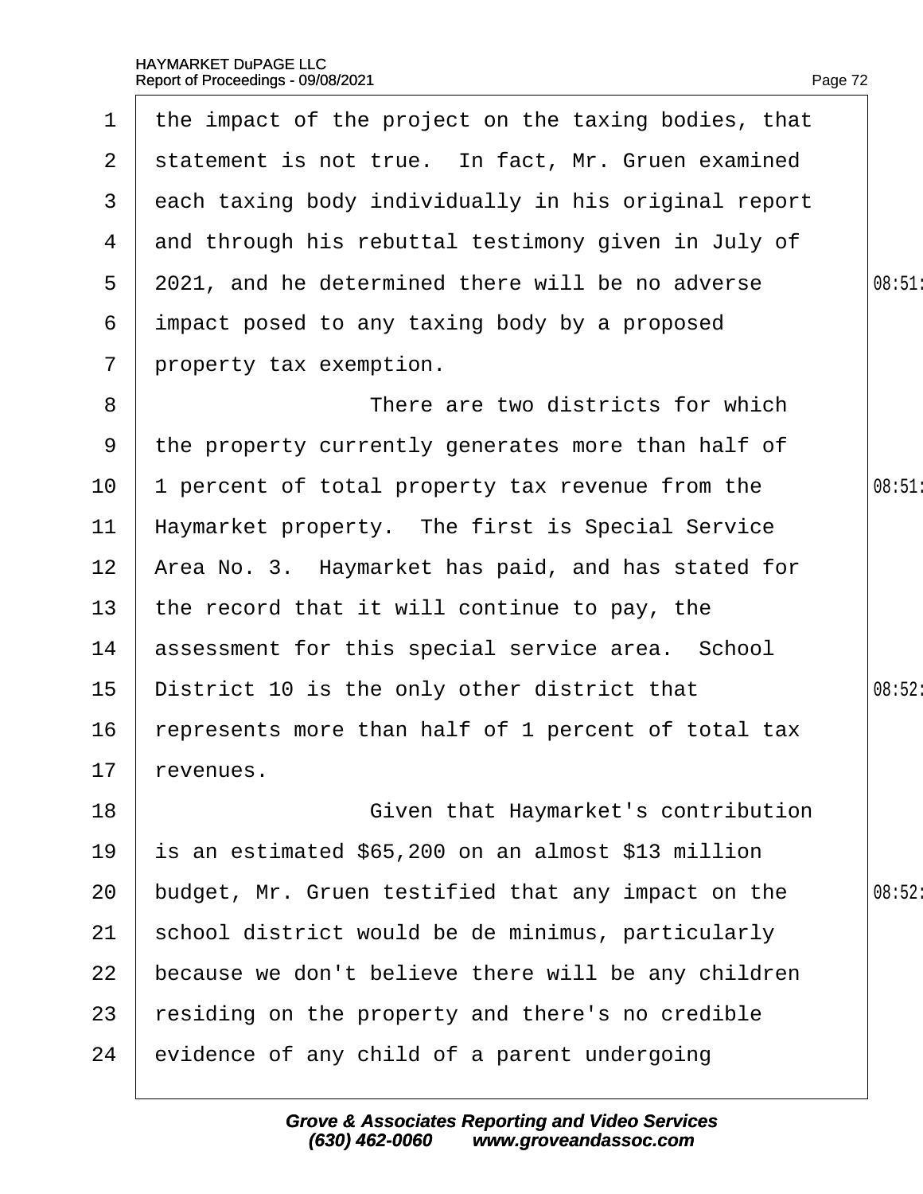the impact of the project on the taxing bodies, that statement is not true. In fact, Mr. Gruen examined each taxing body individually in his original report and through his rebuttal testimony given in July of 2021, and he determined there will be no adverse impact posed to any taxing body by a proposed property tax exemption.

There are two districts for which the property currently generates more than half of 1 percent of total property tax revenue from the Haymarket property. The first is Special Service Area No. 3. Haymarket has paid, and has stated for the record that it will continue to pay, the assessment for this special service area. School District 10 is the only other district that represents more than half of 1 percent of total tax revenues.

Given that Haymarket's contribution is an estimated $65,200 on an almost $13 million budget, Mr. Gruen testified that any impact on the school district would be de minimus, particularly because we don't believe there will be any children residing on the property and there's no credible evidence of any child of a parent undergoing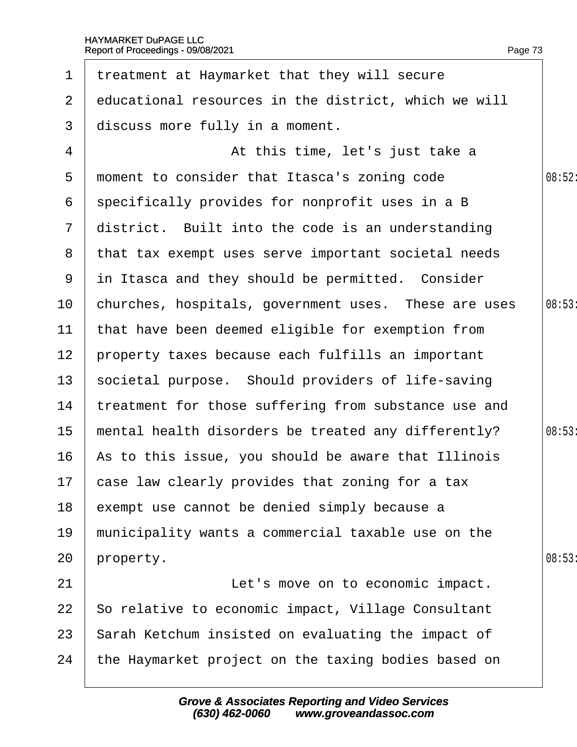treatment at Haymarket that they will secure educational resources in the district, which we will discuss more fully in a moment.

At this time, let's just take a moment to consider that Itasca's zoning code specifically provides for nonprofit uses in a B district. Built into the code is an understanding that tax exempt uses serve important societal needs in Itasca and they should be permitted. Consider churches, hospitals, government uses. These are uses that have been deemed eligible for exemption from property taxes because each fulfills an important societal purpose. Should providers of life-saving treatment for those suffering from substance use and mental health disorders be treated any differently? As to this issue, you should be aware that Illinois case law clearly provides that zoning for a tax exempt use cannot be denied simply because a municipality wants a commercial taxable use on the property.

Let's move on to economic impact. So relative to economic impact, Village Consultant Sarah Ketchum insisted on evaluating the impact of the Haymarket project on the taxing bodies based on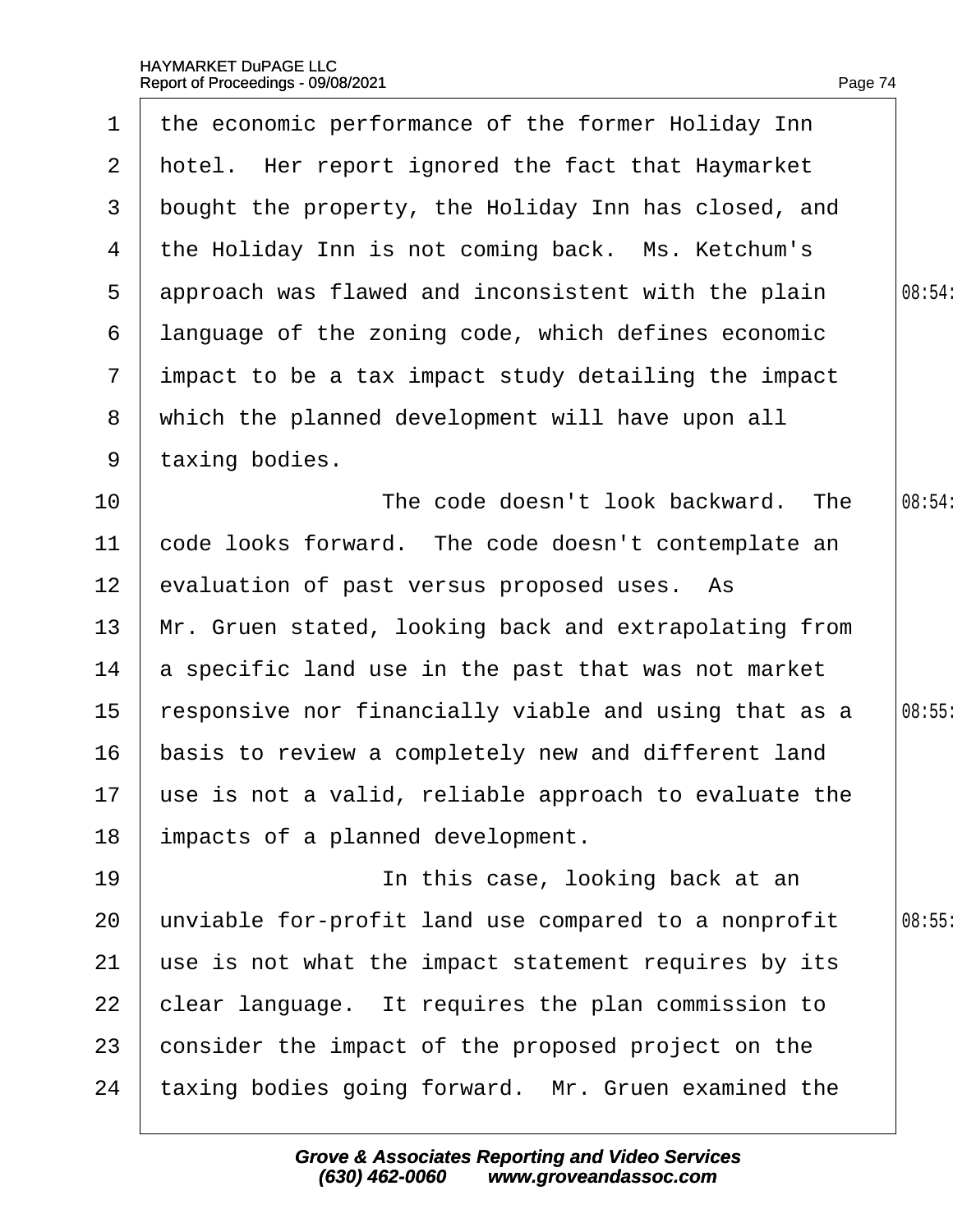1 the economic performance of the former Holiday Inn
2 hotel. Her report ignored the fact that Haymarket
3 bought the property, the Holiday Inn has closed, and
4 the Holiday Inn is not coming back. Ms. Ketchum's
5 approach was flawed and inconsistent with the plain
6 language of the zoning code, which defines economic
7 impact to be a tax impact study detailing the impact
8 which the planned development will have upon all
9 taxing bodies.
10 The code doesn't look backward. The
11 code looks forward. The code doesn't contemplate an
12 evaluation of past versus proposed uses. As
13 Mr. Gruen stated, looking back and extrapolating from
14 a specific land use in the past that was not market
15 responsive nor financially viable and using that as a
16 basis to review a completely new and different land
17 use is not a valid, reliable approach to evaluate the
18 impacts of a planned development.
19 In this case, looking back at an
20 unviable for-profit land use compared to a nonprofit
21 use is not what the impact statement requires by its
22 clear language. It requires the plan commission to
23 consider the impact of the proposed project on the
24 taxing bodies going forward. Mr. Gruen examined the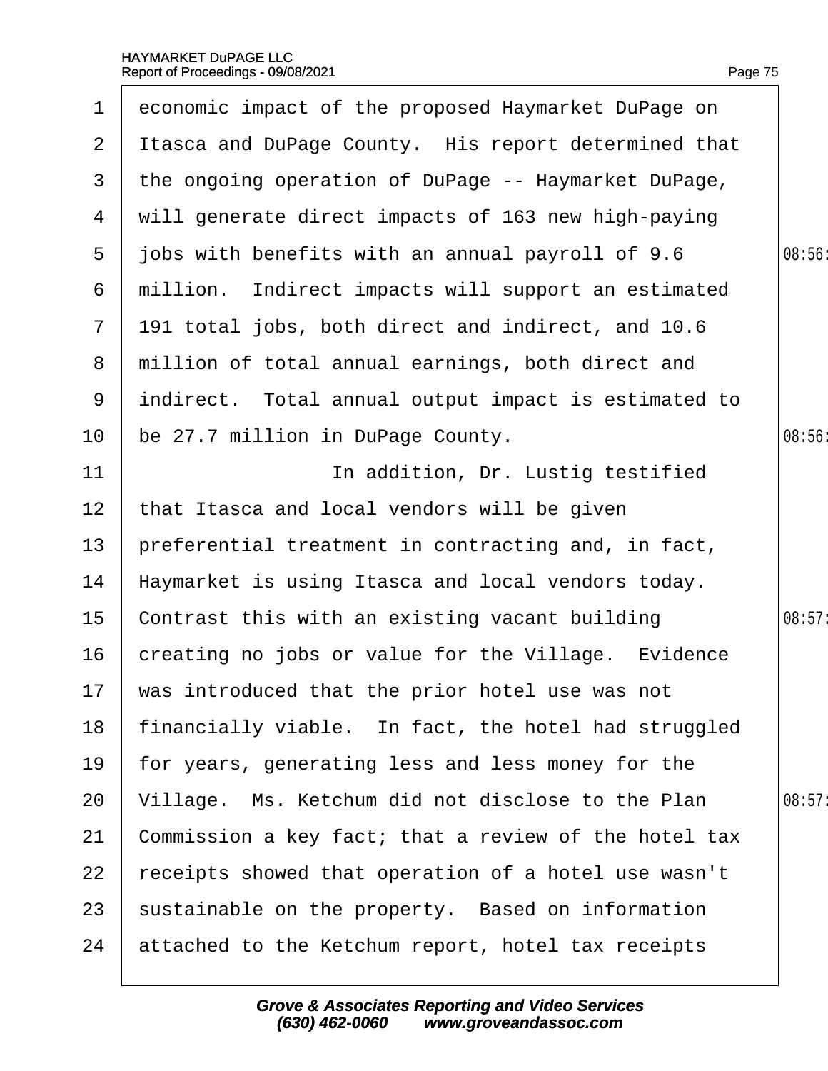economic impact of the proposed Haymarket DuPage on Itasca and DuPage County. His report determined that the ongoing operation of DuPage -- Haymarket DuPage, will generate direct impacts of 163 new high-paying jobs with benefits with an annual payroll of 9.6 million. Indirect impacts will support an estimated 191 total jobs, both direct and indirect, and 10.6 million of total annual earnings, both direct and indirect. Total annual output impact is estimated to be 27.7 million in DuPage County.

In addition, Dr. Lustig testified that Itasca and local vendors will be given preferential treatment in contracting and, in fact, Haymarket is using Itasca and local vendors today. Contrast this with an existing vacant building creating no jobs or value for the Village. Evidence was introduced that the prior hotel use was not financially viable. In fact, the hotel had struggled for years, generating less and less money for the Village. Ms. Ketchum did not disclose to the Plan Commission a key fact; that a review of the hotel tax receipts showed that operation of a hotel use wasn't sustainable on the property. Based on information attached to the Ketchum report, hotel tax receipts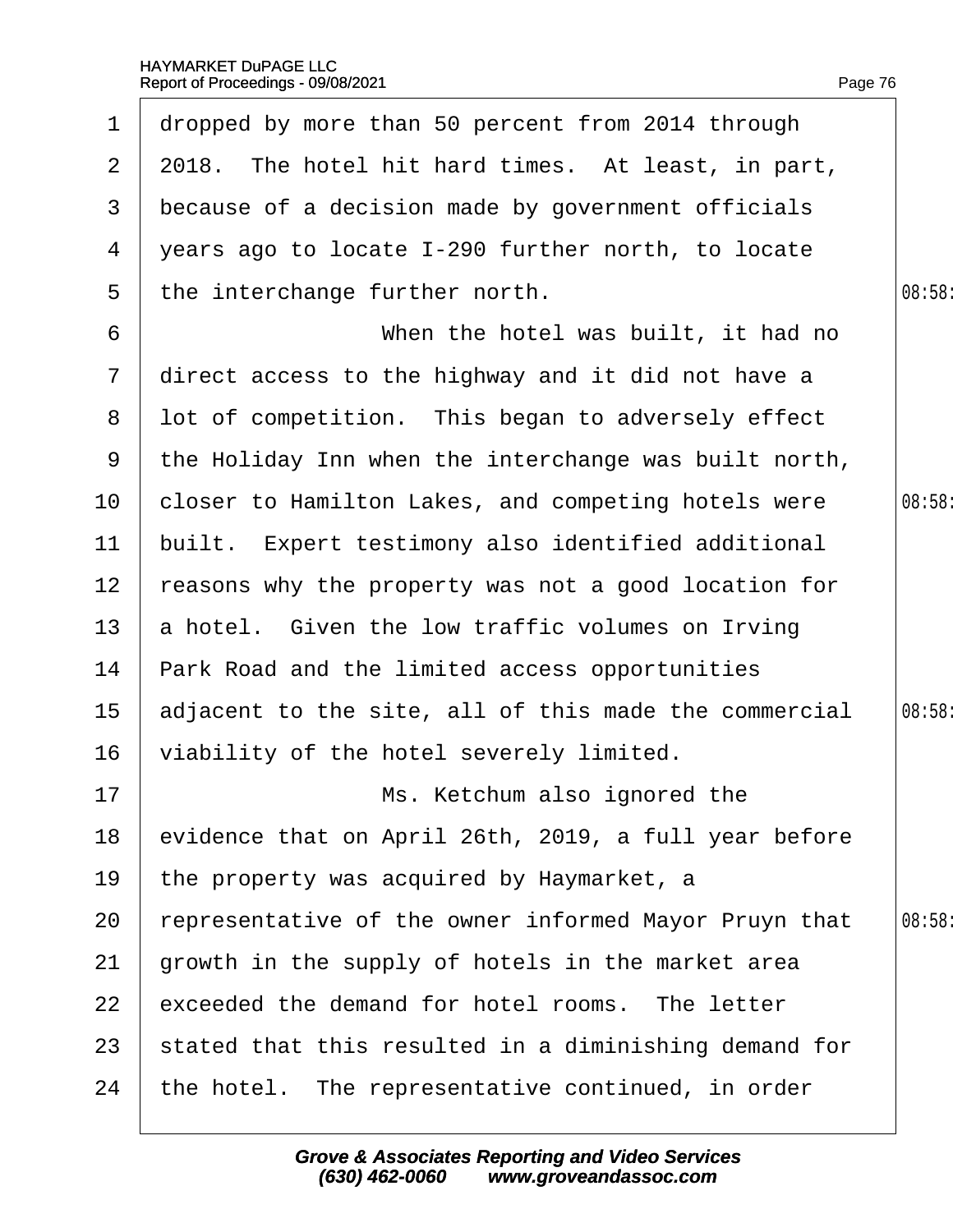dropped by more than 50 percent from 2014 through 2018. The hotel hit hard times. At least, in part, because of a decision made by government officials years ago to locate I-290 further north, to locate the interchange further north.

When the hotel was built, it had no direct access to the highway and it did not have a lot of competition. This began to adversely effect the Holiday Inn when the interchange was built north, closer to Hamilton Lakes, and competing hotels were built. Expert testimony also identified additional reasons why the property was not a good location for a hotel. Given the low traffic volumes on Irving Park Road and the limited access opportunities adjacent to the site, all of this made the commercial viability of the hotel severely limited.

Ms. Ketchum also ignored the evidence that on April 26th, 2019, a full year before the property was acquired by Haymarket, a representative of the owner informed Mayor Pruyn that growth in the supply of hotels in the market area exceeded the demand for hotel rooms. The letter stated that this resulted in a diminishing demand for the hotel. The representative continued, in order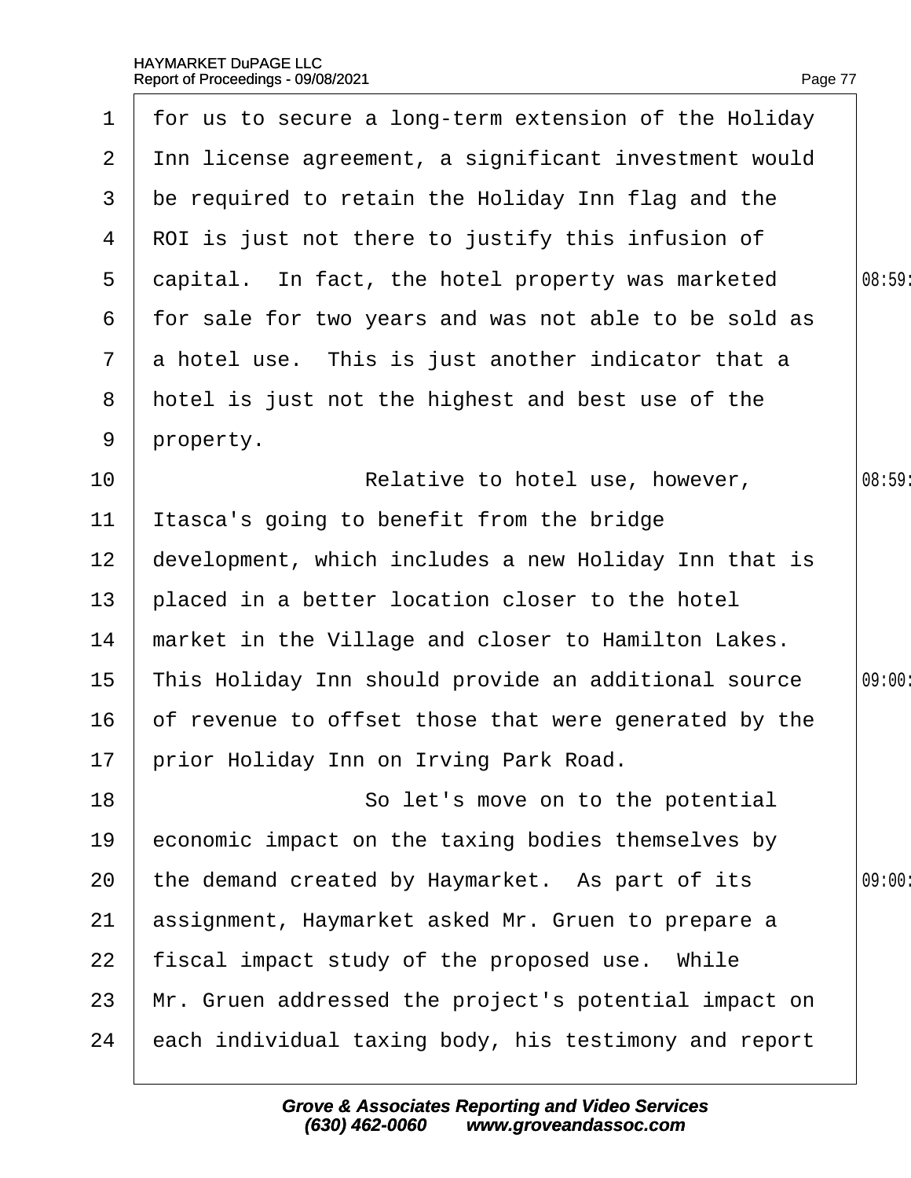for us to secure a long-term extension of the Holiday Inn license agreement, a significant investment would be required to retain the Holiday Inn flag and the ROI is just not there to justify this infusion of capital. In fact, the hotel property was marketed for sale for two years and was not able to be sold as a hotel use. This is just another indicator that a hotel is just not the highest and best use of the property.

Relative to hotel use, however, Itasca's going to benefit from the bridge development, which includes a new Holiday Inn that is placed in a better location closer to the hotel market in the Village and closer to Hamilton Lakes. This Holiday Inn should provide an additional source of revenue to offset those that were generated by the prior Holiday Inn on Irving Park Road.

So let's move on to the potential economic impact on the taxing bodies themselves by the demand created by Haymarket. As part of its assignment, Haymarket asked Mr. Gruen to prepare a fiscal impact study of the proposed use. While Mr. Gruen addressed the project's potential impact on each individual taxing body, his testimony and report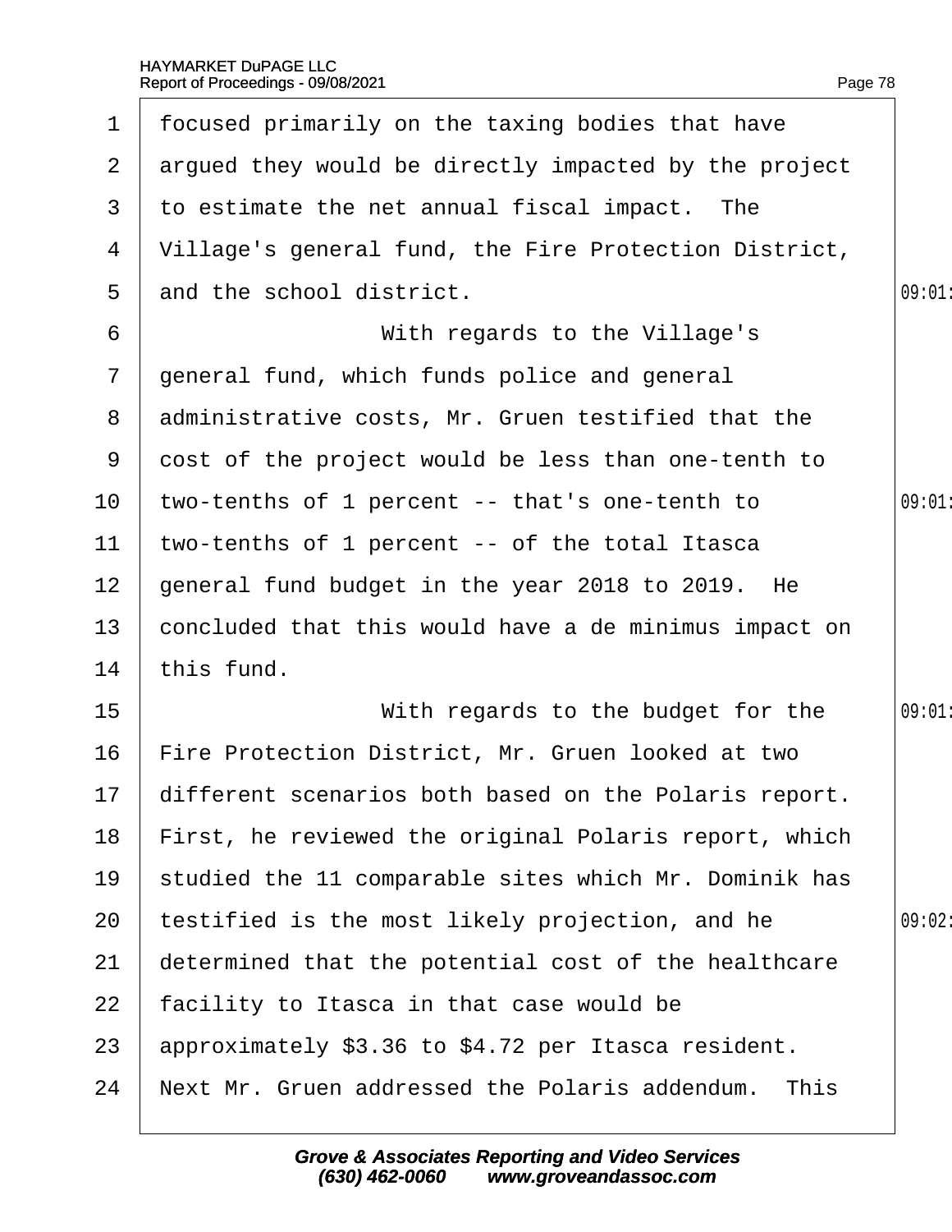focused primarily on the taxing bodies that have argued they would be directly impacted by the project to estimate the net annual fiscal impact. The Village's general fund, the Fire Protection District, and the school district.

With regards to the Village's general fund, which funds police and general administrative costs, Mr. Gruen testified that the cost of the project would be less than one-tenth to two-tenths of 1 percent -- that's one-tenth to two-tenths of 1 percent -- of the total Itasca general fund budget in the year 2018 to 2019. He concluded that this would have a de minimus impact on this fund.

With regards to the budget for the Fire Protection District, Mr. Gruen looked at two different scenarios both based on the Polaris report. First, he reviewed the original Polaris report, which studied the 11 comparable sites which Mr. Dominik has testified is the most likely projection, and he determined that the potential cost of the healthcare facility to Itasca in that case would be approximately $3.36 to $4.72 per Itasca resident. Next Mr. Gruen addressed the Polaris addendum. This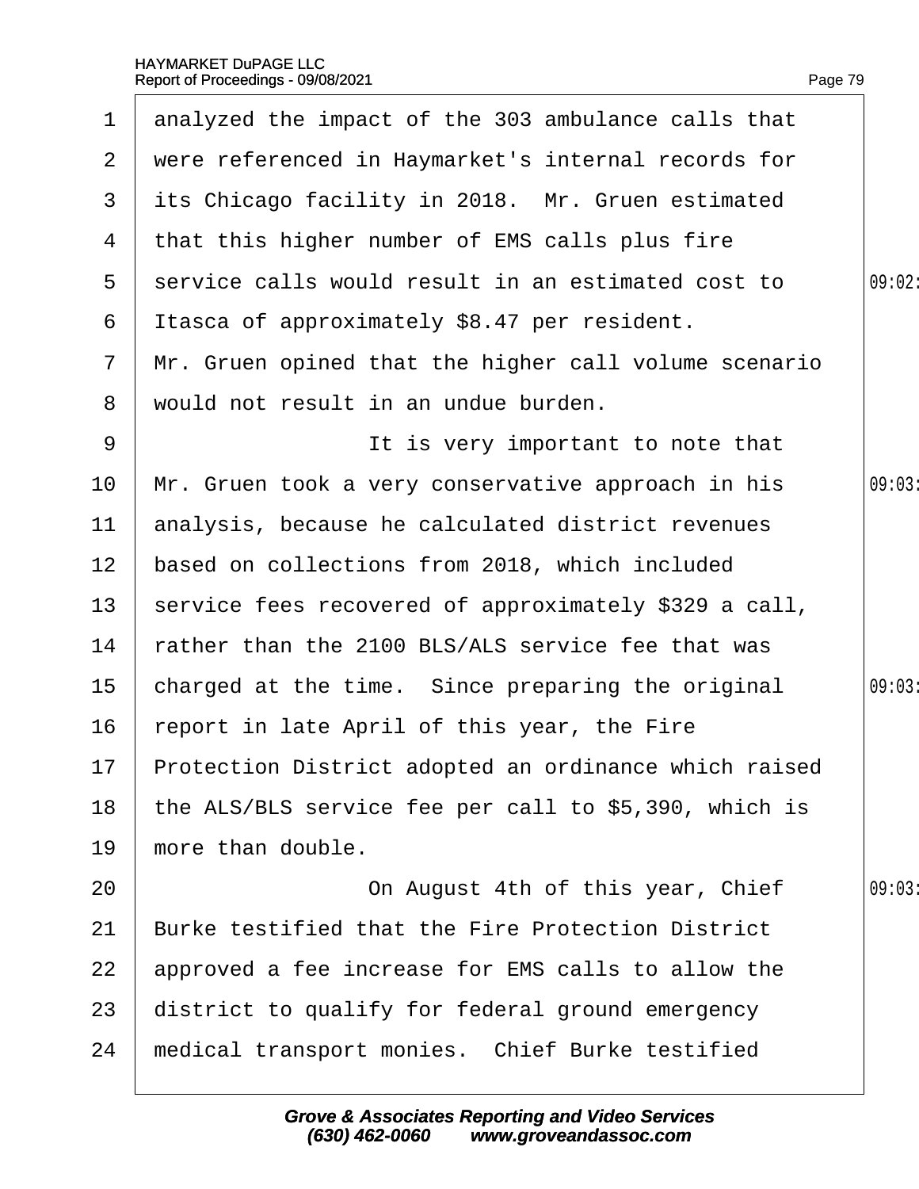1 analyzed the impact of the 303 ambulance calls that
2 were referenced in Haymarket's internal records for
3 its Chicago facility in 2018. Mr. Gruen estimated
4 that this higher number of EMS calls plus fire
5 service calls would result in an estimated cost to 09:02
6 Itasca of approximately $8.47 per resident.
7 Mr. Gruen opined that the higher call volume scenario
8 would not result in an undue burden.
9 It is very important to note that
10 Mr. Gruen took a very conservative approach in his 09:03
11 analysis, because he calculated district revenues
12 based on collections from 2018, which included
13 service fees recovered of approximately $329 a call,
14 rather than the 2100 BLS/ALS service fee that was
15 charged at the time. Since preparing the original 09:03
16 report in late April of this year, the Fire
17 Protection District adopted an ordinance which raised
18 the ALS/BLS service fee per call to $5,390, which is
19 more than double.
20 On August 4th of this year, Chief 09:03
21 Burke testified that the Fire Protection District
22 approved a fee increase for EMS calls to allow the
23 district to qualify for federal ground emergency
24 medical transport monies. Chief Burke testified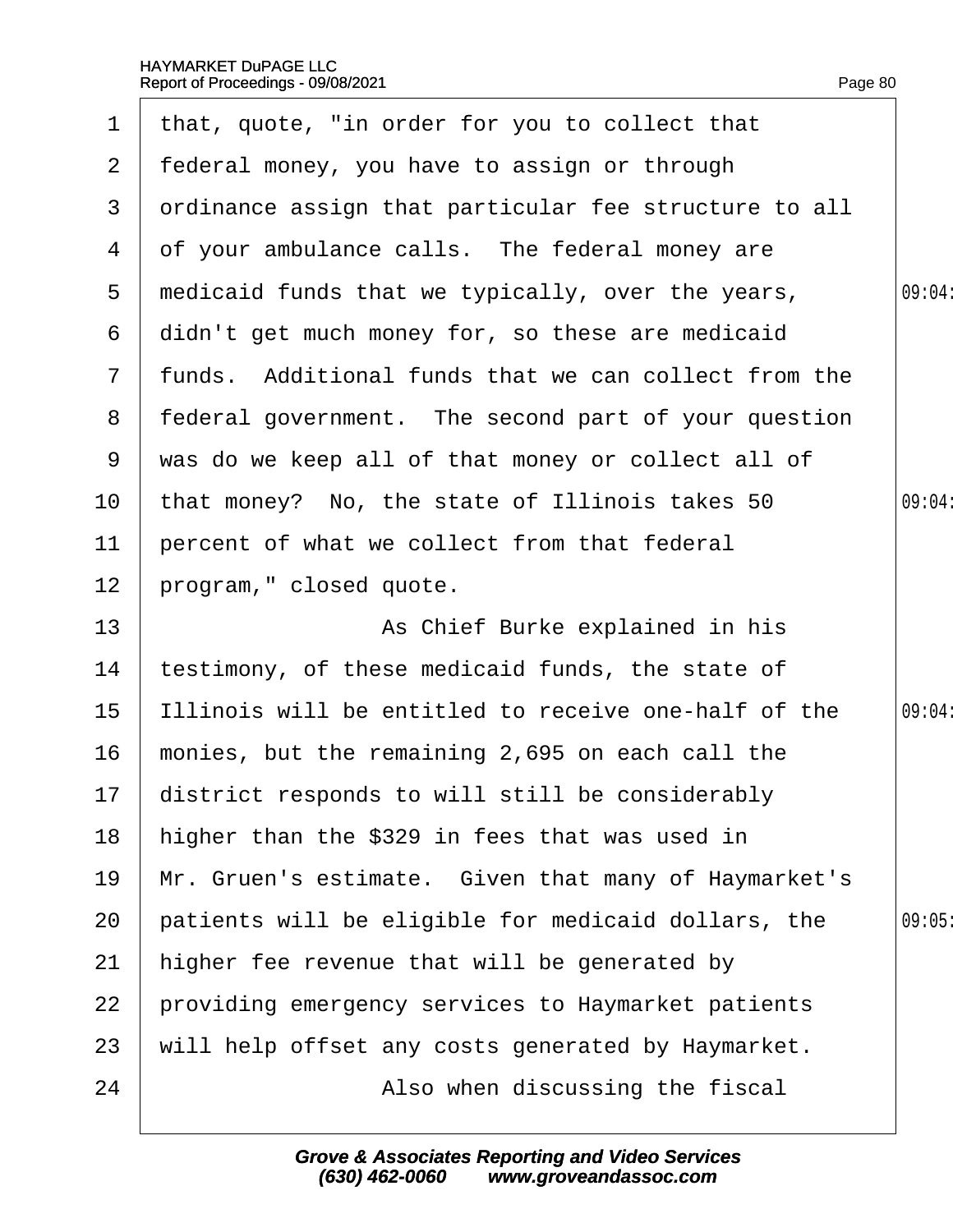that, quote, "in order for you to collect that federal money, you have to assign or through ordinance assign that particular fee structure to all of your ambulance calls. The federal money are medicaid funds that we typically, over the years, didn't get much money for, so these are medicaid funds. Additional funds that we can collect from the federal government. The second part of your question was do we keep all of that money or collect all of that money? No, the state of Illinois takes 50 percent of what we collect from that federal program," closed quote.

As Chief Burke explained in his testimony, of these medicaid funds, the state of Illinois will be entitled to receive one-half of the monies, but the remaining 2,695 on each call the district responds to will still be considerably higher than the $329 in fees that was used in Mr. Gruen's estimate. Given that many of Haymarket's patients will be eligible for medicaid dollars, the higher fee revenue that will be generated by providing emergency services to Haymarket patients will help offset any costs generated by Haymarket.

Also when discussing the fiscal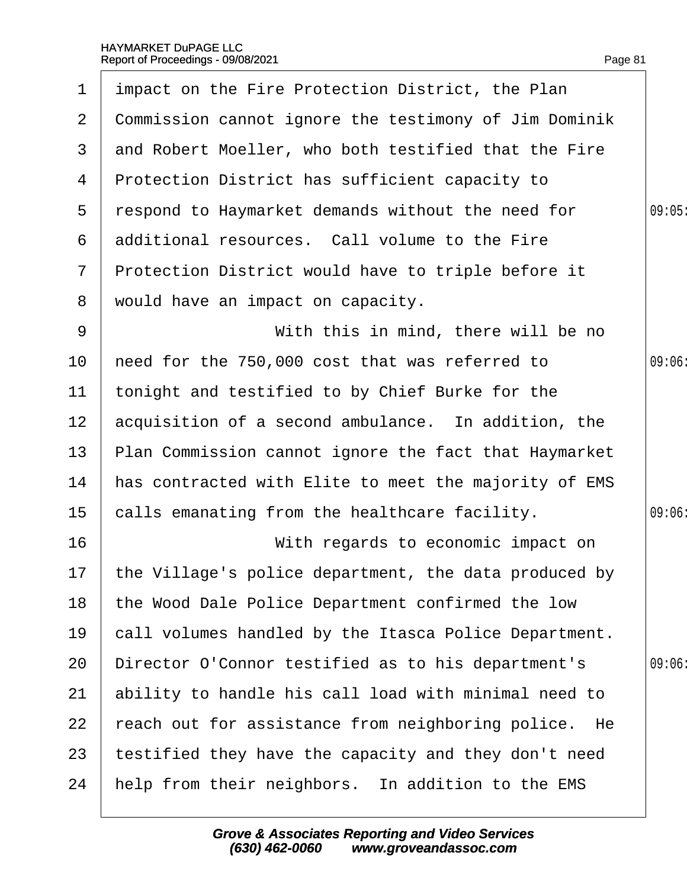impact on the Fire Protection District, the Plan Commission cannot ignore the testimony of Jim Dominik and Robert Moeller, who both testified that the Fire Protection District has sufficient capacity to respond to Haymarket demands without the need for additional resources. Call volume to the Fire Protection District would have to triple before it would have an impact on capacity.

With this in mind, there will be no need for the 750,000 cost that was referred to tonight and testified to by Chief Burke for the acquisition of a second ambulance. In addition, the Plan Commission cannot ignore the fact that Haymarket has contracted with Elite to meet the majority of EMS calls emanating from the healthcare facility.

With regards to economic impact on the Village's police department, the data produced by the Wood Dale Police Department confirmed the low call volumes handled by the Itasca Police Department. Director O'Connor testified as to his department's ability to handle his call load with minimal need to reach out for assistance from neighboring police. He testified they have the capacity and they don't need help from their neighbors. In addition to the EMS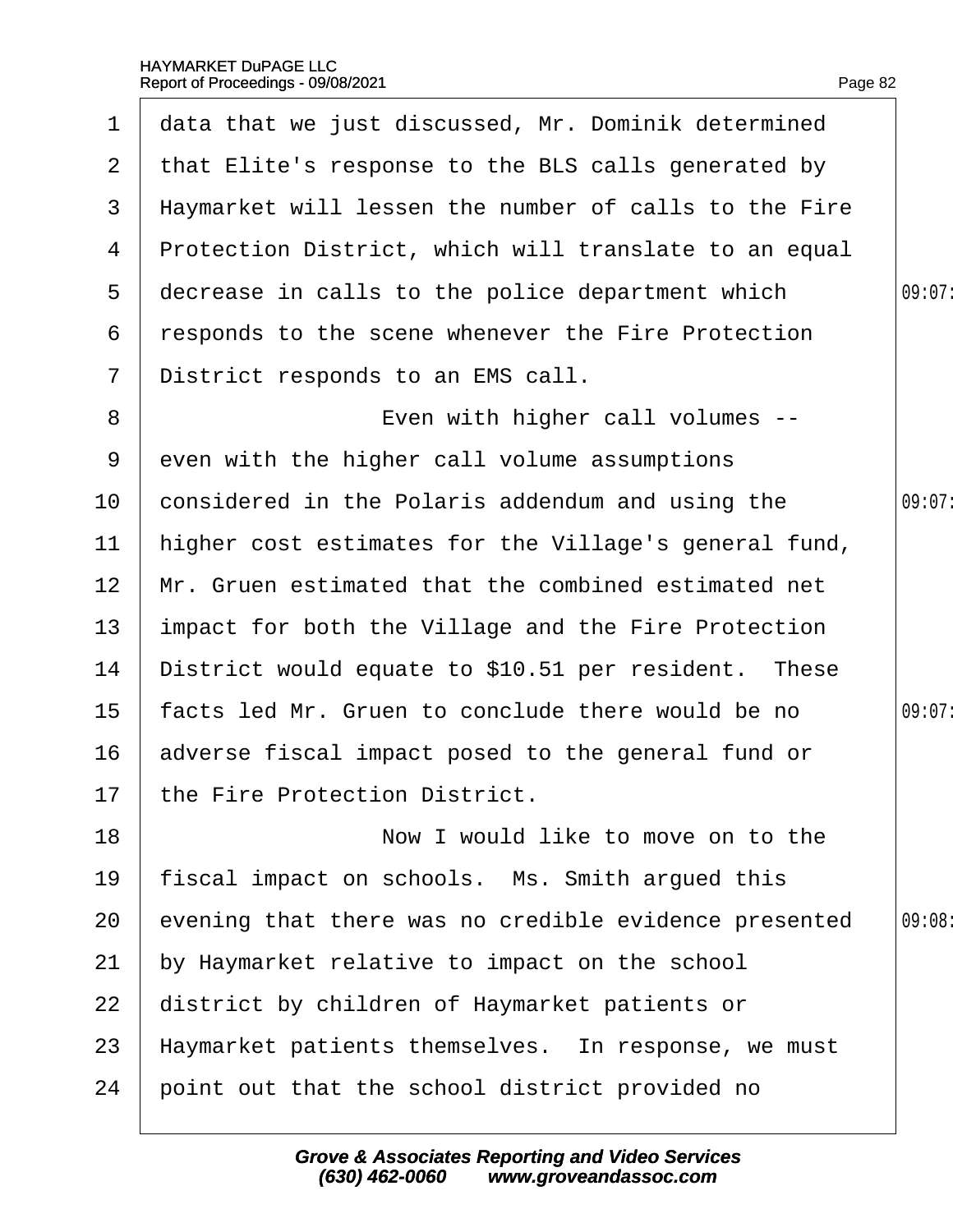data that we just discussed, Mr. Dominik determined that Elite's response to the BLS calls generated by Haymarket will lessen the number of calls to the Fire Protection District, which will translate to an equal decrease in calls to the police department which responds to the scene whenever the Fire Protection District responds to an EMS call.

Even with higher call volumes -- even with the higher call volume assumptions considered in the Polaris addendum and using the higher cost estimates for the Village's general fund, Mr. Gruen estimated that the combined estimated net impact for both the Village and the Fire Protection District would equate to $10.51 per resident. These facts led Mr. Gruen to conclude there would be no adverse fiscal impact posed to the general fund or the Fire Protection District.

Now I would like to move on to the fiscal impact on schools. Ms. Smith argued this evening that there was no credible evidence presented by Haymarket relative to impact on the school district by children of Haymarket patients or Haymarket patients themselves. In response, we must point out that the school district provided no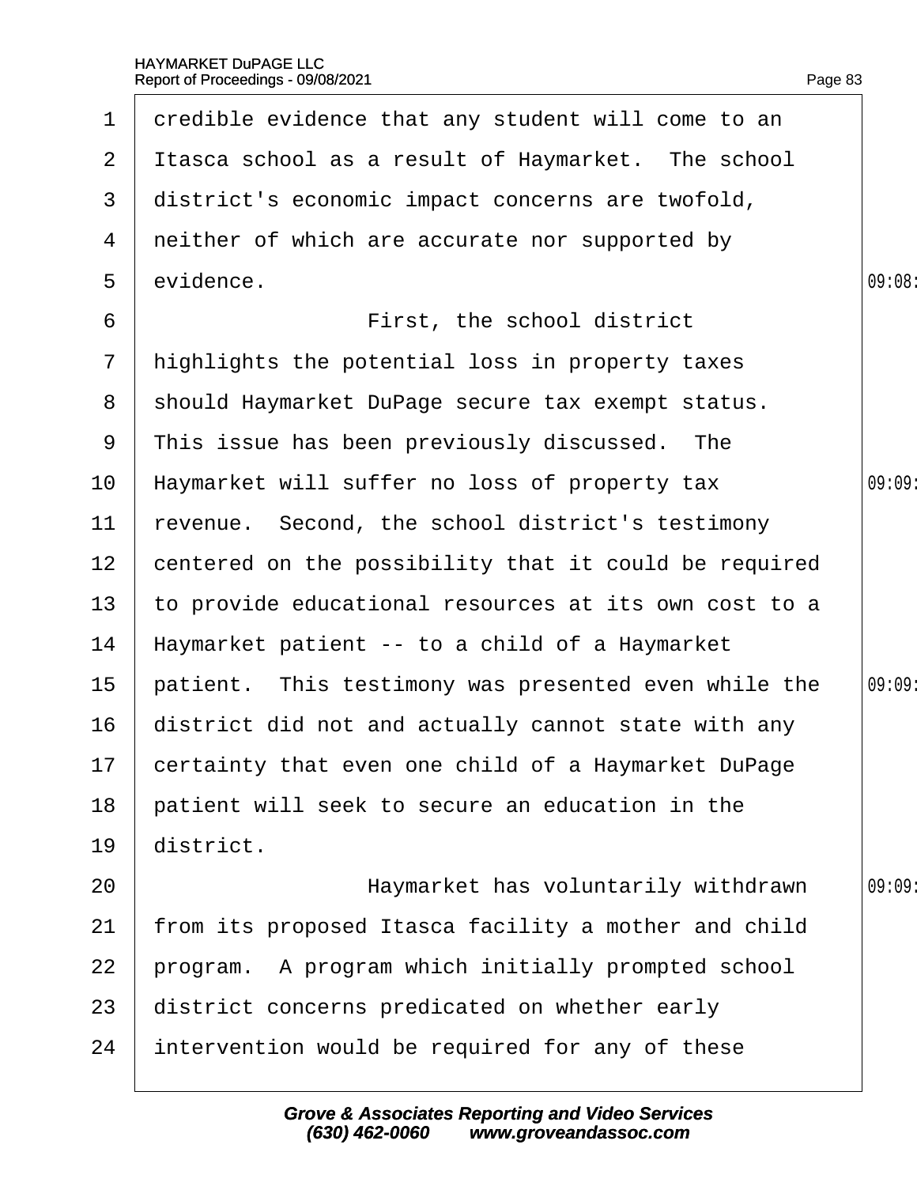credible evidence that any student will come to an Itasca school as a result of Haymarket. The school district's economic impact concerns are twofold, neither of which are accurate nor supported by evidence.

First, the school district highlights the potential loss in property taxes should Haymarket DuPage secure tax exempt status. This issue has been previously discussed. The Haymarket will suffer no loss of property tax revenue. Second, the school district's testimony centered on the possibility that it could be required to provide educational resources at its own cost to a Haymarket patient -- to a child of a Haymarket patient. This testimony was presented even while the district did not and actually cannot state with any certainty that even one child of a Haymarket DuPage patient will seek to secure an education in the district.

Haymarket has voluntarily withdrawn from its proposed Itasca facility a mother and child program. A program which initially prompted school district concerns predicated on whether early intervention would be required for any of these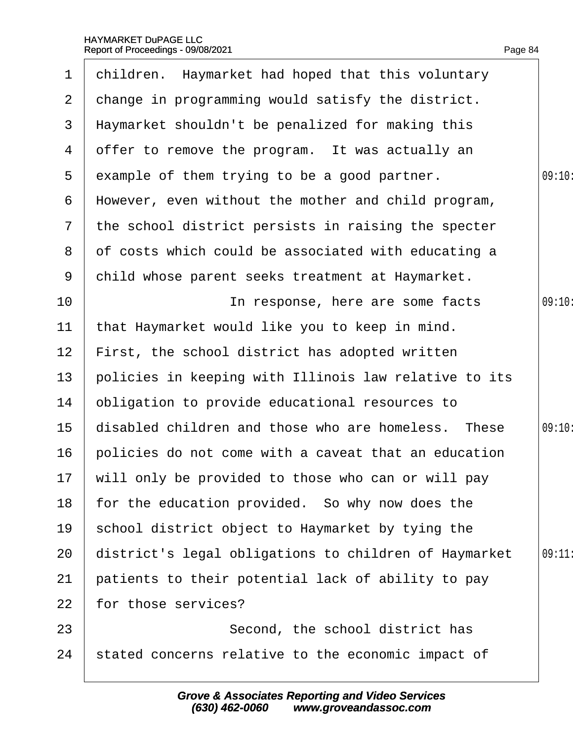children. Haymarket had hoped that this voluntary change in programming would satisfy the district. Haymarket shouldn't be penalized for making this offer to remove the program. It was actually an example of them trying to be a good partner. However, even without the mother and child program, the school district persists in raising the specter of costs which could be associated with educating a child whose parent seeks treatment at Haymarket.

In response, here are some facts that Haymarket would like you to keep in mind. First, the school district has adopted written policies in keeping with Illinois law relative to its obligation to provide educational resources to disabled children and those who are homeless. These policies do not come with a caveat that an education will only be provided to those who can or will pay for the education provided. So why now does the school district object to Haymarket by tying the district's legal obligations to children of Haymarket patients to their potential lack of ability to pay for those services?

Second, the school district has stated concerns relative to the economic impact of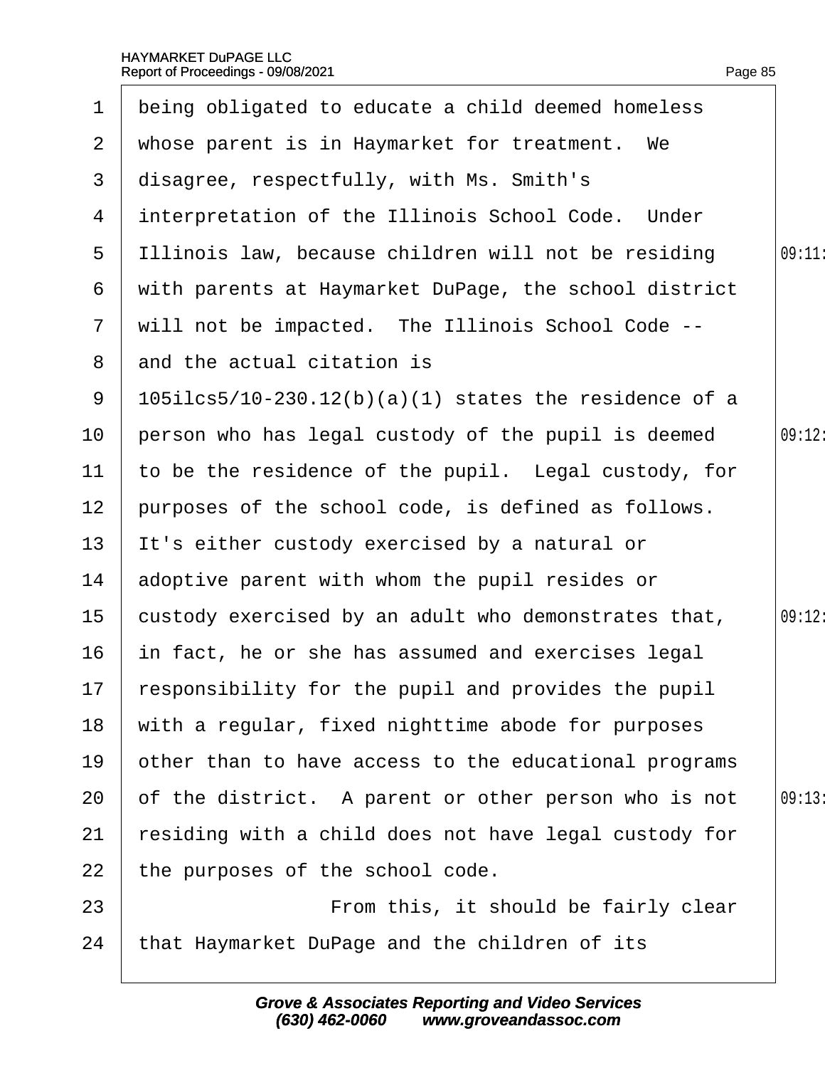being obligated to educate a child deemed homeless whose parent is in Haymarket for treatment. We disagree, respectfully, with Ms. Smith's interpretation of the Illinois School Code. Under Illinois law, because children will not be residing with parents at Haymarket DuPage, the school district will not be impacted. The Illinois School Code -- and the actual citation is 105ilcs5/10-230.12(b)(a)(1) states the residence of a person who has legal custody of the pupil is deemed to be the residence of the pupil. Legal custody, for purposes of the school code, is defined as follows. It's either custody exercised by a natural or adoptive parent with whom the pupil resides or custody exercised by an adult who demonstrates that, in fact, he or she has assumed and exercises legal responsibility for the pupil and provides the pupil with a regular, fixed nighttime abode for purposes other than to have access to the educational programs of the district. A parent or other person who is not residing with a child does not have legal custody for the purposes of the school code.

From this, it should be fairly clear that Haymarket DuPage and the children of its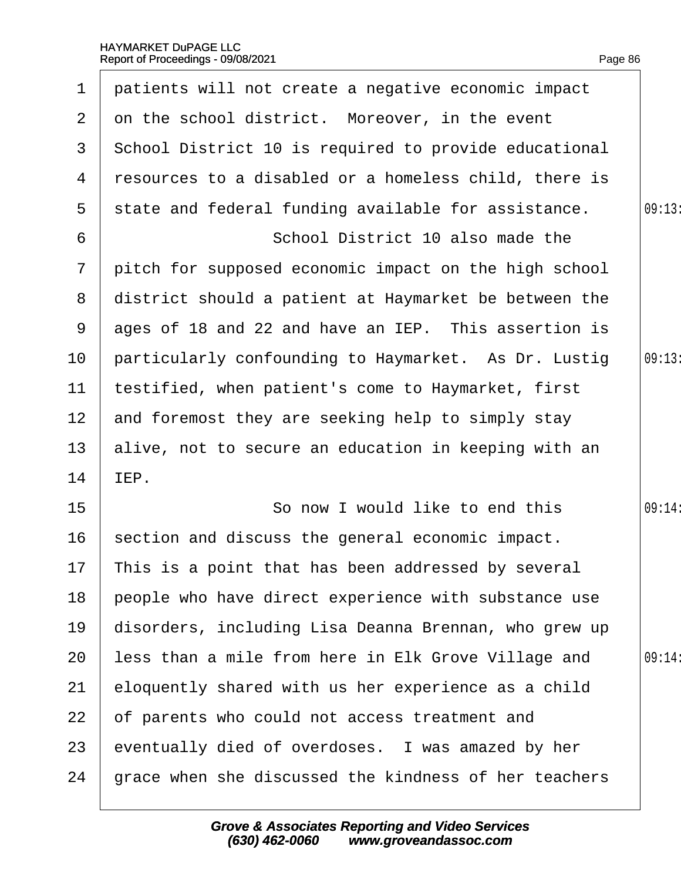1 patients will not create a negative economic impact
2 on the school district. Moreover, in the event
3 School District 10 is required to provide educational
4 resources to a disabled or a homeless child, there is
5 state and federal funding available for assistance.
6 School District 10 also made the
7 pitch for supposed economic impact on the high school
8 district should a patient at Haymarket be between the
9 ages of 18 and 22 and have an IEP. This assertion is
10 particularly confounding to Haymarket. As Dr. Lustig
11 testified, when patient's come to Haymarket, first
12 and foremost they are seeking help to simply stay
13 alive, not to secure an education in keeping with an
14 IEP.
15 So now I would like to end this
16 section and discuss the general economic impact.
17 This is a point that has been addressed by several
18 people who have direct experience with substance use
19 disorders, including Lisa Deanna Brennan, who grew up
20 less than a mile from here in Elk Grove Village and
21 eloquently shared with us her experience as a child
22 of parents who could not access treatment and
23 eventually died of overdoses. I was amazed by her
24 grace when she discussed the kindness of her teachers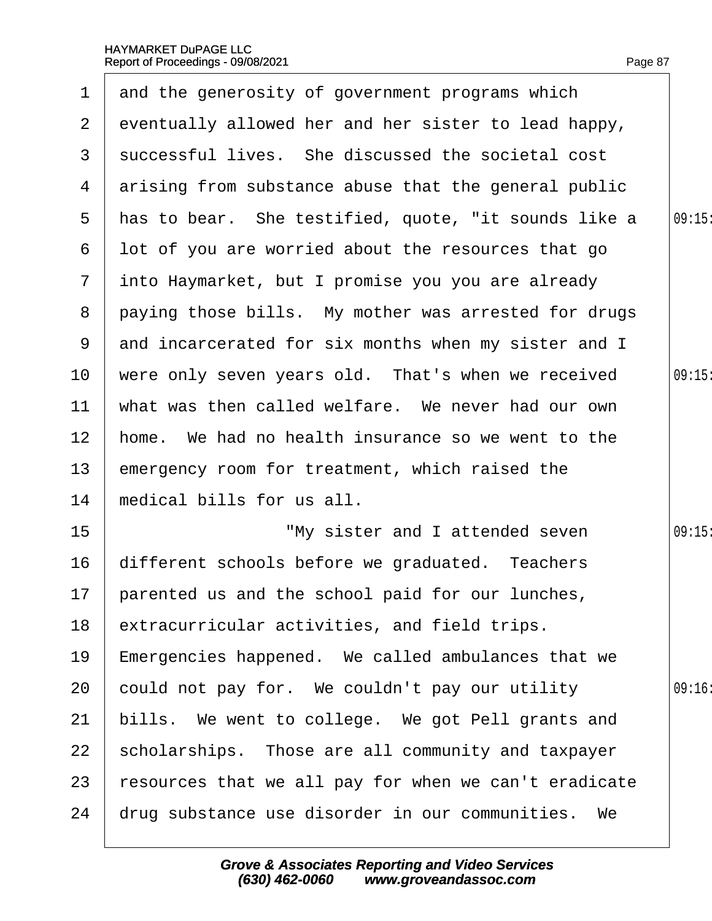and the generosity of government programs which eventually allowed her and her sister to lead happy, successful lives. She discussed the societal cost arising from substance abuse that the general public has to bear. She testified, quote, "it sounds like a lot of you are worried about the resources that go into Haymarket, but I promise you you are already paying those bills. My mother was arrested for drugs and incarcerated for six months when my sister and I were only seven years old. That's when we received what was then called welfare. We never had our own home. We had no health insurance so we went to the emergency room for treatment, which raised the medical bills for us all.

"My sister and I attended seven different schools before we graduated. Teachers parented us and the school paid for our lunches, extracurricular activities, and field trips. Emergencies happened. We called ambulances that we could not pay for. We couldn't pay our utility bills. We went to college. We got Pell grants and scholarships. Those are all community and taxpayer resources that we all pay for when we can't eradicate drug substance use disorder in our communities. We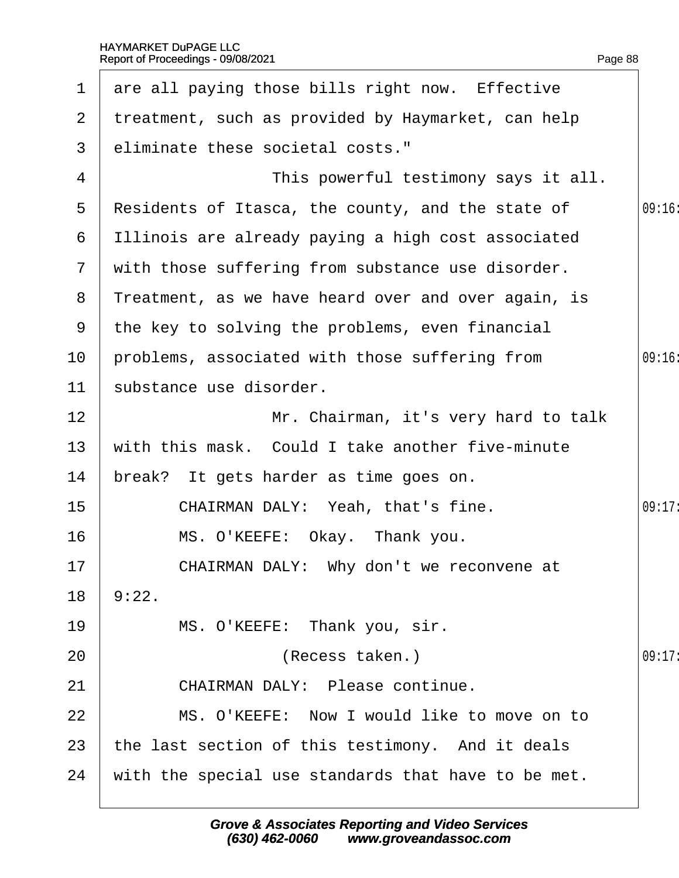are all paying those bills right now. Effective treatment, such as provided by Haymarket, can help eliminate these societal costs."

This powerful testimony says it all. Residents of Itasca, the county, and the state of Illinois are already paying a high cost associated with those suffering from substance use disorder. Treatment, as we have heard over and over again, is the key to solving the problems, even financial problems, associated with those suffering from substance use disorder.

Mr. Chairman, it's very hard to talk with this mask. Could I take another five-minute break? It gets harder as time goes on.

CHAIRMAN DALY: Yeah, that's fine.

MS. O'KEEFE: Okay. Thank you.

CHAIRMAN DALY: Why don't we reconvene at 9:22.

MS. O'KEEFE: Thank you, sir.

(Recess taken.)

CHAIRMAN DALY: Please continue.

MS. O'KEEFE: Now I would like to move on to the last section of this testimony. And it deals with the special use standards that have to be met.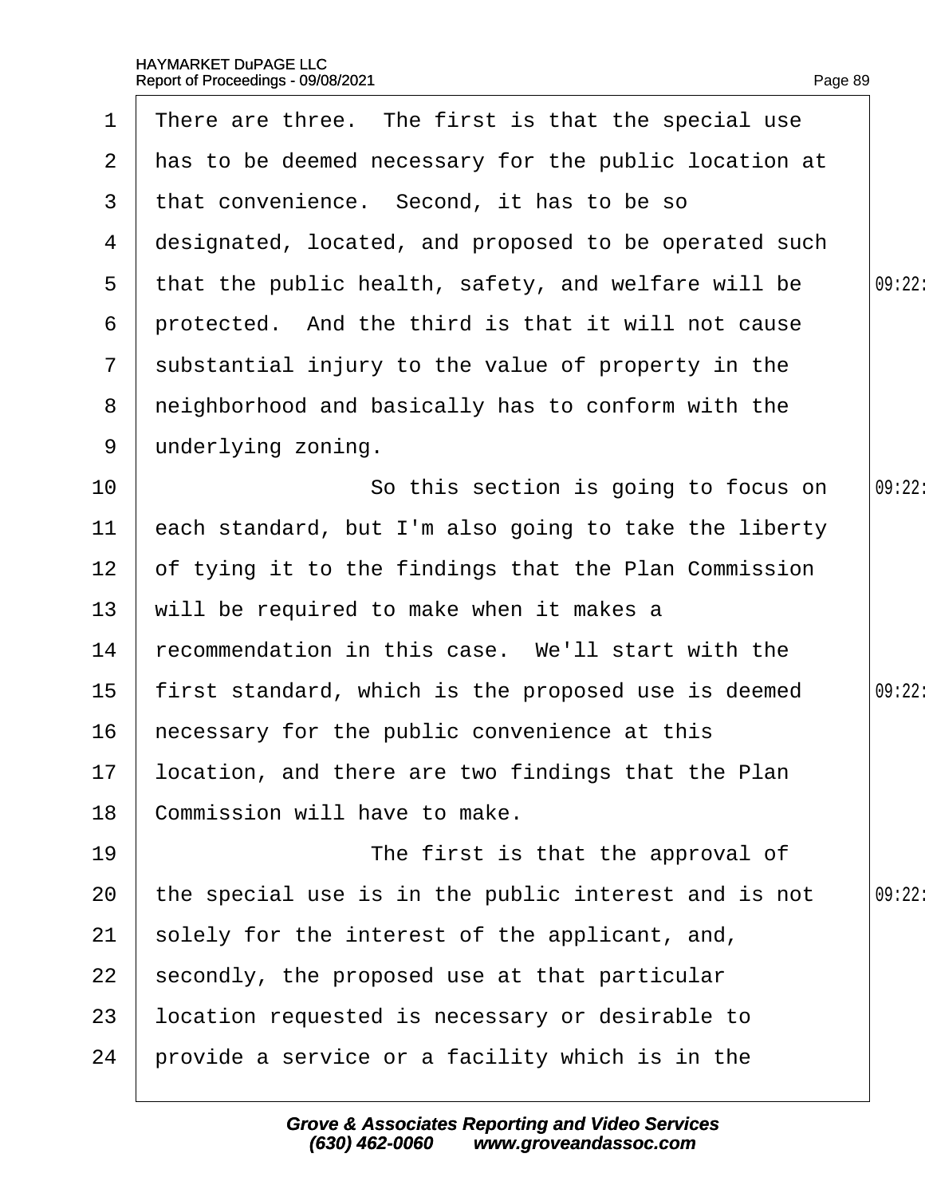There are three. The first is that the special use has to be deemed necessary for the public location at that convenience. Second, it has to be so designated, located, and proposed to be operated such that the public health, safety, and welfare will be protected. And the third is that it will not cause substantial injury to the value of property in the neighborhood and basically has to conform with the underlying zoning.

So this section is going to focus on each standard, but I'm also going to take the liberty of tying it to the findings that the Plan Commission will be required to make when it makes a recommendation in this case. We'll start with the first standard, which is the proposed use is deemed necessary for the public convenience at this location, and there are two findings that the Plan Commission will have to make.

The first is that the approval of the special use is in the public interest and is not solely for the interest of the applicant, and, secondly, the proposed use at that particular location requested is necessary or desirable to provide a service or a facility which is in the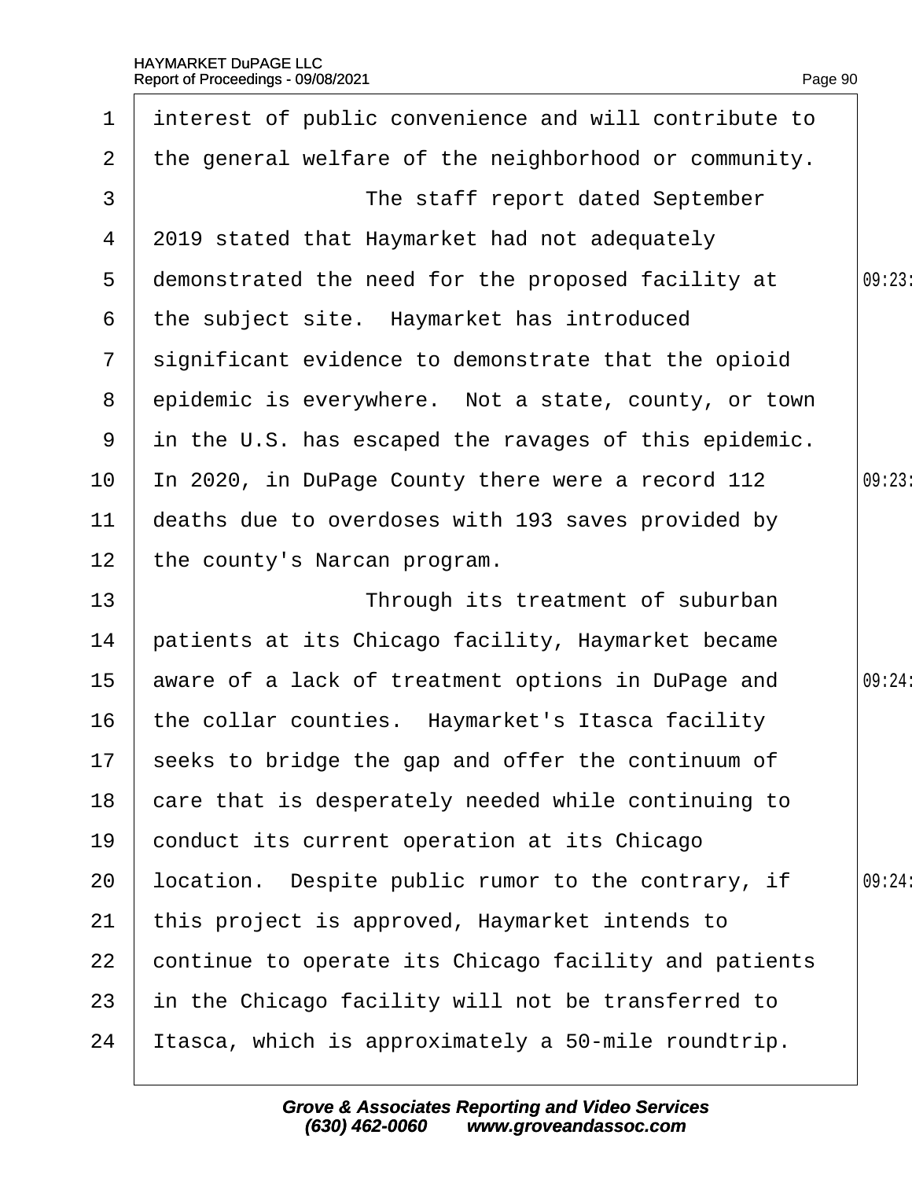interest of public convenience and will contribute to the general welfare of the neighborhood or community.

The staff report dated September 2019 stated that Haymarket had not adequately demonstrated the need for the proposed facility at the subject site. Haymarket has introduced significant evidence to demonstrate that the opioid epidemic is everywhere. Not a state, county, or town in the U.S. has escaped the ravages of this epidemic. In 2020, in DuPage County there were a record 112 deaths due to overdoses with 193 saves provided by the county's Narcan program.

Through its treatment of suburban patients at its Chicago facility, Haymarket became aware of a lack of treatment options in DuPage and the collar counties. Haymarket's Itasca facility seeks to bridge the gap and offer the continuum of care that is desperately needed while continuing to conduct its current operation at its Chicago location. Despite public rumor to the contrary, if this project is approved, Haymarket intends to continue to operate its Chicago facility and patients in the Chicago facility will not be transferred to Itasca, which is approximately a 50-mile roundtrip.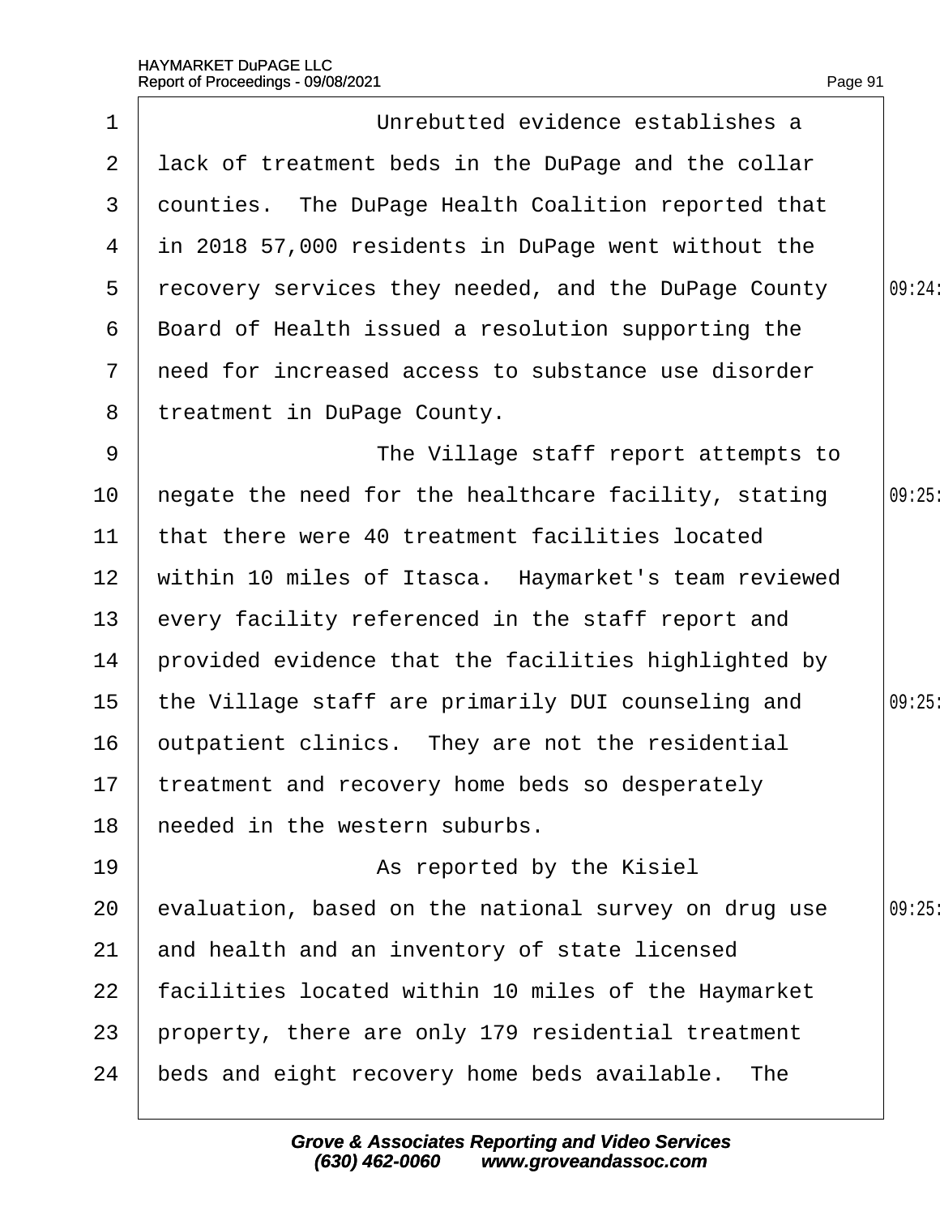Unrebutted evidence establishes a lack of treatment beds in the DuPage and the collar counties. The DuPage Health Coalition reported that in 2018 57,000 residents in DuPage went without the recovery services they needed, and the DuPage County Board of Health issued a resolution supporting the need for increased access to substance use disorder treatment in DuPage County.

The Village staff report attempts to negate the need for the healthcare facility, stating that there were 40 treatment facilities located within 10 miles of Itasca. Haymarket's team reviewed every facility referenced in the staff report and provided evidence that the facilities highlighted by the Village staff are primarily DUI counseling and outpatient clinics. They are not the residential treatment and recovery home beds so desperately needed in the western suburbs.

As reported by the Kisiel evaluation, based on the national survey on drug use and health and an inventory of state licensed facilities located within 10 miles of the Haymarket property, there are only 179 residential treatment beds and eight recovery home beds available. The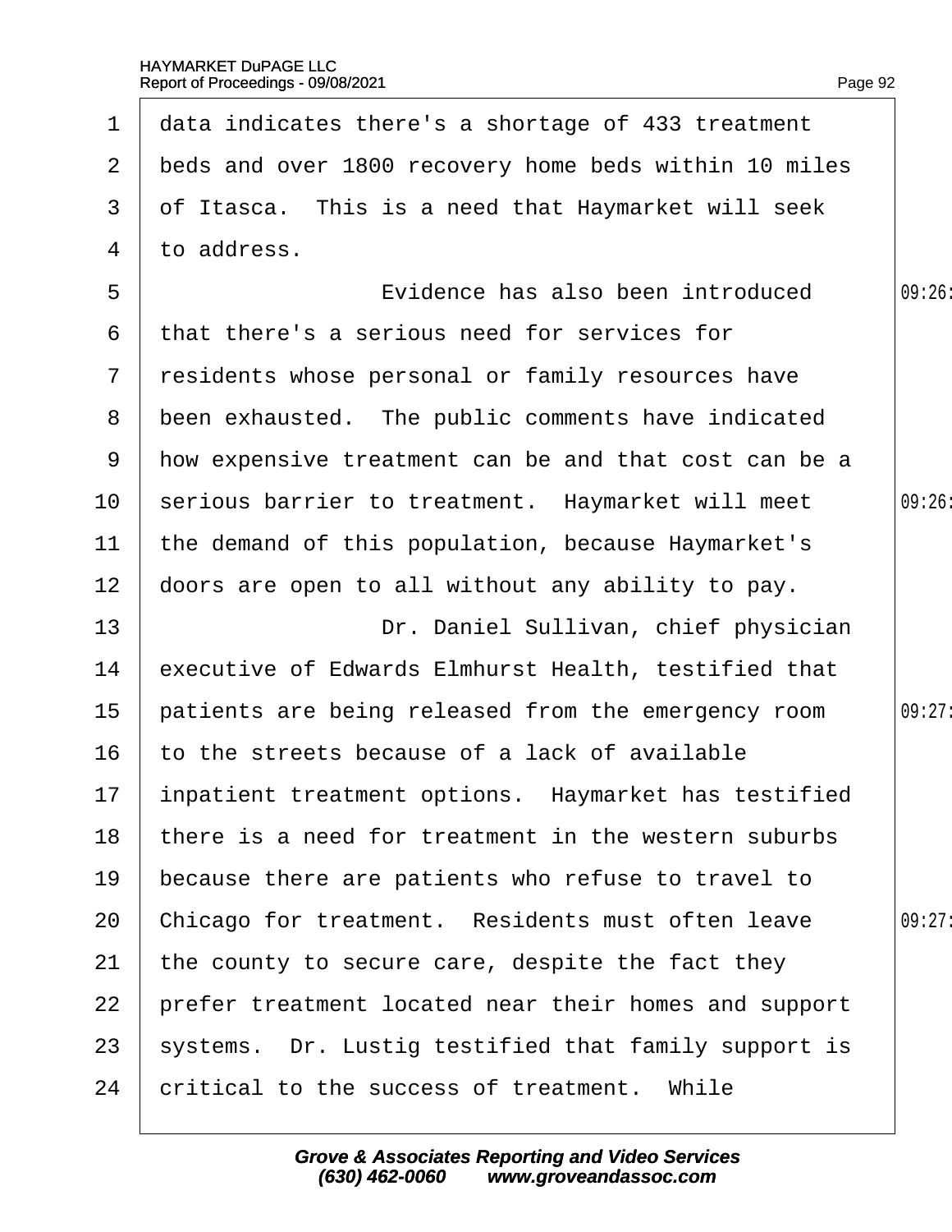data indicates there's a shortage of 433 treatment beds and over 1800 recovery home beds within 10 miles of Itasca. This is a need that Haymarket will seek to address.

Evidence has also been introduced that there's a serious need for services for residents whose personal or family resources have been exhausted. The public comments have indicated how expensive treatment can be and that cost can be a serious barrier to treatment. Haymarket will meet the demand of this population, because Haymarket's doors are open to all without any ability to pay.

Dr. Daniel Sullivan, chief physician executive of Edwards Elmhurst Health, testified that patients are being released from the emergency room to the streets because of a lack of available inpatient treatment options. Haymarket has testified there is a need for treatment in the western suburbs because there are patients who refuse to travel to Chicago for treatment. Residents must often leave the county to secure care, despite the fact they prefer treatment located near their homes and support systems. Dr. Lustig testified that family support is critical to the success of treatment. While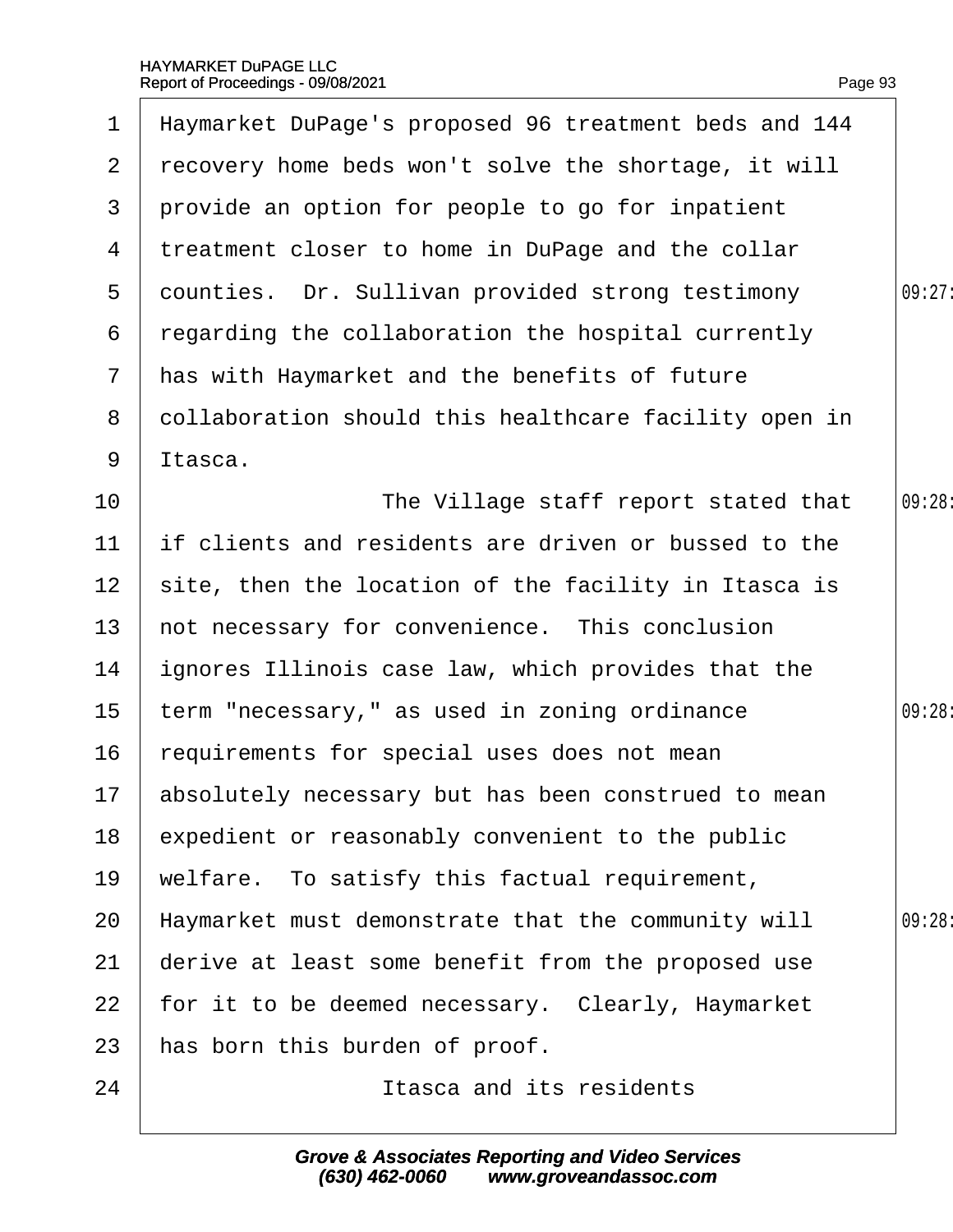Haymarket DuPage's proposed 96 treatment beds and 144 recovery home beds won't solve the shortage, it will provide an option for people to go for inpatient treatment closer to home in DuPage and the collar counties. Dr. Sullivan provided strong testimony regarding the collaboration the hospital currently has with Haymarket and the benefits of future collaboration should this healthcare facility open in Itasca.

The Village staff report stated that if clients and residents are driven or bussed to the site, then the location of the facility in Itasca is not necessary for convenience. This conclusion ignores Illinois case law, which provides that the term "necessary," as used in zoning ordinance requirements for special uses does not mean absolutely necessary but has been construed to mean expedient or reasonably convenient to the public welfare. To satisfy this factual requirement, Haymarket must demonstrate that the community will derive at least some benefit from the proposed use for it to be deemed necessary. Clearly, Haymarket has born this burden of proof.

Itasca and its residents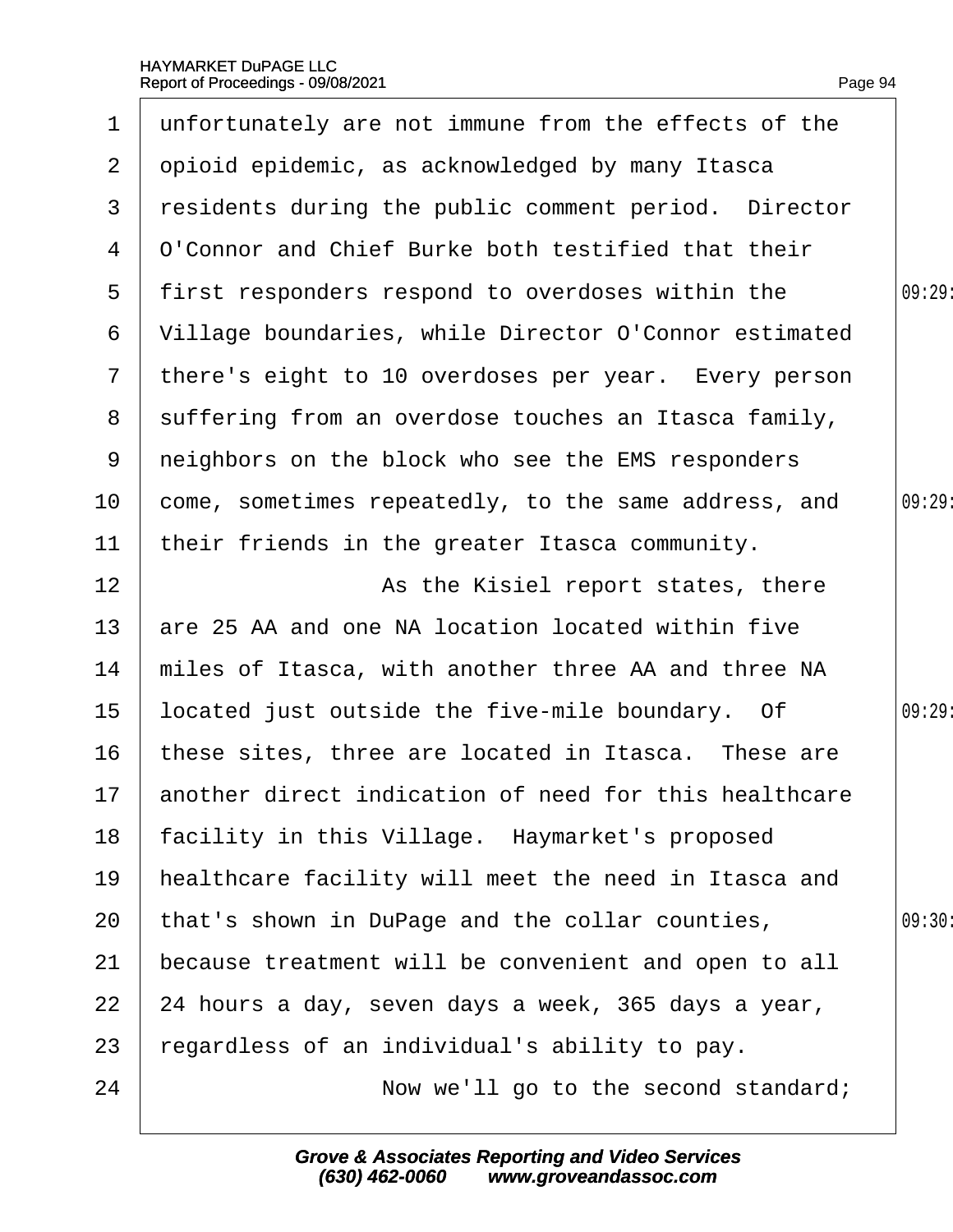1 unfortunately are not immune from the effects of the
2 opioid epidemic, as acknowledged by many Itasca
3 residents during the public comment period. Director
4 O'Connor and Chief Burke both testified that their
5 first responders respond to overdoses within the 09:29
6 Village boundaries, while Director O'Connor estimated
7 there's eight to 10 overdoses per year. Every person
8 suffering from an overdose touches an Itasca family,
9 neighbors on the block who see the EMS responders
10 come, sometimes repeatedly, to the same address, and 09:29
11 their friends in the greater Itasca community.
12 As the Kisiel report states, there
13 are 25 AA and one NA location located within five
14 miles of Itasca, with another three AA and three NA
15 located just outside the five-mile boundary. Of 09:29
16 these sites, three are located in Itasca. These are
17 another direct indication of need for this healthcare
18 facility in this Village. Haymarket's proposed
19 healthcare facility will meet the need in Itasca and
20 that's shown in DuPage and the collar counties, 09:30
21 because treatment will be convenient and open to all
22 24 hours a day, seven days a week, 365 days a year,
23 regardless of an individual's ability to pay.
24 Now we'll go to the second standard;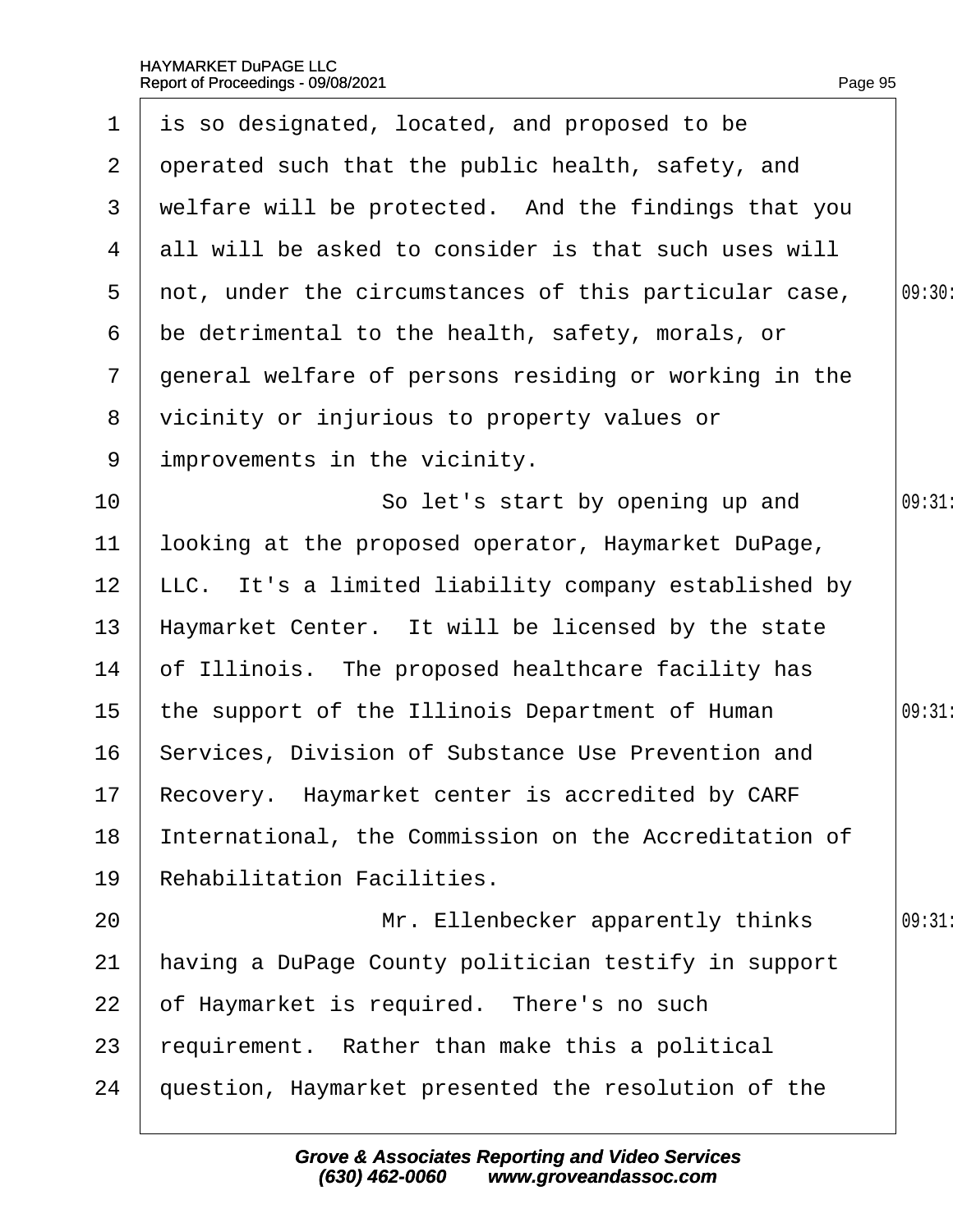is so designated, located, and proposed to be operated such that the public health, safety, and welfare will be protected. And the findings that you all will be asked to consider is that such uses will not, under the circumstances of this particular case, be detrimental to the health, safety, morals, or general welfare of persons residing or working in the vicinity or injurious to property values or improvements in the vicinity.

So let's start by opening up and looking at the proposed operator, Haymarket DuPage, LLC. It's a limited liability company established by Haymarket Center. It will be licensed by the state of Illinois. The proposed healthcare facility has the support of the Illinois Department of Human Services, Division of Substance Use Prevention and Recovery. Haymarket center is accredited by CARF International, the Commission on the Accreditation of Rehabilitation Facilities.

Mr. Ellenbecker apparently thinks having a DuPage County politician testify in support of Haymarket is required. There's no such requirement. Rather than make this a political question, Haymarket presented the resolution of the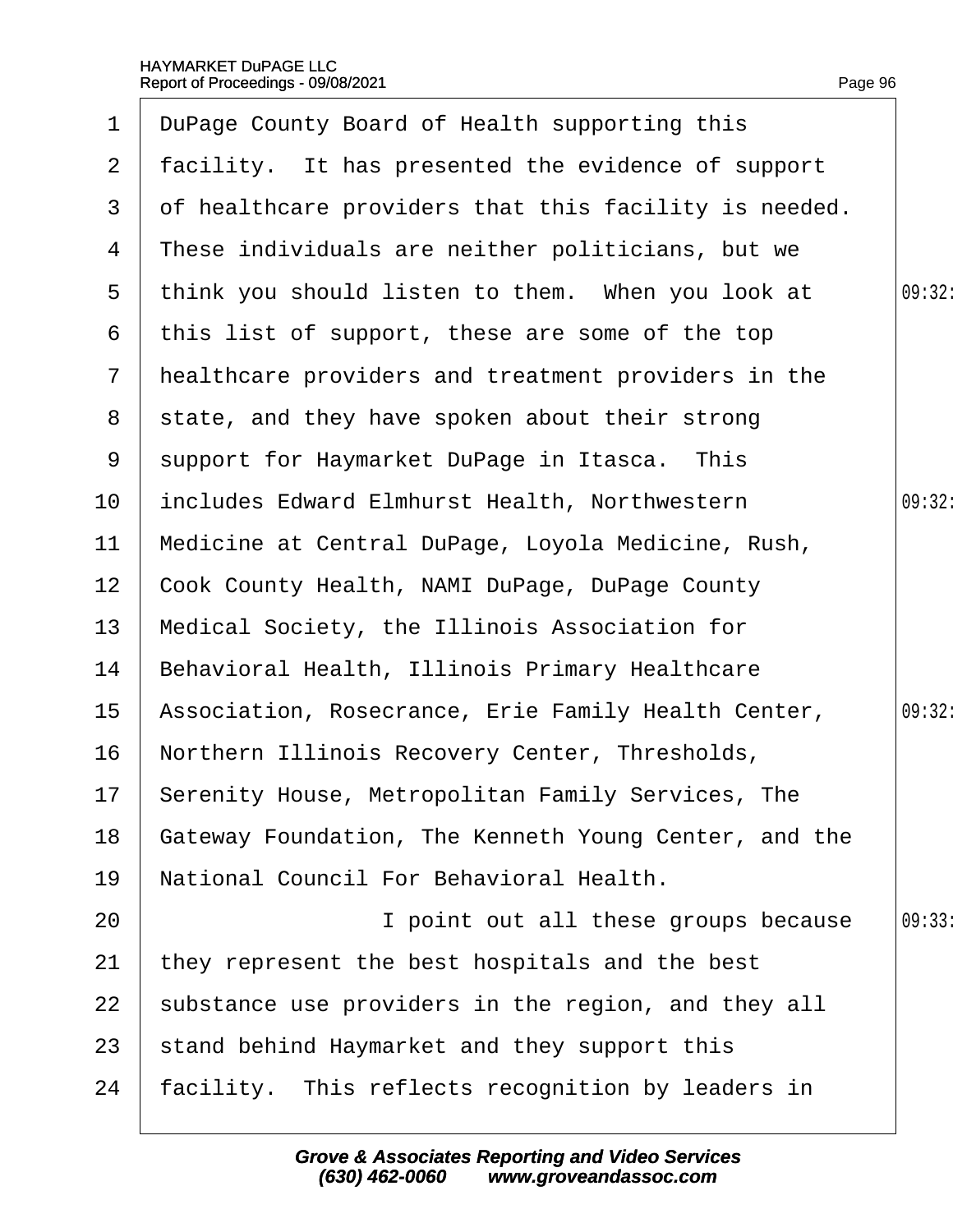1 DuPage County Board of Health supporting this
2 facility. It has presented the evidence of support
3 of healthcare providers that this facility is needed.
4 These individuals are neither politicians, but we
5 think you should listen to them. When you look at 09:32
6 this list of support, these are some of the top
7 healthcare providers and treatment providers in the
8 state, and they have spoken about their strong
9 support for Haymarket DuPage in Itasca. This
10 includes Edward Elmhurst Health, Northwestern 09:32
11 Medicine at Central DuPage, Loyola Medicine, Rush,
12 Cook County Health, NAMI DuPage, DuPage County
13 Medical Society, the Illinois Association for
14 Behavioral Health, Illinois Primary Healthcare
15 Association, Rosecrance, Erie Family Health Center, 09:32
16 Northern Illinois Recovery Center, Thresholds,
17 Serenity House, Metropolitan Family Services, The
18 Gateway Foundation, The Kenneth Young Center, and the
19 National Council For Behavioral Health.
20 I point out all these groups because 09:33
21 they represent the best hospitals and the best
22 substance use providers in the region, and they all
23 stand behind Haymarket and they support this
24 facility. This reflects recognition by leaders in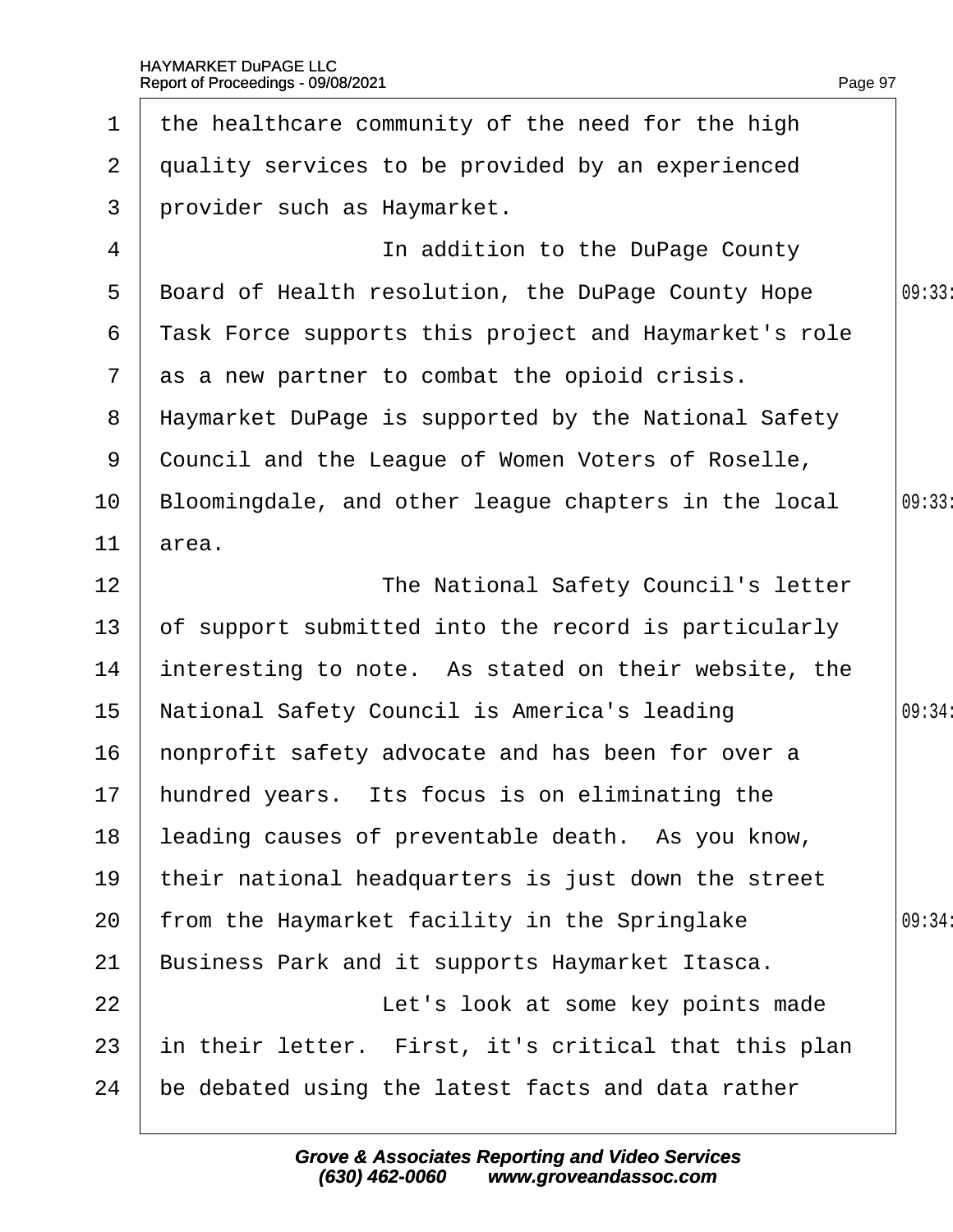the healthcare community of the need for the high quality services to be provided by an experienced provider such as Haymarket.

In addition to the DuPage County Board of Health resolution, the DuPage County Hope Task Force supports this project and Haymarket's role as a new partner to combat the opioid crisis. Haymarket DuPage is supported by the National Safety Council and the League of Women Voters of Roselle, Bloomingdale, and other league chapters in the local area.

The National Safety Council's letter of support submitted into the record is particularly interesting to note. As stated on their website, the National Safety Council is America's leading nonprofit safety advocate and has been for over a hundred years. Its focus is on eliminating the leading causes of preventable death. As you know, their national headquarters is just down the street from the Haymarket facility in the Springlake Business Park and it supports Haymarket Itasca.

Let's look at some key points made in their letter. First, it's critical that this plan be debated using the latest facts and data rather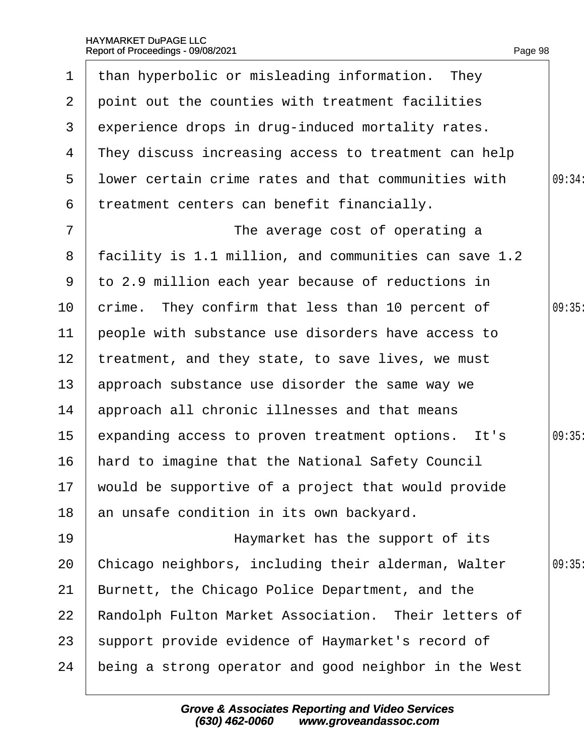1 than hyperbolic or misleading information. They
2 point out the counties with treatment facilities
3 experience drops in drug-induced mortality rates.
4 They discuss increasing access to treatment can help
5 lower certain crime rates and that communities with 09:34
6 treatment centers can benefit financially.
7 The average cost of operating a
8 facility is 1.1 million, and communities can save 1.2
9 to 2.9 million each year because of reductions in
10 crime. They confirm that less than 10 percent of 09:35
11 people with substance use disorders have access to
12 treatment, and they state, to save lives, we must
13 approach substance use disorder the same way we
14 approach all chronic illnesses and that means
15 expanding access to proven treatment options. It's 09:35
16 hard to imagine that the National Safety Council
17 would be supportive of a project that would provide
18 an unsafe condition in its own backyard.
19 Haymarket has the support of its
20 Chicago neighbors, including their alderman, Walter 09:35
21 Burnett, the Chicago Police Department, and the
22 Randolph Fulton Market Association. Their letters of
23 support provide evidence of Haymarket's record of
24 being a strong operator and good neighbor in the West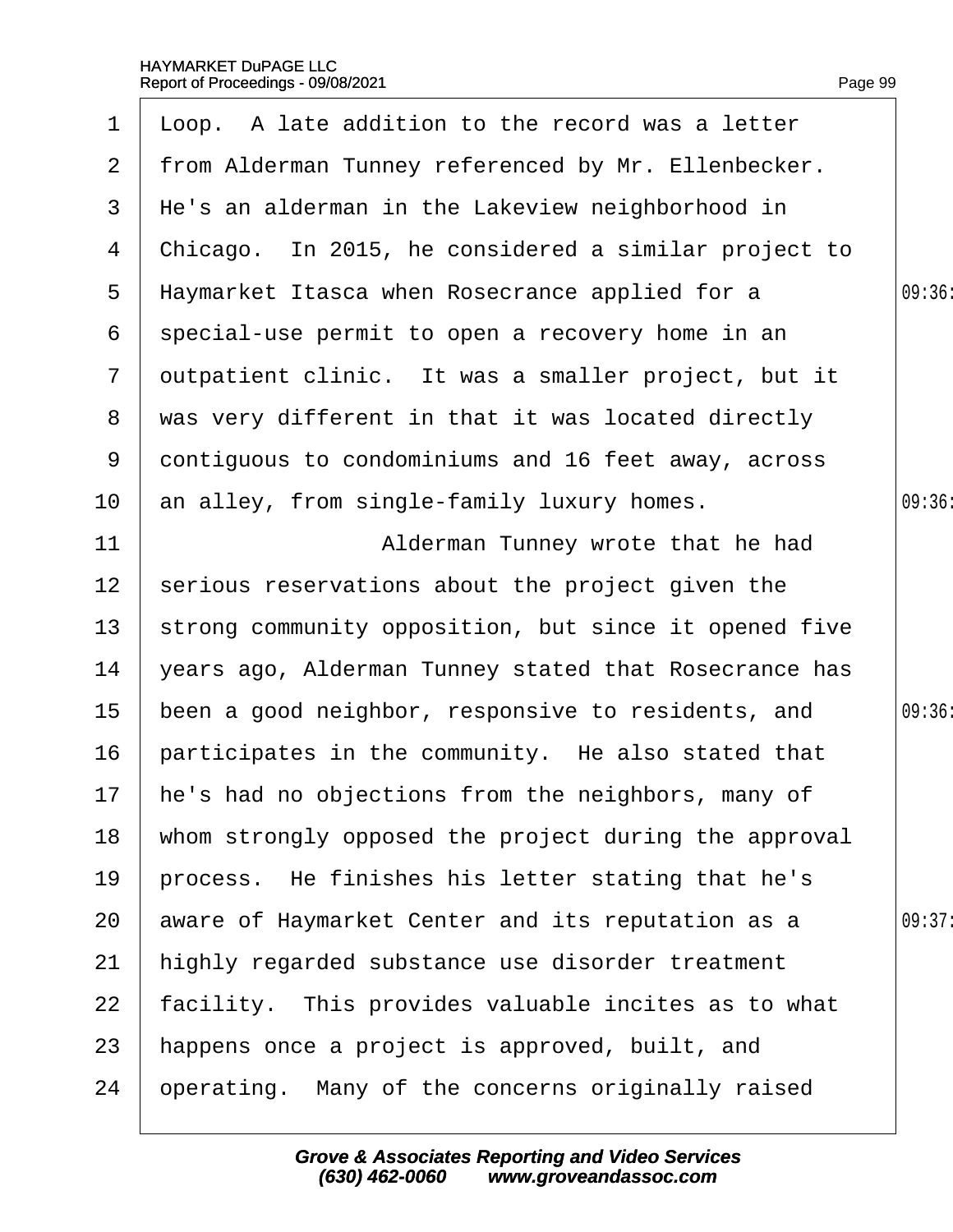Loop. A late addition to the record was a letter from Alderman Tunney referenced by Mr. Ellenbecker. He's an alderman in the Lakeview neighborhood in Chicago. In 2015, he considered a similar project to Haymarket Itasca when Rosecrance applied for a special-use permit to open a recovery home in an outpatient clinic. It was a smaller project, but it was very different in that it was located directly contiguous to condominiums and 16 feet away, across an alley, from single-family luxury homes.

Alderman Tunney wrote that he had serious reservations about the project given the strong community opposition, but since it opened five years ago, Alderman Tunney stated that Rosecrance has been a good neighbor, responsive to residents, and participates in the community. He also stated that he's had no objections from the neighbors, many of whom strongly opposed the project during the approval process. He finishes his letter stating that he's aware of Haymarket Center and its reputation as a highly regarded substance use disorder treatment facility. This provides valuable incites as to what happens once a project is approved, built, and operating. Many of the concerns originally raised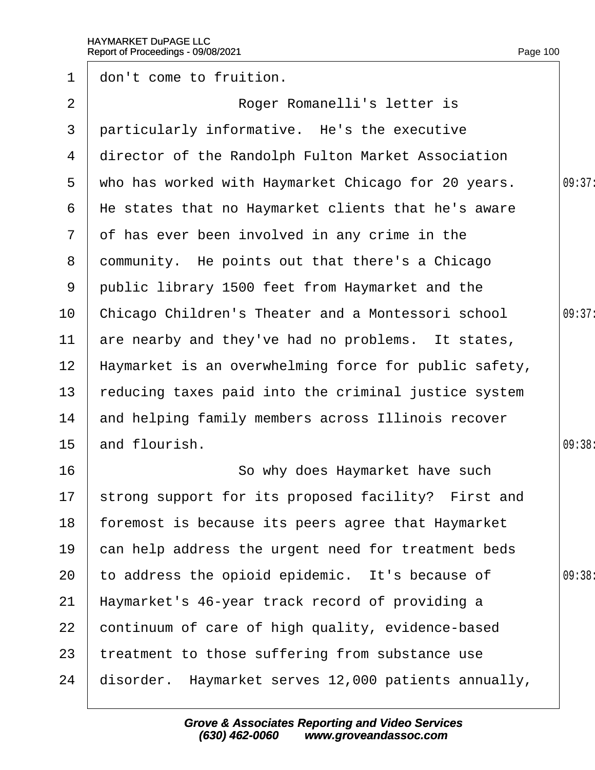don't come to fruition.

Roger Romanelli's letter is particularly informative. He's the executive director of the Randolph Fulton Market Association who has worked with Haymarket Chicago for 20 years. He states that no Haymarket clients that he's aware of has ever been involved in any crime in the community. He points out that there's a Chicago public library 1500 feet from Haymarket and the Chicago Children's Theater and a Montessori school are nearby and they've had no problems. It states, Haymarket is an overwhelming force for public safety, reducing taxes paid into the criminal justice system and helping family members across Illinois recover and flourish.

So why does Haymarket have such strong support for its proposed facility? First and foremost is because its peers agree that Haymarket can help address the urgent need for treatment beds to address the opioid epidemic. It's because of Haymarket's 46-year track record of providing a continuum of care of high quality, evidence-based treatment to those suffering from substance use disorder. Haymarket serves 12,000 patients annually,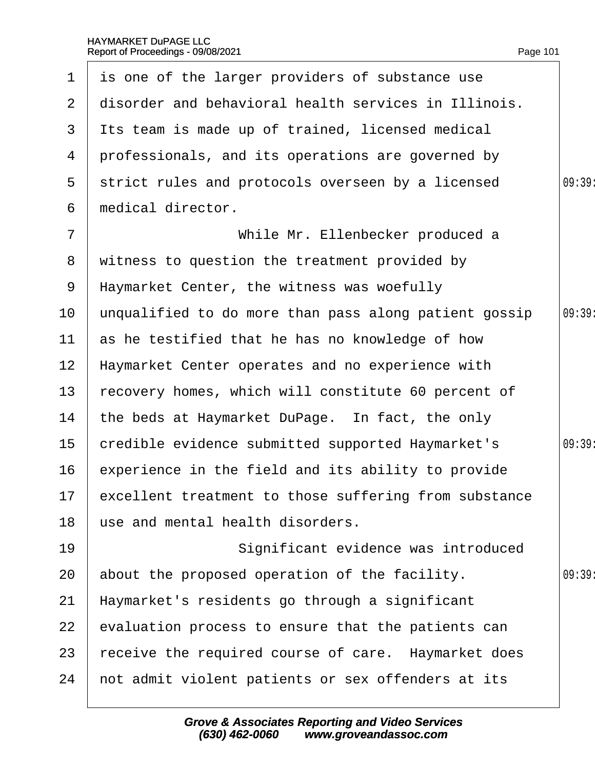is one of the larger providers of substance use disorder and behavioral health services in Illinois. Its team is made up of trained, licensed medical professionals, and its operations are governed by strict rules and protocols overseen by a licensed medical director.

While Mr. Ellenbecker produced a witness to question the treatment provided by Haymarket Center, the witness was woefully unqualified to do more than pass along patient gossip as he testified that he has no knowledge of how Haymarket Center operates and no experience with recovery homes, which will constitute 60 percent of the beds at Haymarket DuPage. In fact, the only credible evidence submitted supported Haymarket's experience in the field and its ability to provide excellent treatment to those suffering from substance use and mental health disorders.

Significant evidence was introduced about the proposed operation of the facility. Haymarket's residents go through a significant evaluation process to ensure that the patients can receive the required course of care. Haymarket does not admit violent patients or sex offenders at its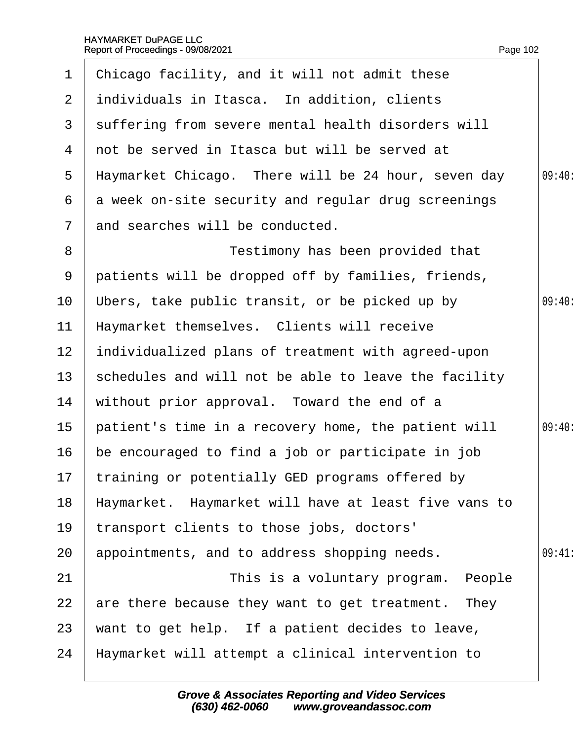1 Chicago facility, and it will not admit these
2 individuals in Itasca. In addition, clients
3 suffering from severe mental health disorders will
4 not be served in Itasca but will be served at
5 Haymarket Chicago. There will be 24 hour, seven day
6 a week on-site security and regular drug screenings
7 and searches will be conducted.
8 Testimony has been provided that
9 patients will be dropped off by families, friends,
10 Ubers, take public transit, or be picked up by
11 Haymarket themselves. Clients will receive
12 individualized plans of treatment with agreed-upon
13 schedules and will not be able to leave the facility
14 without prior approval. Toward the end of a
15 patient's time in a recovery home, the patient will
16 be encouraged to find a job or participate in job
17 training or potentially GED programs offered by
18 Haymarket. Haymarket will have at least five vans to
19 transport clients to those jobs, doctors'
20 appointments, and to address shopping needs.
21 This is a voluntary program. People
22 are there because they want to get treatment. They
23 want to get help. If a patient decides to leave,
24 Haymarket will attempt a clinical intervention to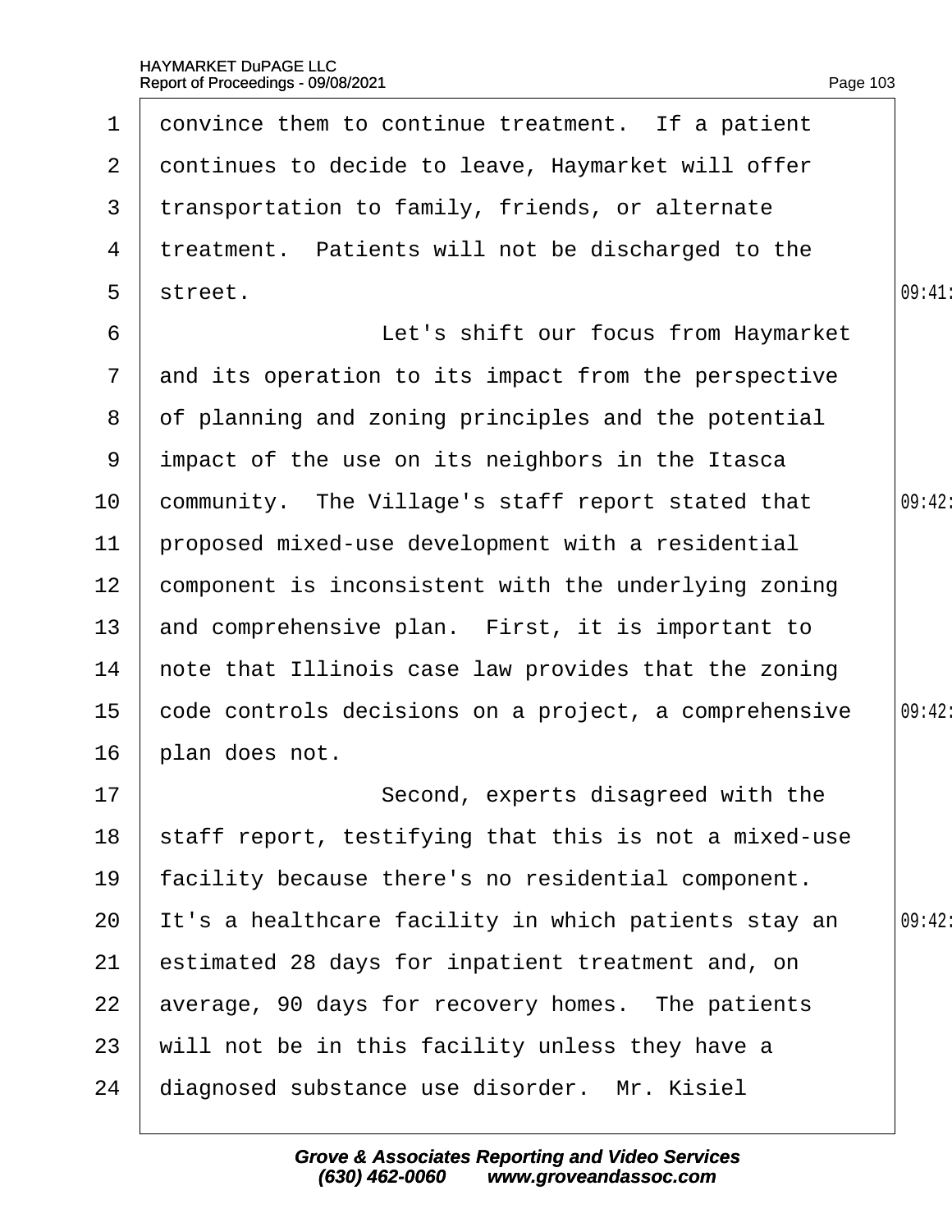convince them to continue treatment. If a patient continues to decide to leave, Haymarket will offer transportation to family, friends, or alternate treatment. Patients will not be discharged to the street.

Let's shift our focus from Haymarket and its operation to its impact from the perspective of planning and zoning principles and the potential impact of the use on its neighbors in the Itasca community. The Village's staff report stated that proposed mixed-use development with a residential component is inconsistent with the underlying zoning and comprehensive plan. First, it is important to note that Illinois case law provides that the zoning code controls decisions on a project, a comprehensive plan does not.

Second, experts disagreed with the staff report, testifying that this is not a mixed-use facility because there's no residential component. It's a healthcare facility in which patients stay an estimated 28 days for inpatient treatment and, on average, 90 days for recovery homes. The patients will not be in this facility unless they have a diagnosed substance use disorder. Mr. Kisiel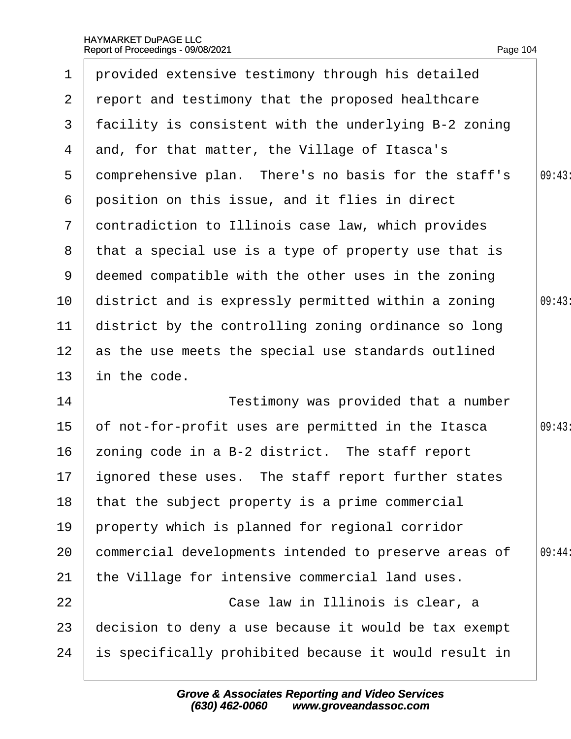provided extensive testimony through his detailed report and testimony that the proposed healthcare facility is consistent with the underlying B-2 zoning and, for that matter, the Village of Itasca's comprehensive plan. There's no basis for the staff's position on this issue, and it flies in direct contradiction to Illinois case law, which provides that a special use is a type of property use that is deemed compatible with the other uses in the zoning district and is expressly permitted within a zoning district by the controlling zoning ordinance so long as the use meets the special use standards outlined in the code.

Testimony was provided that a number of not-for-profit uses are permitted in the Itasca zoning code in a B-2 district. The staff report ignored these uses. The staff report further states that the subject property is a prime commercial property which is planned for regional corridor commercial developments intended to preserve areas of the Village for intensive commercial land uses.

Case law in Illinois is clear, a decision to deny a use because it would be tax exempt is specifically prohibited because it would result in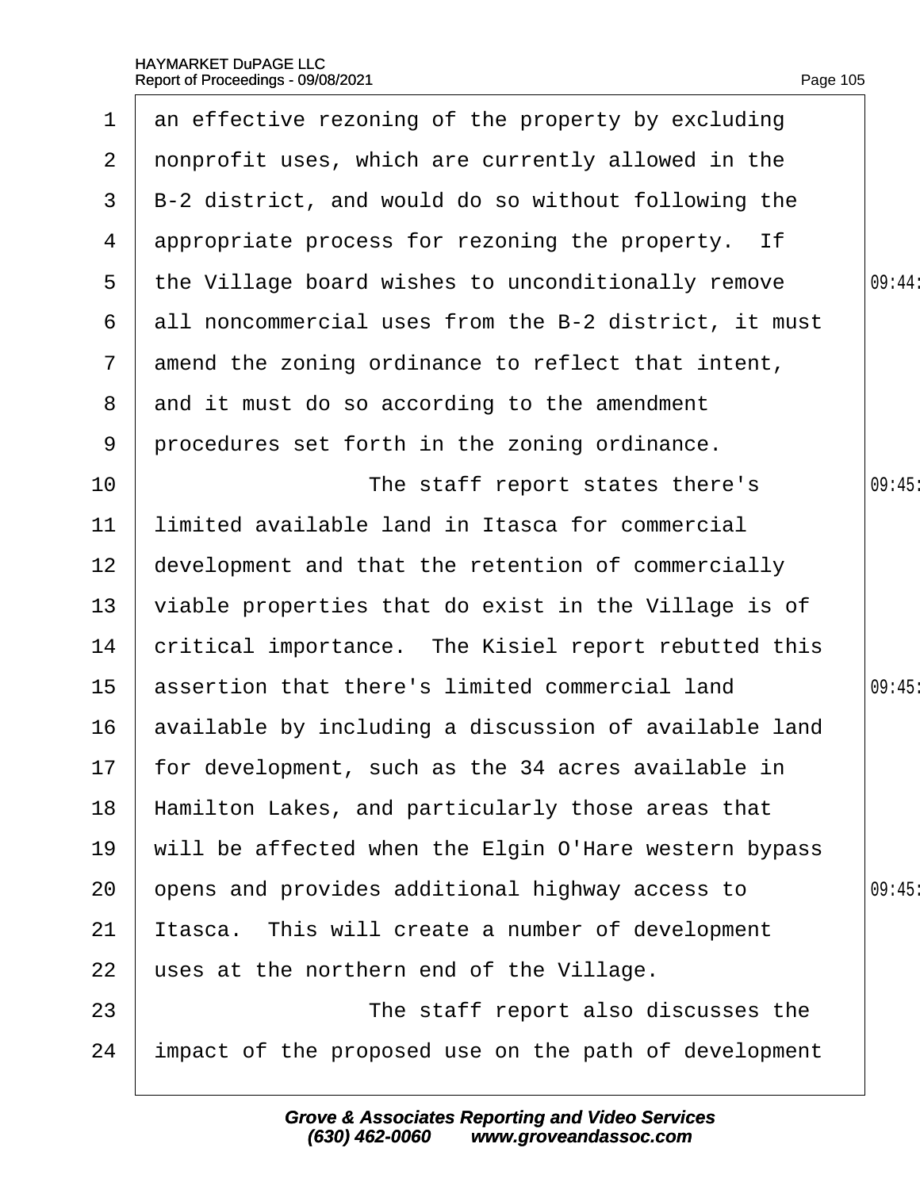an effective rezoning of the property by excluding nonprofit uses, which are currently allowed in the B-2 district, and would do so without following the appropriate process for rezoning the property. If the Village board wishes to unconditionally remove all noncommercial uses from the B-2 district, it must amend the zoning ordinance to reflect that intent, and it must do so according to the amendment procedures set forth in the zoning ordinance.

The staff report states there's limited available land in Itasca for commercial development and that the retention of commercially viable properties that do exist in the Village is of critical importance. The Kisiel report rebutted this assertion that there's limited commercial land available by including a discussion of available land for development, such as the 34 acres available in Hamilton Lakes, and particularly those areas that will be affected when the Elgin O'Hare western bypass opens and provides additional highway access to Itasca. This will create a number of development uses at the northern end of the Village.

The staff report also discusses the impact of the proposed use on the path of development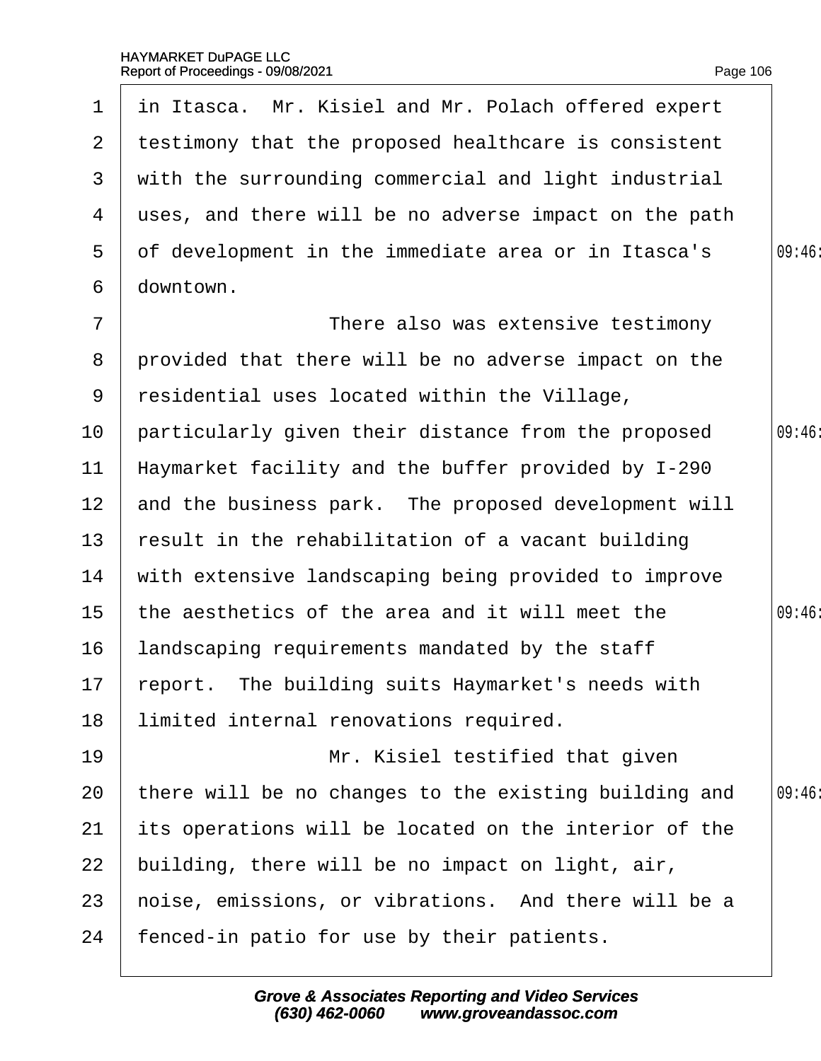in Itasca. Mr. Kisiel and Mr. Polach offered expert testimony that the proposed healthcare is consistent with the surrounding commercial and light industrial uses, and there will be no adverse impact on the path of development in the immediate area or in Itasca's downtown.

There also was extensive testimony provided that there will be no adverse impact on the residential uses located within the Village, particularly given their distance from the proposed Haymarket facility and the buffer provided by I-290 and the business park. The proposed development will result in the rehabilitation of a vacant building with extensive landscaping being provided to improve the aesthetics of the area and it will meet the landscaping requirements mandated by the staff report. The building suits Haymarket's needs with limited internal renovations required.

Mr. Kisiel testified that given there will be no changes to the existing building and its operations will be located on the interior of the building, there will be no impact on light, air, noise, emissions, or vibrations. And there will be a fenced-in patio for use by their patients.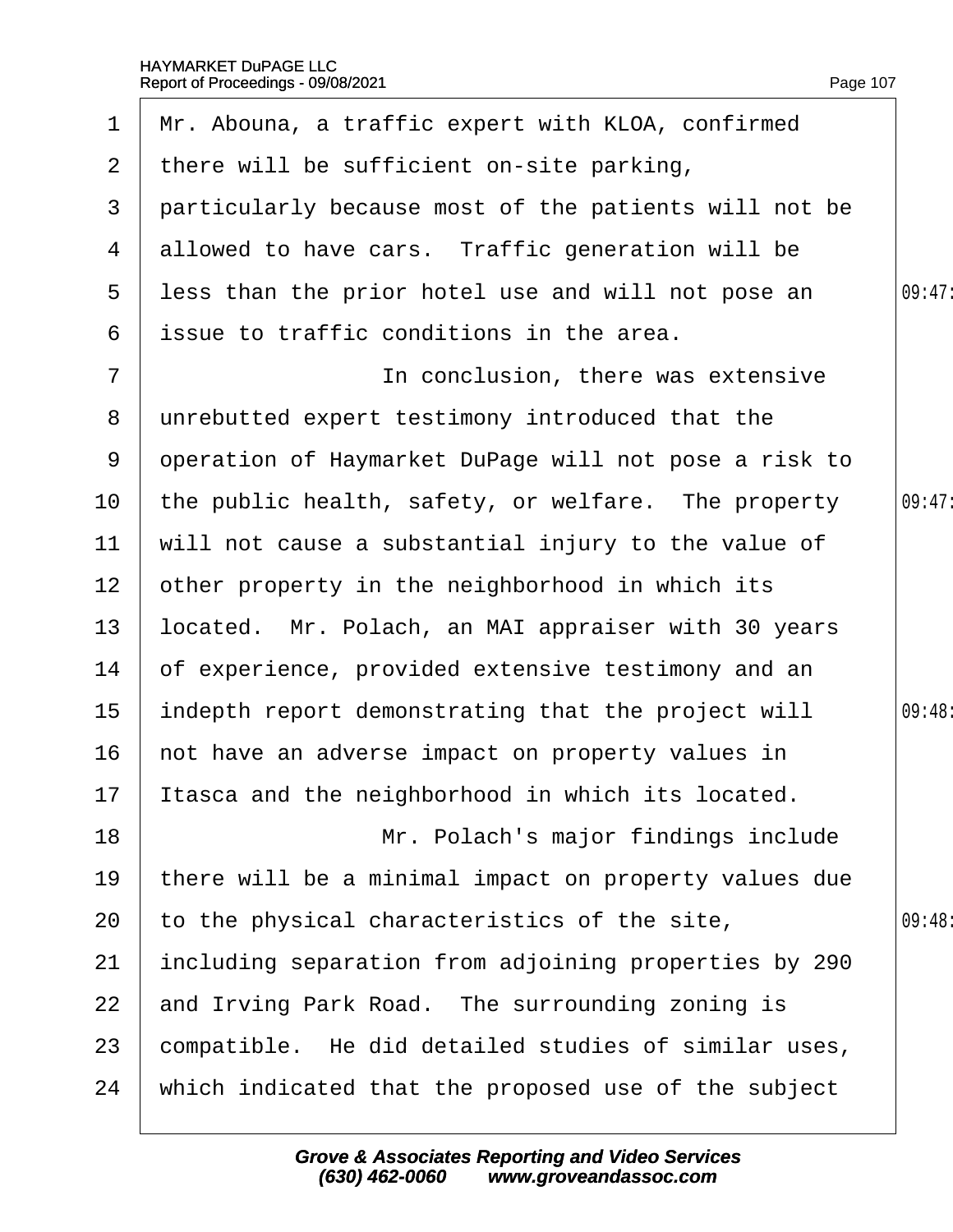Mr. Abouna, a traffic expert with KLOA, confirmed there will be sufficient on-site parking, particularly because most of the patients will not be allowed to have cars. Traffic generation will be less than the prior hotel use and will not pose an issue to traffic conditions in the area.

In conclusion, there was extensive unrebutted expert testimony introduced that the operation of Haymarket DuPage will not pose a risk to the public health, safety, or welfare. The property will not cause a substantial injury to the value of other property in the neighborhood in which its located. Mr. Polach, an MAI appraiser with 30 years of experience, provided extensive testimony and an indepth report demonstrating that the project will not have an adverse impact on property values in Itasca and the neighborhood in which its located.

Mr. Polach's major findings include there will be a minimal impact on property values due to the physical characteristics of the site, including separation from adjoining properties by 290 and Irving Park Road. The surrounding zoning is compatible. He did detailed studies of similar uses, which indicated that the proposed use of the subject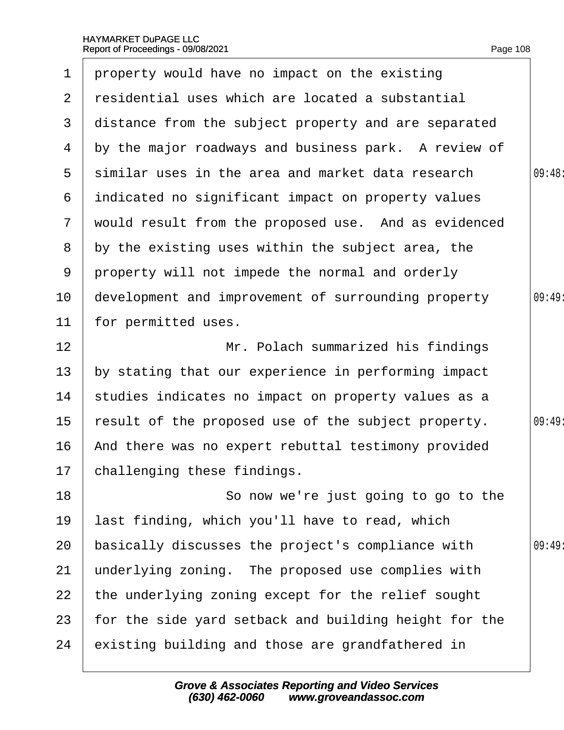property would have no impact on the existing residential uses which are located a substantial distance from the subject property and are separated by the major roadways and business park. A review of similar uses in the area and market data research indicated no significant impact on property values would result from the proposed use. And as evidenced by the existing uses within the subject area, the property will not impede the normal and orderly development and improvement of surrounding property for permitted uses.

Mr. Polach summarized his findings by stating that our experience in performing impact studies indicates no impact on property values as a result of the proposed use of the subject property. And there was no expert rebuttal testimony provided challenging these findings.

So now we're just going to go to the last finding, which you'll have to read, which basically discusses the project's compliance with underlying zoning. The proposed use complies with the underlying zoning except for the relief sought for the side yard setback and building height for the existing building and those are grandfathered in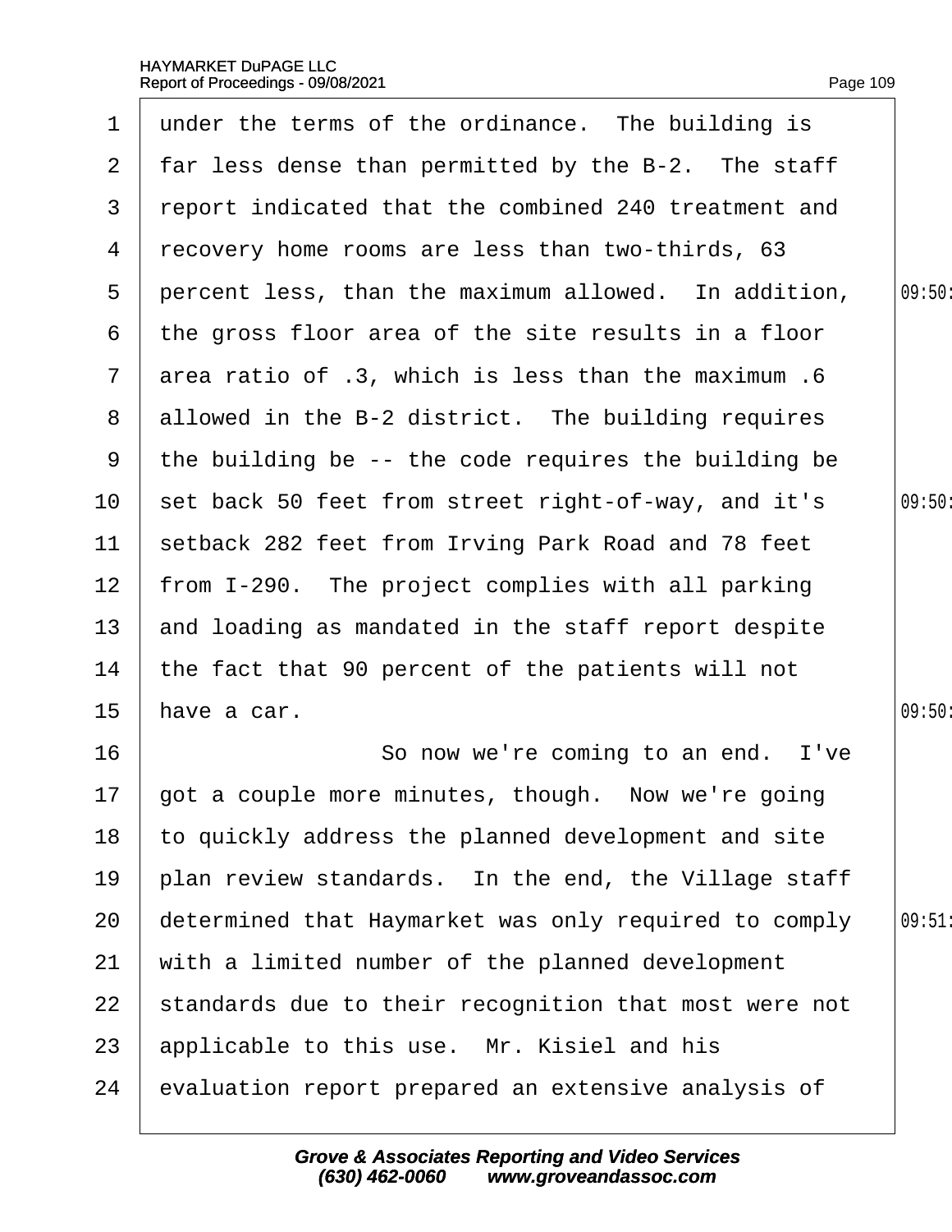under the terms of the ordinance. The building is far less dense than permitted by the B-2. The staff report indicated that the combined 240 treatment and recovery home rooms are less than two-thirds, 63 percent less, than the maximum allowed. In addition, the gross floor area of the site results in a floor area ratio of .3, which is less than the maximum .6 allowed in the B-2 district. The building requires the building be -- the code requires the building be set back 50 feet from street right-of-way, and it's setback 282 feet from Irving Park Road and 78 feet from I-290. The project complies with all parking and loading as mandated in the staff report despite the fact that 90 percent of the patients will not have a car.

So now we're coming to an end. I've got a couple more minutes, though. Now we're going to quickly address the planned development and site plan review standards. In the end, the Village staff determined that Haymarket was only required to comply with a limited number of the planned development standards due to their recognition that most were not applicable to this use. Mr. Kisiel and his evaluation report prepared an extensive analysis of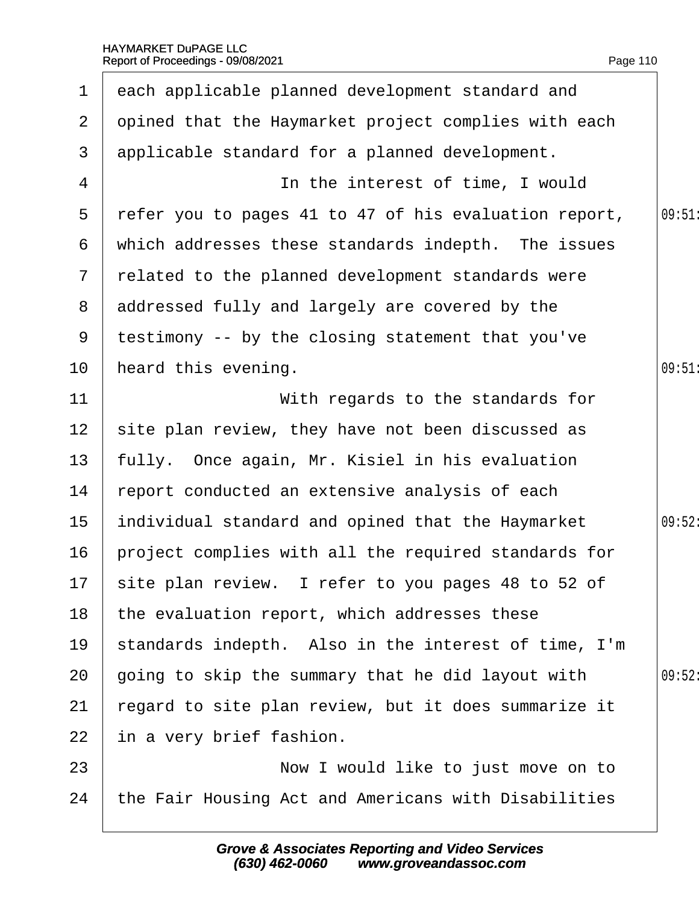1 each applicable planned development standard and
2 opined that the Haymarket project complies with each
3 applicable standard for a planned development.
4 In the interest of time, I would
5 refer you to pages 41 to 47 of his evaluation report,
6 which addresses these standards indepth. The issues
7 related to the planned development standards were
8 addressed fully and largely are covered by the
9 testimony -- by the closing statement that you've
10 heard this evening.
11 With regards to the standards for
12 site plan review, they have not been discussed as
13 fully. Once again, Mr. Kisiel in his evaluation
14 report conducted an extensive analysis of each
15 individual standard and opined that the Haymarket
16 project complies with all the required standards for
17 site plan review. I refer to you pages 48 to 52 of
18 the evaluation report, which addresses these
19 standards indepth. Also in the interest of time, I'm
20 going to skip the summary that he did layout with
21 regard to site plan review, but it does summarize it
22 in a very brief fashion.
23 Now I would like to just move on to
24 the Fair Housing Act and Americans with Disabilities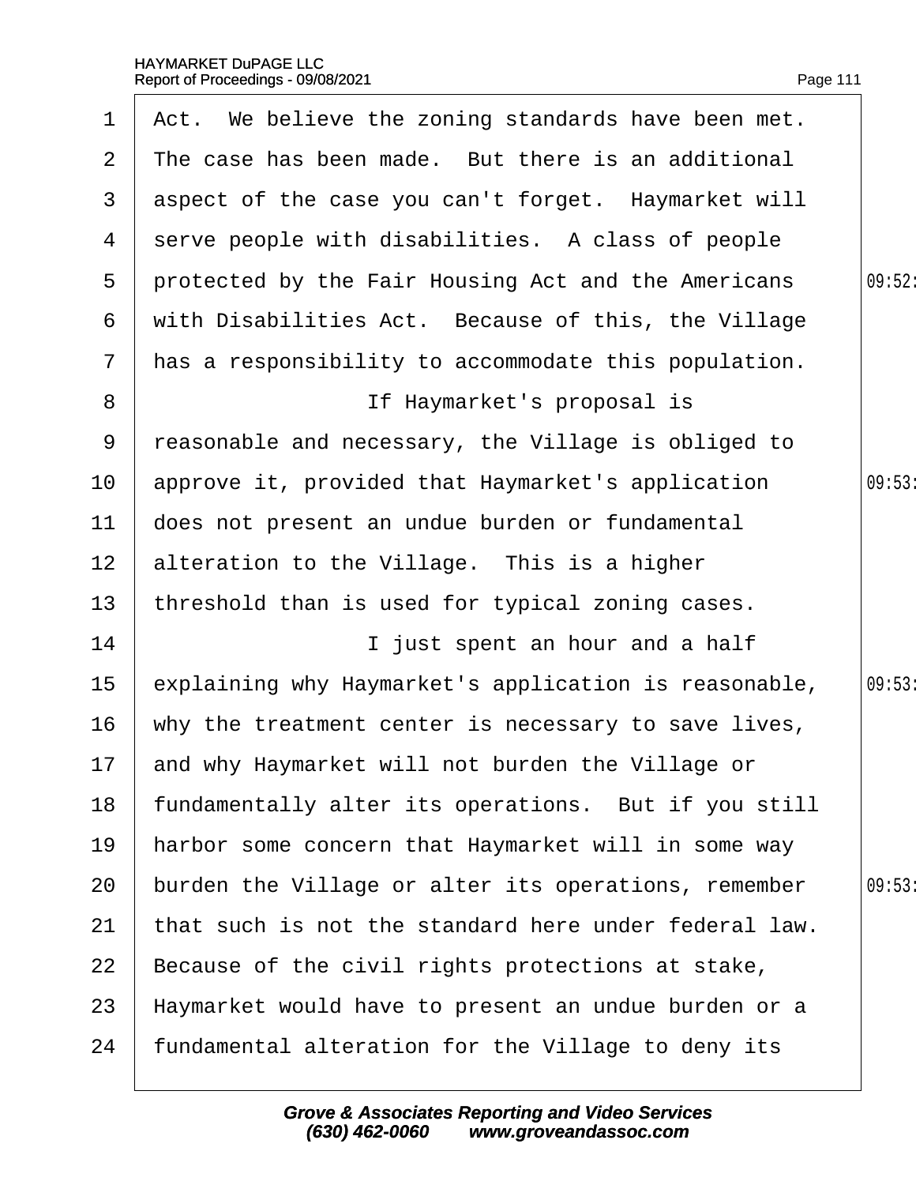Act. We believe the zoning standards have been met. The case has been made. But there is an additional aspect of the case you can't forget. Haymarket will serve people with disabilities. A class of people protected by the Fair Housing Act and the Americans with Disabilities Act. Because of this, the Village has a responsibility to accommodate this population.

If Haymarket's proposal is reasonable and necessary, the Village is obliged to approve it, provided that Haymarket's application does not present an undue burden or fundamental alteration to the Village. This is a higher threshold than is used for typical zoning cases.

I just spent an hour and a half explaining why Haymarket's application is reasonable, why the treatment center is necessary to save lives, and why Haymarket will not burden the Village or fundamentally alter its operations. But if you still harbor some concern that Haymarket will in some way burden the Village or alter its operations, remember that such is not the standard here under federal law. Because of the civil rights protections at stake, Haymarket would have to present an undue burden or a fundamental alteration for the Village to deny its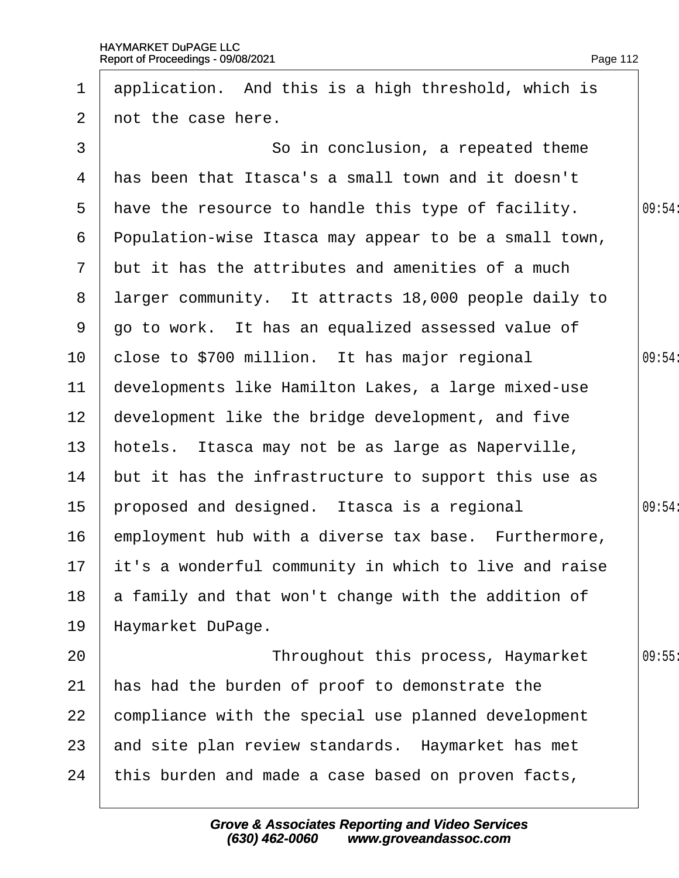1 application. And this is a high threshold, which is
2 not the case here.
3 So in conclusion, a repeated theme
4 has been that Itasca's a small town and it doesn't
5 have the resource to handle this type of facility.
6 Population-wise Itasca may appear to be a small town,
7 but it has the attributes and amenities of a much
8 larger community. It attracts 18,000 people daily to
9 go to work. It has an equalized assessed value of
10 close to $700 million. It has major regional
11 developments like Hamilton Lakes, a large mixed-use
12 development like the bridge development, and five
13 hotels. Itasca may not be as large as Naperville,
14 but it has the infrastructure to support this use as
15 proposed and designed. Itasca is a regional
16 employment hub with a diverse tax base. Furthermore,
17 it's a wonderful community in which to live and raise
18 a family and that won't change with the addition of
19 Haymarket DuPage.
20 Throughout this process, Haymarket
21 has had the burden of proof to demonstrate the
22 compliance with the special use planned development
23 and site plan review standards. Haymarket has met
24 this burden and made a case based on proven facts,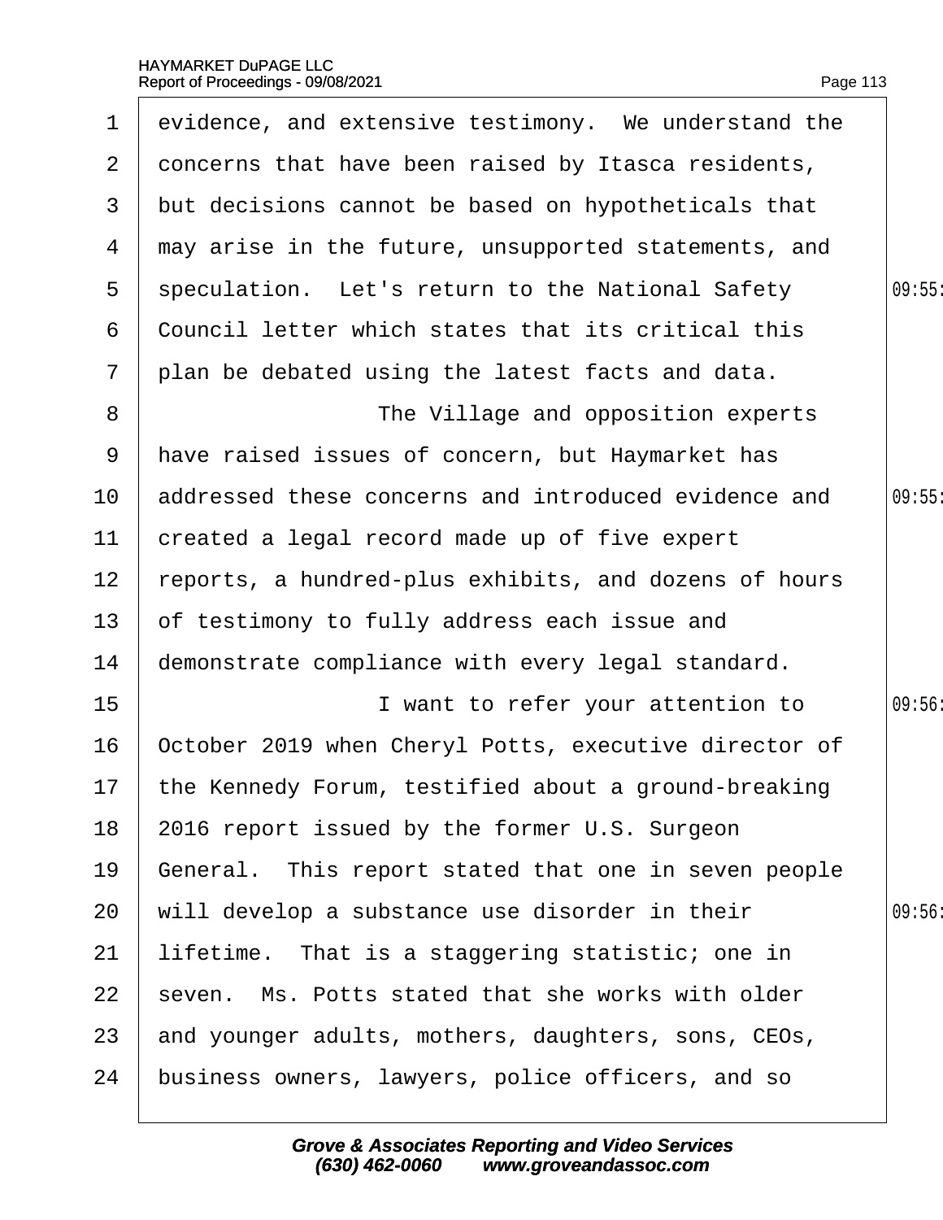evidence, and extensive testimony. We understand the concerns that have been raised by Itasca residents, but decisions cannot be based on hypotheticals that may arise in the future, unsupported statements, and speculation. Let's return to the National Safety Council letter which states that its critical this plan be debated using the latest facts and data.

The Village and opposition experts have raised issues of concern, but Haymarket has addressed these concerns and introduced evidence and created a legal record made up of five expert reports, a hundred-plus exhibits, and dozens of hours of testimony to fully address each issue and demonstrate compliance with every legal standard.

I want to refer your attention to October 2019 when Cheryl Potts, executive director of the Kennedy Forum, testified about a ground-breaking 2016 report issued by the former U.S. Surgeon General. This report stated that one in seven people will develop a substance use disorder in their lifetime. That is a staggering statistic; one in seven. Ms. Potts stated that she works with older and younger adults, mothers, daughters, sons, CEOs, business owners, lawyers, police officers, and so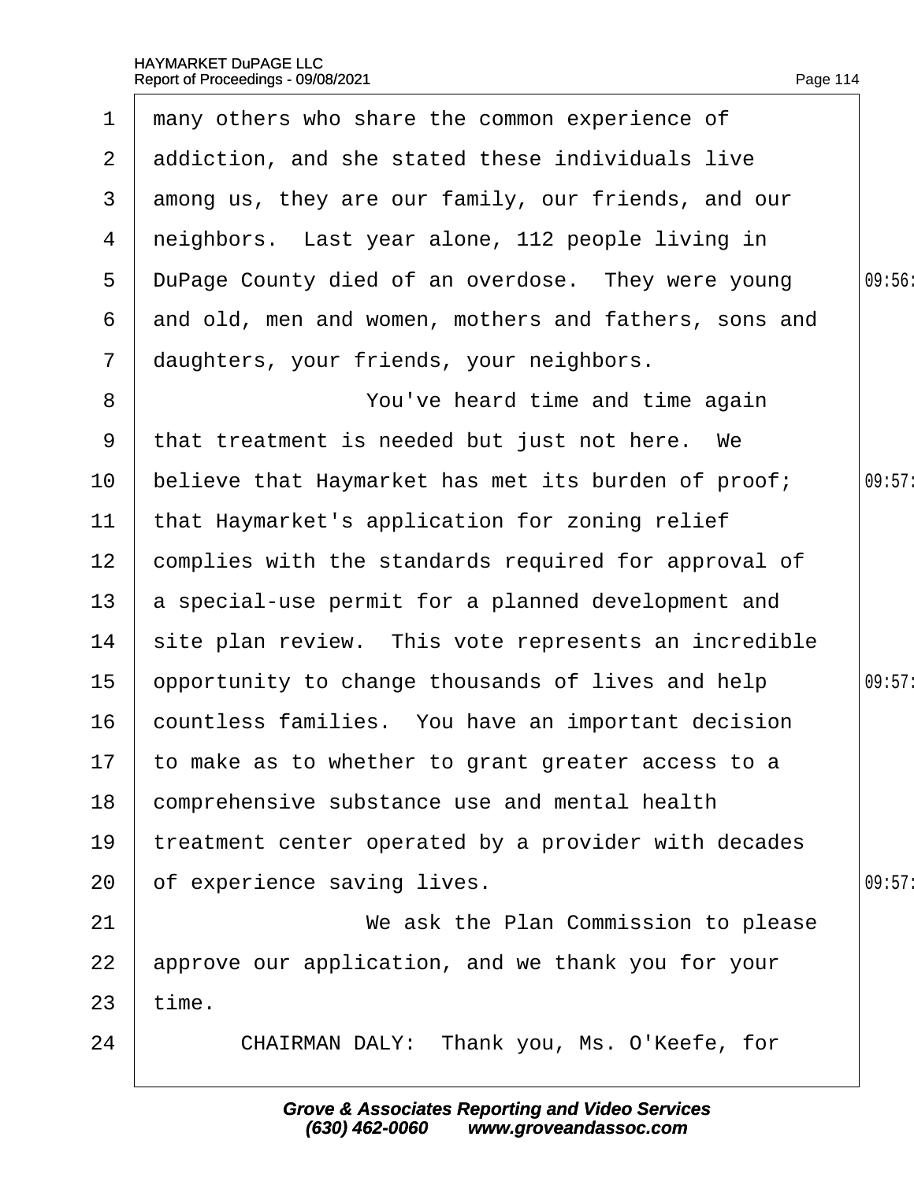1 many others who share the common experience of
2 addiction, and she stated these individuals live
3 among us, they are our family, our friends, and our
4 neighbors. Last year alone, 112 people living in
5 DuPage County died of an overdose. They were young
6 and old, men and women, mothers and fathers, sons and
7 daughters, your friends, your neighbors.
8 You've heard time and time again
9 that treatment is needed but just not here. We
10 believe that Haymarket has met its burden of proof;
11 that Haymarket's application for zoning relief
12 complies with the standards required for approval of
13 a special-use permit for a planned development and
14 site plan review. This vote represents an incredible
15 opportunity to change thousands of lives and help
16 countless families. You have an important decision
17 to make as to whether to grant greater access to a
18 comprehensive substance use and mental health
19 treatment center operated by a provider with decades
20 of experience saving lives.
21 We ask the Plan Commission to please
22 approve our application, and we thank you for your
23 time.
24 CHAIRMAN DALY: Thank you, Ms. O'Keefe, for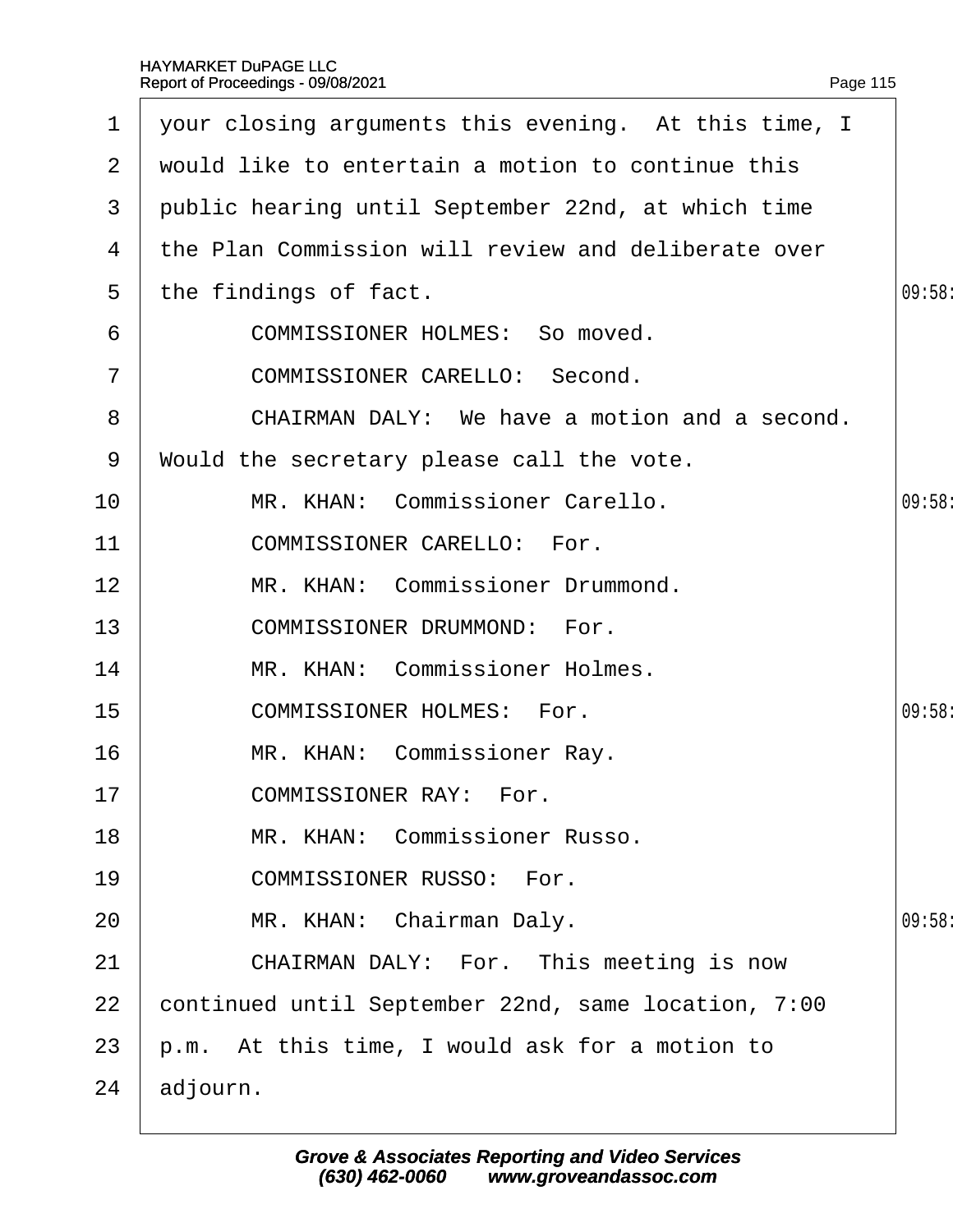your closing arguments this evening. At this time, I would like to entertain a motion to continue this public hearing until September 22nd, at which time the Plan Commission will review and deliberate over the findings of fact.

COMMISSIONER HOLMES: So moved.

COMMISSIONER CARELLO: Second.

CHAIRMAN DALY: We have a motion and a second. Would the secretary please call the vote.

MR. KHAN: Commissioner Carello.

COMMISSIONER CARELLO: For.

MR. KHAN: Commissioner Drummond.

COMMISSIONER DRUMMOND: For.

MR. KHAN: Commissioner Holmes.

COMMISSIONER HOLMES: For.

MR. KHAN: Commissioner Ray.

COMMISSIONER RAY: For.

MR. KHAN: Commissioner Russo.

COMMISSIONER RUSSO: For.

MR. KHAN: Chairman Daly.

CHAIRMAN DALY: For. This meeting is now continued until September 22nd, same location, 7:00 p.m. At this time, I would ask for a motion to adjourn.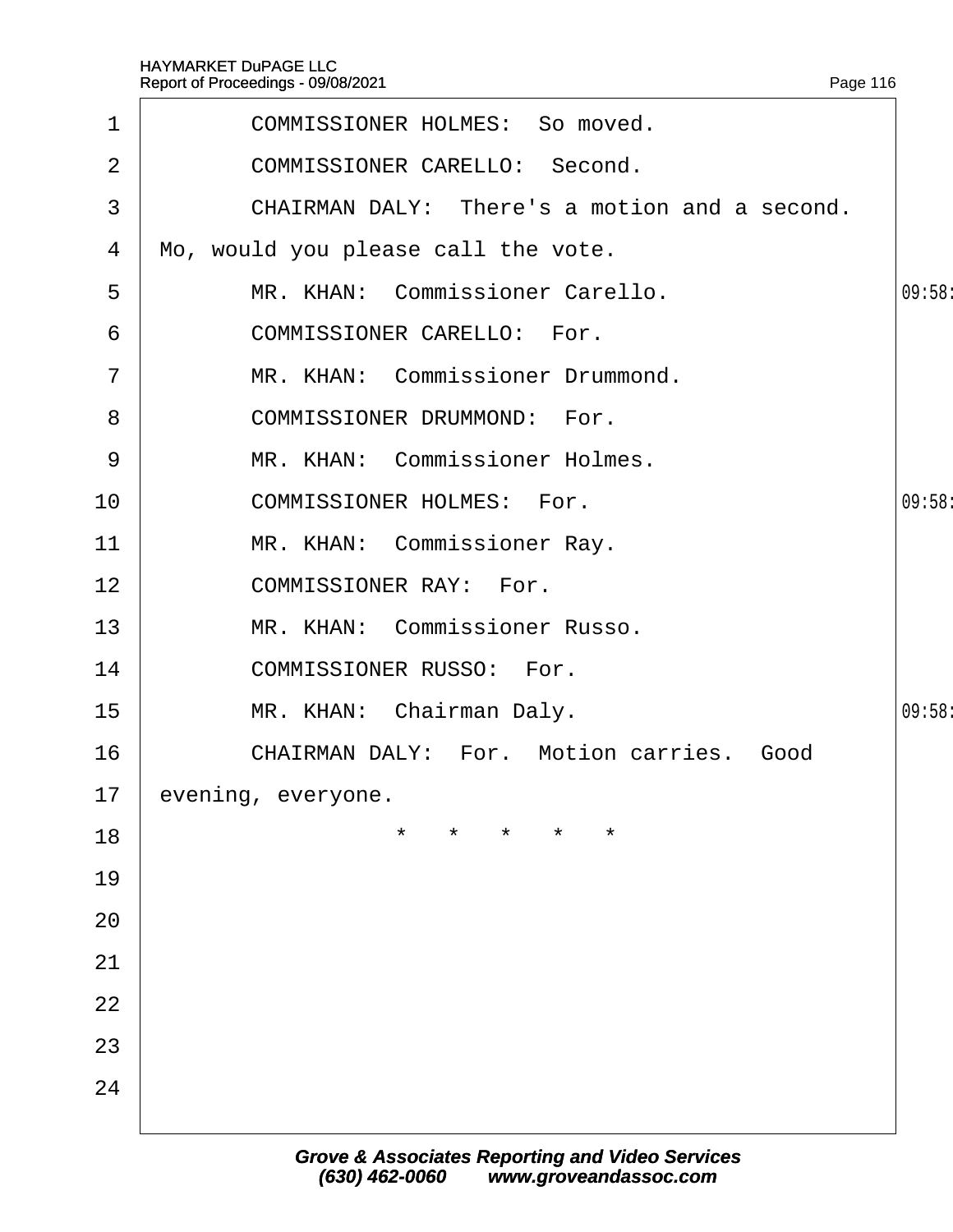COMMISSIONER HOLMES: So moved.

COMMISSIONER CARELLO: Second.

CHAIRMAN DALY: There's a motion and a second. Mo, would you please call the vote.

MR. KHAN: Commissioner Carello.

COMMISSIONER CARELLO: For.

MR. KHAN: Commissioner Drummond.

COMMISSIONER DRUMMOND: For.

MR. KHAN: Commissioner Holmes.

COMMISSIONER HOLMES: For.

MR. KHAN: Commissioner Ray.

COMMISSIONER RAY: For.

MR. KHAN: Commissioner Russo.

COMMISSIONER RUSSO: For.

MR. KHAN: Chairman Daly.

CHAIRMAN DALY: For. Motion carries. Good evening, everyone.

\* \* \* \* \*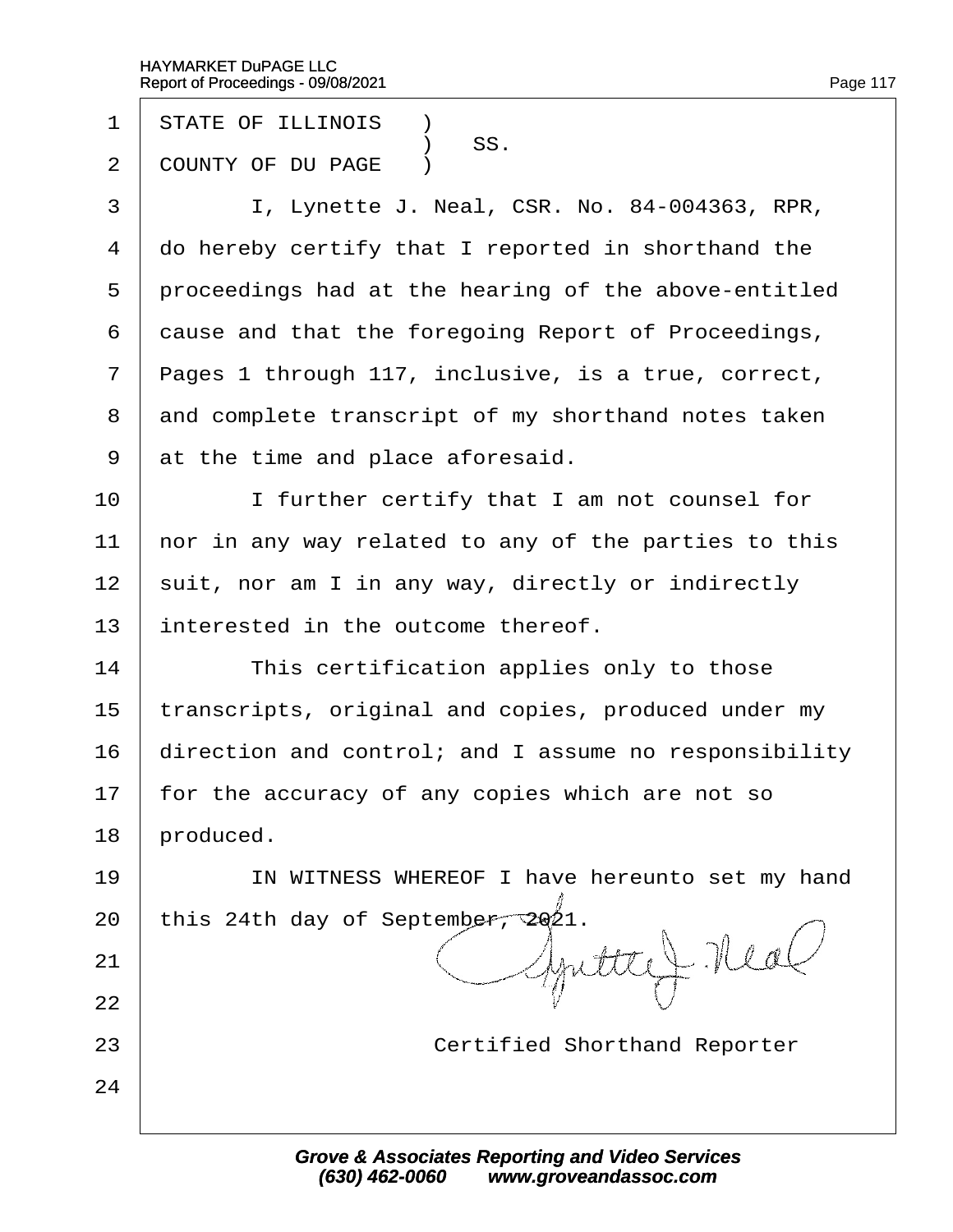STATE OF ILLINOIS )
) SS.
COUNTY OF DU PAGE )

I, Lynette J. Neal, CSR. No. 84-004363, RPR, do hereby certify that I reported in shorthand the proceedings had at the hearing of the above-entitled cause and that the foregoing Report of Proceedings, Pages 1 through 117, inclusive, is a true, correct, and complete transcript of my shorthand notes taken at the time and place aforesaid.

I further certify that I am not counsel for nor in any way related to any of the parties to this suit, nor am I in any way, directly or indirectly interested in the outcome thereof.

This certification applies only to those transcripts, original and copies, produced under my direction and control; and I assume no responsibility for the accuracy of any copies which are not so produced.

IN WITNESS WHEREOF I have hereunto set my hand this 24th day of September, 2021.

Certified Shorthand Reporter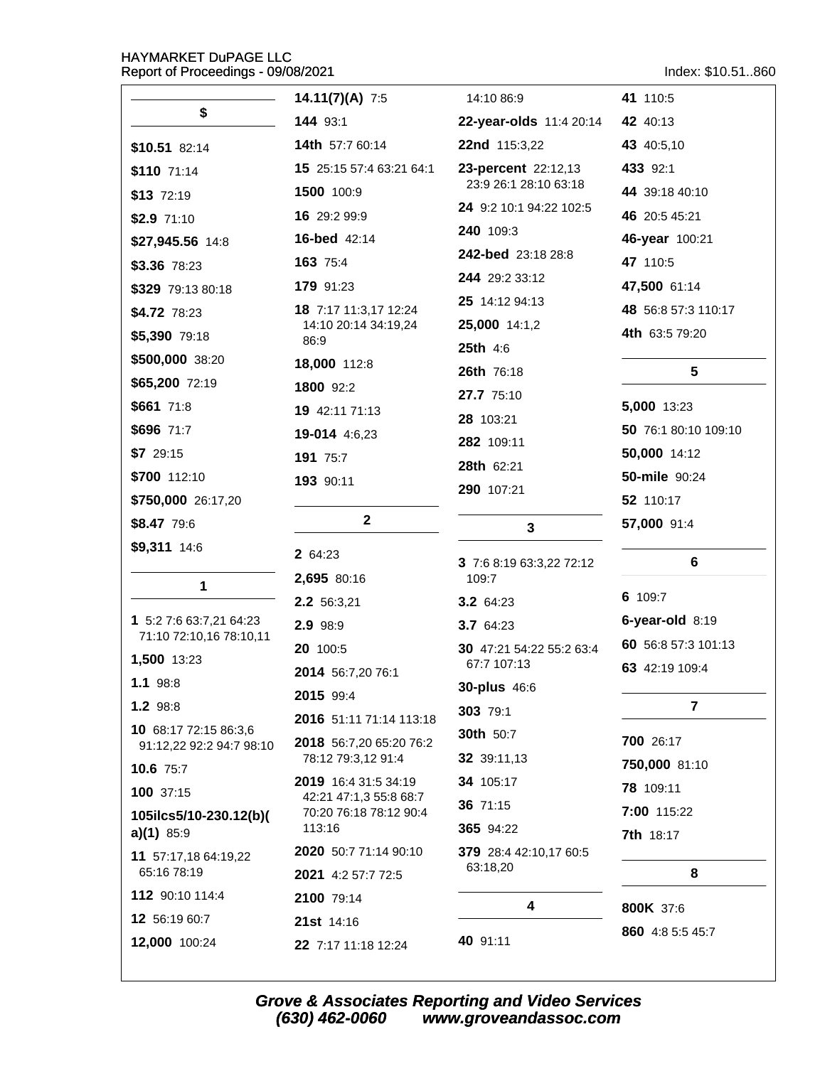## $

**$10.51** 82:14

**$110** 71:14

**$13** 72:19

**$2.9** 71:10

**$27,945.56** 14:8

**$3.36** 78:23

**$329** 79:13 80:18

**$4.72** 78:23

**$5,390** 79:18

**$500,000** 38:20

**$65,200** 72:19

**$661** 71:8

**$696** 71:7

**$7** 29:15

**$700** 112:10

**$750,000** 26:17,20

**$8.47** 79:6

**$9,311** 14:6

## 1

**1** 5:2 7:6 63:7,21 64:23 71:10 72:10,16 78:10,11

**1,500** 13:23

**1.1** 98:8

**1.2** 98:8

**10** 68:17 72:15 86:3,6 91:12,22 92:2 94:7 98:10

**10.6** 75:7

**100** 37:15

**105ilcs5/10-230.12(b)(a)(1)** 85:9

**11** 57:17,18 64:19,22 65:16 78:19

**112** 90:10 114:4

**12** 56:19 60:7

**12,000** 100:24

**14.11(7)(A)** 7:5

**144** 93:1

**14th** 57:7 60:14

**15** 25:15 57:4 63:21 64:1

**1500** 100:9

**16** 29:2 99:9

**16-bed** 42:14

**163** 75:4

**179** 91:23

**18** 7:17 11:3,17 12:24 14:10 20:14 34:19,24 86:9

**18,000** 112:8

**1800** 92:2

**19** 42:11 71:13

**19-014** 4:6,23

**191** 75:7

**193** 90:11

## 2

**2** 64:23

**2,695** 80:16

**2.2** 56:3,21

**2.9** 98:9

**20** 100:5

**2014** 56:7,20 76:1

**2015** 99:4

**2016** 51:11 71:14 113:18

**2018** 56:7,20 65:20 76:2 78:12 79:3,12 91:4

**2019** 16:4 31:5 34:19 42:21 47:1,3 55:8 68:7 70:20 76:18 78:12 90:4 113:16

**2020** 50:7 71:14 90:10

**2021** 4:2 57:7 72:5

**2100** 79:14

**21st** 14:16

**22** 7:17 11:18 12:24 14:10 86:9

**22-year-olds** 11:4 20:14

**22nd** 115:3,22

**23-percent** 22:12,13 23:9 26:1 28:10 63:18

**24** 9:2 10:1 94:22 102:5

**240** 109:3

**242-bed** 23:18 28:8

**244** 29:2 33:12

**25** 14:12 94:13

**25,000** 14:1,2

**25th** 4:6

**26th** 76:18

**27.7** 75:10

**28** 103:21

**282** 109:11

**28th** 62:21

**290** 107:21

## 3

**3** 7:6 8:19 63:3,22 72:12 109:7

**3.2** 64:23

**3.7** 64:23

**30** 47:21 54:22 55:2 63:4 67:7 107:13

**30-plus** 46:6

**303** 79:1

**30th** 50:7

**32** 39:11,13

**34** 105:17

**36** 71:15

**365** 94:22

**379** 28:4 42:10,17 60:5 63:18,20

## 4

**40** 91:11

**41** 110:5

**42** 40:13

**43** 40:5,10

**433** 92:1

**44** 39:18 40:10

**46** 20:5 45:21

**46-year** 100:21

**47** 110:5

**47,500** 61:14

**48** 56:8 57:3 110:17

**4th** 63:5 79:20

## 5

**5,000** 13:23

**50** 76:1 80:10 109:10

**50,000** 14:12

**50-mile** 90:24

**52** 110:17

**57,000** 91:4

## 6

**6** 109:7

**6-year-old** 8:19

**60** 56:8 57:3 101:13

**63** 42:19 109:4

## 7

**700** 26:17

**750,000** 81:10

**78** 109:11

**7:00** 115:22

**7th** 18:17

## 8

**800K** 37:6

**860** 4:8 5:5 45:7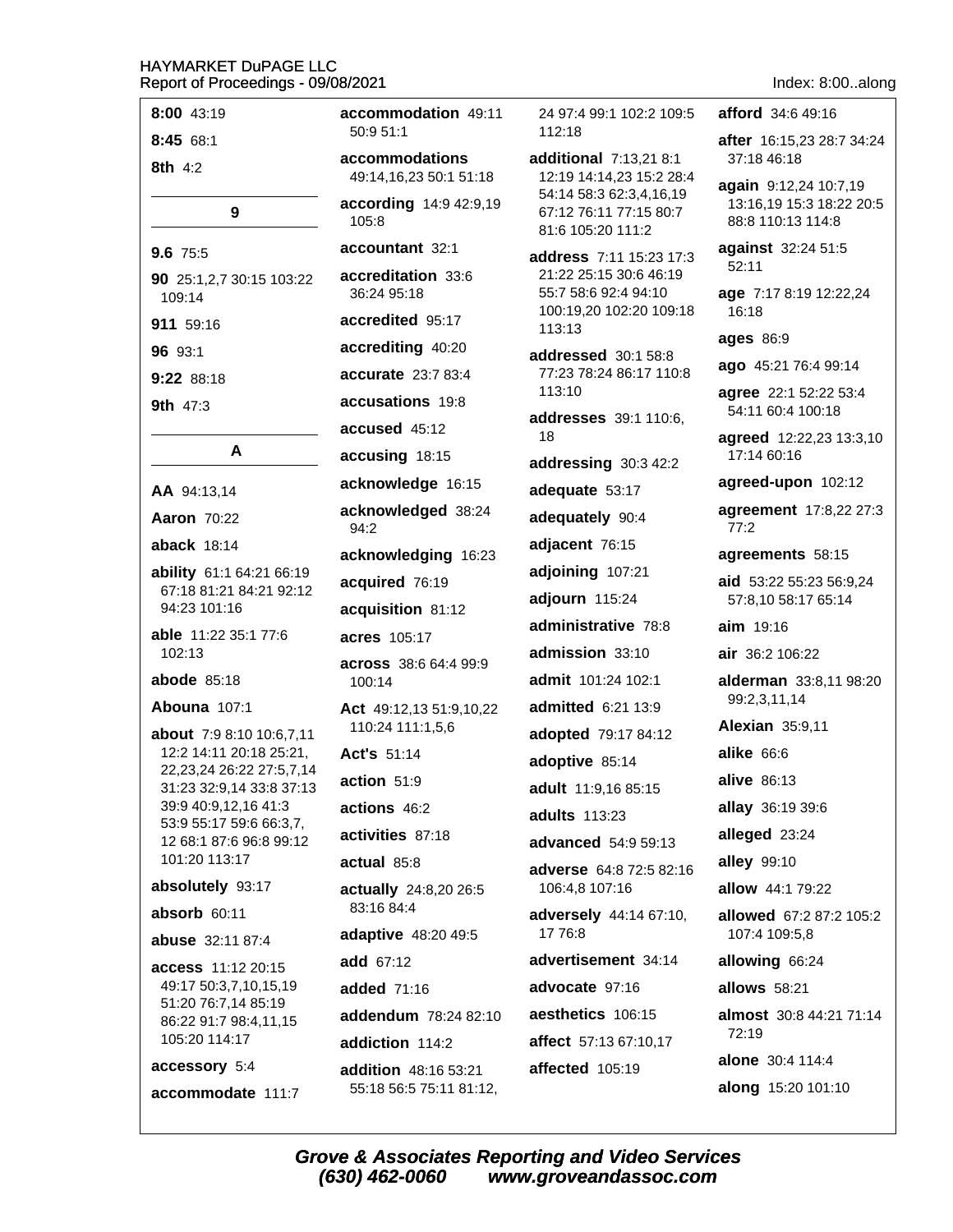**8:00** 43:19

**8:45** 68:1

**8th** 4:2

## 9

**9.6** 75:5

**90** 25:1,2,7 30:15 103:22 109:14

**911** 59:16

**96** 93:1

**9:22** 88:18

**9th** 47:3

## A

**AA** 94:13,14

**Aaron** 70:22

**aback** 18:14

**ability** 61:1 64:21 66:19 67:18 81:21 84:21 92:12 94:23 101:16

**able** 11:22 35:1 77:6 102:13

**abode** 85:18

**Abouna** 107:1

**about** 7:9 8:10 10:6,7,11 12:2 14:11 20:18 25:21, 22,23,24 26:22 27:5,7,14 31:23 32:9,14 33:8 37:13 39:9 40:9,12,16 41:3 53:9 55:17 59:6 66:3,7, 12 68:1 87:6 96:8 99:12 101:20 113:17

**absolutely** 93:17

**absorb** 60:11

**abuse** 32:11 87:4

**access** 11:12 20:15 49:17 50:3,7,10,15,19 51:20 76:7,14 85:19 86:22 91:7 98:4,11,15 105:20 114:17

**accessory** 5:4

**accommodate** 111:7

**accommodation** 49:11 50:9 51:1

**accommodations** 49:14,16,23 50:1 51:18

**according** 14:9 42:9,19 105:8

**accountant** 32:1

**accreditation** 33:6 36:24 95:18

**accredited** 95:17

**accrediting** 40:20

**accurate** 23:7 83:4

**accusations** 19:8

**accused** 45:12

**accusing** 18:15

**acknowledge** 16:15

**acknowledged** 38:24 94:2

**acknowledging** 16:23

**acquired** 76:19

**acquisition** 81:12

**acres** 105:17

**across** 38:6 64:4 99:9 100:14

**Act** 49:12,13 51:9,10,22 110:24 111:1,5,6

**Act's** 51:14

**action** 51:9

**actions** 46:2

**activities** 87:18

**actual** 85:8

**actually** 24:8,20 26:5 83:16 84:4

**adaptive** 48:20 49:5

**add** 67:12

**added** 71:16

**addendum** 78:24 82:10

**addiction** 114:2

**addition** 48:16 53:21 55:18 56:5 75:11 81:12, 24 97:4 99:1 102:2 109:5 112:18

**additional** 7:13,21 8:1 12:19 14:14,23 15:2 28:4 54:14 58:3 62:3,4,16,19 67:12 76:11 77:15 80:7 81:6 105:20 111:2

**address** 7:11 15:23 17:3 21:22 25:15 30:6 46:19 55:7 58:6 92:4 94:10 100:19,20 102:20 109:18 113:13

**addressed** 30:1 58:8 77:23 78:24 86:17 110:8 113:10

**addresses** 39:1 110:6, 18

**addressing** 30:3 42:2

**adequate** 53:17

**adequately** 90:4

**adjacent** 76:15

**adjoining** 107:21

**adjourn** 115:24

**administrative** 78:8

**admission** 33:10

**admit** 101:24 102:1

**admitted** 6:21 13:9

**adopted** 79:17 84:12

**adoptive** 85:14

**adult** 11:9,16 85:15

**adults** 113:23

**advanced** 54:9 59:13

**adverse** 64:8 72:5 82:16 106:4,8 107:16

**adversely** 44:14 67:10, 17 76:8

**advertisement** 34:14

**advocate** 97:16

**aesthetics** 106:15

**affect** 57:13 67:10,17

**affected** 105:19

**afford** 34:6 49:16

**after** 16:15,23 28:7 34:24 37:18 46:18

**again** 9:12,24 10:7,19 13:16,19 15:3 18:22 20:5 88:8 110:13 114:8

**against** 32:24 51:5 52:11

**age** 7:17 8:19 12:22,24 16:18

**ages** 86:9

**ago** 45:21 76:4 99:14

**agree** 22:1 52:22 53:4 54:11 60:4 100:18

**agreed** 12:22,23 13:3,10 17:14 60:16

**agreed-upon** 102:12

**agreement** 17:8,22 27:3 77:2

**agreements** 58:15

**aid** 53:22 55:23 56:9,24 57:8,10 58:17 65:14

**aim** 19:16

**air** 36:2 106:22

**alderman** 33:8,11 98:20 99:2,3,11,14

**Alexian** 35:9,11

**alike** 66:6

**alive** 86:13

**allay** 36:19 39:6

**alleged** 23:24

**alley** 99:10

**allow** 44:1 79:22

**allowed** 67:2 87:2 105:2 107:4 109:5,8

**allowing** 66:24

**allows** 58:21

**almost** 30:8 44:21 71:14 72:19

**alone** 30:4 114:4

**along** 15:20 101:10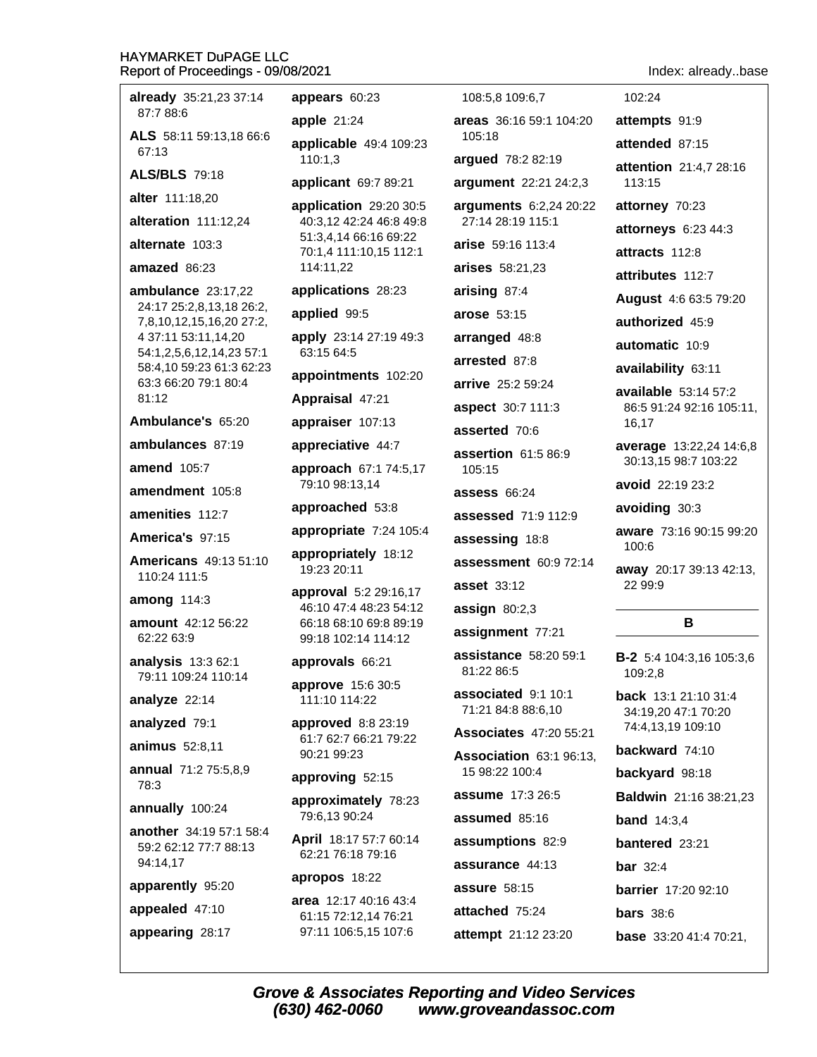**already** 35:21,23 37:14 87:7 88:6

**ALS** 58:11 59:13,18 66:6 67:13

**ALS/BLS** 79:18

**alter** 111:18,20

**alteration** 111:12,24

**alternate** 103:3

**amazed** 86:23

**ambulance** 23:17,22 24:17 25:2,8,13,18 26:2, 7,8,10,12,15,16,20 27:2, 4 37:11 53:11,14,20 54:1,2,5,6,12,14,23 57:1 58:4,10 59:23 61:3 62:23 63:3 66:20 79:1 80:4 81:12

**Ambulance's** 65:20

**ambulances** 87:19

**amend** 105:7

**amendment** 105:8

**amenities** 112:7

**America's** 97:15

**Americans** 49:13 51:10 110:24 111:5

**among** 114:3

**amount** 42:12 56:22 62:22 63:9

**analysis** 13:3 62:1 79:11 109:24 110:14

**analyze** 22:14

**analyzed** 79:1

**animus** 52:8,11

**annual** 71:2 75:5,8,9 78:3

**annually** 100:24

**another** 34:19 57:1 58:4 59:2 62:12 77:7 88:13 94:14,17

**apparently** 95:20

**appealed** 47:10

**appearing** 28:17

**appears** 60:23

**apple** 21:24

**applicable** 49:4 109:23 110:1,3

**applicant** 69:7 89:21

**application** 29:20 30:5 40:3,12 42:24 46:8 49:8 51:3,4,14 66:16 69:22 70:1,4 111:10,15 112:1 114:11,22

**applications** 28:23

**applied** 99:5

**apply** 23:14 27:19 49:3 63:15 64:5

**appointments** 102:20

**Appraisal** 47:21

**appraiser** 107:13

**appreciative** 44:7

**approach** 67:1 74:5,17 79:10 98:13,14

**approached** 53:8

**appropriate** 7:24 105:4

**appropriately** 18:12 19:23 20:11

**approval** 5:2 29:16,17 46:10 47:4 48:23 54:12 66:18 68:10 69:8 89:19 99:18 102:14 114:12

**approvals** 66:21

**approve** 15:6 30:5 111:10 114:22

**approved** 8:8 23:19 61:7 62:7 66:21 79:22 90:21 99:23

**approving** 52:15

**approximately** 78:23 79:6,13 90:24

**April** 18:17 57:7 60:14 62:21 76:18 79:16

**apropos** 18:22

**area** 12:17 40:16 43:4 61:15 72:12,14 76:21 97:11 106:5,15 107:6 108:5,8 109:6,7

**areas** 36:16 59:1 104:20 105:18

**argued** 78:2 82:19

**argument** 22:21 24:2,3

**arguments** 6:2,24 20:22 27:14 28:19 115:1

**arise** 59:16 113:4

**arises** 58:21,23

**arising** 87:4

**arose** 53:15

**arranged** 48:8

**arrested** 87:8

**arrive** 25:2 59:24

**aspect** 30:7 111:3

**asserted** 70:6

**assertion** 61:5 86:9 105:15

**assess** 66:24

**assessed** 71:9 112:9

**assessing** 18:8

**assessment** 60:9 72:14

**asset** 33:12

**assign** 80:2,3

**assignment** 77:21

**assistance** 58:20 59:1 81:22 86:5

**associated** 9:1 10:1 71:21 84:8 88:6,10

**Associates** 47:20 55:21

**Association** 63:1 96:13, 15 98:22 100:4

**assume** 17:3 26:5

**assumed** 85:16

**assumptions** 82:9

**assurance** 44:13

**assure** 58:15

**attached** 75:24

**attempt** 21:12 23:20 102:24

**attempts** 91:9

**attended** 87:15

**attention** 21:4,7 28:16 113:15

**attorney** 70:23

**attorneys** 6:23 44:3

**attracts** 112:8

**attributes** 112:7

**August** 4:6 63:5 79:20

**authorized** 45:9

**automatic** 10:9

**availability** 63:11

**available** 53:14 57:2 86:5 91:24 92:16 105:11, 16,17

**average** 13:22,24 14:6,8 30:13,15 98:7 103:22

**avoid** 22:19 23:2

**avoiding** 30:3

**aware** 73:16 90:15 99:20 100:6

**away** 20:17 39:13 42:13, 22 99:9

## B

**B-2** 5:4 104:3,16 105:3,6 109:2,8

**back** 13:1 21:10 31:4 34:19,20 47:1 70:20 74:4,13,19 109:10

**backward** 74:10

**backyard** 98:18

**Baldwin** 21:16 38:21,23

**band** 14:3,4

**bantered** 23:21

**bar** 32:4

**barrier** 17:20 92:10

**bars** 38:6

**base** 33:20 41:4 70:21,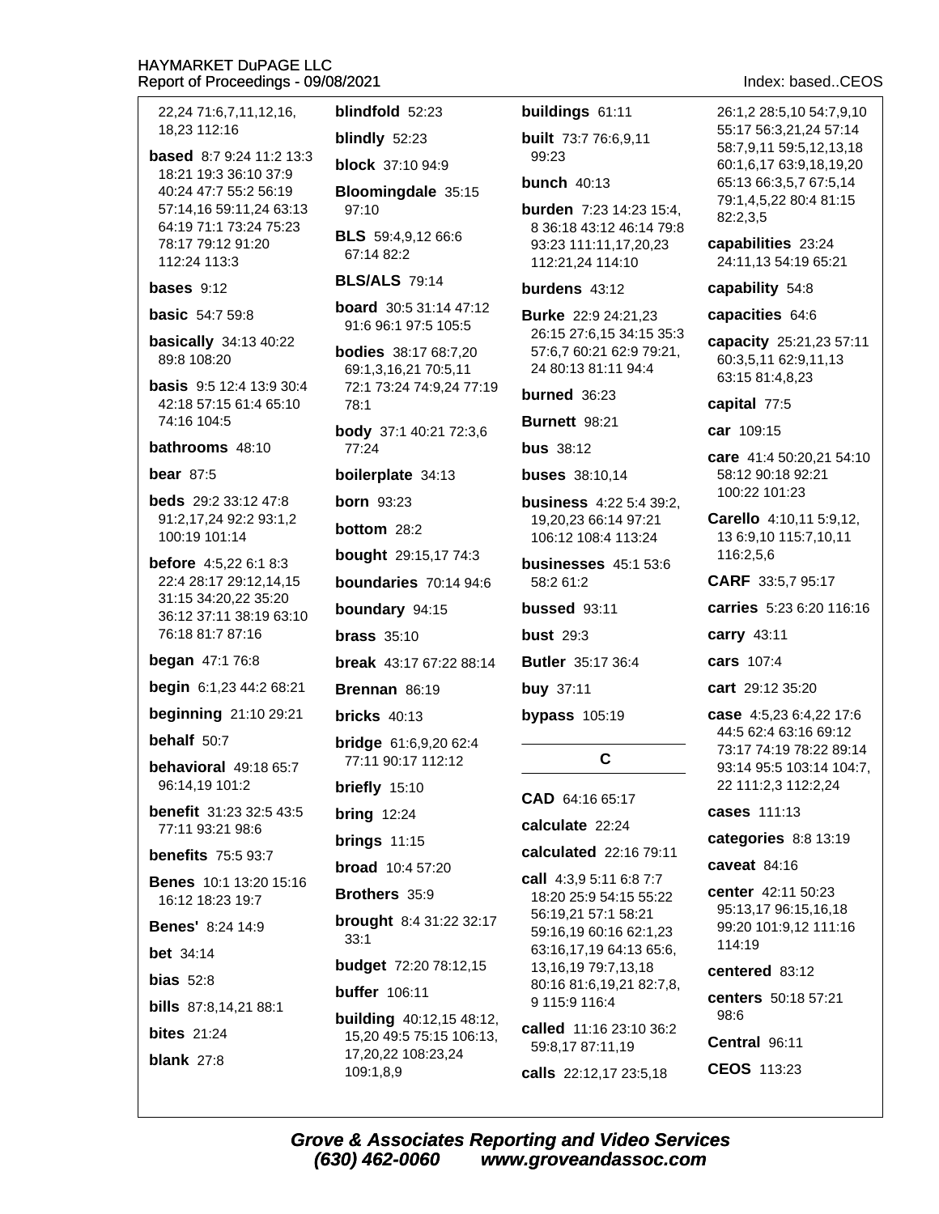22,24 71:6,7,11,12,16, 18,23 112:16

**based** 8:7 9:24 11:2 13:3 18:21 19:3 36:10 37:9 40:24 47:7 55:2 56:19 57:14,16 59:11,24 63:13 64:19 71:1 73:24 75:23 78:17 79:12 91:20 112:24 113:3

**bases** 9:12

**basic** 54:7 59:8

**basically** 34:13 40:22 89:8 108:20

**basis** 9:5 12:4 13:9 30:4 42:18 57:15 61:4 65:10 74:16 104:5

**bathrooms** 48:10

**bear** 87:5

**beds** 29:2 33:12 47:8 91:2,17,24 92:2 93:1,2 100:19 101:14

**before** 4:5,22 6:1 8:3 22:4 28:17 29:12,14,15 31:15 34:20,22 35:20 36:12 37:11 38:19 63:10 76:18 81:7 87:16

**began** 47:1 76:8

**begin** 6:1,23 44:2 68:21

**beginning** 21:10 29:21

**behalf** 50:7

**behavioral** 49:18 65:7 96:14,19 101:2

**benefit** 31:23 32:5 43:5 77:11 93:21 98:6

**benefits** 75:5 93:7

**Benes** 10:1 13:20 15:16 16:12 18:23 19:7

**Benes'** 8:24 14:9

**bet** 34:14

**bias** 52:8

**bills** 87:8,14,21 88:1

**bites** 21:24

**blank** 27:8

**blindfold** 52:23

**blindly** 52:23

**block** 37:10 94:9

**Bloomingdale** 35:15 97:10

**BLS** 59:4,9,12 66:6 67:14 82:2

**BLS/ALS** 79:14

**board** 30:5 31:14 47:12 91:6 96:1 97:5 105:5

**bodies** 38:17 68:7,20 69:1,3,16,21 70:5,11 72:1 73:24 74:9,24 77:19 78:1

**body** 37:1 40:21 72:3,6 77:24

**boilerplate** 34:13

**born** 93:23

**bottom** 28:2

**bought** 29:15,17 74:3

**boundaries** 70:14 94:6

**boundary** 94:15

**brass** 35:10

**break** 43:17 67:22 88:14

**Brennan** 86:19

**bricks** 40:13

**bridge** 61:6,9,20 62:4 77:11 90:17 112:12

**briefly** 15:10

**bring** 12:24

**brings** 11:15

**broad** 10:4 57:20

**Brothers** 35:9

**brought** 8:4 31:22 32:17 33:1

**budget** 72:20 78:12,15

**buffer** 106:11

**building** 40:12,15 48:12, 15,20 49:5 75:15 106:13, 17,20,22 108:23,24 109:1,8,9

**buildings** 61:11

**built** 73:7 76:6,9,11 99:23

**bunch** 40:13

**burden** 7:23 14:23 15:4, 8 36:18 43:12 46:14 79:8 93:23 111:11,17,20,23 112:21,24 114:10

**burdens** 43:12

**Burke** 22:9 24:21,23 26:15 27:6,15 34:15 35:3 57:6,7 60:21 62:9 79:21, 24 80:13 81:11 94:4

**burned** 36:23

**Burnett** 98:21

**bus** 38:12

**buses** 38:10,14

**business** 4:22 5:4 39:2, 19,20,23 66:14 97:21 106:12 108:4 113:24

**businesses** 45:1 53:6 58:2 61:2

**bussed** 93:11

**bust** 29:3

**Butler** 35:17 36:4

**buy** 37:11

**bypass** 105:19

## C

**CAD** 64:16 65:17

**calculate** 22:24

**calculated** 22:16 79:11

**call** 4:3,9 5:11 6:8 7:7 18:20 25:9 54:15 55:22 56:19,21 57:1 58:21 59:16,19 60:16 62:1,23 63:16,17,19 64:13 65:6, 13,16,19 79:7,13,18 80:16 81:6,19,21 82:7,8, 9 115:9 116:4

**called** 11:16 23:10 36:2 59:8,17 87:11,19

**calls** 22:12,17 23:5,18 26:1,2 28:5,10 54:7,9,10 55:17 56:3,21,24 57:14 58:7,9,11 59:5,12,13,18 60:1,6,17 63:9,18,19,20 65:13 66:3,5,7 67:5,14 79:1,4,5,22 80:4 81:15 82:2,3,5

**capabilities** 23:24 24:11,13 54:19 65:21

**capability** 54:8

**capacities** 64:6

**capacity** 25:21,23 57:11 60:3,5,11 62:9,11,13 63:15 81:4,8,23

**capital** 77:5

**car** 109:15

**care** 41:4 50:20,21 54:10 58:12 90:18 92:21 100:22 101:23

**Carello** 4:10,11 5:9,12, 13 6:9,10 115:7,10,11 116:2,5,6

**CARF** 33:5,7 95:17

**carries** 5:23 6:20 116:16

**carry** 43:11

**cars** 107:4

**cart** 29:12 35:20

**case** 4:5,23 6:4,22 17:6 44:5 62:4 63:16 69:12 73:17 74:19 78:22 89:14 93:14 95:5 103:14 104:7, 22 111:2,3 112:2,24

**cases** 111:13

**categories** 8:8 13:19

**caveat** 84:16

**center** 42:11 50:23 95:13,17 96:15,16,18 99:20 101:9,12 111:16 114:19

**centered** 83:12

**centers** 50:18 57:21 98:6

**Central** 96:11

**CEOS** 113:23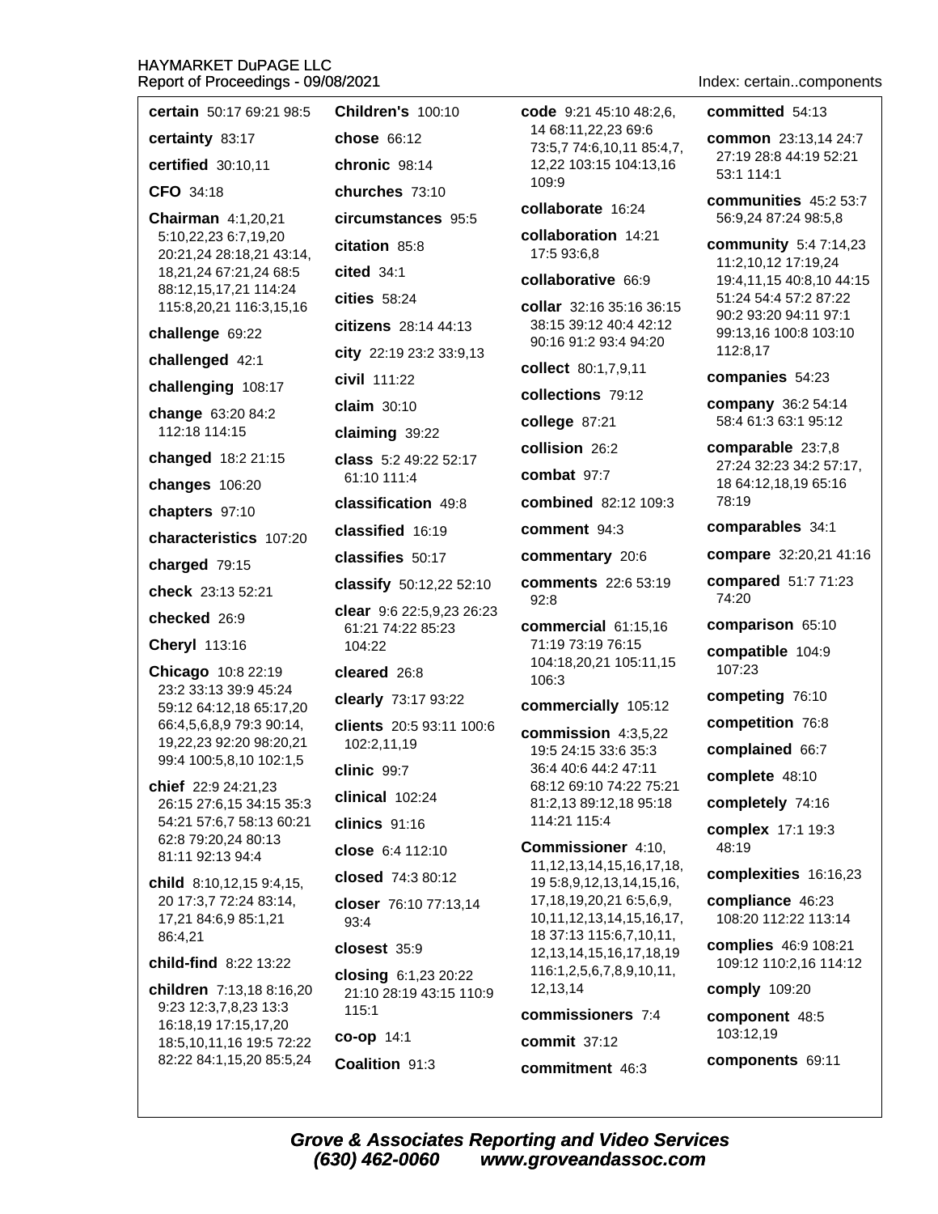**certain** 50:17 69:21 98:5

**certainty** 83:17

**certified** 30:10,11

**CFO** 34:18

**Chairman** 4:1,20,21 5:10,22,23 6:7,19,20 20:21,24 28:18,21 43:14, 18,21,24 67:21,24 68:5 88:12,15,17,21 114:24 115:8,20,21 116:3,15,16

**challenge** 69:22

**challenged** 42:1

**challenging** 108:17

**change** 63:20 84:2 112:18 114:15

**changed** 18:2 21:15

**changes** 106:20

**chapters** 97:10

**characteristics** 107:20

**charged** 79:15

**check** 23:13 52:21

**checked** 26:9

**Cheryl** 113:16

**Chicago** 10:8 22:19 23:2 33:13 39:9 45:24 59:12 64:12,18 65:17,20 66:4,5,6,8,9 79:3 90:14, 19,22,23 92:20 98:20,21 99:4 100:5,8,10 102:1,5

**chief** 22:9 24:21,23 26:15 27:6,15 34:15 35:3 54:21 57:6,7 58:13 60:21 62:8 79:20,24 80:13 81:11 92:13 94:4

**child** 8:10,12,15 9:4,15, 20 17:3,7 72:24 83:14, 17,21 84:6,9 85:1,21 86:4,21

**child-find** 8:22 13:22

**children** 7:13,18 8:16,20 9:23 12:3,7,8,23 13:3 16:18,19 17:15,17,20 18:5,10,11,16 19:5 72:22 82:22 84:1,15,20 85:5,24

**Children's** 100:10

**chose** 66:12

**chronic** 98:14

**churches** 73:10

**circumstances** 95:5

**citation** 85:8

**cited** 34:1

**cities** 58:24

**citizens** 28:14 44:13

**city** 22:19 23:2 33:9,13

**civil** 111:22

**claim** 30:10

**claiming** 39:22

**class** 5:2 49:22 52:17 61:10 111:4

**classification** 49:8

**classified** 16:19

**classifies** 50:17

**classify** 50:12,22 52:10

**clear** 9:6 22:5,9,23 26:23 61:21 74:22 85:23 104:22

**cleared** 26:8

**clearly** 73:17 93:22

**clients** 20:5 93:11 100:6 102:2,11,19

**clinic** 99:7

**clinical** 102:24

**clinics** 91:16

**close** 6:4 112:10

**closed** 74:3 80:12

**closer** 76:10 77:13,14 93:4

**closest** 35:9

**closing** 6:1,23 20:22 21:10 28:19 43:15 110:9 115:1

**co-op** 14:1

**Coalition** 91:3

**code** 9:21 45:10 48:2,6, 14 68:11,22,23 69:6 73:5,7 74:6,10,11 85:4,7, 12,22 103:15 104:13,16 109:9

**collaborate** 16:24

**collaboration** 14:21 17:5 93:6,8

**collaborative** 66:9

**collar** 32:16 35:16 36:15 38:15 39:12 40:4 42:12 90:16 91:2 93:4 94:20

**collect** 80:1,7,9,11

**collections** 79:12

**college** 87:21

**collision** 26:2

**combat** 97:7

**combined** 82:12 109:3

**comment** 94:3

**commentary** 20:6

**comments** 22:6 53:19 92:8

**commercial** 61:15,16 71:19 73:19 76:15 104:18,20,21 105:11,15 106:3

**commercially** 105:12

**commission** 4:3,5,22 19:5 24:15 33:6 35:3 36:4 40:6 44:2 47:11 68:12 69:10 74:22 75:21 81:2,13 89:12,18 95:18 114:21 115:4

**Commissioner** 4:10, 11,12,13,14,15,16,17,18, 19 5:8,9,12,13,14,15,16, 17,18,19,20,21 6:5,6,9, 10,11,12,13,14,15,16,17, 18 37:13 115:6,7,10,11, 12,13,14,15,16,17,18,19 116:1,2,5,6,7,8,9,10,11, 12,13,14

**commissioners** 7:4

**commit** 37:12

**commitment** 46:3

**committed** 54:13

**common** 23:13,14 24:7 27:19 28:8 44:19 52:21 53:1 114:1

**communities** 45:2 53:7 56:9,24 87:24 98:5,8

**community** 5:4 7:14,23 11:2,10,12 17:19,24 19:4,11,15 40:8,10 44:15 51:24 54:4 57:2 87:22 90:2 93:20 94:11 97:1 99:13,16 100:8 103:10 112:8,17

**companies** 54:23

**company** 36:2 54:14 58:4 61:3 63:1 95:12

**comparable** 23:7,8 27:24 32:23 34:2 57:17, 18 64:12,18,19 65:16 78:19

**comparables** 34:1

**compare** 32:20,21 41:16

**compared** 51:7 71:23 74:20

**comparison** 65:10

**compatible** 104:9 107:23

**competing** 76:10

**competition** 76:8

**complained** 66:7

**complete** 48:10

**completely** 74:16

**complex** 17:1 19:3 48:19

**complexities** 16:16,23

**compliance** 46:23 108:20 112:22 113:14

**complies** 46:9 108:21 109:12 110:2,16 114:12

**comply** 109:20

**component** 48:5 103:12,19

**components** 69:11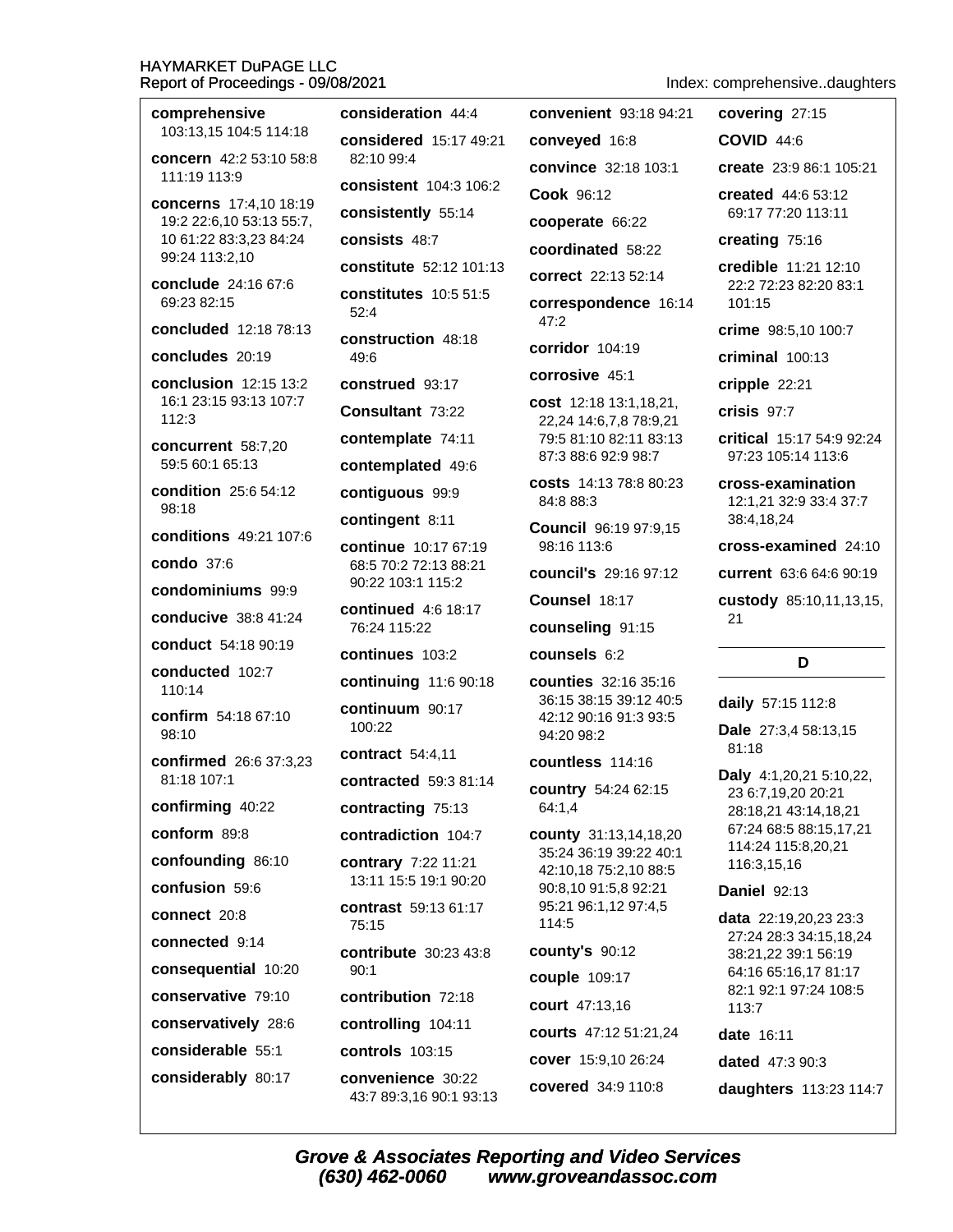Index: comprehensive..daughters

**comprehensive** 103:13,15 104:5 114:18

**concern** 42:2 53:10 58:8 111:19 113:9

**concerns** 17:4,10 18:19 19:2 22:6,10 53:13 55:7, 10 61:22 83:3,23 84:24 99:24 113:2,10

**conclude** 24:16 67:6 69:23 82:15

**concluded** 12:18 78:13

**concludes** 20:19

**conclusion** 12:15 13:2 16:1 23:15 93:13 107:7 112:3

**concurrent** 58:7,20 59:5 60:1 65:13

**condition** 25:6 54:12 98:18

**conditions** 49:21 107:6

**condo** 37:6

**condominiums** 99:9

**conducive** 38:8 41:24

**conduct** 54:18 90:19

**conducted** 102:7 110:14

**confirm** 54:18 67:10 98:10

**confirmed** 26:6 37:3,23 81:18 107:1

**confirming** 40:22

**conform** 89:8

**confounding** 86:10

**confusion** 59:6

**connect** 20:8

**connected** 9:14

**consequential** 10:20

**conservative** 79:10

**conservatively** 28:6

**considerable** 55:1

**considerably** 80:17

**consideration** 44:4

**considered** 15:17 49:21 82:10 99:4

**consistent** 104:3 106:2

**consistently** 55:14

**consists** 48:7

**constitute** 52:12 101:13

**constitutes** 10:5 51:5 52:4

**construction** 48:18 49:6

**construed** 93:17

**Consultant** 73:22

**contemplate** 74:11

**contemplated** 49:6

**contiguous** 99:9

**contingent** 8:11

**continue** 10:17 67:19 68:5 70:2 72:13 88:21 90:22 103:1 115:2

**continued** 4:6 18:17 76:24 115:22

**continues** 103:2

**continuing** 11:6 90:18

**continuum** 90:17 100:22

**contract** 54:4,11

**contracted** 59:3 81:14

**contracting** 75:13

**contradiction** 104:7

**contrary** 7:22 11:21 13:11 15:5 19:1 90:20

**contrast** 59:13 61:17 75:15

**contribute** 30:23 43:8 90:1

**contribution** 72:18

**controlling** 104:11

**controls** 103:15

**convenience** 30:22 43:7 89:3,16 90:1 93:13

**convenient** 93:18 94:21

**conveyed** 16:8

**convince** 32:18 103:1

**Cook** 96:12

**cooperate** 66:22

**coordinated** 58:22

**correct** 22:13 52:14

**correspondence** 16:14 47:2

**corridor** 104:19

**corrosive** 45:1

**cost** 12:18 13:1,18,21, 22,24 14:6,7,8 78:9,21 79:5 81:10 82:11 83:13 87:3 88:6 92:9 98:7

**costs** 14:13 78:8 80:23 84:8 88:3

**Council** 96:19 97:9,15 98:16 113:6

**council's** 29:16 97:12

**Counsel** 18:17

**counseling** 91:15

**counsels** 6:2

**counties** 32:16 35:16 36:15 38:15 39:12 40:5 42:12 90:16 91:3 93:5 94:20 98:2

**countless** 114:16

**country** 54:24 62:15 64:1,4

**county** 31:13,14,18,20 35:24 36:19 39:22 40:1 42:10,18 75:2,10 88:5 90:8,10 91:5,8 92:21 95:21 96:1,12 97:4,5 114:5

**county's** 90:12

**couple** 109:17

**court** 47:13,16

**courts** 47:12 51:21,24

**cover** 15:9,10 26:24

**covered** 34:9 110:8

**covering** 27:15

**COVID** 44:6

**create** 23:9 86:1 105:21

**created** 44:6 53:12 69:17 77:20 113:11

**creating** 75:16

**credible** 11:21 12:10 22:2 72:23 82:20 83:1 101:15

**crime** 98:5,10 100:7

**criminal** 100:13

**cripple** 22:21

**crisis** 97:7

**critical** 15:17 54:9 92:24 97:23 105:14 113:6

**cross-examination** 12:1,21 32:9 33:4 37:7 38:4,18,24

**cross-examined** 24:10

**current** 63:6 64:6 90:19

**custody** 85:10,11,13,15, 21

## D

**daily** 57:15 112:8

**Dale** 27:3,4 58:13,15 81:18

**Daly** 4:1,20,21 5:10,22, 23 6:7,19,20 20:21 28:18,21 43:14,18,21 67:24 68:5 88:15,17,21 114:24 115:8,20,21 116:3,15,16

**Daniel** 92:13

**data** 22:19,20,23 23:3 27:24 28:3 34:15,18,24 38:21,22 39:1 56:19 64:16 65:16,17 81:17 82:1 92:1 97:24 108:5 113:7

**date** 16:11

**dated** 47:3 90:3

**daughters** 113:23 114:7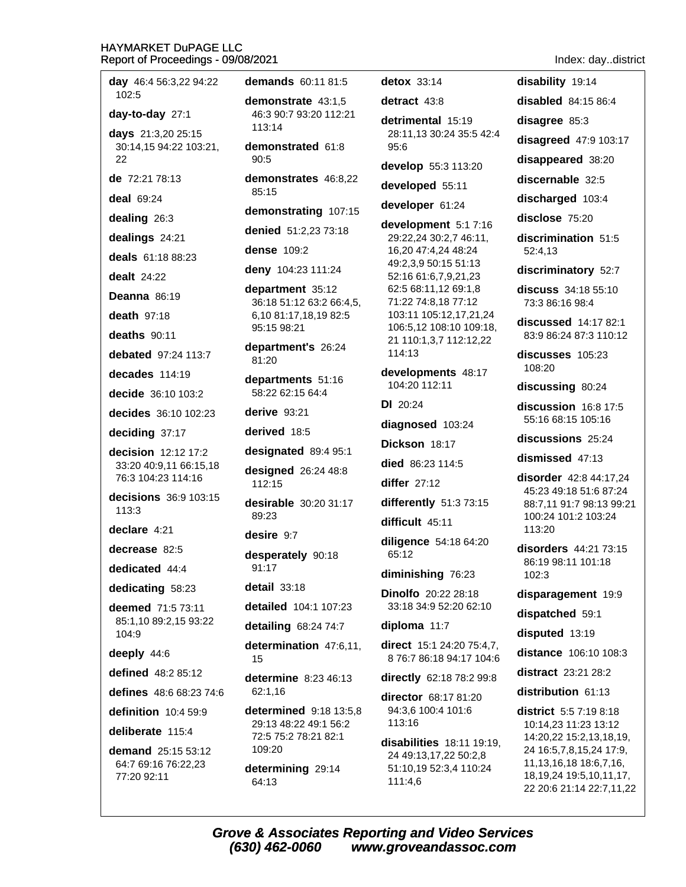Index: day..district

**day** 46:4 56:3,22 94:22 102:5

**day-to-day** 27:1

**days** 21:3,20 25:15 30:14,15 94:22 103:21, 22

**de** 72:21 78:13

**deal** 69:24

**dealing** 26:3

**dealings** 24:21

**deals** 61:18 88:23

**dealt** 24:22

**Deanna** 86:19

**death** 97:18

**deaths** 90:11

**debated** 97:24 113:7

**decades** 114:19

**decide** 36:10 103:2

**decides** 36:10 102:23

**deciding** 37:17

**decision** 12:12 17:2 33:20 40:9,11 66:15,18 76:3 104:23 114:16

**decisions** 36:9 103:15 113:3

**declare** 4:21

**decrease** 82:5

**dedicated** 44:4

**dedicating** 58:23

**deemed** 71:5 73:11 85:1,10 89:2,15 93:22 104:9

**deeply** 44:6

**defined** 48:2 85:12

**defines** 48:6 68:23 74:6

**definition** 10:4 59:9

**deliberate** 115:4

**demand** 25:15 53:12 64:7 69:16 76:22,23 77:20 92:11

**demands** 60:11 81:5

**demonstrate** 43:1,5 46:3 90:7 93:20 112:21 113:14

**demonstrated** 61:8 90:5

**demonstrates** 46:8,22 85:15

**demonstrating** 107:15

**denied** 51:2,23 73:18

**dense** 109:2

**deny** 104:23 111:24

**department** 35:12 36:18 51:12 63:2 66:4,5, 6,10 81:17,18,19 82:5 95:15 98:21

**department's** 26:24 81:20

**departments** 51:16 58:22 62:15 64:4

**derive** 93:21

**derived** 18:5

**designated** 89:4 95:1

**designed** 26:24 48:8 112:15

**desirable** 30:20 31:17 89:23

**desire** 9:7

**desperately** 90:18 91:17

**detail** 33:18

**detailed** 104:1 107:23

**detailing** 68:24 74:7

**determination** 47:6,11, 15

**determine** 8:23 46:13 62:1,16

**determined** 9:18 13:5,8 29:13 48:22 49:1 56:2 72:5 75:2 78:21 82:1 109:20

**determining** 29:14 64:13

**detox** 33:14

**detract** 43:8

**detrimental** 15:19 28:11,13 30:24 35:5 42:4 95:6

**develop** 55:3 113:20

**developed** 55:11

**developer** 61:24

**development** 5:1 7:16 29:22,24 30:2,7 46:11, 16,20 47:4,24 48:24 49:2,3,9 50:15 51:13 52:16 61:6,7,9,21,23 62:5 68:11,12 69:1,8 71:22 74:8,18 77:12 103:11 105:12,17,21,24 106:5,12 108:10 109:18, 21 110:1,3,7 112:12,22 114:13

**developments** 48:17 104:20 112:11

**DI** 20:24

**diagnosed** 103:24

**Dickson** 18:17

**died** 86:23 114:5

**differ** 27:12

**differently** 51:3 73:15

**difficult** 45:11

**diligence** 54:18 64:20 65:12

**diminishing** 76:23

**Dinolfo** 20:22 28:18 33:18 34:9 52:20 62:10

**diploma** 11:7

**direct** 15:1 24:20 75:4,7, 8 76:7 86:18 94:17 104:6

**directly** 62:18 78:2 99:8

**director** 68:17 81:20 94:3,6 100:4 101:6 113:16

**disabilities** 18:11 19:19, 24 49:13,17,22 50:2,8 51:10,19 52:3,4 110:24 111:4,6

**disability** 19:14

**disabled** 84:15 86:4

**disagree** 85:3

**disagreed** 47:9 103:17

**disappeared** 38:20

**discernable** 32:5

**discharged** 103:4

**disclose** 75:20

**discrimination** 51:5 52:4,13

**discriminatory** 52:7

**discuss** 34:18 55:10 73:3 86:16 98:4

**discussed** 14:17 82:1 83:9 86:24 87:3 110:12

**discusses** 105:23 108:20

**discussing** 80:24

**discussion** 16:8 17:5 55:16 68:15 105:16

**discussions** 25:24

**dismissed** 47:13

**disorder** 42:8 44:17,24 45:23 49:18 51:6 87:24 88:7,11 91:7 98:13 99:21 100:24 101:2 103:24 113:20

**disorders** 44:21 73:15 86:19 98:11 101:18 102:3

**disparagement** 19:9

**dispatched** 59:1

**disputed** 13:19

**distance** 106:10 108:3

**distract** 23:21 28:2

**distribution** 61:13

**district** 5:5 7:19 8:18 10:14,23 11:23 13:12 14:20,22 15:2,13,18,19, 24 16:5,7,8,15,24 17:9, 11,13,16,18 18:6,7,16, 18,19,24 19:5,10,11,17, 22 20:6 21:14 22:7,11,22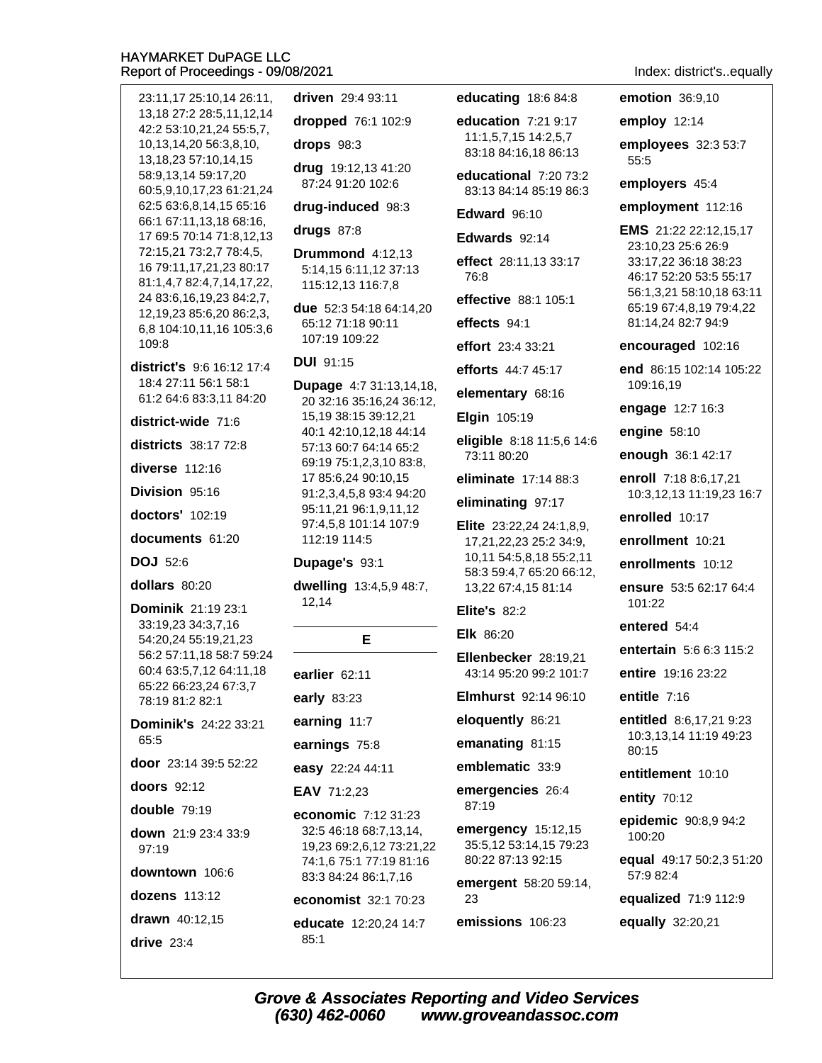23:11,17 25:10,14 26:11, 13,18 27:2 28:5,11,12,14 42:2 53:10,21,24 55:5,7, 10,13,14,20 56:3,8,10, 13,18,23 57:10,14,15 58:9,13,14 59:17,20 60:5,9,10,17,23 61:21,24 62:5 63:6,8,14,15 65:16 66:1 67:11,13,18 68:16, 17 69:5 70:14 71:8,12,13 72:15,21 73:2,7 78:4,5, 16 79:11,17,21,23 80:17 81:1,4,7 82:4,7,14,17,22, 24 83:6,16,19,23 84:2,7, 12,19,23 85:6,20 86:2,3, 6,8 104:10,11,16 105:3,6 109:8

**district's** 9:6 16:12 17:4 18:4 27:11 56:1 58:1 61:2 64:6 83:3,11 84:20

**district-wide** 71:6

**districts** 38:17 72:8

**diverse** 112:16

**Division** 95:16

**doctors'** 102:19

**documents** 61:20

**DOJ** 52:6

**dollars** 80:20

**Dominik** 21:19 23:1 33:19,23 34:3,7,16 54:20,24 55:19,21,23 56:2 57:11,18 58:7 59:24 60:4 63:5,7,12 64:11,18 65:22 66:23,24 67:3,7 78:19 81:2 82:1

**Dominik's** 24:22 33:21 65:5

**door** 23:14 39:5 52:22

**doors** 92:12

**double** 79:19

**down** 21:9 23:4 33:9 97:19

**downtown** 106:6

**dozens** 113:12

**drawn** 40:12,15

**drive** 23:4

**driven** 29:4 93:11

**dropped** 76:1 102:9

**drops** 98:3

**drug** 19:12,13 41:20 87:24 91:20 102:6

**drug-induced** 98:3

**drugs** 87:8

**Drummond** 4:12,13 5:14,15 6:11,12 37:13 115:12,13 116:7,8

**due** 52:3 54:18 64:14,20 65:12 71:18 90:11 107:19 109:22

**DUI** 91:15

**Dupage** 4:7 31:13,14,18, 20 32:16 35:16,24 36:12, 15,19 38:15 39:12,21 40:1 42:10,12,18 44:14 57:13 60:7 64:14 65:2 69:19 75:1,2,3,10 83:8, 17 85:6,24 90:10,15 91:2,3,4,5,8 93:4 94:20 95:11,21 96:1,9,11,12 97:4,5,8 101:14 107:9 112:19 114:5

**Dupage's** 93:1

**dwelling** 13:4,5,9 48:7, 12,14

## E

**earlier** 62:11

**early** 83:23

**earning** 11:7

**earnings** 75:8

**easy** 22:24 44:11

**EAV** 71:2,23

**economic** 7:12 31:23 32:5 46:18 68:7,13,14, 19,23 69:2,6,12 73:21,22 74:1,6 75:1 77:19 81:16 83:3 84:24 86:1,7,16

**economist** 32:1 70:23

**educate** 12:20,24 14:7 85:1

**educating** 18:6 84:8

**education** 7:21 9:17 11:1,5,7,15 14:2,5,7 83:18 84:16,18 86:13

**educational** 7:20 73:2 83:13 84:14 85:19 86:3

**Edward** 96:10

**Edwards** 92:14

**effect** 28:11,13 33:17 76:8

**effective** 88:1 105:1

**effects** 94:1

**effort** 23:4 33:21

**efforts** 44:7 45:17

**elementary** 68:16

**Elgin** 105:19

**eligible** 8:18 11:5,6 14:6 73:11 80:20

**eliminate** 17:14 88:3

**eliminating** 97:17

**Elite** 23:22,24 24:1,8,9, 17,21,22,23 25:2 34:9, 10,11 54:5,8,18 55:2,11 58:3 59:4,7 65:20 66:12, 13,22 67:4,15 81:14

**Elite's** 82:2

**Elk** 86:20

**Ellenbecker** 28:19,21 43:14 95:20 99:2 101:7

**Elmhurst** 92:14 96:10

**eloquently** 86:21

**emanating** 81:15

**emblematic** 33:9

**emergencies** 26:4 87:19

**emergency** 15:12,15 35:5,12 53:14,15 79:23 80:22 87:13 92:15

**emergent** 58:20 59:14, 23

**emissions** 106:23

**emotion** 36:9,10

**employ** 12:14

**employees** 32:3 53:7 55:5

**employers** 45:4

**employment** 112:16

**EMS** 21:22 22:12,15,17 23:10,23 25:6 26:9 33:17,22 36:18 38:23 46:17 52:20 53:5 55:17 56:1,3,21 58:10,18 63:11 65:19 67:4,8,19 79:4,22 81:14,24 82:7 94:9

**encouraged** 102:16

**end** 86:15 102:14 105:22 109:16,19

**engage** 12:7 16:3

**engine** 58:10

**enough** 36:1 42:17

**enroll** 7:18 8:6,17,21 10:3,12,13 11:19,23 16:7

**enrolled** 10:17

**enrollment** 10:21

**enrollments** 10:12

**ensure** 53:5 62:17 64:4 101:22

**entered** 54:4

**entertain** 5:6 6:3 115:2

**entire** 19:16 23:22

**entitle** 7:16

**entitled** 8:6,17,21 9:23 10:3,13,14 11:19 49:23 80:15

**entitlement** 10:10

**entity** 70:12

**epidemic** 90:8,9 94:2 100:20

**equal** 49:17 50:2,3 51:20 57:9 82:4

**equalized** 71:9 112:9

**equally** 32:20,21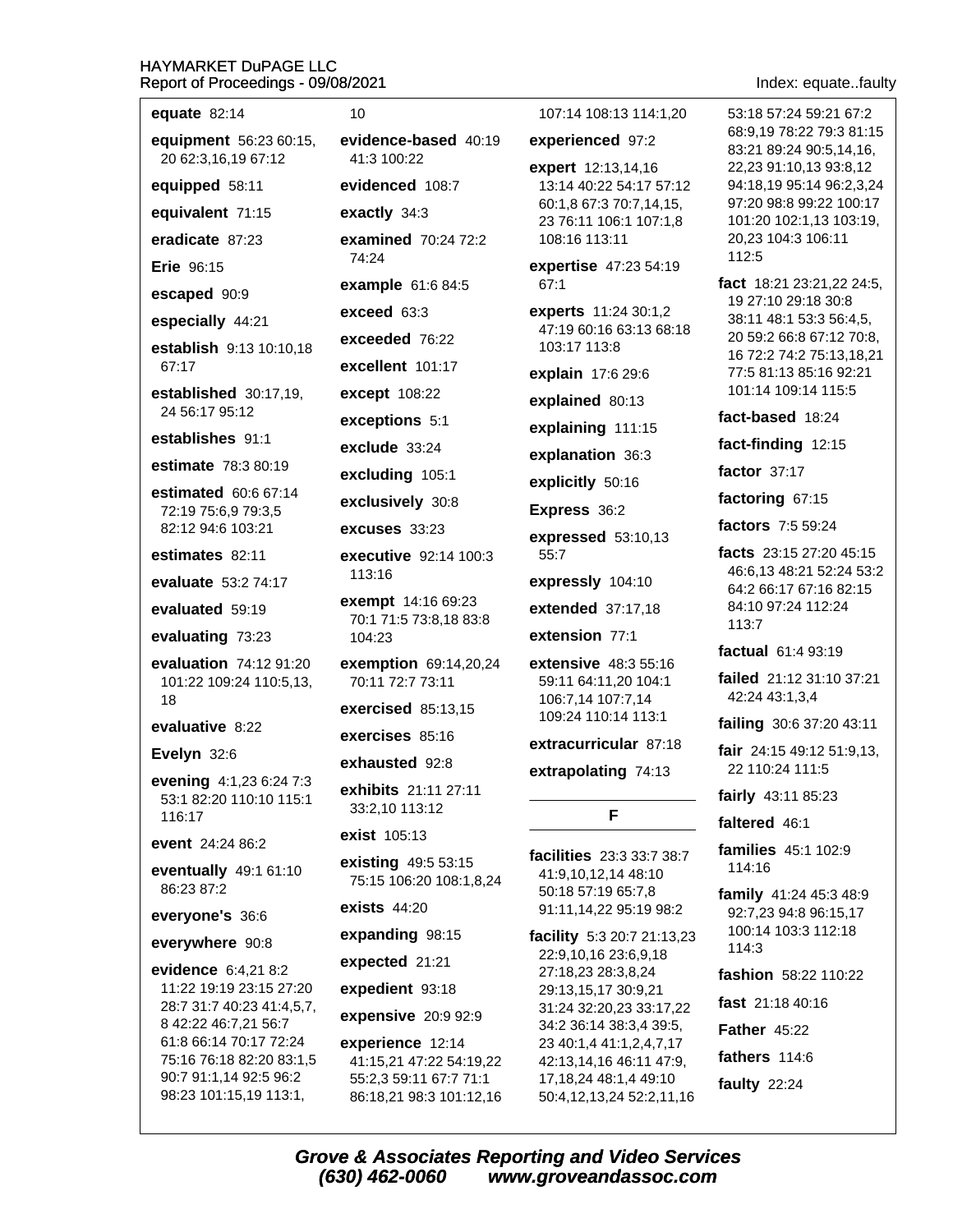**equate** 82:14

**equipment** 56:23 60:15, 20 62:3,16,19 67:12

**equipped** 58:11

**equivalent** 71:15

**eradicate** 87:23

**Erie** 96:15

**escaped** 90:9

**especially** 44:21

**establish** 9:13 10:10,18 67:17

**established** 30:17,19, 24 56:17 95:12

**establishes** 91:1

**estimate** 78:3 80:19

**estimated** 60:6 67:14 72:19 75:6,9 79:3,5 82:12 94:6 103:21

**estimates** 82:11

**evaluate** 53:2 74:17

**evaluated** 59:19

**evaluating** 73:23

**evaluation** 74:12 91:20 101:22 109:24 110:5,13, 18

**evaluative** 8:22

**Evelyn** 32:6

**evening** 4:1,23 6:24 7:3 53:1 82:20 110:10 115:1 116:17

**event** 24:24 86:2

**eventually** 49:1 61:10 86:23 87:2

**everyone's** 36:6

**everywhere** 90:8

**evidence** 6:4,21 8:2 11:22 19:19 23:15 27:20 28:7 31:7 40:23 41:4,5,7, 8 42:22 46:7,21 56:7 61:8 66:14 70:17 72:24 75:16 76:18 82:20 83:1,5 90:7 91:1,14 92:5 96:2 98:23 101:15,19 113:1, 10

**evidence-based** 40:19 41:3 100:22

**evidenced** 108:7

**exactly** 34:3

**examined** 70:24 72:2 74:24

**example** 61:6 84:5

**exceed** 63:3

**exceeded** 76:22

**excellent** 101:17

**except** 108:22

**exceptions** 5:1

**exclude** 33:24

**excluding** 105:1

**exclusively** 30:8

**excuses** 33:23

**executive** 92:14 100:3 113:16

**exempt** 14:16 69:23 70:1 71:5 73:8,18 83:8 104:23

**exemption** 69:14,20,24 70:11 72:7 73:11

**exercised** 85:13,15

**exercises** 85:16

**exhausted** 92:8

**exhibits** 21:11 27:11 33:2,10 113:12

**exist** 105:13

**existing** 49:5 53:15 75:15 106:20 108:1,8,24

**exists** 44:20

**expanding** 98:15

**expected** 21:21

**expedient** 93:18

**expensive** 20:9 92:9

**experience** 12:14 41:15,21 47:22 54:19,22 55:2,3 59:11 67:7 71:1 86:18,21 98:3 101:12,16 107:14 108:13 114:1,20

**experienced** 97:2

**expert** 12:13,14,16 13:14 40:22 54:17 57:12 60:1,8 67:3 70:7,14,15, 23 76:11 106:1 107:1,8 108:16 113:11

**expertise** 47:23 54:19 67:1

**experts** 11:24 30:1,2 47:19 60:16 63:13 68:18 103:17 113:8

**explain** 17:6 29:6

**explained** 80:13

**explaining** 111:15

**explanation** 36:3

**explicitly** 50:16

**Express** 36:2

**expressed** 53:10,13 55:7

**expressly** 104:10

**extended** 37:17,18

**extension** 77:1

**extensive** 48:3 55:16 59:11 64:11,20 104:1 106:7,14 107:7,14 109:24 110:14 113:1

**extracurricular** 87:18

**extrapolating** 74:13

## F

**facilities** 23:3 33:7 38:7 41:9,10,12,14 48:10 50:18 57:19 65:7,8 91:11,14,22 95:19 98:2

**facility** 5:3 20:7 21:13,23 22:9,10,16 23:6,9,18 27:18,23 28:3,8,24 29:13,15,17 30:9,21 31:24 32:20,23 33:17,22 34:2 36:14 38:3,4 39:5, 23 40:1,4 41:1,2,4,7,17 42:13,14,16 46:11 47:9, 17,18,24 48:1,4 49:10 50:4,12,13,24 52:2,11,16 53:18 57:24 59:21 67:2 68:9,19 78:22 79:3 81:15 83:21 89:24 90:5,14,16, 22,23 91:10,13 93:8,12 94:18,19 95:14 96:2,3,24 97:20 98:8 99:22 100:17 101:20 102:1,13 103:19, 20,23 104:3 106:11 112:5

**fact** 18:21 23:21,22 24:5, 19 27:10 29:18 30:8 38:11 48:1 53:3 56:4,5, 20 59:2 66:8 67:12 70:8, 16 72:2 74:2 75:13,18,21 77:5 81:13 85:16 92:21 101:14 109:14 115:5

**fact-based** 18:24

**fact-finding** 12:15

**factor** 37:17

**factoring** 67:15

**factors** 7:5 59:24

**facts** 23:15 27:20 45:15 46:6,13 48:21 52:24 53:2 64:2 66:17 67:16 82:15 84:10 97:24 112:24 113:7

**factual** 61:4 93:19

**failed** 21:12 31:10 37:21 42:24 43:1,3,4

**failing** 30:6 37:20 43:11

**fair** 24:15 49:12 51:9,13, 22 110:24 111:5

**fairly** 43:11 85:23

**faltered** 46:1

**families** 45:1 102:9 114:16

**family** 41:24 45:3 48:9 92:7,23 94:8 96:15,17 100:14 103:3 112:18 114:3

**fashion** 58:22 110:22

**fast** 21:18 40:16

**Father** 45:22

**fathers** 114:6

**faulty** 22:24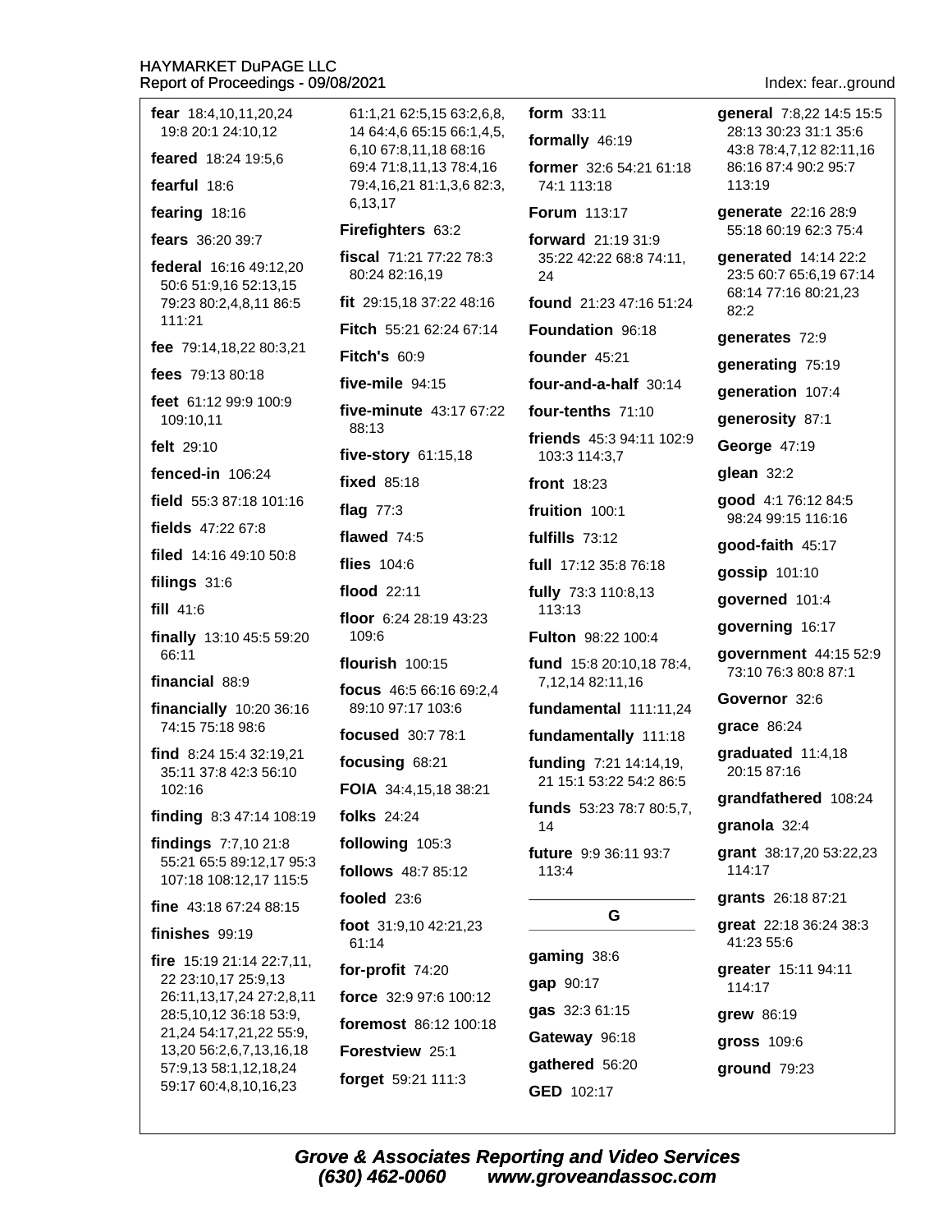**fear** 18:4,10,11,20,24 19:8 20:1 24:10,12

**feared** 18:24 19:5,6

**fearful** 18:6

**fearing** 18:16

**fears** 36:20 39:7

**federal** 16:16 49:12,20 50:6 51:9,16 52:13,15 79:23 80:2,4,8,11 86:5 111:21

**fee** 79:14,18,22 80:3,21

**fees** 79:13 80:18

**feet** 61:12 99:9 100:9 109:10,11

**felt** 29:10

**fenced-in** 106:24

**field** 55:3 87:18 101:16

**fields** 47:22 67:8

**filed** 14:16 49:10 50:8

**filings** 31:6

**fill** 41:6

**finally** 13:10 45:5 59:20 66:11

**financial** 88:9

**financially** 10:20 36:16 74:15 75:18 98:6

**find** 8:24 15:4 32:19,21 35:11 37:8 42:3 56:10 102:16

**finding** 8:3 47:14 108:19

**findings** 7:7,10 21:8 55:21 65:5 89:12,17 95:3 107:18 108:12,17 115:5

**fine** 43:18 67:24 88:15

**finishes** 99:19

**fire** 15:19 21:14 22:7,11, 22 23:10,17 25:9,13 26:11,13,17,24 27:2,8,11 28:5,10,12 36:18 53:9, 21,24 54:17,21,22 55:9, 13,20 56:2,6,7,13,16,18 57:9,13 58:1,12,18,24 59:17 60:4,8,10,16,23 61:1,21 62:5,15 63:2,6,8, 14 64:4,6 65:15 66:1,4,5, 6,10 67:8,11,18 68:16 69:4 71:8,11,13 78:4,16 79:4,16,21 81:1,3,6 82:3, 6,13,17

**Firefighters** 63:2

**fiscal** 71:21 77:22 78:3 80:24 82:16,19

**fit** 29:15,18 37:22 48:16

**Fitch** 55:21 62:24 67:14

**Fitch's** 60:9

**five-mile** 94:15

**five-minute** 43:17 67:22 88:13

**five-story** 61:15,18

**fixed** 85:18

**flag** 77:3

**flawed** 74:5

**flies** 104:6

**flood** 22:11

**floor** 6:24 28:19 43:23 109:6

**flourish** 100:15

**focus** 46:5 66:16 69:2,4 89:10 97:17 103:6

**focused** 30:7 78:1

**focusing** 68:21

**FOIA** 34:4,15,18 38:21

**folks** 24:24

**following** 105:3

**follows** 48:7 85:12

**fooled** 23:6

**foot** 31:9,10 42:21,23 61:14

**for-profit** 74:20

**force** 32:9 97:6 100:12

**foremost** 86:12 100:18

**Forestview** 25:1

**forget** 59:21 111:3

**form** 33:11

**formally** 46:19

**former** 32:6 54:21 61:18 74:1 113:18

**Forum** 113:17

**forward** 21:19 31:9 35:22 42:22 68:8 74:11, 24

**found** 21:23 47:16 51:24

**Foundation** 96:18

**founder** 45:21

**four-and-a-half** 30:14

**four-tenths** 71:10

**friends** 45:3 94:11 102:9 103:3 114:3,7

**front** 18:23

**fruition** 100:1

**fulfills** 73:12

**full** 17:12 35:8 76:18

**fully** 73:3 110:8,13 113:13

**Fulton** 98:22 100:4

**fund** 15:8 20:10,18 78:4, 7,12,14 82:11,16

**fundamental** 111:11,24

**fundamentally** 111:18

**funding** 7:21 14:14,19, 21 15:1 53:22 54:2 86:5

**funds** 53:23 78:7 80:5,7, 14

**future** 9:9 36:11 93:7 113:4

## G

**gaming** 38:6

**gap** 90:17

**gas** 32:3 61:15

**Gateway** 96:18

**gathered** 56:20

**GED** 102:17

**general** 7:8,22 14:5 15:5 28:13 30:23 31:1 35:6 43:8 78:4,7,12 82:11,16 86:16 87:4 90:2 95:7 113:19

**generate** 22:16 28:9 55:18 60:19 62:3 75:4

**generated** 14:14 22:2 23:5 60:7 65:6,19 67:14 68:14 77:16 80:21,23 82:2

**generates** 72:9

**generating** 75:19

**generation** 107:4

**generosity** 87:1

**George** 47:19

**glean** 32:2

**good** 4:1 76:12 84:5 98:24 99:15 116:16

**good-faith** 45:17

**gossip** 101:10

**governed** 101:4

**governing** 16:17

**government** 44:15 52:9 73:10 76:3 80:8 87:1

**Governor** 32:6

**grace** 86:24

**graduated** 11:4,18 20:15 87:16

**grandfathered** 108:24

**granola** 32:4

**grant** 38:17,20 53:22,23 114:17

**grants** 26:18 87:21

**great** 22:18 36:24 38:3 41:23 55:6

**greater** 15:11 94:11 114:17

**grew** 86:19

**gross** 109:6

**ground** 79:23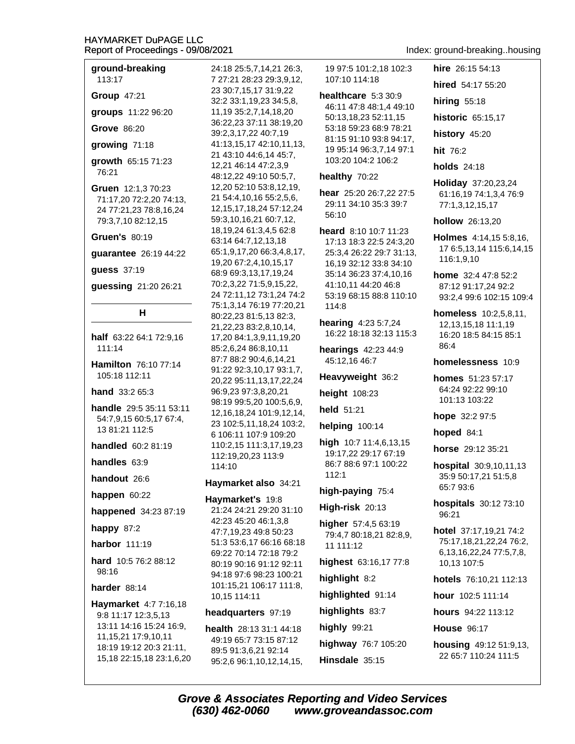**ground-breaking** 113:17

**Group** 47:21

**groups** 11:22 96:20

**Grove** 86:20

**growing** 71:18

**growth** 65:15 71:23 76:21

**Gruen** 12:1,3 70:23 71:17,20 72:2,20 74:13, 24 77:21,23 78:8,16,24 79:3,7,10 82:12,15

**Gruen's** 80:19

**guarantee** 26:19 44:22

**guess** 37:19

**guessing** 21:20 26:21

## H

**half** 63:22 64:1 72:9,16 111:14

**Hamilton** 76:10 77:14 105:18 112:11

**hand** 33:2 65:3

**handle** 29:5 35:11 53:11 54:7,9,15 60:5,17 67:4, 13 81:21 112:5

**handled** 60:2 81:19

**handles** 63:9

**handout** 26:6

**happen** 60:22

**happened** 34:23 87:19

**happy** 87:2

**harbor** 111:19

**hard** 10:5 76:2 88:12 98:16

**harder** 88:14

**Haymarket** 4:7 7:16,18 9:8 11:17 12:3,5,13 13:11 14:16 15:24 16:9, 11,15,21 17:9,10,11 18:19 19:12 20:3 21:11, 15,18 22:15,18 23:1,6,20 24:18 25:5,7,14,21 26:3, 7 27:21 28:23 29:3,9,12, 23 30:7,15,17 31:9,22 32:2 33:1,19,23 34:5,8, 11,19 35:2,7,14,18,20 36:22,23 37:11 38:19,20 39:2,3,17,22 40:7,19 41:13,15,17 42:10,11,13, 21 43:10 44:6,14 45:7, 12,21 46:14 47:2,3,9 48:12,22 49:10 50:5,7, 12,20 52:10 53:8,12,19, 21 54:4,10,16 55:2,5,6, 12,15,17,18,24 57:12,24 59:3,10,16,21 60:7,12, 18,19,24 61:3,4,5 62:8 63:14 64:7,12,13,18 65:1,9,17,20 66:3,4,8,17, 19,20 67:2,4,10,15,17 68:9 69:3,13,17,19,24 70:2,3,22 71:5,9,15,22, 24 72:11,12 73:1,24 74:2 75:1,3,14 76:19 77:20,21 80:22,23 81:5,13 82:3, 21,22,23 83:2,8,10,14, 17,20 84:1,3,9,11,19,20 85:2,6,24 86:8,10,11 87:7 88:2 90:4,6,14,21 91:22 92:3,10,17 93:1,7, 20,22 95:11,13,17,22,24 96:9,23 97:3,8,20,21 98:19 99:5,20 100:5,6,9, 12,16,18,24 101:9,12,14, 23 102:5,11,18,24 103:2, 6 106:11 107:9 109:20 110:2,15 111:3,17,19,23 112:19,20,23 113:9 114:10

**Haymarket also** 34:21

**Haymarket's** 19:8 21:24 24:21 29:20 31:10 42:23 45:20 46:1,3,8 47:7,19,23 49:8 50:23 51:3 53:6,17 66:16 68:18 69:22 70:14 72:18 79:2 80:19 90:16 91:12 92:11 94:18 97:6 98:23 100:21 101:15,21 106:17 111:8, 10,15 114:11

**headquarters** 97:19

**health** 28:13 31:1 44:18 49:19 65:7 73:15 87:12 89:5 91:3,6,21 92:14 95:2,6 96:1,10,12,14,15, 19 97:5 101:2,18 102:3 107:10 114:18

**healthcare** 5:3 30:9 46:11 47:8 48:1,4 49:10 50:13,18,23 52:11,15 53:18 59:23 68:9 78:21 81:15 91:10 93:8 94:17, 19 95:14 96:3,7,14 97:1 103:20 104:2 106:2

**healthy** 70:22

**hear** 25:20 26:7,22 27:5 29:11 34:10 35:3 39:7 56:10

**heard** 8:10 10:7 11:23 17:13 18:3 22:5 24:3,20 25:3,4 26:22 29:7 31:13, 16,19 32:12 33:8 34:10 35:14 36:23 37:4,10,16 41:10,11 44:20 46:8 53:19 68:15 88:8 110:10 114:8

**hearing** 4:23 5:7,24 16:22 18:18 32:13 115:3

**hearings** 42:23 44:9 45:12,16 46:7

**Heavyweight** 36:2

**height** 108:23

**held** 51:21

**helping** 100:14

**high** 10:7 11:4,6,13,15 19:17,22 29:17 67:19 86:7 88:6 97:1 100:22 112:1

**high-paying** 75:4

**High-risk** 20:13

**higher** 57:4,5 63:19 79:4,7 80:18,21 82:8,9, 11 111:12

**highest** 63:16,17 77:8

**highlight** 8:2

**highlighted** 91:14

**highlights** 83:7

**highly** 99:21

**highway** 76:7 105:20

**Hinsdale** 35:15

**hire** 26:15 54:13

**hired** 54:17 55:20

**hiring** 55:18

**historic** 65:15,17

**history** 45:20

**hit** 76:2

**holds** 24:18

**Holiday** 37:20,23,24 61:16,19 74:1,3,4 76:9 77:1,3,12,15,17

**hollow** 26:13,20

**Holmes** 4:14,15 5:8,16, 17 6:5,13,14 115:6,14,15 116:1,9,10

**home** 32:4 47:8 52:2 87:12 91:17,24 92:2 93:2,4 99:6 102:15 109:4

**homeless** 10:2,5,8,11, 12,13,15,18 11:1,19 16:20 18:5 84:15 85:1 86:4

**homelessness** 10:9

**homes** 51:23 57:17 64:24 92:22 99:10 101:13 103:22

**hope** 32:2 97:5

**hoped** 84:1

**horse** 29:12 35:21

**hospital** 30:9,10,11,13 35:9 50:17,21 51:5,8 65:7 93:6

**hospitals** 30:12 73:10 96:21

**hotel** 37:17,19,21 74:2 75:17,18,21,22,24 76:2, 6,13,16,22,24 77:5,7,8, 10,13 107:5

**hotels** 76:10,21 112:13

**hour** 102:5 111:14

**hours** 94:22 113:12

**House** 96:17

**housing** 49:12 51:9,13, 22 65:7 110:24 111:5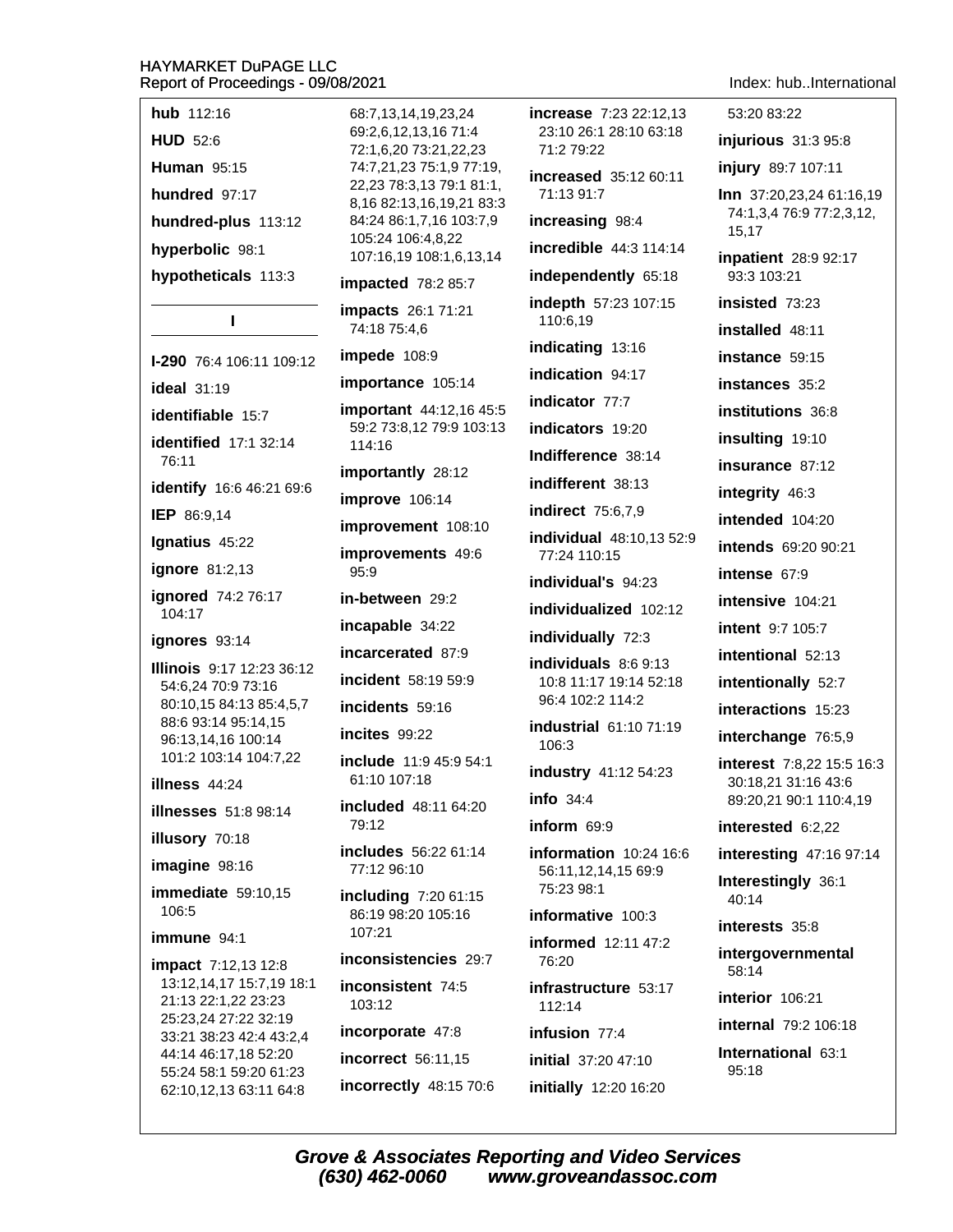**hub** 112:16

**HUD** 52:6

**Human** 95:15

**hundred** 97:17

**hundred-plus** 113:12

**hyperbolic** 98:1

**hypotheticals** 113:3

## I

**I-290** 76:4 106:11 109:12

**ideal** 31:19

**identifiable** 15:7

**identified** 17:1 32:14 76:11

**identify** 16:6 46:21 69:6

**IEP** 86:9,14

**Ignatius** 45:22

**ignore** 81:2,13

**ignored** 74:2 76:17 104:17

**ignores** 93:14

**Illinois** 9:17 12:23 36:12 54:6,24 70:9 73:16 80:10,15 84:13 85:4,5,7 88:6 93:14 95:14,15 96:13,14,16 100:14 101:2 103:14 104:7,22

**illness** 44:24

**illnesses** 51:8 98:14

**illusory** 70:18

**imagine** 98:16

**immediate** 59:10,15 106:5

**immune** 94:1

**impact** 7:12,13 12:8 13:12,14,17 15:7,19 18:1 21:13 22:1,22 23:23 25:23,24 27:22 32:19 33:21 38:23 42:4 43:2,4 44:14 46:17,18 52:20 55:24 58:1 59:20 61:23 62:10,12,13 63:11 64:8 68:7,13,14,19,23,24 69:2,6,12,13,16 71:4 72:1,6,20 73:21,22,23 74:7,21,23 75:1,9 77:19, 22,23 78:3,13 79:1 81:1, 8,16 82:13,16,19,21 83:3 84:24 86:1,7,16 103:7,9 105:24 106:4,8,22 107:16,19 108:1,6,13,14

**impacted** 78:2 85:7

**impacts** 26:1 71:21 74:18 75:4,6

**impede** 108:9

**importance** 105:14

**important** 44:12,16 45:5 59:2 73:8,12 79:9 103:13 114:16

**importantly** 28:12

**improve** 106:14

**improvement** 108:10

**improvements** 49:6 95:9

**in-between** 29:2

**incapable** 34:22

**incarcerated** 87:9

**incident** 58:19 59:9

**incidents** 59:16

**incites** 99:22

**include** 11:9 45:9 54:1 61:10 107:18

**included** 48:11 64:20 79:12

**includes** 56:22 61:14 77:12 96:10

**including** 7:20 61:15 86:19 98:20 105:16 107:21

**inconsistencies** 29:7

**inconsistent** 74:5 103:12

**incorporate** 47:8

**incorrect** 56:11,15

**incorrectly** 48:15 70:6

**increase** 7:23 22:12,13 23:10 26:1 28:10 63:18 71:2 79:22

**increased** 35:12 60:11 71:13 91:7

**increasing** 98:4

**incredible** 44:3 114:14

**independently** 65:18

**indepth** 57:23 107:15 110:6,19

**indicating** 13:16

**indication** 94:17

**indicator** 77:7

**indicators** 19:20

**Indifference** 38:14

**indifferent** 38:13

**indirect** 75:6,7,9

**individual** 48:10,13 52:9 77:24 110:15

**individual's** 94:23

**individualized** 102:12

**individually** 72:3

**individuals** 8:6 9:13 10:8 11:17 19:14 52:18 96:4 102:2 114:2

**industrial** 61:10 71:19 106:3

**industry** 41:12 54:23

**info** 34:4

**inform** 69:9

**information** 10:24 16:6 56:11,12,14,15 69:9 75:23 98:1

**informative** 100:3

**informed** 12:11 47:2 76:20

**infrastructure** 53:17 112:14

**infusion** 77:4

**initial** 37:20 47:10

**initially** 12:20 16:20 53:20 83:22

**injurious** 31:3 95:8

**injury** 89:7 107:11

**Inn** 37:20,23,24 61:16,19 74:1,3,4 76:9 77:2,3,12, 15,17

**inpatient** 28:9 92:17 93:3 103:21

**insisted** 73:23

**installed** 48:11

**instance** 59:15

**instances** 35:2

**institutions** 36:8

**insulting** 19:10

**insurance** 87:12

**integrity** 46:3

**intended** 104:20

**intends** 69:20 90:21

**intense** 67:9

**intensive** 104:21

**intent** 9:7 105:7

**intentional** 52:13

**intentionally** 52:7

**interactions** 15:23

**interchange** 76:5,9

**interest** 7:8,22 15:5 16:3 30:18,21 31:16 43:6 89:20,21 90:1 110:4,19

**interested** 6:2,22

**interesting** 47:16 97:14

**Interestingly** 36:1 40:14

**interests** 35:8

**intergovernmental** 58:14

**interior** 106:21

**internal** 79:2 106:18

**International** 63:1 95:18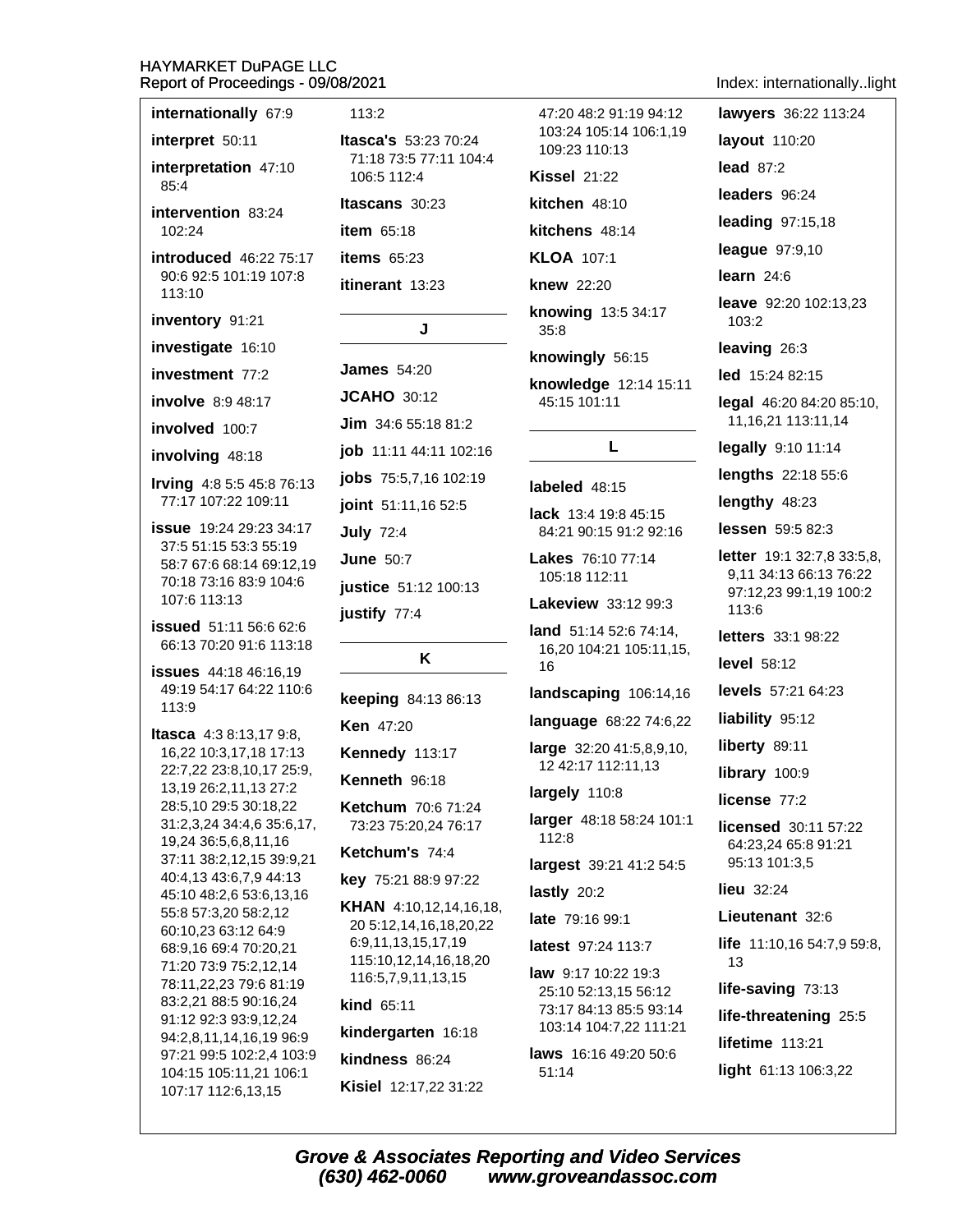**internationally** 67:9

**interpret** 50:11

**interpretation** 47:10 85:4

**intervention** 83:24 102:24

**introduced** 46:22 75:17 90:6 92:5 101:19 107:8 113:10

**inventory** 91:21

**investigate** 16:10

**investment** 77:2

**involve** 8:9 48:17

**involved** 100:7

**involving** 48:18

**Irving** 4:8 5:5 45:8 76:13 77:17 107:22 109:11

**issue** 19:24 29:23 34:17 37:5 51:15 53:3 55:19 58:7 67:6 68:14 69:12,19 70:18 73:16 83:9 104:6 107:6 113:13

**issued** 51:11 56:6 62:6 66:13 70:20 91:6 113:18

**issues** 44:18 46:16,19 49:19 54:17 64:22 110:6 113:9

**Itasca** 4:3 8:13,17 9:8, 16,22 10:3,17,18 17:13 22:7,22 23:8,10,17 25:9, 13,19 26:2,11,13 27:2 28:5,10 29:5 30:18,22 31:2,3,24 34:4,6 35:6,17, 19,24 36:5,6,8,11,16 37:11 38:2,12,15 39:9,21 40:4,13 43:6,7,9 44:13 45:10 48:2,6 53:6,13,16 55:8 57:3,20 58:2,12 60:10,23 63:12 64:9 68:9,16 69:4 70:20,21 71:20 73:9 75:2,12,14 78:11,22,23 79:6 81:19 83:2,21 88:5 90:16,24 91:12 92:3 93:9,12,24 94:2,8,11,14,16,19 96:9 97:21 99:5 102:2,4 103:9 104:15 105:11,21 106:1 107:17 112:6,13,15 113:2

**Itasca's** 53:23 70:24 71:18 73:5 77:11 104:4 106:5 112:4

**Itascans** 30:23

**item** 65:18

**items** 65:23

**itinerant** 13:23

## J

**James** 54:20

**JCAHO** 30:12

**Jim** 34:6 55:18 81:2

**job** 11:11 44:11 102:16

**jobs** 75:5,7,16 102:19

**joint** 51:11,16 52:5

**July** 72:4

**June** 50:7

**justice** 51:12 100:13

**justify** 77:4

## K

**keeping** 84:13 86:13

**Ken** 47:20

**Kennedy** 113:17

**Kenneth** 96:18

**Ketchum** 70:6 71:24 73:23 75:20,24 76:17

**Ketchum's** 74:4

**key** 75:21 88:9 97:22

**KHAN** 4:10,12,14,16,18, 20 5:12,14,16,18,20,22 6:9,11,13,15,17,19 115:10,12,14,16,18,20 116:5,7,9,11,13,15

**kind** 65:11

**kindergarten** 16:18

**kindness** 86:24

**Kisiel** 12:17,22 31:22 47:20 48:2 91:19 94:12 103:24 105:14 106:1,19 109:23 110:13

**Kissel** 21:22

**kitchen** 48:10

**kitchens** 48:14

**KLOA** 107:1

**knew** 22:20

**knowing** 13:5 34:17 35:8

**knowingly** 56:15

**knowledge** 12:14 15:11 45:15 101:11

## L

**labeled** 48:15

**lack** 13:4 19:8 45:15 84:21 90:15 91:2 92:16

**Lakes** 76:10 77:14 105:18 112:11

**Lakeview** 33:12 99:3

**land** 51:14 52:6 74:14, 16,20 104:21 105:11,15, 16

**landscaping** 106:14,16

**language** 68:22 74:6,22

**large** 32:20 41:5,8,9,10, 12 42:17 112:11,13

**largely** 110:8

**larger** 48:18 58:24 101:1 112:8

**largest** 39:21 41:2 54:5

**lastly** 20:2

**late** 79:16 99:1

**latest** 97:24 113:7

**law** 9:17 10:22 19:3 25:10 52:13,15 56:12 73:17 84:13 85:5 93:14 103:14 104:7,22 111:21

**laws** 16:16 49:20 50:6 51:14

**lawyers** 36:22 113:24

**layout** 110:20

**lead** 87:2

**leaders** 96:24

**leading** 97:15,18

**league** 97:9,10

**learn** 24:6

**leave** 92:20 102:13,23 103:2

**leaving** 26:3

**led** 15:24 82:15

**legal** 46:20 84:20 85:10, 11,16,21 113:11,14

**legally** 9:10 11:14

**lengths** 22:18 55:6

**lengthy** 48:23

**lessen** 59:5 82:3

**letter** 19:1 32:7,8 33:5,8, 9,11 34:13 66:13 76:22 97:12,23 99:1,19 100:2 113:6

**letters** 33:1 98:22

**level** 58:12

**levels** 57:21 64:23

**liability** 95:12

**liberty** 89:11

**library** 100:9

**license** 77:2

**licensed** 30:11 57:22 64:23,24 65:8 91:21 95:13 101:3,5

**lieu** 32:24

**Lieutenant** 32:6

**life** 11:10,16 54:7,9 59:8, 13

**life-saving** 73:13

**life-threatening** 25:5

**lifetime** 113:21

**light** 61:13 106:3,22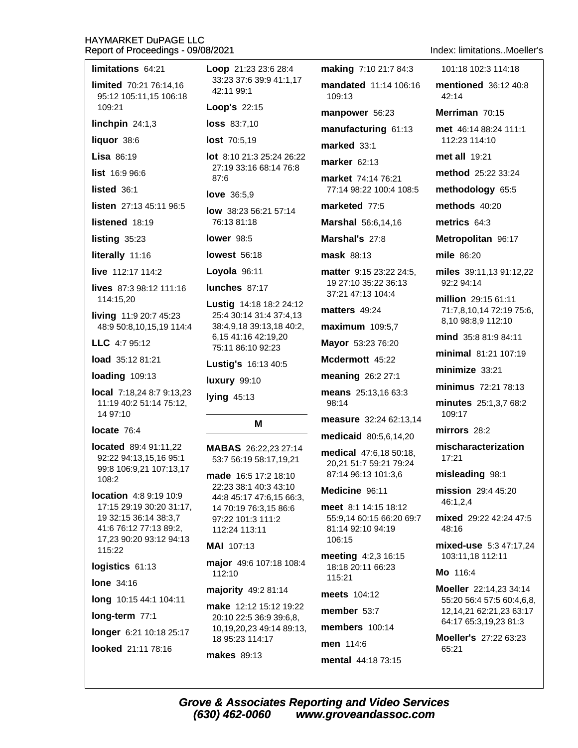**limitations** 64:21

**limited** 70:21 76:14,16 95:12 105:11,15 106:18 109:21

**linchpin** 24:1,3

**liquor** 38:6

**Lisa** 86:19

**list** 16:9 96:6

**listed** 36:1

**listen** 27:13 45:11 96:5

**listened** 18:19

**listing** 35:23

**literally** 11:16

**live** 112:17 114:2

**lives** 87:3 98:12 111:16 114:15,20

**living** 11:9 20:7 45:23 48:9 50:8,10,15,19 114:4

**LLC** 4:7 95:12

**load** 35:12 81:21

**loading** 109:13

**local** 7:18,24 8:7 9:13,23 11:19 40:2 51:14 75:12, 14 97:10

**locate** 76:4

**located** 89:4 91:11,22 92:22 94:13,15,16 95:1 99:8 106:9,21 107:13,17 108:2

**location** 4:8 9:19 10:9 17:15 29:19 30:20 31:17, 19 32:15 36:14 38:3,7 41:6 76:12 77:13 89:2, 17,23 90:20 93:12 94:13 115:22

**logistics** 61:13

**lone** 34:16

**long** 10:15 44:1 104:11

**long-term** 77:1

**longer** 6:21 10:18 25:17

**looked** 21:11 78:16

**Loop** 21:23 23:6 28:4 33:23 37:6 39:9 41:1,17 42:11 99:1

**Loop's** 22:15

**loss** 83:7,10

**lost** 70:5,19

**lot** 8:10 21:3 25:24 26:22 27:19 33:16 68:14 76:8 87:6

**love** 36:5,9

**low** 38:23 56:21 57:14 76:13 81:18

**lower** 98:5

**lowest** 56:18

**Loyola** 96:11

**lunches** 87:17

**Lustig** 14:18 18:2 24:12 25:4 30:14 31:4 37:4,13 38:4,9,18 39:13,18 40:2, 6,15 41:16 42:19,20 75:11 86:10 92:23

**Lustig's** 16:13 40:5

**luxury** 99:10

**lying** 45:13

## M

**MABAS** 26:22,23 27:14 53:7 56:19 58:17,19,21

**made** 16:5 17:2 18:10 22:23 38:1 40:3 43:10 44:8 45:17 47:6,15 66:3, 14 70:19 76:3,15 86:6 97:22 101:3 111:2 112:24 113:11

**MAI** 107:13

**major** 49:6 107:18 108:4 112:10

**majority** 49:2 81:14

**make** 12:12 15:12 19:22 20:10 22:5 36:9 39:6,8, 10,19,20,23 49:14 89:13, 18 95:23 114:17

**makes** 89:13

**making** 7:10 21:7 84:3

**mandated** 11:14 106:16 109:13

**manpower** 56:23

**manufacturing** 61:13

**marked** 33:1

**marker** 62:13

**market** 74:14 76:21 77:14 98:22 100:4 108:5

**marketed** 77:5

**Marshal** 56:6,14,16

**Marshal's** 27:8

**mask** 88:13

**matter** 9:15 23:22 24:5, 19 27:10 35:22 36:13 37:21 47:13 104:4

**matters** 49:24

**maximum** 109:5,7

**Mayor** 53:23 76:20

**Mcdermott** 45:22

**meaning** 26:2 27:1

**means** 25:13,16 63:3 98:14

**measure** 32:24 62:13,14

**medicaid** 80:5,6,14,20

**medical** 47:6,18 50:18, 20,21 51:7 59:21 79:24 87:14 96:13 101:3,6

**Medicine** 96:11

**meet** 8:1 14:15 18:12 55:9,14 60:15 66:20 69:7 81:14 92:10 94:19 106:15

**meeting** 4:2,3 16:15 18:18 20:11 66:23 115:21

**meets** 104:12

**member** 53:7

**members** 100:14

**men** 114:6

**mental** 44:18 73:15

101:18 102:3 114:18

**mentioned** 36:12 40:8 42:14

**Merriman** 70:15

**met** 46:14 88:24 111:1 112:23 114:10

**met all** 19:21

**method** 25:22 33:24

**methodology** 65:5

**methods** 40:20

**metrics** 64:3

**Metropolitan** 96:17

**mile** 86:20

**miles** 39:11,13 91:12,22 92:2 94:14

**million** 29:15 61:11 71:7,8,10,14 72:19 75:6, 8,10 98:8,9 112:10

**mind** 35:8 81:9 84:11

**minimal** 81:21 107:19

**minimize** 33:21

**minimus** 72:21 78:13

**minutes** 25:1,3,7 68:2 109:17

**mirrors** 28:2

**mischaracterization** 17:21

**misleading** 98:1

**mission** 29:4 45:20 46:1,2,4

**mixed** 29:22 42:24 47:5 48:16

**mixed-use** 5:3 47:17,24 103:11,18 112:11

**Mo** 116:4

**Moeller** 22:14,23 34:14 55:20 56:4 57:5 60:4,6,8, 12,14,21 62:21,23 63:17 64:17 65:3,19,23 81:3

**Moeller's** 27:22 63:23 65:21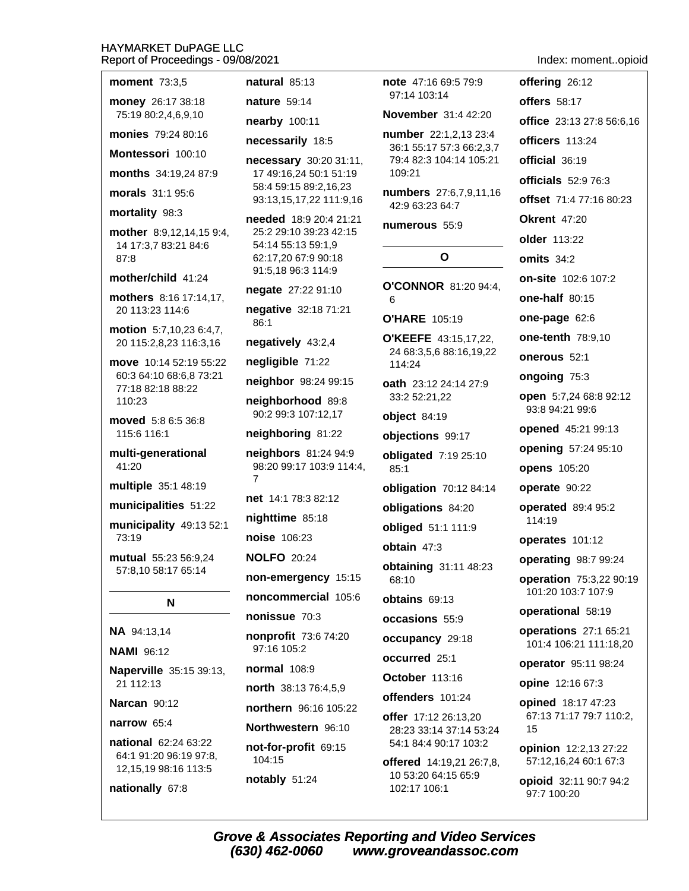**moment** 73:3,5

**money** 26:17 38:18 75:19 80:2,4,6,9,10

**monies** 79:24 80:16

**Montessori** 100:10

**months** 34:19,24 87:9

**morals** 31:1 95:6

**mortality** 98:3

**mother** 8:9,12,14,15 9:4, 14 17:3,7 83:21 84:6 87:8

**mother/child** 41:24

**mothers** 8:16 17:14,17, 20 113:23 114:6

**motion** 5:7,10,23 6:4,7, 20 115:2,8,23 116:3,16

**move** 10:14 52:19 55:22 60:3 64:10 68:6,8 73:21 77:18 82:18 88:22 110:23

**moved** 5:8 6:5 36:8 115:6 116:1

**multi-generational** 41:20

**multiple** 35:1 48:19

**municipalities** 51:22

**municipality** 49:13 52:1 73:19

**mutual** 55:23 56:9,24 57:8,10 58:17 65:14

## N

**NA** 94:13,14

**NAMI** 96:12

**Naperville** 35:15 39:13, 21 112:13

**Narcan** 90:12

**narrow** 65:4

**national** 62:24 63:22 64:1 91:20 96:19 97:8, 12,15,19 98:16 113:5

**nationally** 67:8

**natural** 85:13

**nature** 59:14

**nearby** 100:11

**necessarily** 18:5

**necessary** 30:20 31:11, 17 49:16,24 50:1 51:19 58:4 59:15 89:2,16,23 93:13,15,17,22 111:9,16

**needed** 18:9 20:4 21:21 25:2 29:10 39:23 42:15 54:14 55:13 59:1,9 62:17,20 67:9 90:18 91:5,18 96:3 114:9

**negate** 27:22 91:10

**negative** 32:18 71:21 86:1

**negatively** 43:2,4

**negligible** 71:22

**neighbor** 98:24 99:15

**neighborhood** 89:8 90:2 99:3 107:12,17

**neighboring** 81:22

**neighbors** 81:24 94:9 98:20 99:17 103:9 114:4, 7

**net** 14:1 78:3 82:12

**nighttime** 85:18

**noise** 106:23

**NOLFO** 20:24

**non-emergency** 15:15

**noncommercial** 105:6

**nonissue** 70:3

**nonprofit** 73:6 74:20 97:16 105:2

**normal** 108:9

**north** 38:13 76:4,5,9

**northern** 96:16 105:22

**Northwestern** 96:10

**not-for-profit** 69:15 104:15

**notably** 51:24

**note** 47:16 69:5 79:9 97:14 103:14

**November** 31:4 42:20

**number** 22:1,2,13 23:4 36:1 55:17 57:3 66:2,3,7 79:4 82:3 104:14 105:21 109:21

**numbers** 27:6,7,9,11,16 42:9 63:23 64:7

**numerous** 55:9

## O

**O'CONNOR** 81:20 94:4, 6

**O'HARE** 105:19

**O'KEEFE** 43:15,17,22, 24 68:3,5,6 88:16,19,22 114:24

**oath** 23:12 24:14 27:9 33:2 52:21,22

**object** 84:19

**objections** 99:17

**obligated** 7:19 25:10 85:1

**obligation** 70:12 84:14

**obligations** 84:20

**obliged** 51:1 111:9

**obtain** 47:3

**obtaining** 31:11 48:23 68:10

**obtains** 69:13

**occasions** 55:9

**occupancy** 29:18

**occurred** 25:1

**October** 113:16

**offenders** 101:24

**offer** 17:12 26:13,20 28:23 33:14 37:14 53:24 54:1 84:4 90:17 103:2

**offered** 14:19,21 26:7,8, 10 53:20 64:15 65:9 102:17 106:1

**offering** 26:12

**offers** 58:17

**office** 23:13 27:8 56:6,16

**officers** 113:24

**official** 36:19

**officials** 52:9 76:3

**offset** 71:4 77:16 80:23

**Okrent** 47:20

**older** 113:22

**omits** 34:2

**on-site** 102:6 107:2

**one-half** 80:15

**one-page** 62:6

**one-tenth** 78:9,10

**onerous** 52:1

**ongoing** 75:3

**open** 5:7,24 68:8 92:12 93:8 94:21 99:6

**opened** 45:21 99:13

**opening** 57:24 95:10

**opens** 105:20

**operate** 90:22

**operated** 89:4 95:2 114:19

**operates** 101:12

**operating** 98:7 99:24

**operation** 75:3,22 90:19 101:20 103:7 107:9

**operational** 58:19

**operations** 27:1 65:21 101:4 106:21 111:18,20

**operator** 95:11 98:24

**opine** 12:16 67:3

**opined** 18:17 47:23 67:13 71:17 79:7 110:2, 15

**opinion** 12:2,13 27:22 57:12,16,24 60:1 67:3

**opioid** 32:11 90:7 94:2 97:7 100:20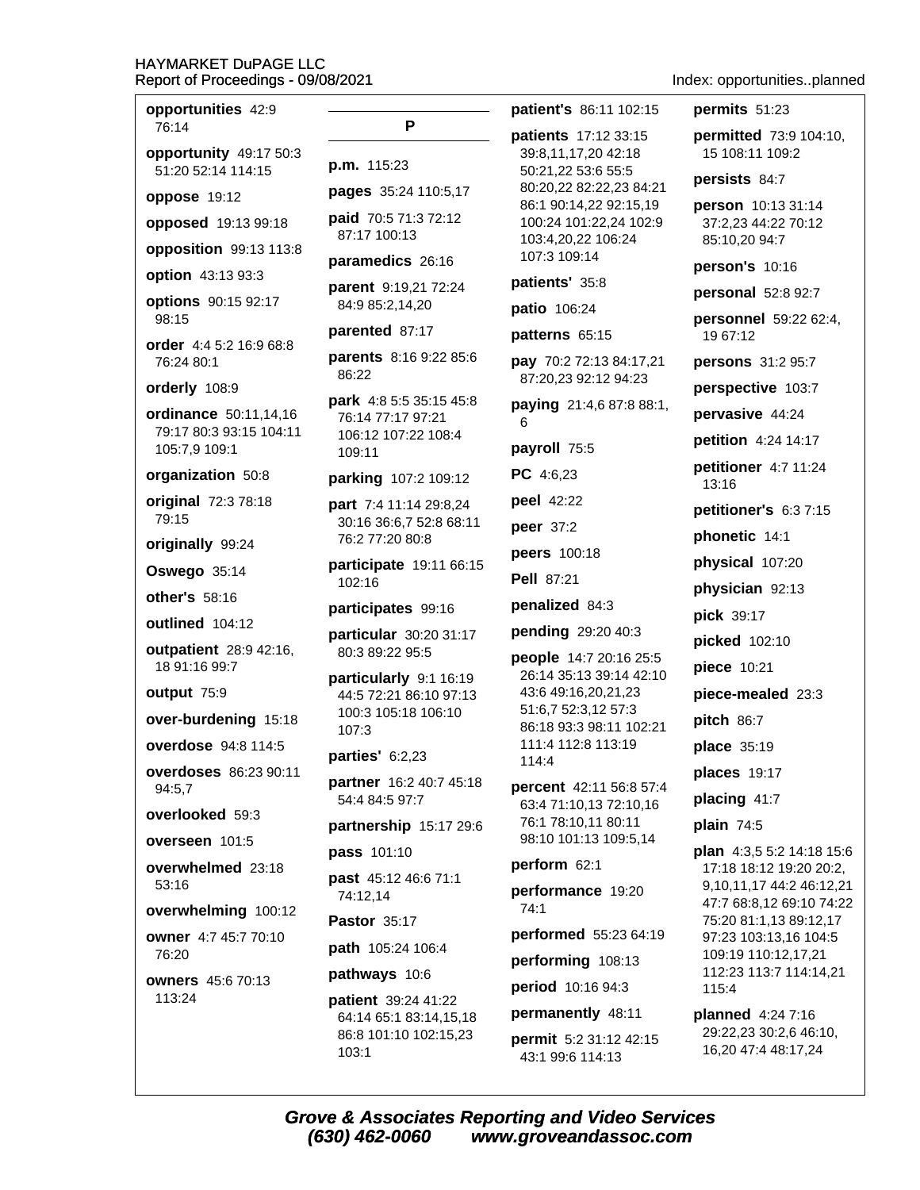**opportunities** 42:9 76:14

**opportunity** 49:17 50:3 51:20 52:14 114:15

**oppose** 19:12

**opposed** 19:13 99:18

**opposition** 99:13 113:8

**option** 43:13 93:3

**options** 90:15 92:17 98:15

**order** 4:4 5:2 16:9 68:8 76:24 80:1

**orderly** 108:9

**ordinance** 50:11,14,16 79:17 80:3 93:15 104:11 105:7,9 109:1

**organization** 50:8

**original** 72:3 78:18 79:15

**originally** 99:24

**Oswego** 35:14

**other's** 58:16

**outlined** 104:12

**outpatient** 28:9 42:16, 18 91:16 99:7

**output** 75:9

**over-burdening** 15:18

**overdose** 94:8 114:5

**overdoses** 86:23 90:11 94:5,7

**overlooked** 59:3

**overseen** 101:5

**overwhelmed** 23:18 53:16

**overwhelming** 100:12

**owner** 4:7 45:7 70:10 76:20

**owners** 45:6 70:13 113:24

## P

**p.m.** 115:23

**pages** 35:24 110:5,17

**paid** 70:5 71:3 72:12 87:17 100:13

**paramedics** 26:16

**parent** 9:19,21 72:24 84:9 85:2,14,20

**parented** 87:17

**parents** 8:16 9:22 85:6 86:22

**park** 4:8 5:5 35:15 45:8 76:14 77:17 97:21 106:12 107:22 108:4 109:11

**parking** 107:2 109:12

**part** 7:4 11:14 29:8,24 30:16 36:6,7 52:8 68:11 76:2 77:20 80:8

**participate** 19:11 66:15 102:16

**participates** 99:16

**particular** 30:20 31:17 80:3 89:22 95:5

**particularly** 9:1 16:19 44:5 72:21 86:10 97:13 100:3 105:18 106:10 107:3

**parties'** 6:2,23

**partner** 16:2 40:7 45:18 54:4 84:5 97:7

**partnership** 15:17 29:6

**pass** 101:10

**past** 45:12 46:6 71:1 74:12,14

**Pastor** 35:17

**path** 105:24 106:4

**pathways** 10:6

**patient** 39:24 41:22 64:14 65:1 83:14,15,18 86:8 101:10 102:15,23 103:1

**patient's** 86:11 102:15

**patients** 17:12 33:15 39:8,11,17,20 42:18 50:21,22 53:6 55:5 80:20,22 82:22,23 84:21 86:1 90:14,22 92:15,19 100:24 101:22,24 102:9 103:4,20,22 106:24 107:3 109:14

**patients'** 35:8

**patio** 106:24

**patterns** 65:15

**pay** 70:2 72:13 84:17,21 87:20,23 92:12 94:23

**paying** 21:4,6 87:8 88:1, 6

**payroll** 75:5

**PC** 4:6,23

**peel** 42:22

**peer** 37:2

**peers** 100:18

**Pell** 87:21

**penalized** 84:3

**pending** 29:20 40:3

**people** 14:7 20:16 25:5 26:14 35:13 39:14 42:10 43:6 49:16,20,21,23 51:6,7 52:3,12 57:3 86:18 93:3 98:11 102:21 111:4 112:8 113:19 114:4

**percent** 42:11 56:8 57:4 63:4 71:10,13 72:10,16 76:1 78:10,11 80:11 98:10 101:13 109:5,14

**perform** 62:1

**performance** 19:20 74:1

**performed** 55:23 64:19

**performing** 108:13

**period** 10:16 94:3

**permanently** 48:11

**permit** 5:2 31:12 42:15 43:1 99:6 114:13

**permits** 51:23

**permitted** 73:9 104:10, 15 108:11 109:2

**persists** 84:7

**person** 10:13 31:14 37:2,23 44:22 70:12 85:10,20 94:7

**person's** 10:16

**personal** 52:8 92:7

**personnel** 59:22 62:4, 19 67:12

**persons** 31:2 95:7

**perspective** 103:7

**pervasive** 44:24

**petition** 4:24 14:17

**petitioner** 4:7 11:24 13:16

**petitioner's** 6:3 7:15

**phonetic** 14:1

**physical** 107:20

**physician** 92:13

**pick** 39:17

**picked** 102:10

**piece** 10:21

**piece-mealed** 23:3

**pitch** 86:7

**place** 35:19

**places** 19:17

**placing** 41:7

**plain** 74:5

**plan** 4:3,5 5:2 14:18 15:6 17:18 18:12 19:20 20:2, 9,10,11,17 44:2 46:12,21 47:7 68:8,12 69:10 74:22 75:20 81:1,13 89:12,17 97:23 103:13,16 104:5 109:19 110:12,17,21 112:23 113:7 114:14,21 115:4

**planned** 4:24 7:16 29:22,23 30:2,6 46:10, 16,20 47:4 48:17,24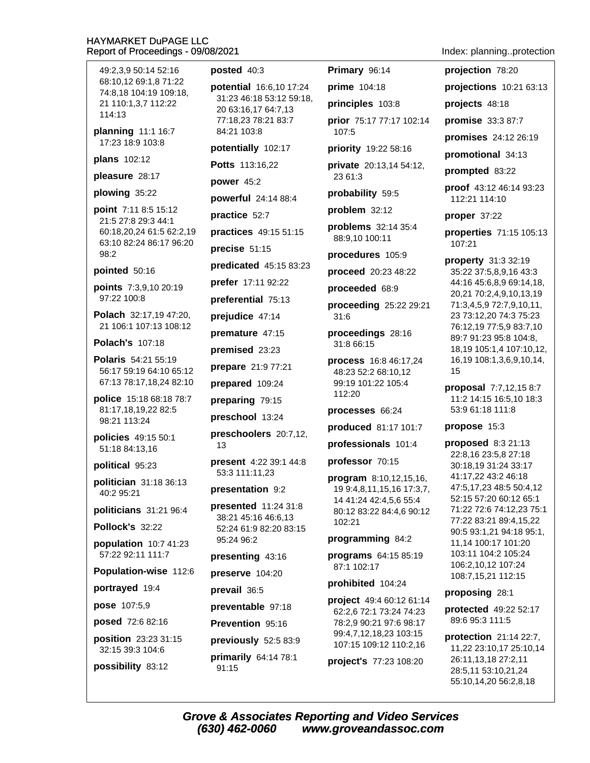49:2,3,9 50:14 52:16 68:10,12 69:1,8 71:22 74:8,18 104:19 109:18, 21 110:1,3,7 112:22 114:13

**planning** 11:1 16:7 17:23 18:9 103:8

**plans** 102:12

**pleasure** 28:17

**plowing** 35:22

**point** 7:11 8:5 15:12 21:5 27:8 29:3 44:1 60:18,20,24 61:5 62:2,19 63:10 82:24 86:17 96:20 98:2

**pointed** 50:16

**points** 7:3,9,10 20:19 97:22 100:8

**Polach** 32:17,19 47:20, 21 106:1 107:13 108:12

**Polach's** 107:18

**Polaris** 54:21 55:19 56:17 59:19 64:10 65:12 67:13 78:17,18,24 82:10

**police** 15:18 68:18 78:7 81:17,18,19,22 82:5 98:21 113:24

**policies** 49:15 50:1 51:18 84:13,16

**political** 95:23

**politician** 31:18 36:13 40:2 95:21

**politicians** 31:21 96:4

**Pollock's** 32:22

**population** 10:7 41:23 57:22 92:11 111:7

**Population-wise** 112:6

**portrayed** 19:4

**pose** 107:5,9

**posed** 72:6 82:16

**position** 23:23 31:15 32:15 39:3 104:6

**possibility** 83:12

**posted** 40:3

**potential** 16:6,10 17:24 31:23 46:18 53:12 59:18, 20 63:16,17 64:7,13 77:18,23 78:21 83:7 84:21 103:8

**potentially** 102:17

**Potts** 113:16,22

**power** 45:2

**powerful** 24:14 88:4

**practice** 52:7

**practices** 49:15 51:15

**precise** 51:15

**predicated** 45:15 83:23

**prefer** 17:11 92:22

**preferential** 75:13

**prejudice** 47:14

**premature** 47:15

**premised** 23:23

**prepare** 21:9 77:21

**prepared** 109:24

**preparing** 79:15

**preschool** 13:24

**preschoolers** 20:7,12, 13

**present** 4:22 39:1 44:8 53:3 111:11,23

**presentation** 9:2

**presented** 11:24 31:8 38:21 45:16 46:6,13 52:24 61:9 82:20 83:15 95:24 96:2

**presenting** 43:16

**preserve** 104:20

**prevail** 36:5

**preventable** 97:18

**Prevention** 95:16

**previously** 52:5 83:9

**primarily** 64:14 78:1 91:15

**Primary** 96:14

**prime** 104:18

**principles** 103:8

**prior** 75:17 77:17 102:14 107:5

**priority** 19:22 58:16

**private** 20:13,14 54:12, 23 61:3

**probability** 59:5

**problem** 32:12

**problems** 32:14 35:4 88:9,10 100:11

**procedures** 105:9

**proceed** 20:23 48:22

**proceeded** 68:9

**proceeding** 25:22 29:21 31:6

**proceedings** 28:16 31:8 66:15

**process** 16:8 46:17,24 48:23 52:2 68:10,12 99:19 101:22 105:4 112:20

**processes** 66:24

**produced** 81:17 101:7

**professionals** 101:4

**professor** 70:15

**program** 8:10,12,15,16, 19 9:4,8,11,15,16 17:3,7, 14 41:24 42:4,5,6 55:4 80:12 83:22 84:4,6 90:12 102:21

**programming** 84:2

**programs** 64:15 85:19 87:1 102:17

**prohibited** 104:24

**project** 49:4 60:12 61:14 62:2,6 72:1 73:24 74:23 78:2,9 90:21 97:6 98:17 99:4,7,12,18,23 103:15 107:15 109:12 110:2,16

**project's** 77:23 108:20

**projection** 78:20

**projections** 10:21 63:13

**projects** 48:18

**promise** 33:3 87:7

**promises** 24:12 26:19

**promotional** 34:13

**prompted** 83:22

**proof** 43:12 46:14 93:23 112:21 114:10

**proper** 37:22

**properties** 71:15 105:13 107:21

**property** 31:3 32:19 35:22 37:5,8,9,16 43:3 44:16 45:6,8,9 69:14,18, 20,21 70:2,4,9,10,13,19 71:3,4,5,9 72:7,9,10,11, 23 73:12,20 74:3 75:23 76:12,19 77:5,9 83:7,10 89:7 91:23 95:8 104:8, 18,19 105:1,4 107:10,12, 16,19 108:1,3,6,9,10,14, 15

**proposal** 7:7,12,15 8:7 11:2 14:15 16:5,10 18:3 53:9 61:18 111:8

**propose** 15:3

**proposed** 8:3 21:13 22:8,16 23:5,8 27:18 30:18,19 31:24 33:17 41:17,22 43:2 46:18 47:5,17,23 48:5 50:4,12 52:15 57:20 60:12 65:1 71:22 72:6 74:12,23 75:1 77:22 83:21 89:4,15,22 90:5 93:1,21 94:18 95:1, 11,14 100:17 101:20 103:11 104:2 105:24 106:2,10,12 107:24 108:7,15,21 112:15

**proposing** 28:1

**protected** 49:22 52:17 89:6 95:3 111:5

**protection** 21:14 22:7, 11,22 23:10,17 25:10,14 26:11,13,18 27:2,11 28:5,11 53:10,21,24 55:10,14,20 56:2,8,18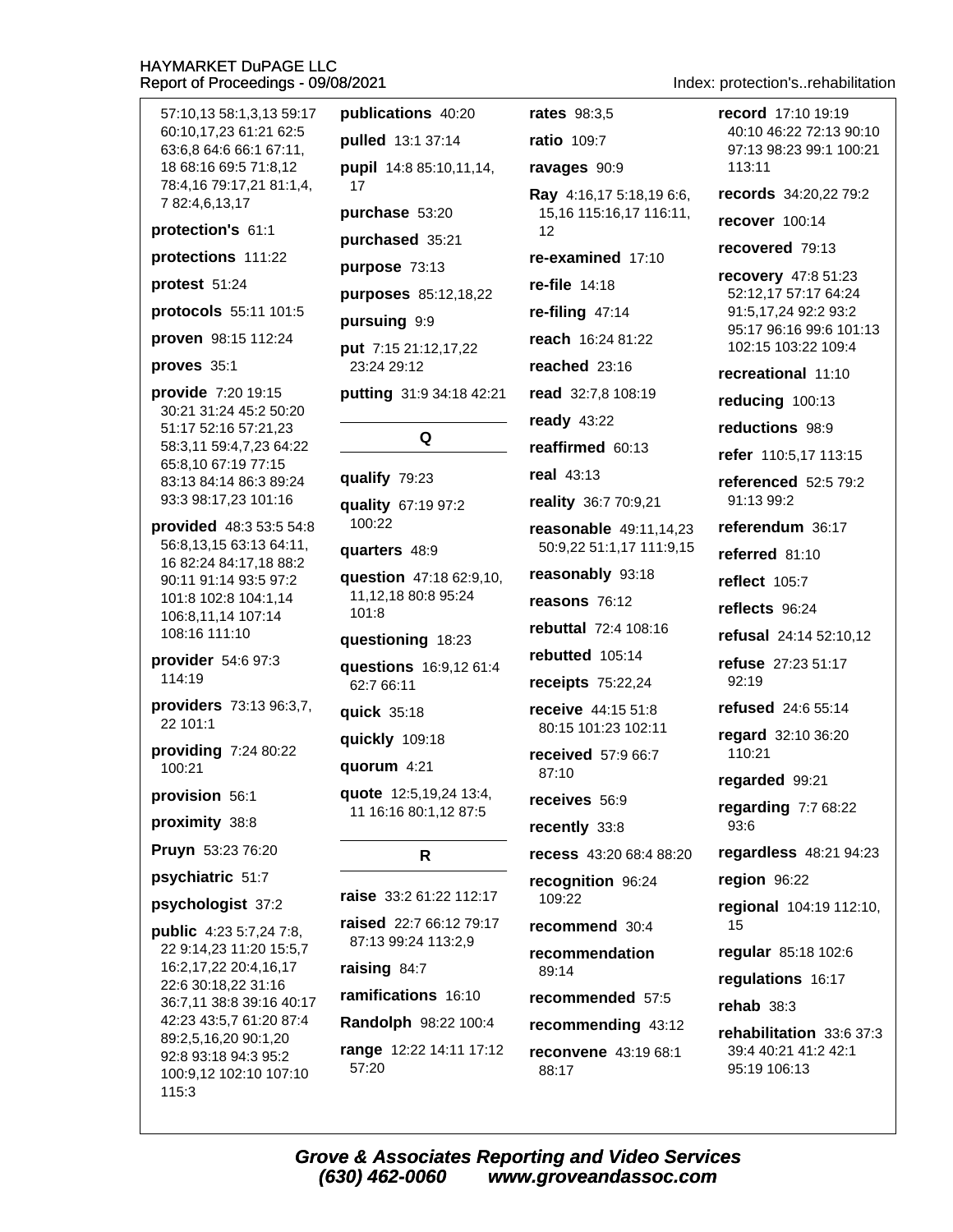57:10,13 58:1,3,13 59:17 60:10,17,23 61:21 62:5 63:6,8 64:6 66:1 67:11, 18 68:16 69:5 71:8,12 78:4,16 79:17,21 81:1,4, 7 82:4,6,13,17

**protection's** 61:1

**protections** 111:22

**protest** 51:24

**protocols** 55:11 101:5

**proven** 98:15 112:24

**proves** 35:1

**provide** 7:20 19:15 30:21 31:24 45:2 50:20 51:17 52:16 57:21,23 58:3,11 59:4,7,23 64:22 65:8,10 67:19 77:15 83:13 84:14 86:3 89:24 93:3 98:17,23 101:16

**provided** 48:3 53:5 54:8 56:8,13,15 63:13 64:11, 16 82:24 84:17,18 88:2 90:11 91:14 93:5 97:2 101:8 102:8 104:1,14 106:8,11,14 107:14 108:16 111:10

**provider** 54:6 97:3 114:19

**providers** 73:13 96:3,7, 22 101:1

**providing** 7:24 80:22 100:21

**provision** 56:1

**proximity** 38:8

**Pruyn** 53:23 76:20

**psychiatric** 51:7

**psychologist** 37:2

**public** 4:23 5:7,24 7:8, 22 9:14,23 11:20 15:5,7 16:2,17,22 20:4,16,17 22:6 30:18,22 31:16 36:7,11 38:8 39:16 40:17 42:23 43:5,7 61:20 87:4 89:2,5,16,20 90:1,20 92:8 93:18 94:3 95:2 100:9,12 102:10 107:10 115:3

**publications** 40:20

**pulled** 13:1 37:14

**pupil** 14:8 85:10,11,14, 17

**purchase** 53:20

**purchased** 35:21

**purpose** 73:13

**purposes** 85:12,18,22

**pursuing** 9:9

**put** 7:15 21:12,17,22 23:24 29:12

**putting** 31:9 34:18 42:21

## Q

**qualify** 79:23

**quality** 67:19 97:2 100:22

**quarters** 48:9

**question** 47:18 62:9,10, 11,12,18 80:8 95:24 101:8

**questioning** 18:23

**questions** 16:9,12 61:4 62:7 66:11

**quick** 35:18

**quickly** 109:18

**quorum** 4:21

**quote** 12:5,19,24 13:4, 11 16:16 80:1,12 87:5

## R

**raise** 33:2 61:22 112:17

**raised** 22:7 66:12 79:17 87:13 99:24 113:2,9

**raising** 84:7

**ramifications** 16:10

**Randolph** 98:22 100:4

**range** 12:22 14:11 17:12 57:20

**rates** 98:3,5

**ratio** 109:7

**ravages** 90:9

**Ray** 4:16,17 5:18,19 6:6, 15,16 115:16,17 116:11, 12

**re-examined** 17:10

**re-file** 14:18

**re-filing** 47:14

**reach** 16:24 81:22

**reached** 23:16

**read** 32:7,8 108:19

**ready** 43:22

**reaffirmed** 60:13

**real** 43:13

**reality** 36:7 70:9,21

**reasonable** 49:11,14,23 50:9,22 51:1,17 111:9,15

**reasonably** 93:18

**reasons** 76:12

**rebuttal** 72:4 108:16

**rebutted** 105:14

**receipts** 75:22,24

**receive** 44:15 51:8 80:15 101:23 102:11

**received** 57:9 66:7 87:10

**receives** 56:9

**recently** 33:8

**recess** 43:20 68:4 88:20

**recognition** 96:24 109:22

**recommend** 30:4

**recommendation** 89:14

**recommended** 57:5

**recommending** 43:12

**reconvene** 43:19 68:1 88:17

**record** 17:10 19:19 40:10 46:22 72:13 90:10 97:13 98:23 99:1 100:21 113:11

**records** 34:20,22 79:2

**recover** 100:14

**recovered** 79:13

**recovery** 47:8 51:23 52:12,17 57:17 64:24 91:5,17,24 92:2 93:2 95:17 96:16 99:6 101:13 102:15 103:22 109:4

**recreational** 11:10

**reducing** 100:13

**reductions** 98:9

**refer** 110:5,17 113:15

**referenced** 52:5 79:2 91:13 99:2

**referendum** 36:17

**referred** 81:10

**reflect** 105:7

**reflects** 96:24

**refusal** 24:14 52:10,12

**refuse** 27:23 51:17 92:19

**refused** 24:6 55:14

**regard** 32:10 36:20 110:21

**regarded** 99:21

**regarding** 7:7 68:22 93:6

**regardless** 48:21 94:23

**region** 96:22

**regional** 104:19 112:10, 15

**regular** 85:18 102:6

**regulations** 16:17

**rehab** 38:3

**rehabilitation** 33:6 37:3 39:4 40:21 41:2 42:1 95:19 106:13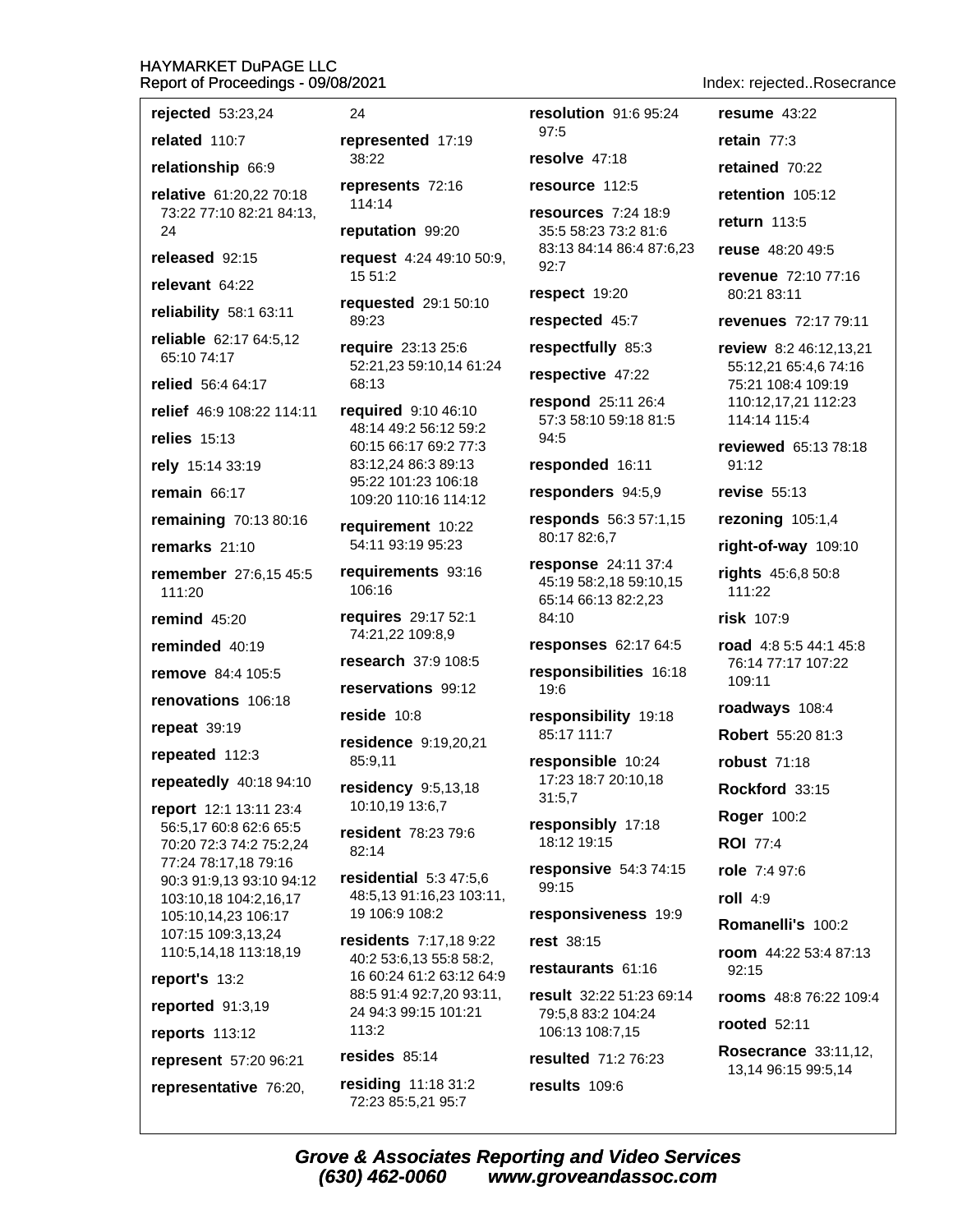**rejected** 53:23,24

**related** 110:7

**relationship** 66:9

**relative** 61:20,22 70:18 73:22 77:10 82:21 84:13, 24

**released** 92:15

**relevant** 64:22

**reliability** 58:1 63:11

**reliable** 62:17 64:5,12 65:10 74:17

**relied** 56:4 64:17

**relief** 46:9 108:22 114:11

**relies** 15:13

**rely** 15:14 33:19

**remain** 66:17

**remaining** 70:13 80:16

**remarks** 21:10

**remember** 27:6,15 45:5 111:20

**remind** 45:20

**reminded** 40:19

**remove** 84:4 105:5

**renovations** 106:18

**repeat** 39:19

**repeated** 112:3

**repeatedly** 40:18 94:10

**report** 12:1 13:11 23:4 56:5,17 60:8 62:6 65:5 70:20 72:3 74:2 75:2,24 77:24 78:17,18 79:16 90:3 91:9,13 93:10 94:12 103:10,18 104:2,16,17 105:10,14,23 106:17 107:15 109:3,13,24 110:5,14,18 113:18,19

**report's** 13:2

**reported** 91:3,19

**reports** 113:12

**represent** 57:20 96:21

**representative** 76:20, 24

**represented** 17:19 38:22

**represents** 72:16 114:14

**reputation** 99:20

**request** 4:24 49:10 50:9, 15 51:2

**requested** 29:1 50:10 89:23

**require** 23:13 25:6 52:21,23 59:10,14 61:24 68:13

**required** 9:10 46:10 48:14 49:2 56:12 59:2 60:15 66:17 69:2 77:3 83:12,24 86:3 89:13 95:22 101:23 106:18 109:20 110:16 114:12

**requirement** 10:22 54:11 93:19 95:23

**requirements** 93:16 106:16

**requires** 29:17 52:1 74:21,22 109:8,9

**research** 37:9 108:5

**reservations** 99:12

**reside** 10:8

**residence** 9:19,20,21 85:9,11

**residency** 9:5,13,18 10:10,19 13:6,7

**resident** 78:23 79:6 82:14

**residential** 5:3 47:5,6 48:5,13 91:16,23 103:11, 19 106:9 108:2

**residents** 7:17,18 9:22 40:2 53:6,13 55:8 58:2, 16 60:24 61:2 63:12 64:9 88:5 91:4 92:7,20 93:11, 24 94:3 99:15 101:21 113:2

**resides** 85:14

**residing** 11:18 31:2 72:23 85:5,21 95:7

**resolution** 91:6 95:24 97:5

**resolve** 47:18

**resource** 112:5

**resources** 7:24 18:9 35:5 58:23 73:2 81:6 83:13 84:14 86:4 87:6,23 92:7

**respect** 19:20

**respected** 45:7

**respectfully** 85:3

**respective** 47:22

**respond** 25:11 26:4 57:3 58:10 59:18 81:5 94:5

**responded** 16:11

**responders** 94:5,9

**responds** 56:3 57:1,15 80:17 82:6,7

**response** 24:11 37:4 45:19 58:2,18 59:10,15 65:14 66:13 82:2,23 84:10

**responses** 62:17 64:5

**responsibilities** 16:18 19:6

**responsibility** 19:18 85:17 111:7

**responsible** 10:24 17:23 18:7 20:10,18 31:5,7

**responsibly** 17:18 18:12 19:15

**responsive** 54:3 74:15 99:15

**responsiveness** 19:9

**rest** 38:15

**restaurants** 61:16

**result** 32:22 51:23 69:14 79:5,8 83:2 104:24 106:13 108:7,15

**resulted** 71:2 76:23

**results** 109:6

**resume** 43:22

**retain** 77:3

**retained** 70:22

**retention** 105:12

**return** 113:5

**reuse** 48:20 49:5

**revenue** 72:10 77:16 80:21 83:11

**revenues** 72:17 79:11

**review** 8:2 46:12,13,21 55:12,21 65:4,6 74:16 75:21 108:4 109:19 110:12,17,21 112:23 114:14 115:4

**reviewed** 65:13 78:18 91:12

**revise** 55:13

**rezoning** 105:1,4

**right-of-way** 109:10

**rights** 45:6,8 50:8 111:22

**risk** 107:9

**road** 4:8 5:5 44:1 45:8 76:14 77:17 107:22 109:11

**roadways** 108:4

**Robert** 55:20 81:3

**robust** 71:18

**Rockford** 33:15

**Roger** 100:2

**ROI** 77:4

**role** 7:4 97:6

**roll** 4:9

**Romanelli's** 100:2

**room** 44:22 53:4 87:13 92:15

**rooms** 48:8 76:22 109:4

**rooted** 52:11

**Rosecrance** 33:11,12, 13,14 96:15 99:5,14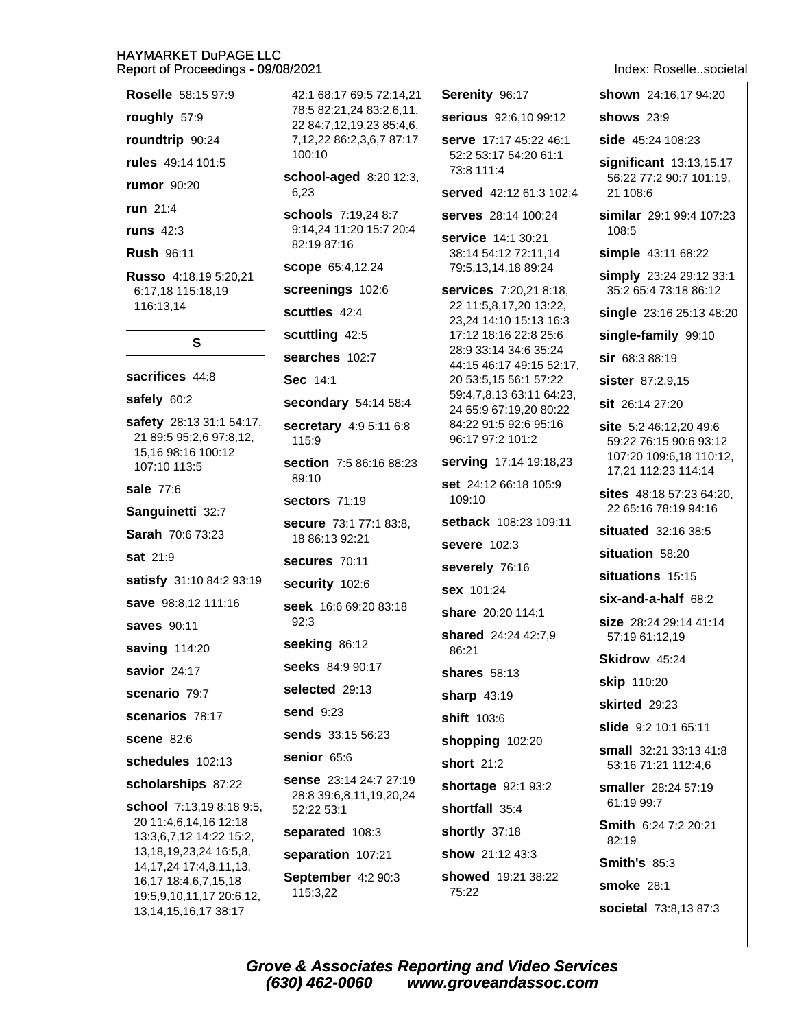**Roselle** 58:15 97:9

**roughly** 57:9

**roundtrip** 90:24

**rules** 49:14 101:5

**rumor** 90:20

**run** 21:4

**runs** 42:3

**Rush** 96:11

**Russo** 4:18,19 5:20,21 6:17,18 115:18,19 116:13,14

## S

**sacrifices** 44:8

**safely** 60:2

**safety** 28:13 31:1 54:17, 21 89:5 95:2,6 97:8,12, 15,16 98:16 100:12 107:10 113:5

**sale** 77:6

**Sanguinetti** 32:7

**Sarah** 70:6 73:23

**sat** 21:9

**satisfy** 31:10 84:2 93:19

**save** 98:8,12 111:16

**saves** 90:11

**saving** 114:20

**savior** 24:17

**scenario** 79:7

**scenarios** 78:17

**scene** 82:6

**schedules** 102:13

**scholarships** 87:22

**school** 7:13,19 8:18 9:5, 20 11:4,6,14,16 12:18 13:3,6,7,12 14:22 15:2, 13,18,19,23,24 16:5,8, 14,17,24 17:4,8,11,13, 16,17 18:4,6,7,15,18 19:5,9,10,11,17 20:6,12, 13,14,15,16,17 38:17 42:1 68:17 69:5 72:14,21 78:5 82:21,24 83:2,6,11, 22 84:7,12,19,23 85:4,6, 7,12,22 86:2,3,6,7 87:17 100:10

**school-aged** 8:20 12:3, 6,23

**schools** 7:19,24 8:7 9:14,24 11:20 15:7 20:4 82:19 87:16

**scope** 65:4,12,24

**screenings** 102:6

**scuttles** 42:4

**scuttling** 42:5

**searches** 102:7

**Sec** 14:1

**secondary** 54:14 58:4

**secretary** 4:9 5:11 6:8 115:9

**section** 7:5 86:16 88:23 89:10

**sectors** 71:19

**secure** 73:1 77:1 83:8, 18 86:13 92:21

**secures** 70:11

**security** 102:6

**seek** 16:6 69:20 83:18 92:3

**seeking** 86:12

**seeks** 84:9 90:17

**selected** 29:13

**send** 9:23

**sends** 33:15 56:23

**senior** 65:6

**sense** 23:14 24:7 27:19 28:8 39:6,8,11,19,20,24 52:22 53:1

**separated** 108:3

**separation** 107:21

**September** 4:2 90:3 115:3,22

**Serenity** 96:17

**serious** 92:6,10 99:12

**serve** 17:17 45:22 46:1 52:2 53:17 54:20 61:1 73:8 111:4

**served** 42:12 61:3 102:4

**serves** 28:14 100:24

**service** 14:1 30:21 38:14 54:12 72:11,14 79:5,13,14,18 89:24

**services** 7:20,21 8:18, 22 11:5,8,17,20 13:22, 23,24 14:10 15:13 16:3 17:12 18:16 22:8 25:6 28:9 33:14 34:6 35:24 44:15 46:17 49:15 52:17, 20 53:5,15 56:1 57:22 59:4,7,8,13 63:11 64:23, 24 65:9 67:19,20 80:22 84:22 91:5 92:6 95:16 96:17 97:2 101:2

**serving** 17:14 19:18,23

**set** 24:12 66:18 105:9 109:10

**setback** 108:23 109:11

**severe** 102:3

**severely** 76:16

**sex** 101:24

**share** 20:20 114:1

**shared** 24:24 42:7,9 86:21

**shares** 58:13

**sharp** 43:19

**shift** 103:6

**shopping** 102:20

**short** 21:2

**shortage** 92:1 93:2

**shortfall** 35:4

**shortly** 37:18

**show** 21:12 43:3

**showed** 19:21 38:22 75:22

**shown** 24:16,17 94:20

**shows** 23:9

**side** 45:24 108:23

**significant** 13:13,15,17 56:22 77:2 90:7 101:19, 21 108:6

**similar** 29:1 99:4 107:23 108:5

**simple** 43:11 68:22

**simply** 23:24 29:12 33:1 35:2 65:4 73:18 86:12

**single** 23:16 25:13 48:20

**single-family** 99:10

**sir** 68:3 88:19

**sister** 87:2,9,15

**sit** 26:14 27:20

**site** 5:2 46:12,20 49:6 59:22 76:15 90:6 93:12 107:20 109:6,18 110:12, 17,21 112:23 114:14

**sites** 48:18 57:23 64:20, 22 65:16 78:19 94:16

**situated** 32:16 38:5

**situation** 58:20

**situations** 15:15

**six-and-a-half** 68:2

**size** 28:24 29:14 41:14 57:19 61:12,19

**Skidrow** 45:24

**skip** 110:20

**skirted** 29:23

**slide** 9:2 10:1 65:11

**small** 32:21 33:13 41:8 53:16 71:21 112:4,6

**smaller** 28:24 57:19 61:19 99:7

**Smith** 6:24 7:2 20:21 82:19

**Smith's** 85:3

**smoke** 28:1

**societal** 73:8,13 87:3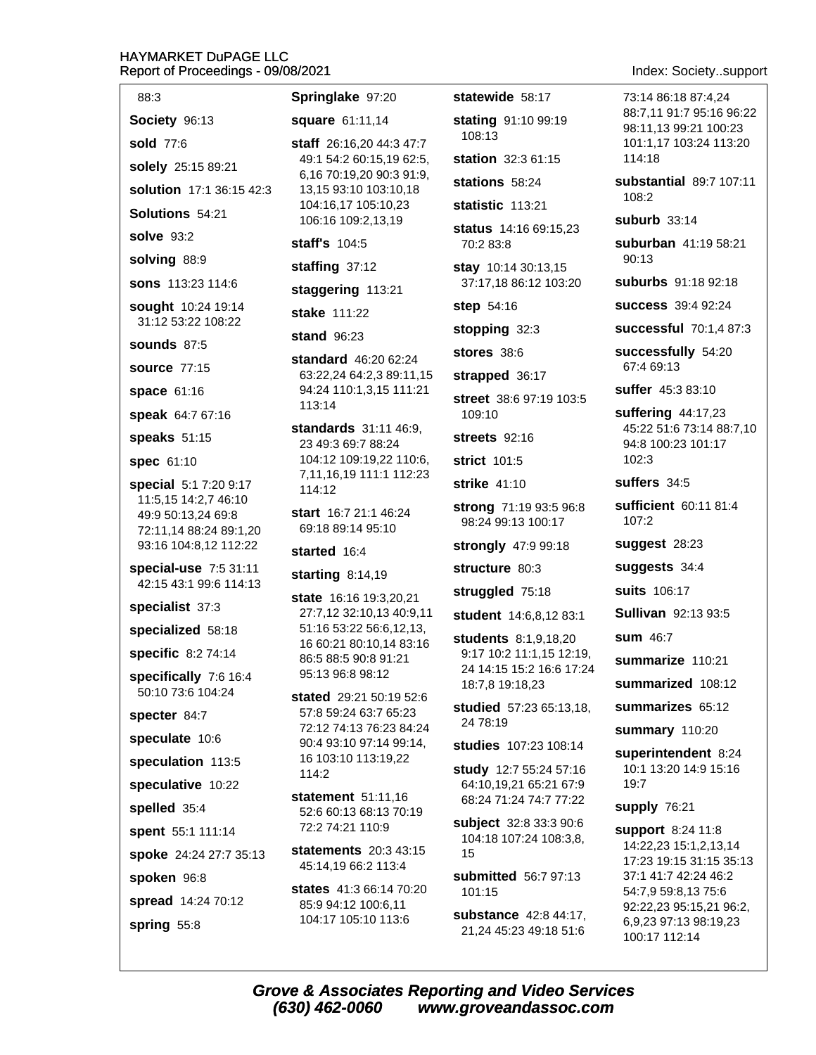88:3

**Society** 96:13

**sold** 77:6

**solely** 25:15 89:21

**solution** 17:1 36:15 42:3

**Solutions** 54:21

**solve** 93:2

**solving** 88:9

**sons** 113:23 114:6

**sought** 10:24 19:14 31:12 53:22 108:22

**sounds** 87:5

**source** 77:15

**space** 61:16

**speak** 64:7 67:16

**speaks** 51:15

**spec** 61:10

**special** 5:1 7:20 9:17 11:5,15 14:2,7 46:10 49:9 50:13,24 69:8 72:11,14 88:24 89:1,20 93:16 104:8,12 112:22

**special-use** 7:5 31:11 42:15 43:1 99:6 114:13

**specialist** 37:3

**specialized** 58:18

**specific** 8:2 74:14

**specifically** 7:6 16:4 50:10 73:6 104:24

**specter** 84:7

**speculate** 10:6

**speculation** 113:5

**speculative** 10:22

**spelled** 35:4

**spent** 55:1 111:14

**spoke** 24:24 27:7 35:13

**spoken** 96:8

**spread** 14:24 70:12

**spring** 55:8

**Springlake** 97:20

**square** 61:11,14

**staff** 26:16,20 44:3 47:7 49:1 54:2 60:15,19 62:5, 6,16 70:19,20 90:3 91:9, 13,15 93:10 103:10,18 104:16,17 105:10,23 106:16 109:2,13,19

**staff's** 104:5

**staffing** 37:12

**staggering** 113:21

**stake** 111:22

**stand** 96:23

**standard** 46:20 62:24 63:22,24 64:2,3 89:11,15 94:24 110:1,3,15 111:21 113:14

**standards** 31:11 46:9, 23 49:3 69:7 88:24 104:12 109:19,22 110:6, 7,11,16,19 111:1 112:23 114:12

**start** 16:7 21:1 46:24 69:18 89:14 95:10

**started** 16:4

**starting** 8:14,19

**state** 16:16 19:3,20,21 27:7,12 32:10,13 40:9,11 51:16 53:22 56:6,12,13, 16 60:21 80:10,14 83:16 86:5 88:5 90:8 91:21 95:13 96:8 98:12

**stated** 29:21 50:19 52:6 57:8 59:24 63:7 65:23 72:12 74:13 76:23 84:24 90:4 93:10 97:14 99:14, 16 103:10 113:19,22 114:2

**statement** 51:11,16 52:6 60:13 68:13 70:19 72:2 74:21 110:9

**statements** 20:3 43:15 45:14,19 66:2 113:4

**states** 41:3 66:14 70:20 85:9 94:12 100:6,11 104:17 105:10 113:6

**statewide** 58:17

**stating** 91:10 99:19 108:13

**station** 32:3 61:15

**stations** 58:24

**statistic** 113:21

**status** 14:16 69:15,23 70:2 83:8

**stay** 10:14 30:13,15 37:17,18 86:12 103:20

**step** 54:16

**stopping** 32:3

**stores** 38:6

**strapped** 36:17

**street** 38:6 97:19 103:5 109:10

**streets** 92:16

**strict** 101:5

**strike** 41:10

**strong** 71:19 93:5 96:8 98:24 99:13 100:17

**strongly** 47:9 99:18

**structure** 80:3

**struggled** 75:18

**student** 14:6,8,12 83:1

**students** 8:1,9,18,20 9:17 10:2 11:1,15 12:19, 24 14:15 15:2 16:6 17:24 18:7,8 19:18,23

**studied** 57:23 65:13,18, 24 78:19

**studies** 107:23 108:14

**study** 12:7 55:24 57:16 64:10,19,21 65:21 67:9 68:24 71:24 74:7 77:22

**subject** 32:8 33:3 90:6 104:18 107:24 108:3,8, 15

**submitted** 56:7 97:13 101:15

**substance** 42:8 44:17, 21,24 45:23 49:18 51:6 73:14 86:18 87:4,24 88:7,11 91:7 95:16 96:22 98:11,13 99:21 100:23 101:1,17 103:24 113:20 114:18

**substantial** 89:7 107:11 108:2

**suburb** 33:14

**suburban** 41:19 58:21 90:13

**suburbs** 91:18 92:18

**success** 39:4 92:24

**successful** 70:1,4 87:3

**successfully** 54:20 67:4 69:13

**suffer** 45:3 83:10

**suffering** 44:17,23 45:22 51:6 73:14 88:7,10 94:8 100:23 101:17 102:3

**suffers** 34:5

**sufficient** 60:11 81:4 107:2

**suggest** 28:23

**suggests** 34:4

**suits** 106:17

**Sullivan** 92:13 93:5

**sum** 46:7

**summarize** 110:21

**summarized** 108:12

**summarizes** 65:12

**summary** 110:20

**superintendent** 8:24 10:1 13:20 14:9 15:16 19:7

**supply** 76:21

**support** 8:24 11:8 14:22,23 15:1,2,13,14 17:23 19:15 31:15 35:13 37:1 41:7 42:24 46:2 54:7,9 59:8,13 75:6 92:22,23 95:15,21 96:2, 6,9,23 97:13 98:19,23 100:17 112:14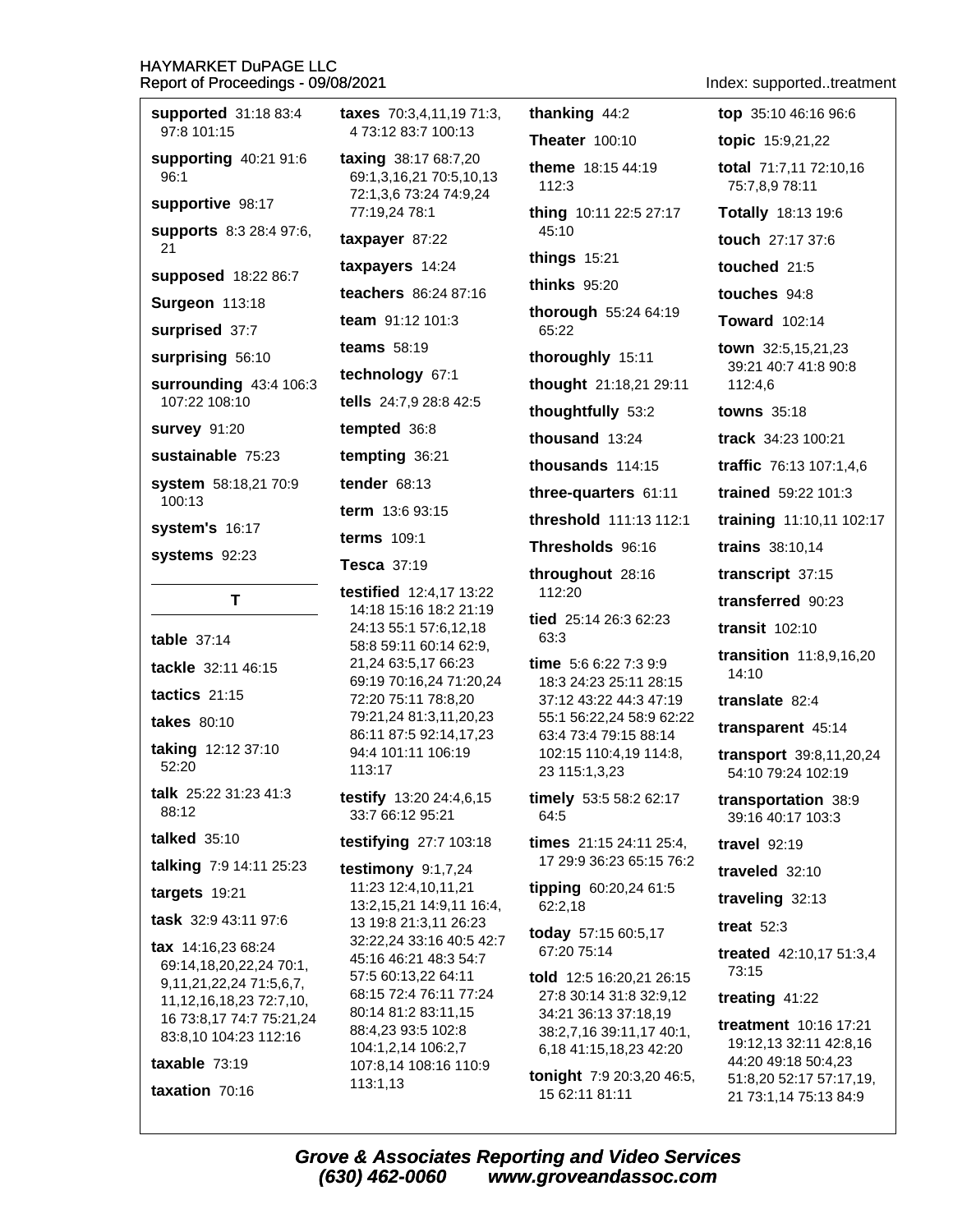**supported** 31:18 83:4 97:8 101:15

**supporting** 40:21 91:6 96:1

**supportive** 98:17

**supports** 8:3 28:4 97:6, 21

**supposed** 18:22 86:7

**Surgeon** 113:18

**surprised** 37:7

**surprising** 56:10

**surrounding** 43:4 106:3 107:22 108:10

**survey** 91:20

**sustainable** 75:23

**system** 58:18,21 70:9 100:13

**system's** 16:17

**systems** 92:23

## T

**table** 37:14

**tackle** 32:11 46:15

**tactics** 21:15

**takes** 80:10

**taking** 12:12 37:10 52:20

**talk** 25:22 31:23 41:3 88:12

**talked** 35:10

**talking** 7:9 14:11 25:23

**targets** 19:21

**task** 32:9 43:11 97:6

**tax** 14:16,23 68:24 69:14,18,20,22,24 70:1, 9,11,21,22,24 71:5,6,7, 11,12,16,18,23 72:7,10, 16 73:8,17 74:7 75:21,24 83:8,10 104:23 112:16

**taxable** 73:19

**taxation** 70:16

**taxes** 70:3,4,11,19 71:3, 4 73:12 83:7 100:13

**taxing** 38:17 68:7,20 69:1,3,16,21 70:5,10,13 72:1,3,6 73:24 74:9,24 77:19,24 78:1

**taxpayer** 87:22

**taxpayers** 14:24

**teachers** 86:24 87:16

**team** 91:12 101:3

**teams** 58:19

**technology** 67:1

**tells** 24:7,9 28:8 42:5

**tempted** 36:8

**tempting** 36:21

**tender** 68:13

**term** 13:6 93:15

**terms** 109:1

**Tesca** 37:19

**testified** 12:4,17 13:22 14:18 15:16 18:2 21:19 24:13 55:1 57:6,12,18 58:8 59:11 60:14 62:9, 21,24 63:5,17 66:23 69:19 70:16,24 71:20,24 72:20 75:11 78:8,20 79:21,24 81:3,11,20,23 86:11 87:5 92:14,17,23 94:4 101:11 106:19 113:17

**testify** 13:20 24:4,6,15 33:7 66:12 95:21

**testifying** 27:7 103:18

**testimony** 9:1,7,24 11:23 12:4,10,11,21 13:2,15,21 14:9,11 16:4, 13 19:8 21:3,11 26:23 32:22,24 33:16 40:5 42:7 45:16 46:21 48:3 54:7 57:5 60:13,22 64:11 68:15 72:4 76:11 77:24 80:14 81:2 83:11,15 88:4,23 93:5 102:8 104:1,2,14 106:2,7 107:8,14 108:16 110:9 113:1,13

**thanking** 44:2

**Theater** 100:10

**theme** 18:15 44:19 112:3

**thing** 10:11 22:5 27:17 45:10

**things** 15:21

**thinks** 95:20

**thorough** 55:24 64:19 65:22

**thoroughly** 15:11

**thought** 21:18,21 29:11

**thoughtfully** 53:2

**thousand** 13:24

**thousands** 114:15

**three-quarters** 61:11

**threshold** 111:13 112:1

**Thresholds** 96:16

**throughout** 28:16 112:20

**tied** 25:14 26:3 62:23 63:3

**time** 5:6 6:22 7:3 9:9 18:3 24:23 25:11 28:15 37:12 43:22 44:3 47:19 55:1 56:22,24 58:9 62:22 63:4 73:4 79:15 88:14 102:15 110:4,19 114:8, 23 115:1,3,23

**timely** 53:5 58:2 62:17 64:5

**times** 21:15 24:11 25:4, 17 29:9 36:23 65:15 76:2

**tipping** 60:20,24 61:5 62:2,18

**today** 57:15 60:5,17 67:20 75:14

**told** 12:5 16:20,21 26:15 27:8 30:14 31:8 32:9,12 34:21 36:13 37:18,19 38:2,7,16 39:11,17 40:1, 6,18 41:15,18,23 42:20

**tonight** 7:9 20:3,20 46:5, 15 62:11 81:11

**top** 35:10 46:16 96:6

**topic** 15:9,21,22

**total** 71:7,11 72:10,16 75:7,8,9 78:11

**Totally** 18:13 19:6

**touch** 27:17 37:6

**touched** 21:5

**touches** 94:8

**Toward** 102:14

**town** 32:5,15,21,23 39:21 40:7 41:8 90:8 112:4,6

**towns** 35:18

**track** 34:23 100:21

**traffic** 76:13 107:1,4,6

**trained** 59:22 101:3

**training** 11:10,11 102:17

**trains** 38:10,14

**transcript** 37:15

**transferred** 90:23

**transit** 102:10

**transition** 11:8,9,16,20 14:10

**translate** 82:4

**transparent** 45:14

**transport** 39:8,11,20,24 54:10 79:24 102:19

**transportation** 38:9 39:16 40:17 103:3

**travel** 92:19

**traveled** 32:10

**traveling** 32:13

**treat** 52:3

**treated** 42:10,17 51:3,4 73:15

**treating** 41:22

**treatment** 10:16 17:21 19:12,13 32:11 42:8,16 44:20 49:18 50:4,23 51:8,20 52:17 57:17,19, 21 73:1,14 75:13 84:9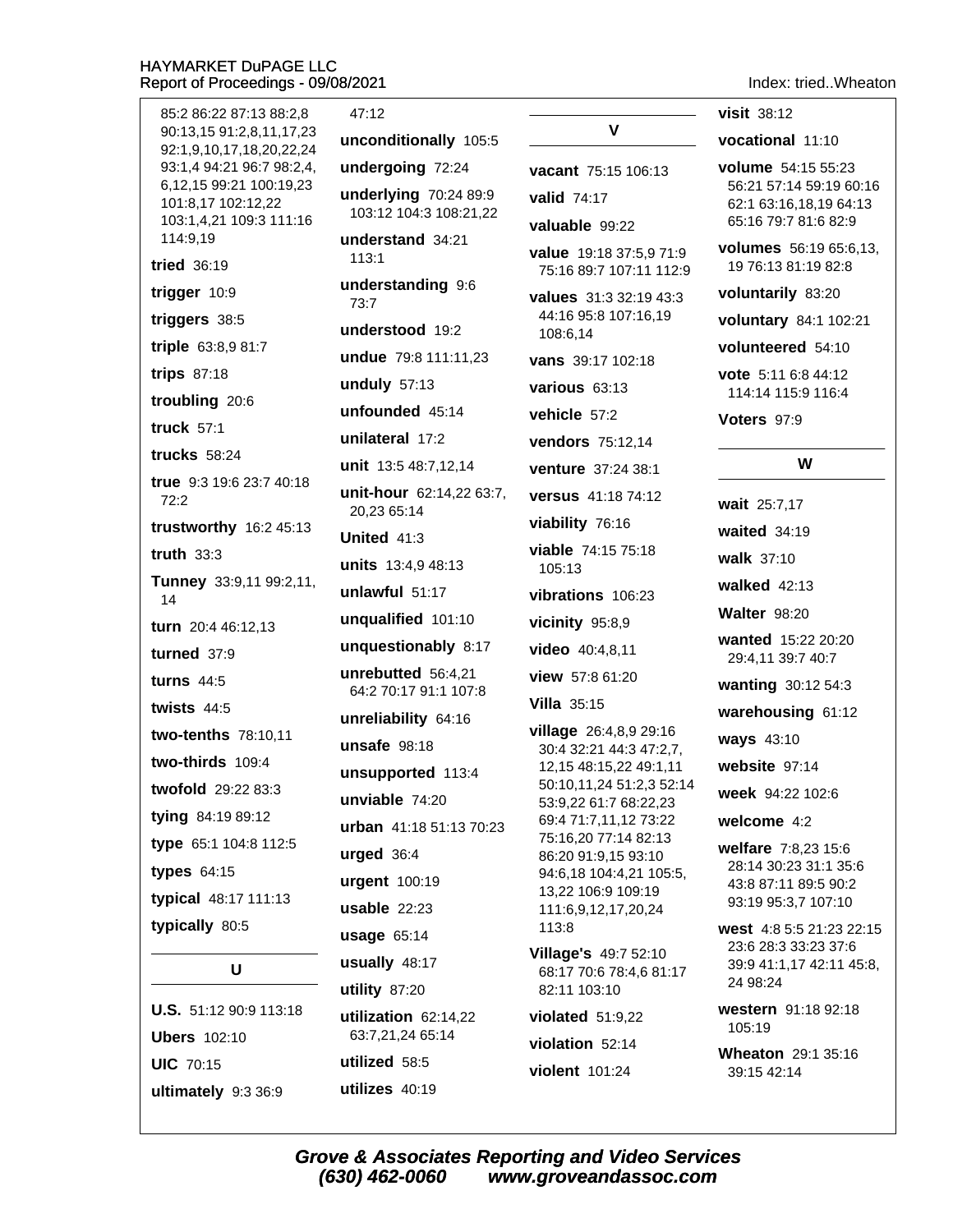85:2 86:22 87:13 88:2,8 90:13,15 91:2,8,11,17,23 92:1,9,10,17,18,20,22,24 93:1,4 94:21 96:7 98:2,4,6,12,15 99:21 100:19,23 101:8,17 102:12,22 103:1,4,21 109:3 111:16 114:9,19

**tried** 36:19

**trigger** 10:9

**triggers** 38:5

**triple** 63:8,9 81:7

**trips** 87:18

**troubling** 20:6

**truck** 57:1

**trucks** 58:24

**true** 9:3 19:6 23:7 40:18 72:2

**trustworthy** 16:2 45:13

**truth** 33:3

**Tunney** 33:9,11 99:2,11,14

**turn** 20:4 46:12,13

**turned** 37:9

**turns** 44:5

**twists** 44:5

**two-tenths** 78:10,11

**two-thirds** 109:4

**twofold** 29:22 83:3

**tying** 84:19 89:12

**type** 65:1 104:8 112:5

**types** 64:15

**typical** 48:17 111:13

**typically** 80:5

## U

**U.S.** 51:12 90:9 113:18

**Ubers** 102:10

**UIC** 70:15

**ultimately** 9:3 36:9

47:12

**unconditionally** 105:5

**undergoing** 72:24

**underlying** 70:24 89:9 103:12 104:3 108:21,22

**understand** 34:21 113:1

**understanding** 9:6 73:7

**understood** 19:2

**undue** 79:8 111:11,23

**unduly** 57:13

**unfounded** 45:14

**unilateral** 17:2

**unit** 13:5 48:7,12,14

**unit-hour** 62:14,22 63:7,20,23 65:14

**United** 41:3

**units** 13:4,9 48:13

**unlawful** 51:17

**unqualified** 101:10

**unquestionably** 8:17

**unrebutted** 56:4,21 64:2 70:17 91:1 107:8

**unreliability** 64:16

**unsafe** 98:18

**unsupported** 113:4

**unviable** 74:20

**urban** 41:18 51:13 70:23

**urged** 36:4

**urgent** 100:19

**usable** 22:23

**usage** 65:14

**usually** 48:17

**utility** 87:20

**utilization** 62:14,22 63:7,21,24 65:14

**utilized** 58:5

**utilizes** 40:19

## V

**vacant** 75:15 106:13

**valid** 74:17

**valuable** 99:22

**value** 19:18 37:5,9 71:9 75:16 89:7 107:11 112:9

**values** 31:3 32:19 43:3 44:16 95:8 107:16,19 108:6,14

**vans** 39:17 102:18

**various** 63:13

**vehicle** 57:2

**vendors** 75:12,14

**venture** 37:24 38:1

**versus** 41:18 74:12

**viability** 76:16

**viable** 74:15 75:18 105:13

**vibrations** 106:23

**vicinity** 95:8,9

**video** 40:4,8,11

**view** 57:8 61:20

**Villa** 35:15

**village** 26:4,8,9 29:16 30:4 32:21 44:3 47:2,7,12,15 48:15,22 49:1,11 50:10,11,24 51:2,3 52:14 53:9,22 61:7 68:22,23 69:4 71:7,11,12 73:22 75:16,20 77:14 82:13 86:20 91:9,15 93:10 94:6,18 104:4,21 105:5,13,22 106:9 109:19 111:6,9,12,17,20,24 113:8

**Village's** 49:7 52:10 68:17 70:6 78:4,6 81:17 82:11 103:10

**violated** 51:9,22

**violation** 52:14

**violent** 101:24

**visit** 38:12

**vocational** 11:10

**volume** 54:15 55:23 56:21 57:14 59:19 60:16 62:1 63:16,18,19 64:13 65:16 79:7 81:6 82:9

**volumes** 56:19 65:6,13,19 76:13 81:19 82:8

**voluntarily** 83:20

**voluntary** 84:1 102:21

**volunteered** 54:10

**vote** 5:11 6:8 44:12 114:14 115:9 116:4

**Voters** 97:9

## W

**wait** 25:7,17

**waited** 34:19

**walk** 37:10

**walked** 42:13

**Walter** 98:20

**wanted** 15:22 20:20 29:4,11 39:7 40:7

**wanting** 30:12 54:3

**warehousing** 61:12

**ways** 43:10

**website** 97:14

**week** 94:22 102:6

**welcome** 4:2

**welfare** 7:8,23 15:6 28:14 30:23 31:1 35:6 43:8 87:11 89:5 90:2 93:19 95:3,7 107:10

**west** 4:8 5:5 21:23 22:15 23:6 28:3 33:23 37:6 39:9 41:1,17 42:11 45:8,24 98:24

**western** 91:18 92:18 105:19

**Wheaton** 29:1 35:16 39:15 42:14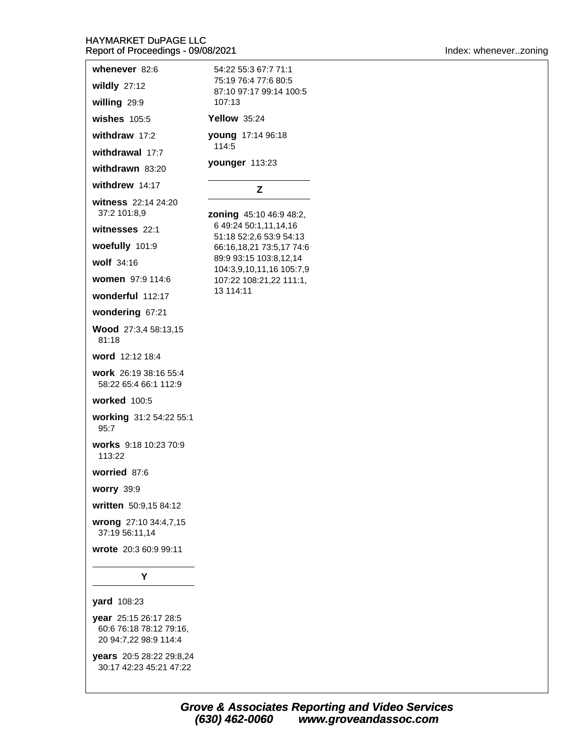**whenever** 82:6

**wildly** 27:12

**willing** 29:9

**wishes** 105:5

**withdraw** 17:2

**withdrawal** 17:7

**withdrawn** 83:20

**withdrew** 14:17

**witness** 22:14 24:20 37:2 101:8,9

**witnesses** 22:1

**woefully** 101:9

**wolf** 34:16

**women** 97:9 114:6

**wonderful** 112:17

**wondering** 67:21

**Wood** 27:3,4 58:13,15 81:18

**word** 12:12 18:4

**work** 26:19 38:16 55:4 58:22 65:4 66:1 112:9

**worked** 100:5

**working** 31:2 54:22 55:1 95:7

**works** 9:18 10:23 70:9 113:22

**worried** 87:6

**worry** 39:9

**written** 50:9,15 84:12

**wrong** 27:10 34:4,7,15 37:19 56:11,14

**wrote** 20:3 60:9 99:11

## Y

**yard** 108:23

**year** 25:15 26:17 28:5 60:6 76:18 78:12 79:16, 20 94:7,22 98:9 114:4

**years** 20:5 28:22 29:8,24 30:17 42:23 45:21 47:22 54:22 55:3 67:7 71:1 75:19 76:4 77:6 80:5 87:10 97:17 99:14 100:5 107:13

**Yellow** 35:24

**young** 17:14 96:18 114:5

**younger** 113:23

## Z

**zoning** 45:10 46:9 48:2, 6 49:24 50:1,11,14,16 51:18 52:2,6 53:9 54:13 66:16,18,21 73:5,17 74:6 89:9 93:15 103:8,12,14 104:3,9,10,11,16 105:7,9 107:22 108:21,22 111:1, 13 114:11